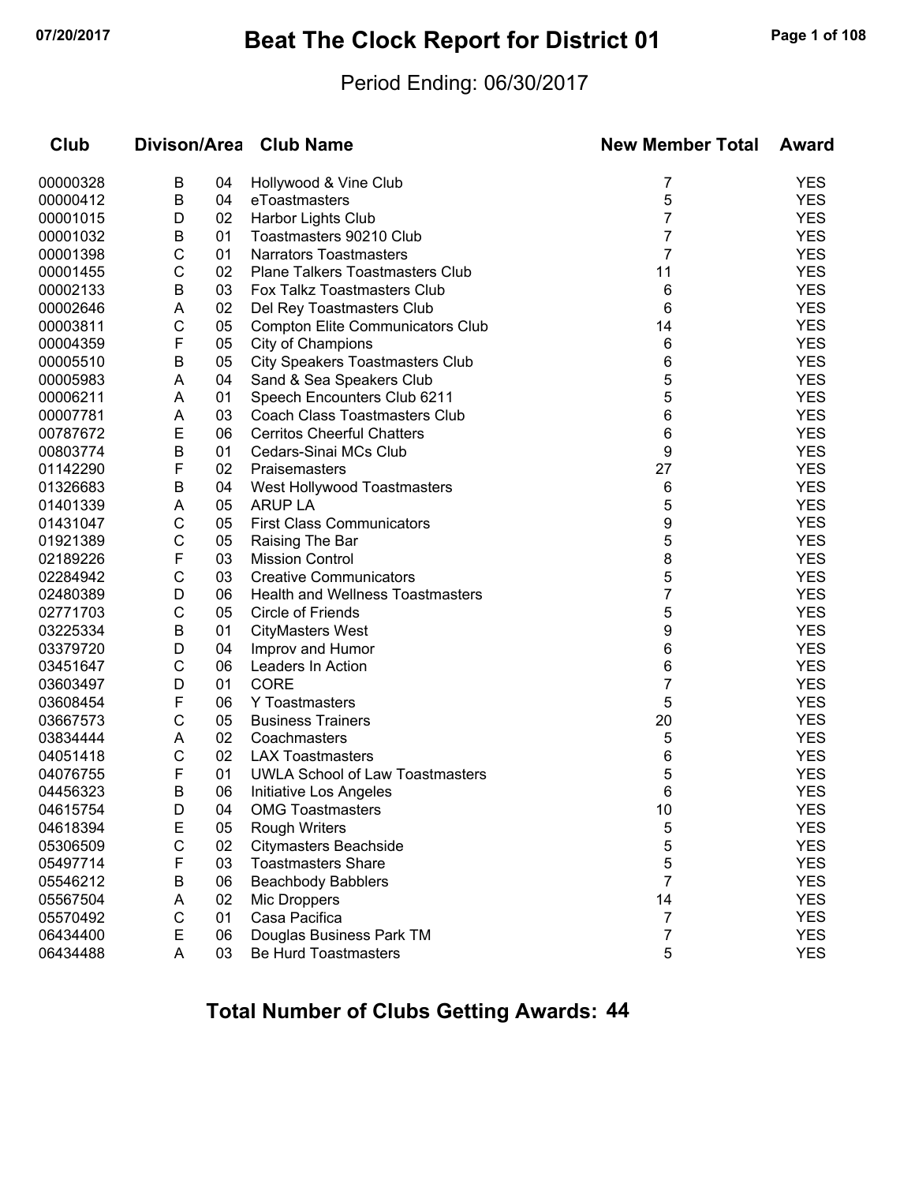# Beat The Clock Report for District 01

07/20/2017

Period Ending: 06/30/2017

| Club | Divison/Area | | Club Name | New Member Total | Award |
|---|---|---|---|---|---|
| 00000328 | B | 04 | Hollywood & Vine Club | 7 | YES |
| 00000412 | B | 04 | eToastmasters | 5 | YES |
| 00001015 | D | 02 | Harbor Lights Club | 7 | YES |
| 00001032 | B | 01 | Toastmasters 90210 Club | 7 | YES |
| 00001398 | C | 01 | Narrators Toastmasters | 7 | YES |
| 00001455 | C | 02 | Plane Talkers Toastmasters Club | 11 | YES |
| 00002133 | B | 03 | Fox Talkz Toastmasters Club | 6 | YES |
| 00002646 | A | 02 | Del Rey Toastmasters Club | 6 | YES |
| 00003811 | C | 05 | Compton Elite Communicators Club | 14 | YES |
| 00004359 | F | 05 | City of Champions | 6 | YES |
| 00005510 | B | 05 | City Speakers Toastmasters Club | 6 | YES |
| 00005983 | A | 04 | Sand & Sea Speakers Club | 5 | YES |
| 00006211 | A | 01 | Speech Encounters Club 6211 | 5 | YES |
| 00007781 | A | 03 | Coach Class Toastmasters Club | 6 | YES |
| 00787672 | E | 06 | Cerritos Cheerful Chatters | 6 | YES |
| 00803774 | B | 01 | Cedars-Sinai MCs Club | 9 | YES |
| 01142290 | F | 02 | Praisemasters | 27 | YES |
| 01326683 | B | 04 | West Hollywood Toastmasters | 6 | YES |
| 01401339 | A | 05 | ARUP LA | 5 | YES |
| 01431047 | C | 05 | First Class Communicators | 9 | YES |
| 01921389 | C | 05 | Raising The Bar | 5 | YES |
| 02189226 | F | 03 | Mission Control | 8 | YES |
| 02284942 | C | 03 | Creative Communicators | 5 | YES |
| 02480389 | D | 06 | Health and Wellness Toastmasters | 7 | YES |
| 02771703 | C | 05 | Circle of Friends | 5 | YES |
| 03225334 | B | 01 | CityMasters West | 9 | YES |
| 03379720 | D | 04 | Improv and Humor | 6 | YES |
| 03451647 | C | 06 | Leaders In Action | 6 | YES |
| 03603497 | D | 01 | CORE | 7 | YES |
| 03608454 | F | 06 | Y Toastmasters | 5 | YES |
| 03667573 | C | 05 | Business Trainers | 20 | YES |
| 03834444 | A | 02 | Coachmasters | 5 | YES |
| 04051418 | C | 02 | LAX Toastmasters | 6 | YES |
| 04076755 | F | 01 | UWLA School of Law Toastmasters | 5 | YES |
| 04456323 | B | 06 | Initiative Los Angeles | 6 | YES |
| 04615754 | D | 04 | OMG Toastmasters | 10 | YES |
| 04618394 | E | 05 | Rough Writers | 5 | YES |
| 05306509 | C | 02 | Citymasters Beachside | 5 | YES |
| 05497714 | F | 03 | Toastmasters Share | 5 | YES |
| 05546212 | B | 06 | Beachbody Babblers | 7 | YES |
| 05567504 | A | 02 | Mic Droppers | 14 | YES |
| 05570492 | C | 01 | Casa Pacifica | 7 | YES |
| 06434400 | E | 06 | Douglas Business Park TM | 7 | YES |
| 06434488 | A | 03 | Be Hurd Toastmasters | 5 | YES |

**Total Number of Clubs Getting Awards: 44**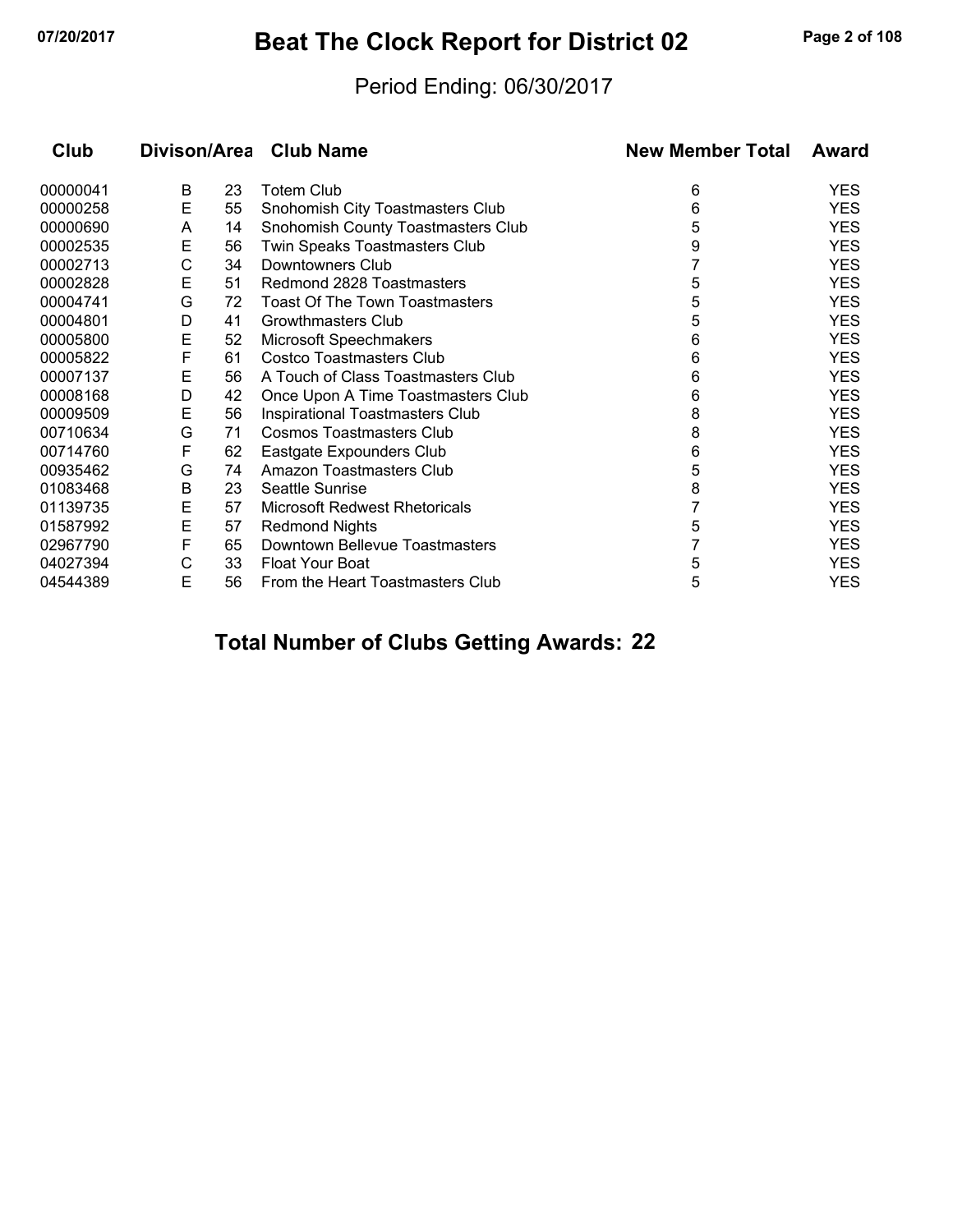# Beat The Clock Report for District 02

Period Ending: 06/30/2017

| Club | Divison/Area | | Club Name | New Member Total | Award |
|---|---|---|---|---|---|
| 00000041 | B | 23 | Totem Club | 6 | YES |
| 00000258 | E | 55 | Snohomish City Toastmasters Club | 6 | YES |
| 00000690 | A | 14 | Snohomish County Toastmasters Club | 5 | YES |
| 00002535 | E | 56 | Twin Speaks Toastmasters Club | 9 | YES |
| 00002713 | C | 34 | Downtowners Club | 7 | YES |
| 00002828 | E | 51 | Redmond 2828 Toastmasters | 5 | YES |
| 00004741 | G | 72 | Toast Of The Town Toastmasters | 5 | YES |
| 00004801 | D | 41 | Growthmasters Club | 5 | YES |
| 00005800 | E | 52 | Microsoft Speechmakers | 6 | YES |
| 00005822 | F | 61 | Costco Toastmasters Club | 6 | YES |
| 00007137 | E | 56 | A Touch of Class Toastmasters Club | 6 | YES |
| 00008168 | D | 42 | Once Upon A Time Toastmasters Club | 6 | YES |
| 00009509 | E | 56 | Inspirational Toastmasters Club | 8 | YES |
| 00710634 | G | 71 | Cosmos Toastmasters Club | 8 | YES |
| 00714760 | F | 62 | Eastgate Expounders Club | 6 | YES |
| 00935462 | G | 74 | Amazon Toastmasters Club | 5 | YES |
| 01083468 | B | 23 | Seattle Sunrise | 8 | YES |
| 01139735 | E | 57 | Microsoft Redwest Rhetoricals | 7 | YES |
| 01587992 | E | 57 | Redmond Nights | 5 | YES |
| 02967790 | F | 65 | Downtown Bellevue Toastmasters | 7 | YES |
| 04027394 | C | 33 | Float Your Boat | 5 | YES |
| 04544389 | E | 56 | From the Heart Toastmasters Club | 5 | YES |

**Total Number of Clubs Getting Awards: 22**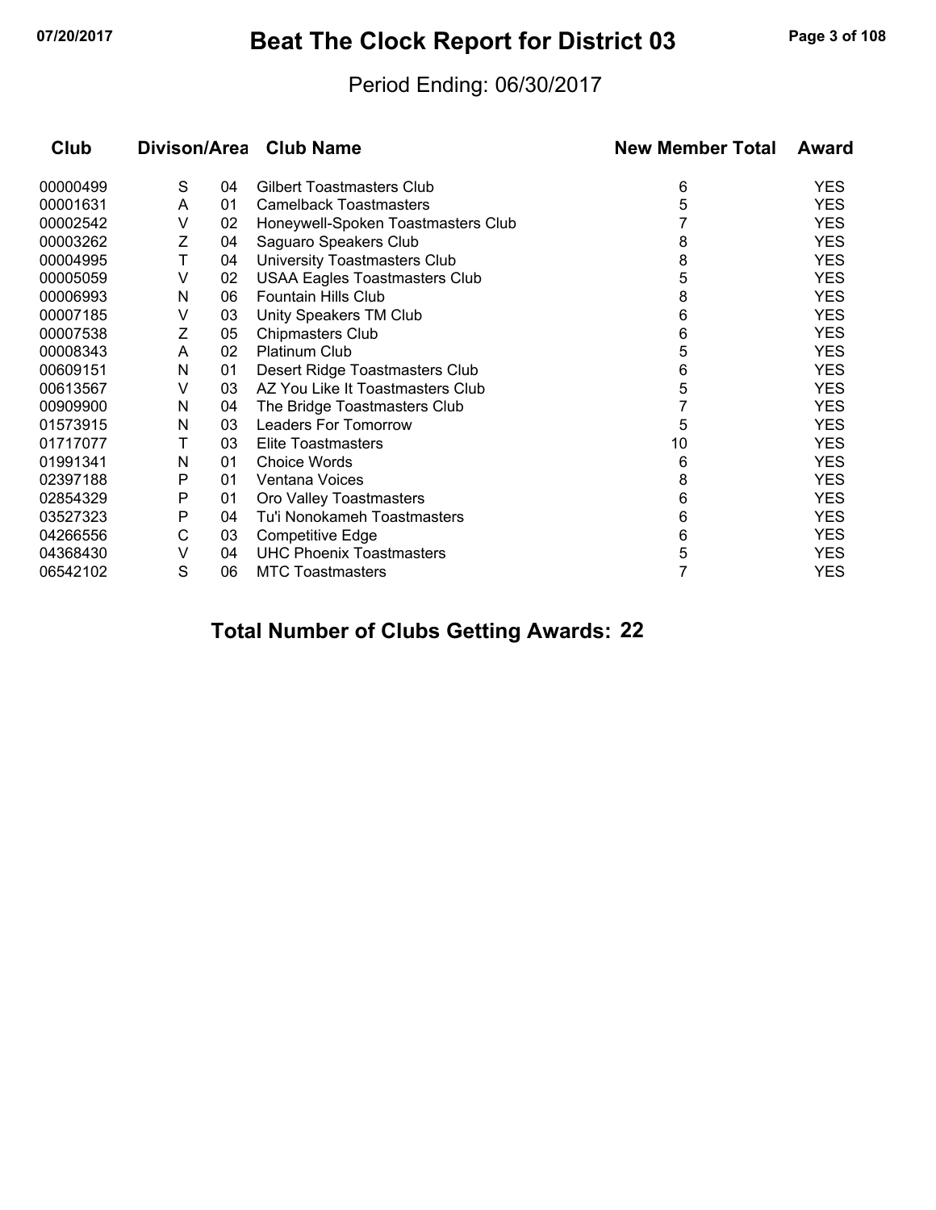# Beat The Clock Report for District 03

Period Ending: 06/30/2017

| Club | Divison/Area | | Club Name | New Member Total | Award |
|---|---|---|---|---|---|
| 00000499 | S | 04 | Gilbert Toastmasters Club | 6 | YES |
| 00001631 | A | 01 | Camelback Toastmasters | 5 | YES |
| 00002542 | V | 02 | Honeywell-Spoken Toastmasters Club | 7 | YES |
| 00003262 | Z | 04 | Saguaro Speakers Club | 8 | YES |
| 00004995 | T | 04 | University Toastmasters Club | 8 | YES |
| 00005059 | V | 02 | USAA Eagles Toastmasters Club | 5 | YES |
| 00006993 | N | 06 | Fountain Hills Club | 8 | YES |
| 00007185 | V | 03 | Unity Speakers TM Club | 6 | YES |
| 00007538 | Z | 05 | Chipmasters Club | 6 | YES |
| 00008343 | A | 02 | Platinum Club | 5 | YES |
| 00609151 | N | 01 | Desert Ridge Toastmasters Club | 6 | YES |
| 00613567 | V | 03 | AZ You Like It Toastmasters Club | 5 | YES |
| 00909900 | N | 04 | The Bridge Toastmasters Club | 7 | YES |
| 01573915 | N | 03 | Leaders For Tomorrow | 5 | YES |
| 01717077 | T | 03 | Elite Toastmasters | 10 | YES |
| 01991341 | N | 01 | Choice Words | 6 | YES |
| 02397188 | P | 01 | Ventana Voices | 8 | YES |
| 02854329 | P | 01 | Oro Valley Toastmasters | 6 | YES |
| 03527323 | P | 04 | Tu'i Nonokameh Toastmasters | 6 | YES |
| 04266556 | C | 03 | Competitive Edge | 6 | YES |
| 04368430 | V | 04 | UHC Phoenix Toastmasters | 5 | YES |
| 06542102 | S | 06 | MTC Toastmasters | 7 | YES |

**Total Number of Clubs Getting Awards: 22**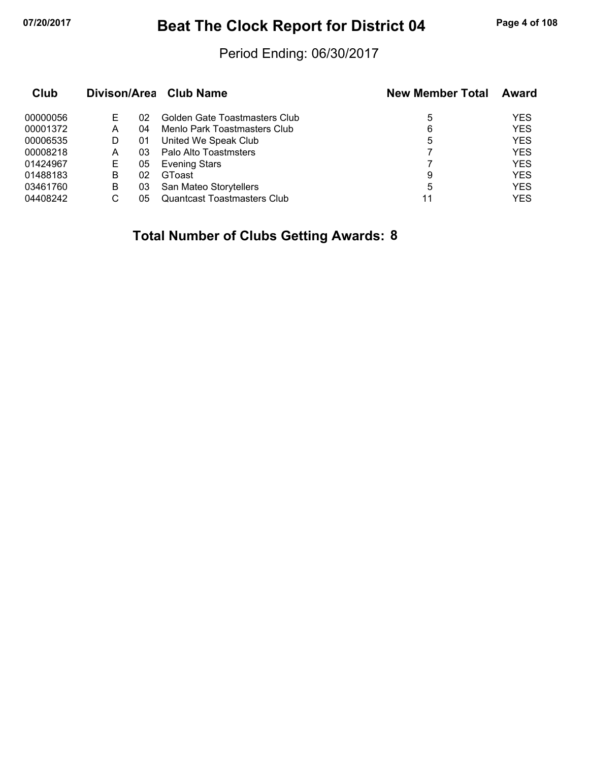# Beat The Clock Report for District 04

Period Ending: 06/30/2017

| Club | Divison/Area | | Club Name | New Member Total | Award |
|---|---|---|---|---|---|
| 00000056 | E | 02 | Golden Gate Toastmasters Club | 5 | YES |
| 00001372 | A | 04 | Menlo Park Toastmasters Club | 6 | YES |
| 00006535 | D | 01 | United We Speak Club | 5 | YES |
| 00008218 | A | 03 | Palo Alto Toastmsters | 7 | YES |
| 01424967 | E | 05 | Evening Stars | 7 | YES |
| 01488183 | B | 02 | GToast | 9 | YES |
| 03461760 | B | 03 | San Mateo Storytellers | 5 | YES |
| 04408242 | C | 05 | Quantcast Toastmasters Club | 11 | YES |

**Total Number of Clubs Getting Awards: 8**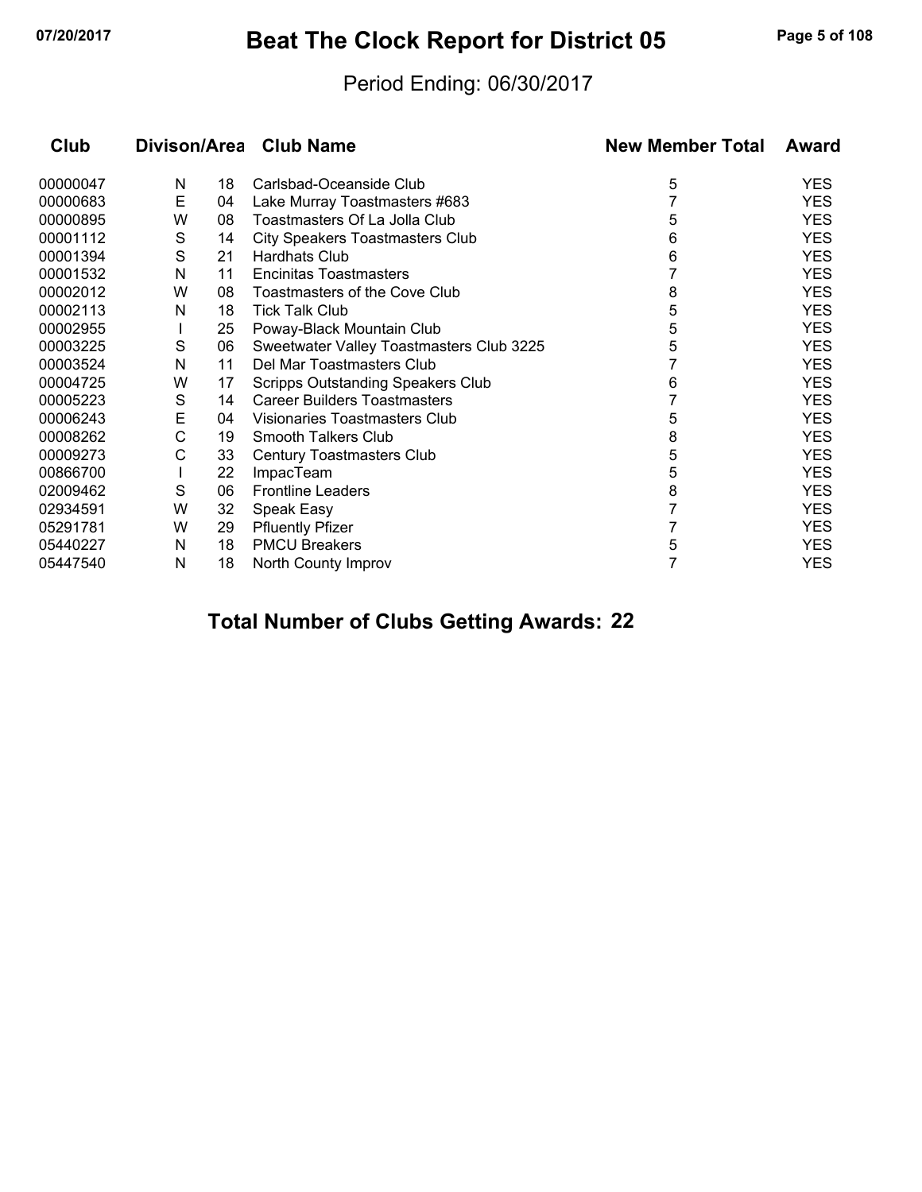# Beat The Clock Report for District 05

Period Ending: 06/30/2017

| Club | Divison/Area | | Club Name | New Member Total | Award |
|---|---|---|---|---|---|
| 00000047 | N | 18 | Carlsbad-Oceanside Club | 5 | YES |
| 00000683 | E | 04 | Lake Murray Toastmasters #683 | 7 | YES |
| 00000895 | W | 08 | Toastmasters Of La Jolla Club | 5 | YES |
| 00001112 | S | 14 | City Speakers Toastmasters Club | 6 | YES |
| 00001394 | S | 21 | Hardhats Club | 6 | YES |
| 00001532 | N | 11 | Encinitas Toastmasters | 7 | YES |
| 00002012 | W | 08 | Toastmasters of the Cove Club | 8 | YES |
| 00002113 | N | 18 | Tick Talk Club | 5 | YES |
| 00002955 | I | 25 | Poway-Black Mountain Club | 5 | YES |
| 00003225 | S | 06 | Sweetwater Valley Toastmasters Club 3225 | 5 | YES |
| 00003524 | N | 11 | Del Mar Toastmasters Club | 7 | YES |
| 00004725 | W | 17 | Scripps Outstanding Speakers Club | 6 | YES |
| 00005223 | S | 14 | Career Builders Toastmasters | 7 | YES |
| 00006243 | E | 04 | Visionaries Toastmasters Club | 5 | YES |
| 00008262 | C | 19 | Smooth Talkers Club | 8 | YES |
| 00009273 | C | 33 | Century Toastmasters Club | 5 | YES |
| 00866700 | I | 22 | ImpacTeam | 5 | YES |
| 02009462 | S | 06 | Frontline Leaders | 8 | YES |
| 02934591 | W | 32 | Speak Easy | 7 | YES |
| 05291781 | W | 29 | Pfluently Pfizer | 7 | YES |
| 05440227 | N | 18 | PMCU Breakers | 5 | YES |
| 05447540 | N | 18 | North County Improv | 7 | YES |

**Total Number of Clubs Getting Awards: 22**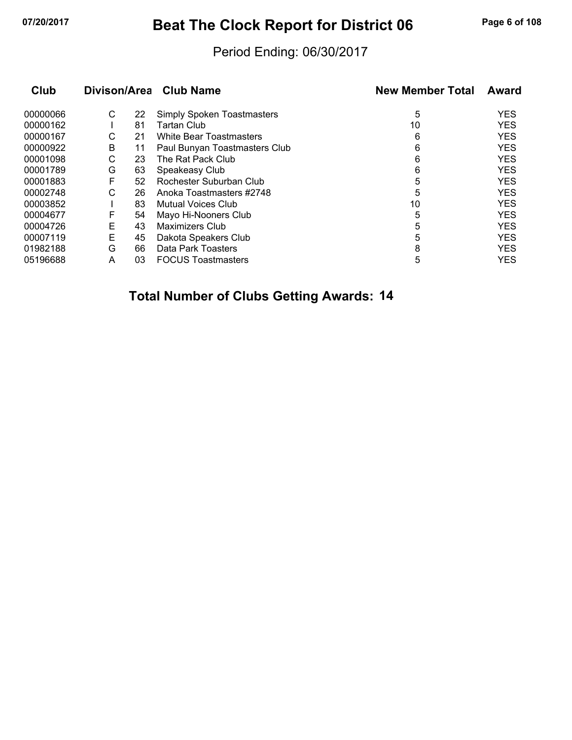# Beat The Clock Report for District 06

Period Ending: 06/30/2017

| Club | Divison/Area | | Club Name | New Member Total | Award |
|---|---|---|---|---|---|
| 00000066 | C | 22 | Simply Spoken Toastmasters | 5 | YES |
| 00000162 | I | 81 | Tartan Club | 10 | YES |
| 00000167 | C | 21 | White Bear Toastmasters | 6 | YES |
| 00000922 | B | 11 | Paul Bunyan Toastmasters Club | 6 | YES |
| 00001098 | C | 23 | The Rat Pack Club | 6 | YES |
| 00001789 | G | 63 | Speakeasy Club | 6 | YES |
| 00001883 | F | 52 | Rochester Suburban Club | 5 | YES |
| 00002748 | C | 26 | Anoka Toastmasters #2748 | 5 | YES |
| 00003852 | I | 83 | Mutual Voices Club | 10 | YES |
| 00004677 | F | 54 | Mayo Hi-Nooners Club | 5 | YES |
| 00004726 | E | 43 | Maximizers Club | 5 | YES |
| 00007119 | E | 45 | Dakota Speakers Club | 5 | YES |
| 01982188 | G | 66 | Data Park Toasters | 8 | YES |
| 05196688 | A | 03 | FOCUS Toastmasters | 5 | YES |

## Total Number of Clubs Getting Awards: 14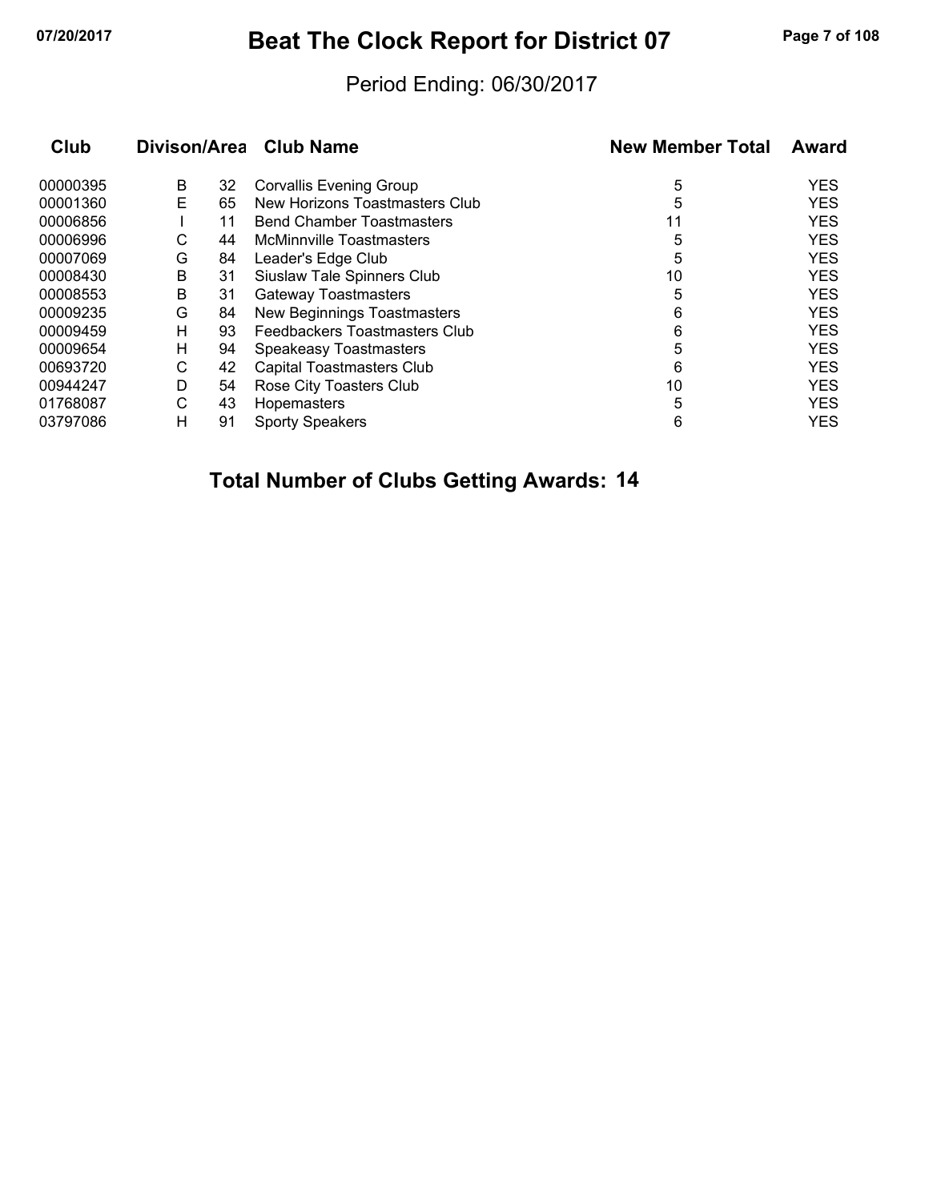# Beat The Clock Report for District 07

Period Ending: 06/30/2017

| Club | Divison/Area | | Club Name | New Member Total | Award |
|---|---|---|---|---|---|
| 00000395 | B | 32 | Corvallis Evening Group | 5 | YES |
| 00001360 | E | 65 | New Horizons Toastmasters Club | 5 | YES |
| 00006856 | I | 11 | Bend Chamber Toastmasters | 11 | YES |
| 00006996 | C | 44 | McMinnville Toastmasters | 5 | YES |
| 00007069 | G | 84 | Leader's Edge Club | 5 | YES |
| 00008430 | B | 31 | Siuslaw Tale Spinners Club | 10 | YES |
| 00008553 | B | 31 | Gateway Toastmasters | 5 | YES |
| 00009235 | G | 84 | New Beginnings Toastmasters | 6 | YES |
| 00009459 | H | 93 | Feedbackers Toastmasters Club | 6 | YES |
| 00009654 | H | 94 | Speakeasy Toastmasters | 5 | YES |
| 00693720 | C | 42 | Capital Toastmasters Club | 6 | YES |
| 00944247 | D | 54 | Rose City Toasters Club | 10 | YES |
| 01768087 | C | 43 | Hopemasters | 5 | YES |
| 03797086 | H | 91 | Sporty Speakers | 6 | YES |

**Total Number of Clubs Getting Awards: 14**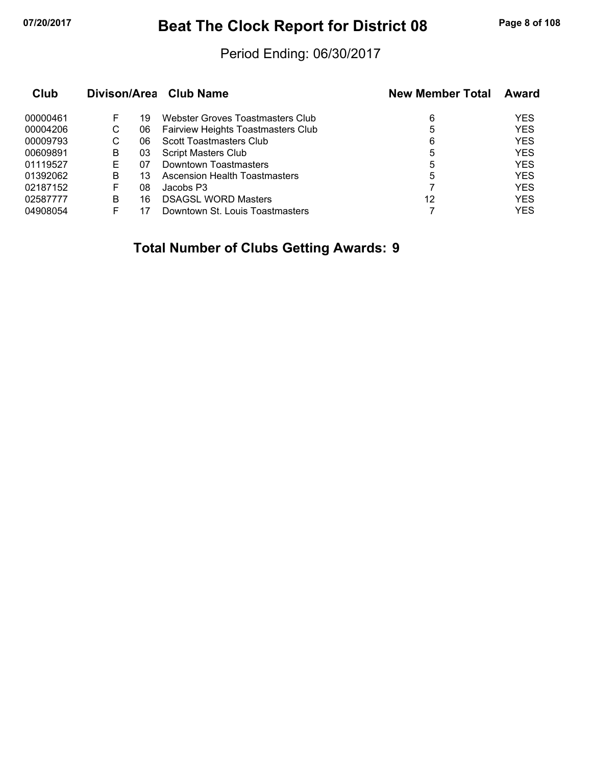# Beat The Clock Report for District 08

Period Ending: 06/30/2017

| Club | Divison/Area | | Club Name | New Member Total | Award |
|---|---|---|---|---|---|
| 00000461 | F | 19 | Webster Groves Toastmasters Club | 6 | YES |
| 00004206 | C | 06 | Fairview Heights Toastmasters Club | 5 | YES |
| 00009793 | C | 06 | Scott Toastmasters Club | 6 | YES |
| 00609891 | B | 03 | Script Masters Club | 5 | YES |
| 01119527 | E | 07 | Downtown Toastmasters | 5 | YES |
| 01392062 | B | 13 | Ascension Health Toastmasters | 5 | YES |
| 02187152 | F | 08 | Jacobs P3 | 7 | YES |
| 02587777 | B | 16 | DSAGSL WORD Masters | 12 | YES |
| 04908054 | F | 17 | Downtown St. Louis Toastmasters | 7 | YES |

## Total Number of Clubs Getting Awards: 9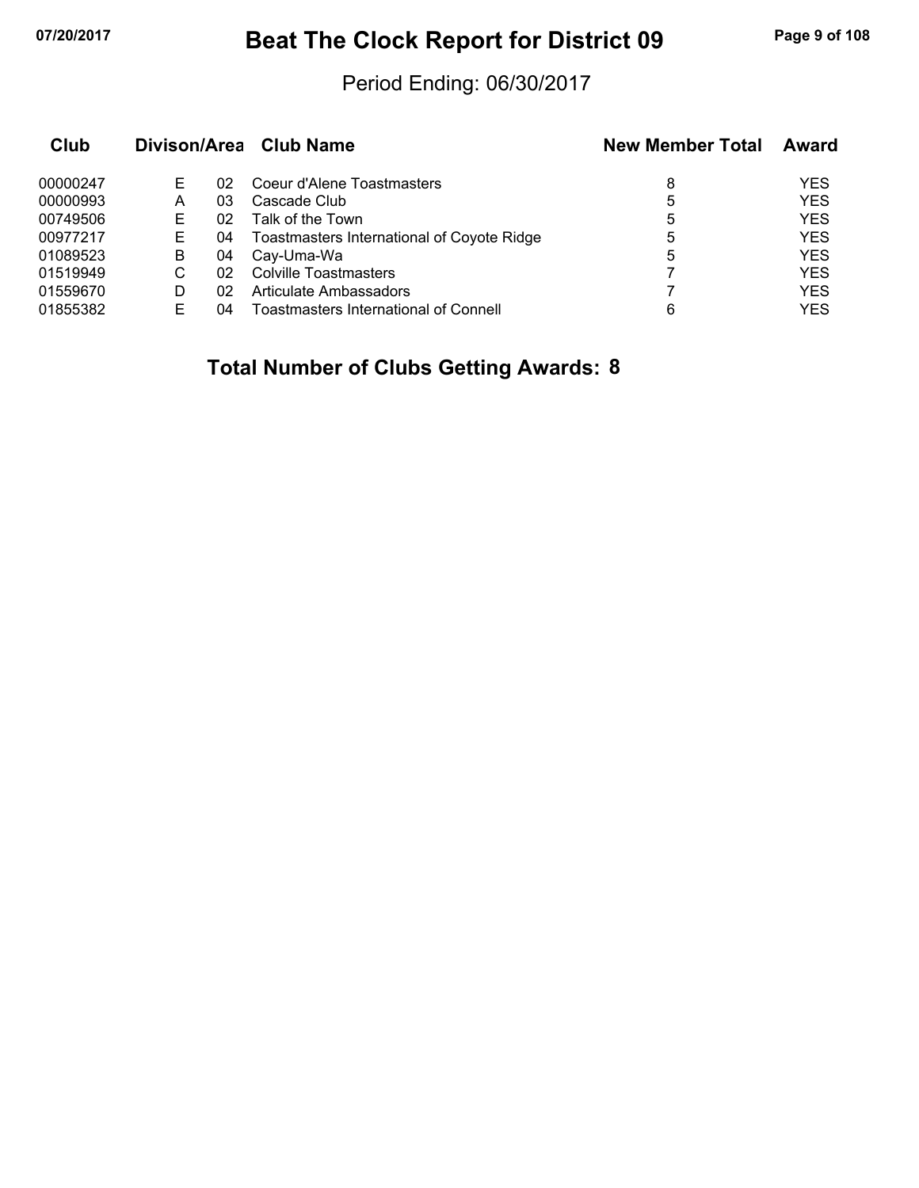# Beat The Clock Report for District 09

Period Ending: 06/30/2017

| Club | Divison/Area | | Club Name | New Member Total | Award |
|---|---|---|---|---|---|
| 00000247 | E | 02 | Coeur d'Alene Toastmasters | 8 | YES |
| 00000993 | A | 03 | Cascade Club | 5 | YES |
| 00749506 | E | 02 | Talk of the Town | 5 | YES |
| 00977217 | E | 04 | Toastmasters International of Coyote Ridge | 5 | YES |
| 01089523 | B | 04 | Cay-Uma-Wa | 5 | YES |
| 01519949 | C | 02 | Colville Toastmasters | 7 | YES |
| 01559670 | D | 02 | Articulate Ambassadors | 7 | YES |
| 01855382 | E | 04 | Toastmasters International of Connell | 6 | YES |

**Total Number of Clubs Getting Awards: 8**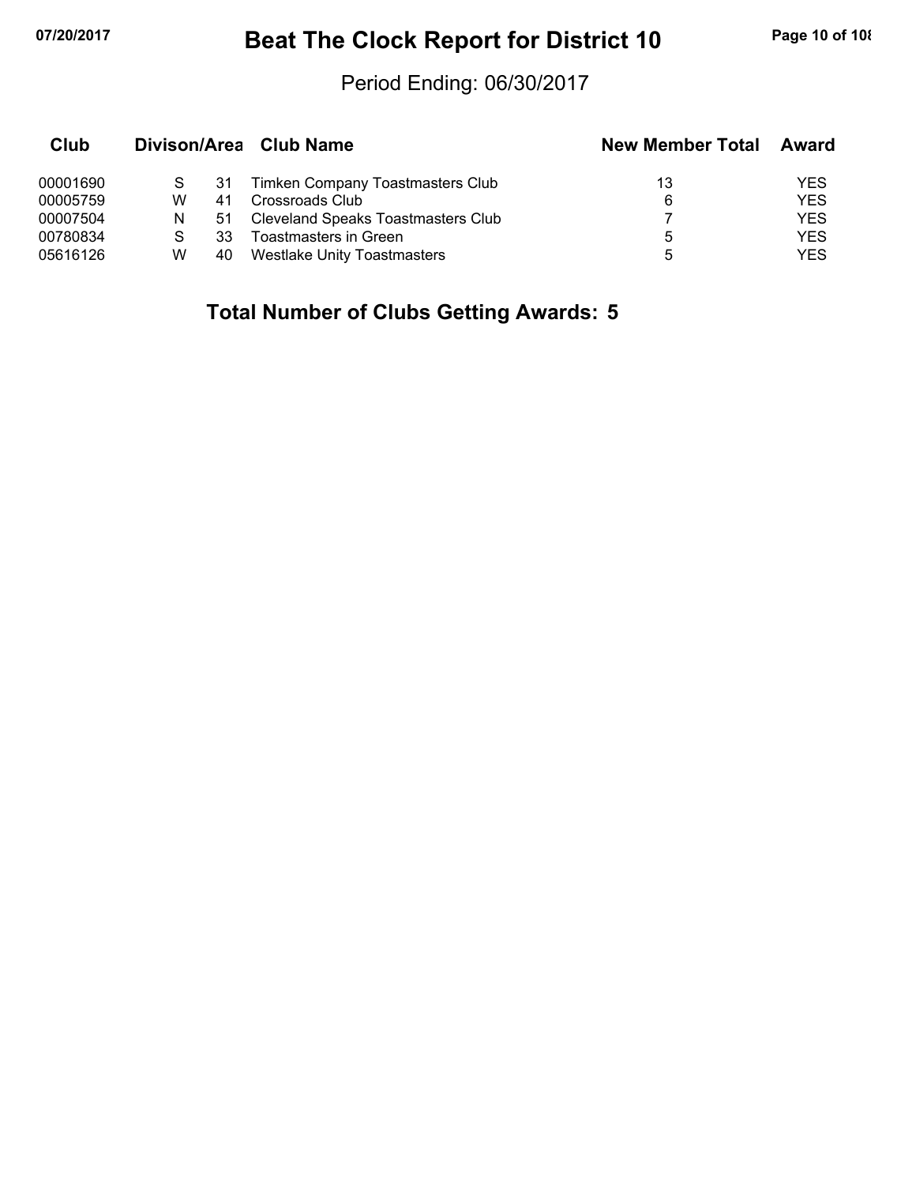# Beat The Clock Report for District 10

Period Ending: 06/30/2017

| Club | Divison/Area | | Club Name | New Member Total | Award |
|---|---|---|---|---|---|
| 00001690 | S | 31 | Timken Company Toastmasters Club | 13 | YES |
| 00005759 | W | 41 | Crossroads Club | 6 | YES |
| 00007504 | N | 51 | Cleveland Speaks Toastmasters Club | 7 | YES |
| 00780834 | S | 33 | Toastmasters in Green | 5 | YES |
| 05616126 | W | 40 | Westlake Unity Toastmasters | 5 | YES |

**Total Number of Clubs Getting Awards: 5**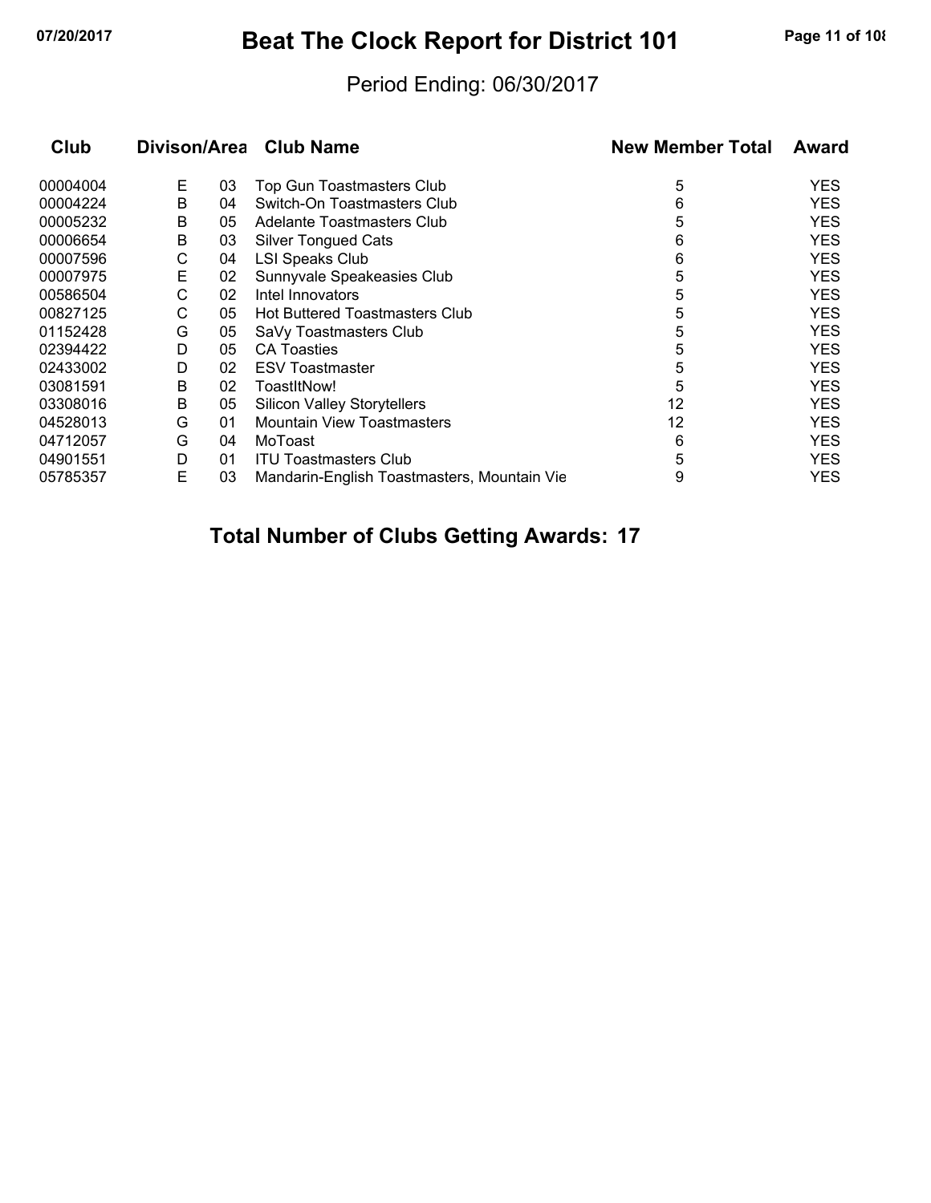# Beat The Clock Report for District 101

Period Ending: 06/30/2017

| Club | Divison/Area | | Club Name | New Member Total | Award |
|---|---|---|---|---|---|
| 00004004 | E | 03 | Top Gun Toastmasters Club | 5 | YES |
| 00004224 | B | 04 | Switch-On Toastmasters Club | 6 | YES |
| 00005232 | B | 05 | Adelante Toastmasters Club | 5 | YES |
| 00006654 | B | 03 | Silver Tongued Cats | 6 | YES |
| 00007596 | C | 04 | LSI Speaks Club | 6 | YES |
| 00007975 | E | 02 | Sunnyvale Speakeasies Club | 5 | YES |
| 00586504 | C | 02 | Intel Innovators | 5 | YES |
| 00827125 | C | 05 | Hot Buttered Toastmasters Club | 5 | YES |
| 01152428 | G | 05 | SaVy Toastmasters Club | 5 | YES |
| 02394422 | D | 05 | CA Toasties | 5 | YES |
| 02433002 | D | 02 | ESV Toastmaster | 5 | YES |
| 03081591 | B | 02 | ToastItNow! | 5 | YES |
| 03308016 | B | 05 | Silicon Valley Storytellers | 12 | YES |
| 04528013 | G | 01 | Mountain View Toastmasters | 12 | YES |
| 04712057 | G | 04 | MoToast | 6 | YES |
| 04901551 | D | 01 | ITU Toastmasters Club | 5 | YES |
| 05785357 | E | 03 | Mandarin-English Toastmasters, Mountain Vie | 9 | YES |

**Total Number of Clubs Getting Awards: 17**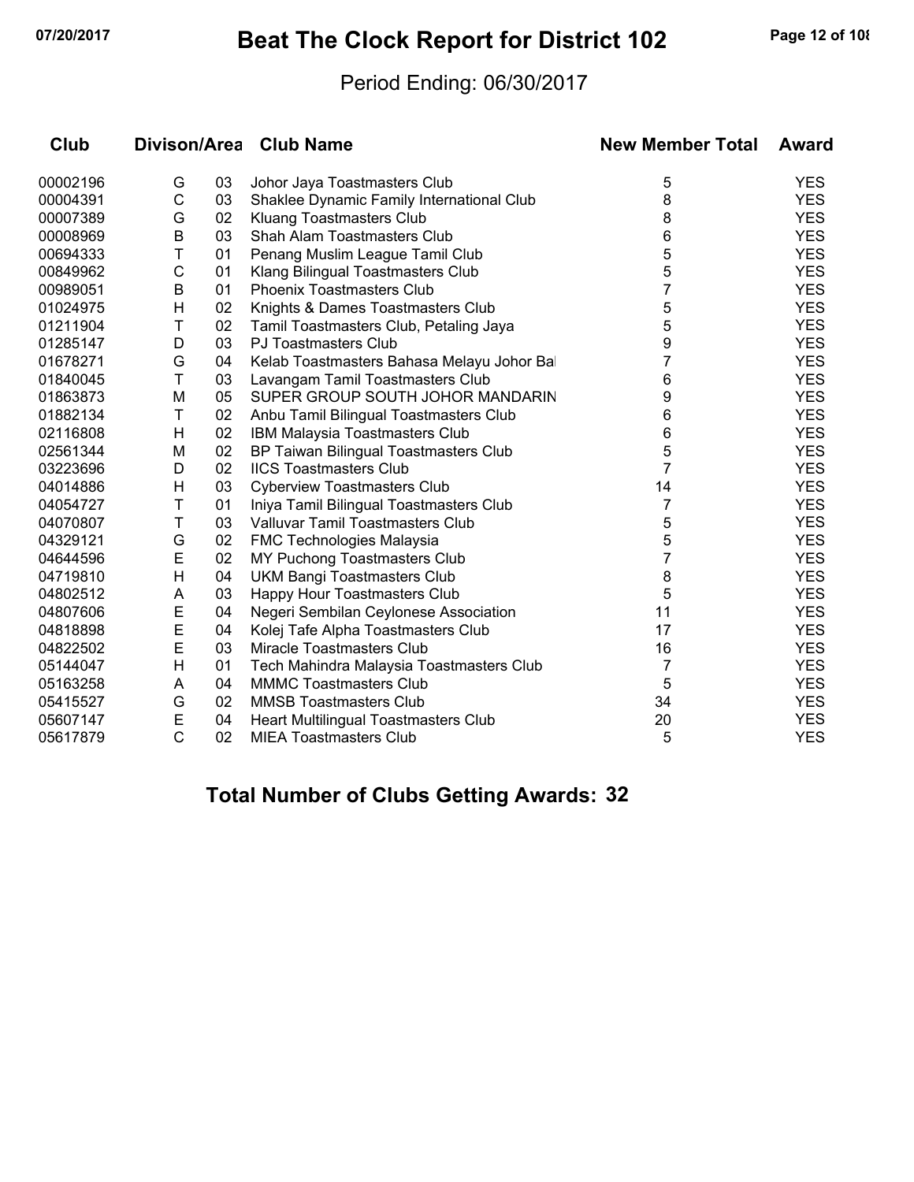# Beat The Clock Report for District 102

Period Ending: 06/30/2017

| Club | Divison/Area | | Club Name | New Member Total | Award |
|---|---|---|---|---|---|
| 00002196 | G | 03 | Johor Jaya Toastmasters Club | 5 | YES |
| 00004391 | C | 03 | Shaklee Dynamic Family International Club | 8 | YES |
| 00007389 | G | 02 | Kluang Toastmasters Club | 8 | YES |
| 00008969 | B | 03 | Shah Alam Toastmasters Club | 6 | YES |
| 00694333 | T | 01 | Penang Muslim League Tamil Club | 5 | YES |
| 00849962 | C | 01 | Klang Bilingual Toastmasters Club | 5 | YES |
| 00989051 | B | 01 | Phoenix Toastmasters Club | 7 | YES |
| 01024975 | H | 02 | Knights & Dames Toastmasters Club | 5 | YES |
| 01211904 | T | 02 | Tamil Toastmasters Club, Petaling Jaya | 5 | YES |
| 01285147 | D | 03 | PJ Toastmasters Club | 9 | YES |
| 01678271 | G | 04 | Kelab Toastmasters Bahasa Melayu Johor Bal | 7 | YES |
| 01840045 | T | 03 | Lavangam Tamil Toastmasters Club | 6 | YES |
| 01863873 | M | 05 | SUPER GROUP SOUTH JOHOR MANDARIN | 9 | YES |
| 01882134 | T | 02 | Anbu Tamil Bilingual Toastmasters Club | 6 | YES |
| 02116808 | H | 02 | IBM Malaysia Toastmasters Club | 6 | YES |
| 02561344 | M | 02 | BP Taiwan Bilingual Toastmasters Club | 5 | YES |
| 03223696 | D | 02 | IICS Toastmasters Club | 7 | YES |
| 04014886 | H | 03 | Cyberview Toastmasters Club | 14 | YES |
| 04054727 | T | 01 | Iniya Tamil Bilingual Toastmasters Club | 7 | YES |
| 04070807 | T | 03 | Valluvar Tamil Toastmasters Club | 5 | YES |
| 04329121 | G | 02 | FMC Technologies Malaysia | 5 | YES |
| 04644596 | E | 02 | MY Puchong Toastmasters Club | 7 | YES |
| 04719810 | H | 04 | UKM Bangi Toastmasters Club | 8 | YES |
| 04802512 | A | 03 | Happy Hour Toastmasters Club | 5 | YES |
| 04807606 | E | 04 | Negeri Sembilan Ceylonese Association | 11 | YES |
| 04818898 | E | 04 | Kolej Tafe Alpha Toastmasters Club | 17 | YES |
| 04822502 | E | 03 | Miracle Toastmasters Club | 16 | YES |
| 05144047 | H | 01 | Tech Mahindra Malaysia Toastmasters Club | 7 | YES |
| 05163258 | A | 04 | MMMC Toastmasters Club | 5 | YES |
| 05415527 | G | 02 | MMSB Toastmasters Club | 34 | YES |
| 05607147 | E | 04 | Heart Multilingual Toastmasters Club | 20 | YES |
| 05617879 | C | 02 | MIEA Toastmasters Club | 5 | YES |

**Total Number of Clubs Getting Awards: 32**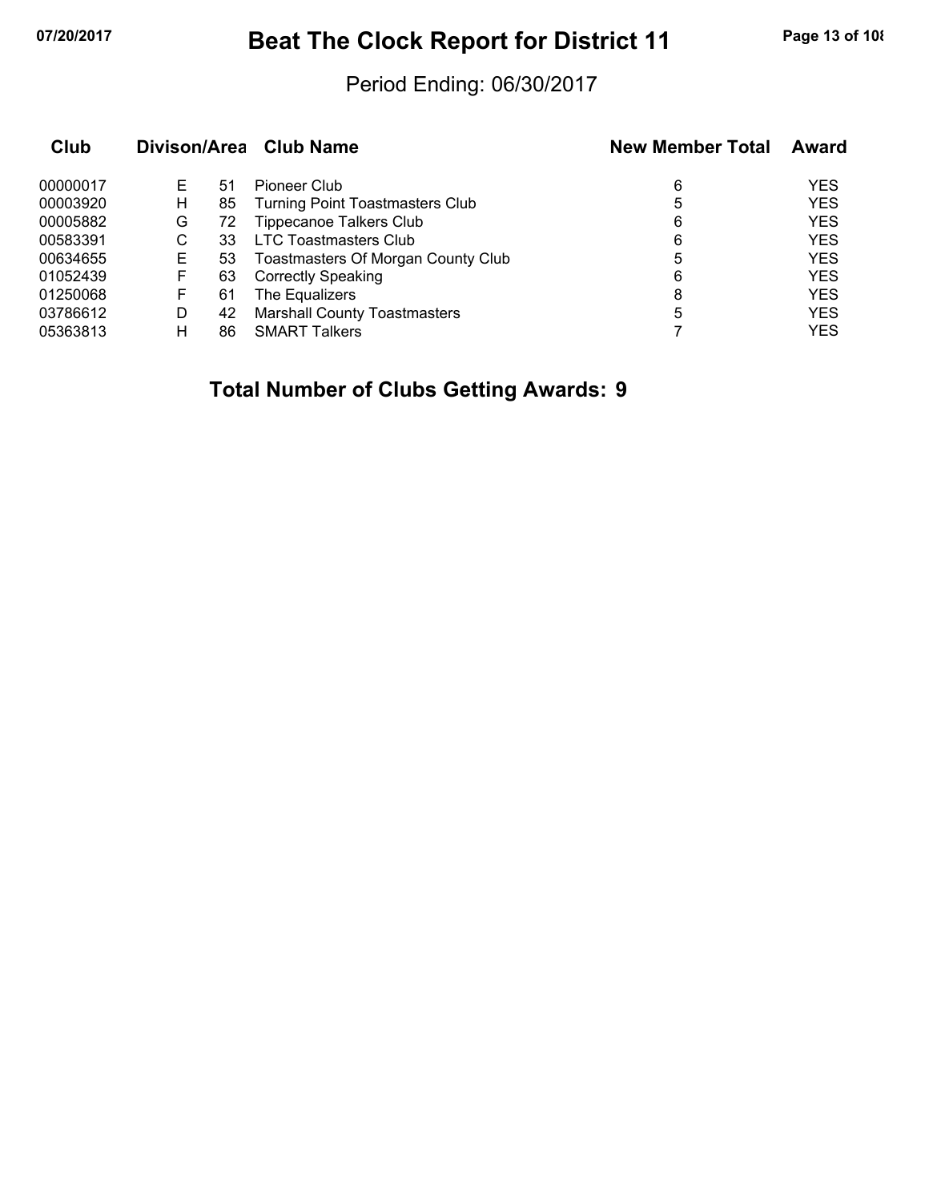# Beat The Clock Report for District 11

Period Ending: 06/30/2017

| Club | Divison/Area | | Club Name | New Member Total | Award |
|---|---|---|---|---|---|
| 00000017 | E | 51 | Pioneer Club | 6 | YES |
| 00003920 | H | 85 | Turning Point Toastmasters Club | 5 | YES |
| 00005882 | G | 72 | Tippecanoe Talkers Club | 6 | YES |
| 00583391 | C | 33 | LTC Toastmasters Club | 6 | YES |
| 00634655 | E | 53 | Toastmasters Of Morgan County Club | 5 | YES |
| 01052439 | F | 63 | Correctly Speaking | 6 | YES |
| 01250068 | F | 61 | The Equalizers | 8 | YES |
| 03786612 | D | 42 | Marshall County Toastmasters | 5 | YES |
| 05363813 | H | 86 | SMART Talkers | 7 | YES |

## Total Number of Clubs Getting Awards: 9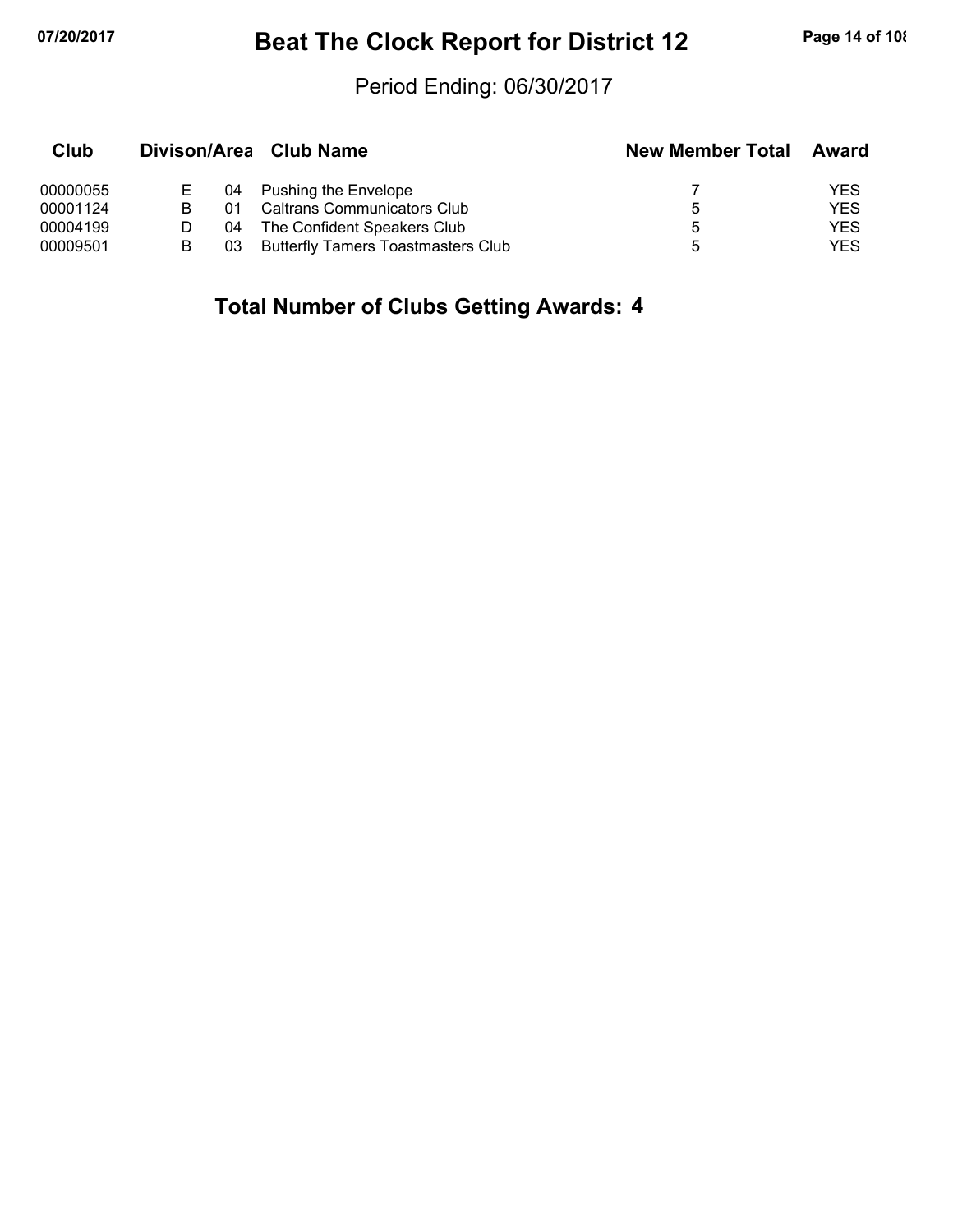# Beat The Clock Report for District 12

Period Ending: 06/30/2017

| Club | Divison/Area | | Club Name | New Member Total | Award |
|---|---|---|---|---|---|
| 00000055 | E | 04 | Pushing the Envelope | 7 | YES |
| 00001124 | B | 01 | Caltrans Communicators Club | 5 | YES |
| 00004199 | D | 04 | The Confident Speakers Club | 5 | YES |
| 00009501 | B | 03 | Butterfly Tamers Toastmasters Club | 5 | YES |

**Total Number of Clubs Getting Awards: 4**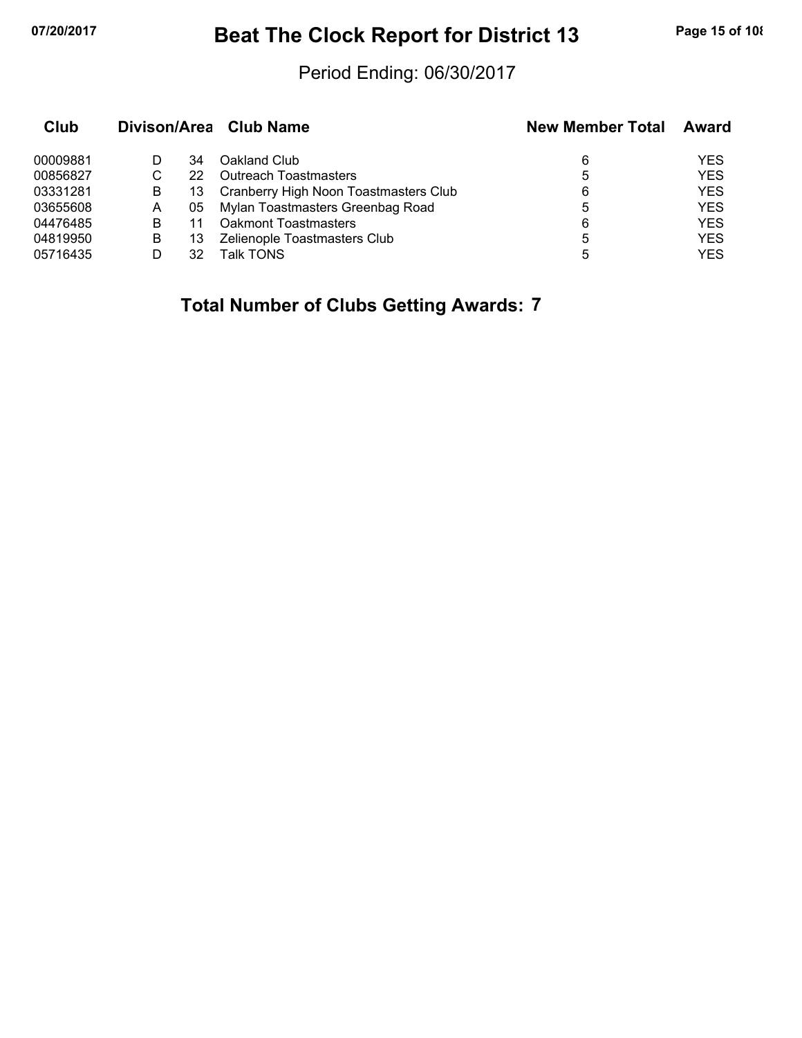# Beat The Clock Report for District 13

Period Ending: 06/30/2017

| Club | Divison/Area | | Club Name | New Member Total | Award |
|---|---|---|---|---|---|
| 00009881 | D | 34 | Oakland Club | 6 | YES |
| 00856827 | C | 22 | Outreach Toastmasters | 5 | YES |
| 03331281 | B | 13 | Cranberry High Noon Toastmasters Club | 6 | YES |
| 03655608 | A | 05 | Mylan Toastmasters Greenbag Road | 5 | YES |
| 04476485 | B | 11 | Oakmont Toastmasters | 6 | YES |
| 04819950 | B | 13 | Zelienople Toastmasters Club | 5 | YES |
| 05716435 | D | 32 | Talk TONS | 5 | YES |

**Total Number of Clubs Getting Awards: 7**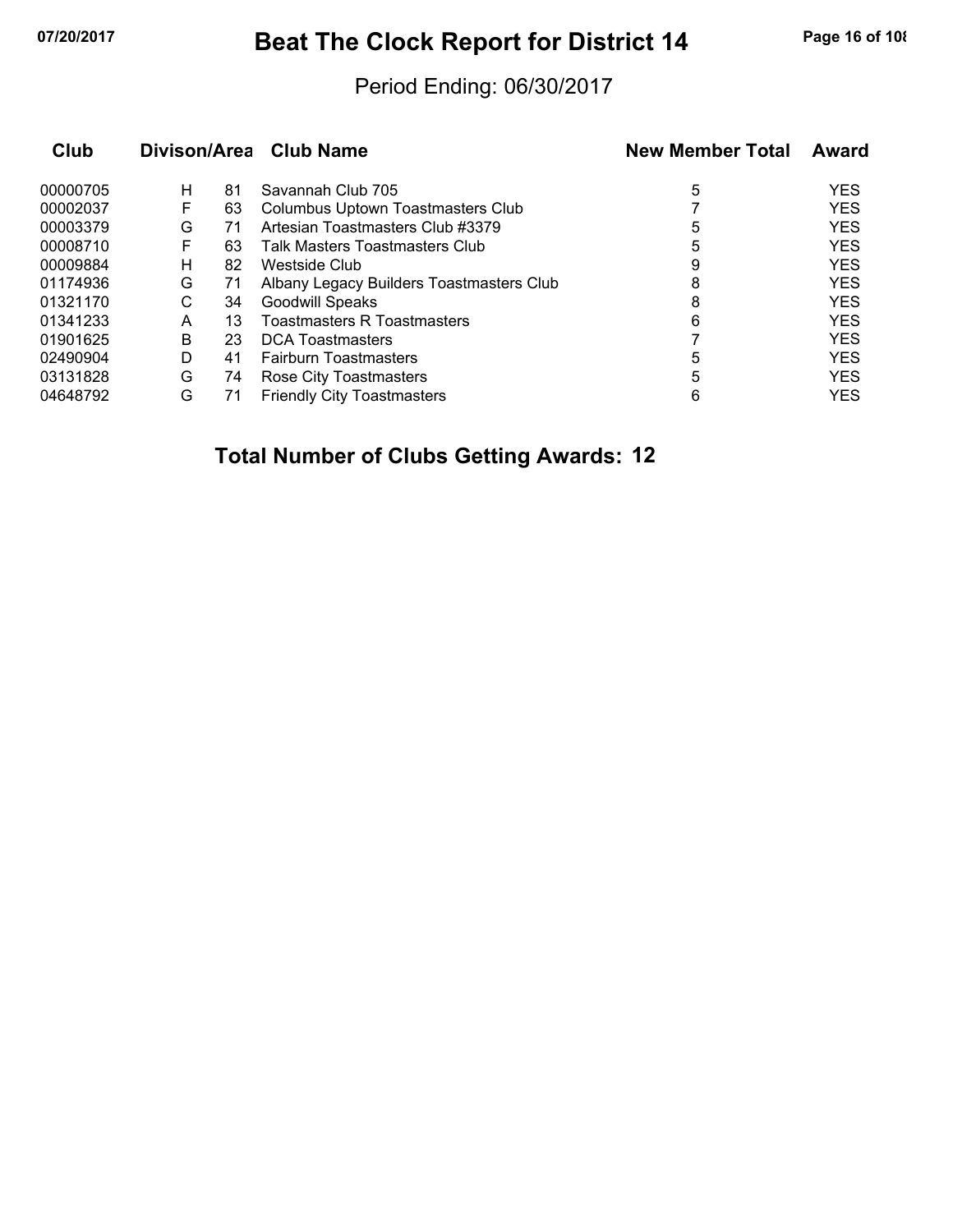# Beat The Clock Report for District 14

Period Ending: 06/30/2017

| Club | Divison/Area | | Club Name | New Member Total | Award |
|---|---|---|---|---|---|
| 00000705 | H | 81 | Savannah Club 705 | 5 | YES |
| 00002037 | F | 63 | Columbus Uptown Toastmasters Club | 7 | YES |
| 00003379 | G | 71 | Artesian Toastmasters Club #3379 | 5 | YES |
| 00008710 | F | 63 | Talk Masters Toastmasters Club | 5 | YES |
| 00009884 | H | 82 | Westside Club | 9 | YES |
| 01174936 | G | 71 | Albany Legacy Builders Toastmasters Club | 8 | YES |
| 01321170 | C | 34 | Goodwill Speaks | 8 | YES |
| 01341233 | A | 13 | Toastmasters R Toastmasters | 6 | YES |
| 01901625 | B | 23 | DCA Toastmasters | 7 | YES |
| 02490904 | D | 41 | Fairburn Toastmasters | 5 | YES |
| 03131828 | G | 74 | Rose City Toastmasters | 5 | YES |
| 04648792 | G | 71 | Friendly City Toastmasters | 6 | YES |

**Total Number of Clubs Getting Awards: 12**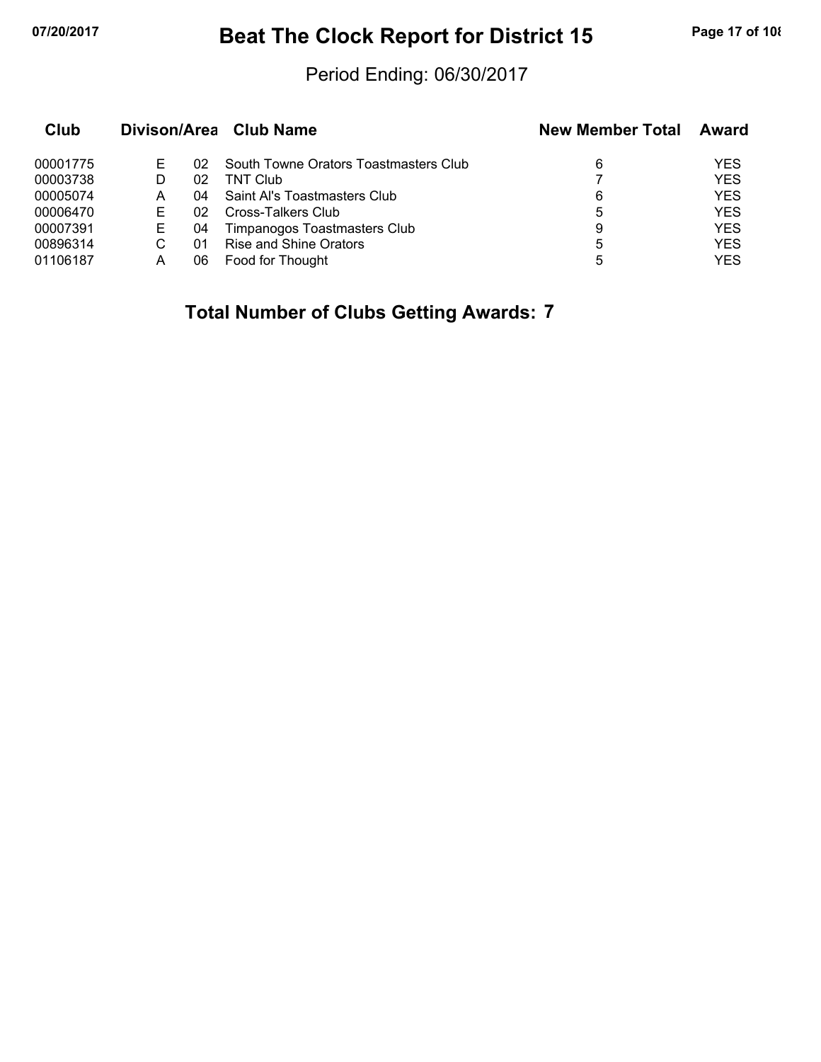# Beat The Clock Report for District 15

Period Ending: 06/30/2017

| Club | Divison/Area | | Club Name | New Member Total | Award |
|---|---|---|---|---|---|
| 00001775 | E | 02 | South Towne Orators Toastmasters Club | 6 | YES |
| 00003738 | D | 02 | TNT Club | 7 | YES |
| 00005074 | A | 04 | Saint Al's Toastmasters Club | 6 | YES |
| 00006470 | E | 02 | Cross-Talkers Club | 5 | YES |
| 00007391 | E | 04 | Timpanogos Toastmasters Club | 9 | YES |
| 00896314 | C | 01 | Rise and Shine Orators | 5 | YES |
| 01106187 | A | 06 | Food for Thought | 5 | YES |

**Total Number of Clubs Getting Awards: 7**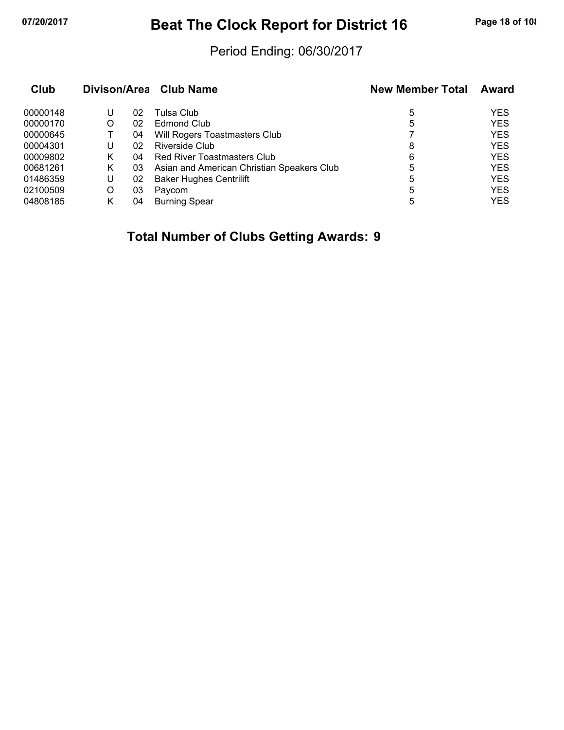# Beat The Clock Report for District 16

Period Ending: 06/30/2017

| Club | Divison | Area | Club Name | New Member Total | Award |
|---|---|---|---|---|---|
| 00000148 | U | 02 | Tulsa Club | 5 | YES |
| 00000170 | O | 02 | Edmond Club | 5 | YES |
| 00000645 | T | 04 | Will Rogers Toastmasters Club | 7 | YES |
| 00004301 | U | 02 | Riverside Club | 8 | YES |
| 00009802 | K | 04 | Red River Toastmasters Club | 6 | YES |
| 00681261 | K | 03 | Asian and American Christian Speakers Club | 5 | YES |
| 01486359 | U | 02 | Baker Hughes Centrilift | 5 | YES |
| 02100509 | O | 03 | Paycom | 5 | YES |
| 04808185 | K | 04 | Burning Spear | 5 | YES |

## Total Number of Clubs Getting Awards: 9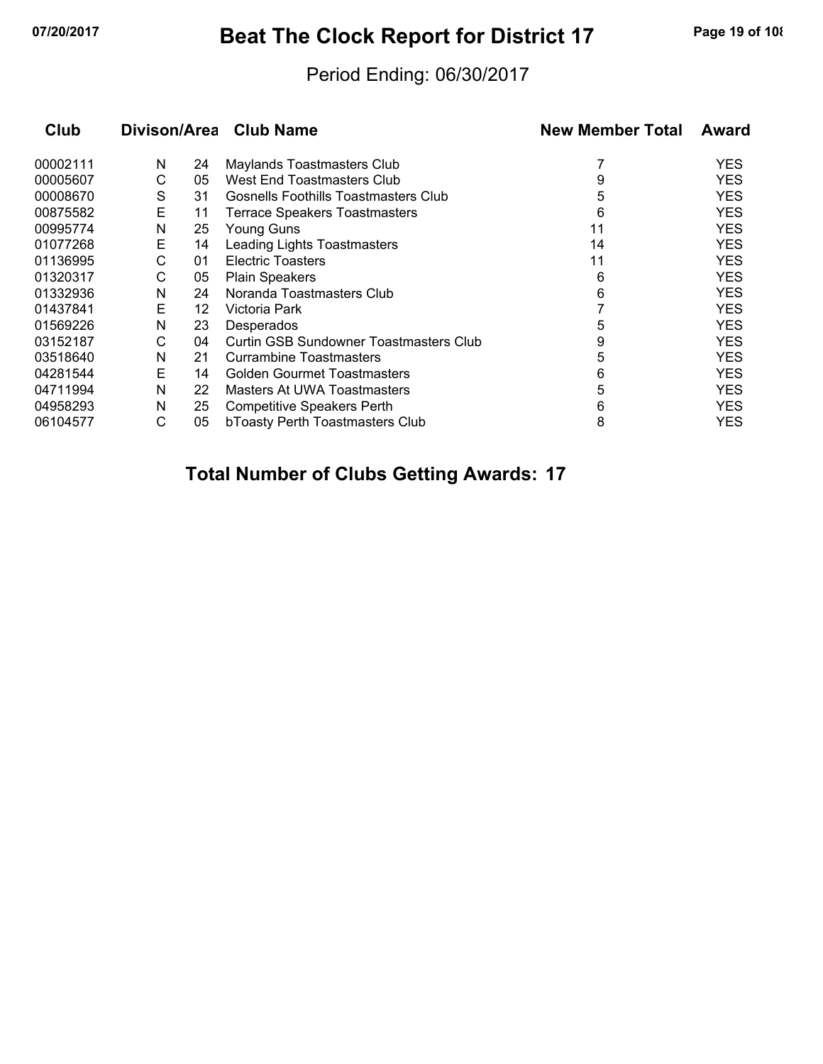# Beat The Clock Report for District 17

Period Ending: 06/30/2017

| Club | Divison/Area | | Club Name | New Member Total | Award |
|---|---|---|---|---|---|
| 00002111 | N | 24 | Maylands Toastmasters Club | 7 | YES |
| 00005607 | C | 05 | West End Toastmasters Club | 9 | YES |
| 00008670 | S | 31 | Gosnells Foothills Toastmasters Club | 5 | YES |
| 00875582 | E | 11 | Terrace Speakers Toastmasters | 6 | YES |
| 00995774 | N | 25 | Young Guns | 11 | YES |
| 01077268 | E | 14 | Leading Lights Toastmasters | 14 | YES |
| 01136995 | C | 01 | Electric Toasters | 11 | YES |
| 01320317 | C | 05 | Plain Speakers | 6 | YES |
| 01332936 | N | 24 | Noranda Toastmasters Club | 6 | YES |
| 01437841 | E | 12 | Victoria Park | 7 | YES |
| 01569226 | N | 23 | Desperados | 5 | YES |
| 03152187 | C | 04 | Curtin GSB Sundowner Toastmasters Club | 9 | YES |
| 03518640 | N | 21 | Currambine Toastmasters | 5 | YES |
| 04281544 | E | 14 | Golden Gourmet Toastmasters | 6 | YES |
| 04711994 | N | 22 | Masters At UWA Toastmasters | 5 | YES |
| 04958293 | N | 25 | Competitive Speakers Perth | 6 | YES |
| 06104577 | C | 05 | bToasty Perth Toastmasters Club | 8 | YES |

**Total Number of Clubs Getting Awards: 17**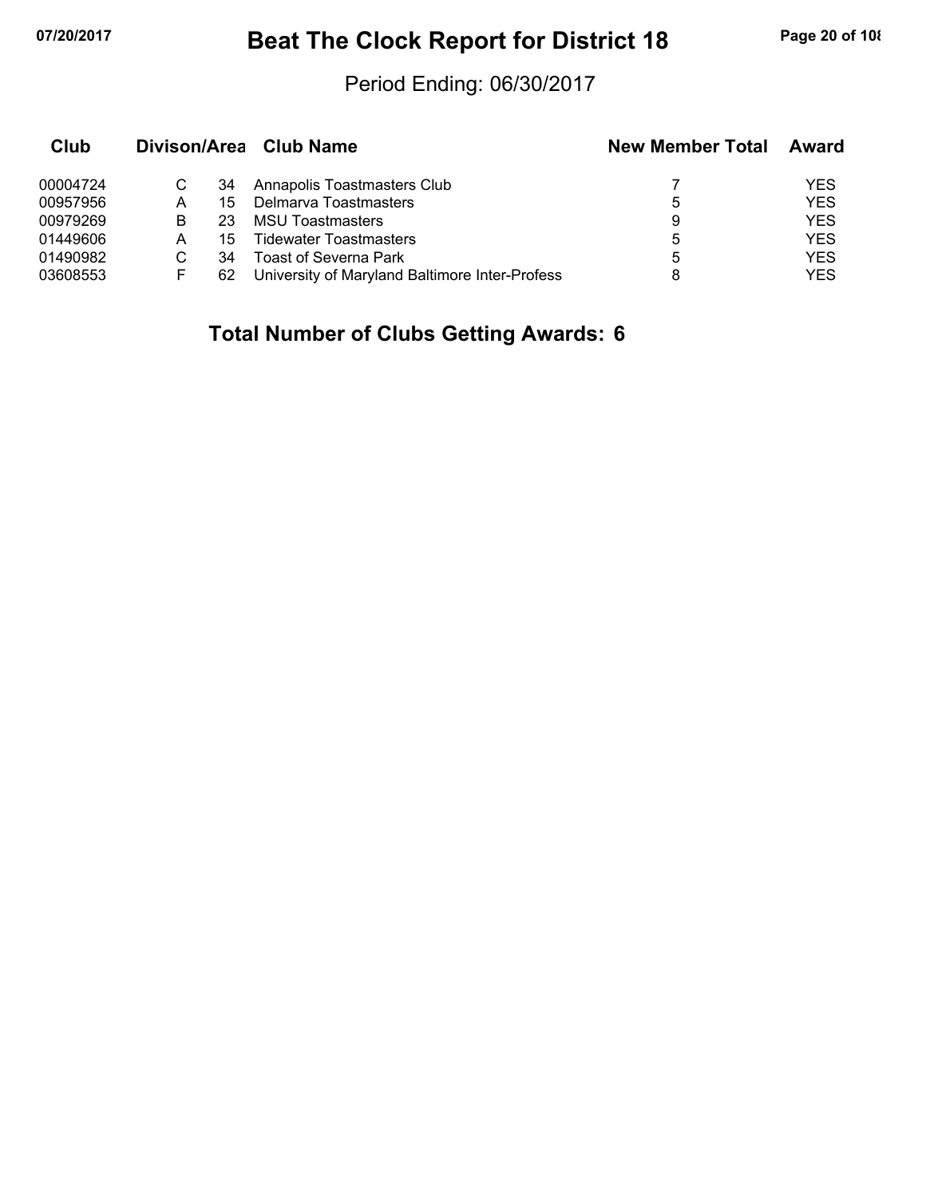# Beat The Clock Report for District 18

Period Ending: 06/30/2017

| Club | Divison/Area | | Club Name | New Member Total | Award |
|---|---|---|---|---|---|
| 00004724 | C | 34 | Annapolis Toastmasters Club | 7 | YES |
| 00957956 | A | 15 | Delmarva Toastmasters | 5 | YES |
| 00979269 | B | 23 | MSU Toastmasters | 9 | YES |
| 01449606 | A | 15 | Tidewater Toastmasters | 5 | YES |
| 01490982 | C | 34 | Toast of Severna Park | 5 | YES |
| 03608553 | F | 62 | University of Maryland Baltimore Inter-Profess | 8 | YES |

**Total Number of Clubs Getting Awards: 6**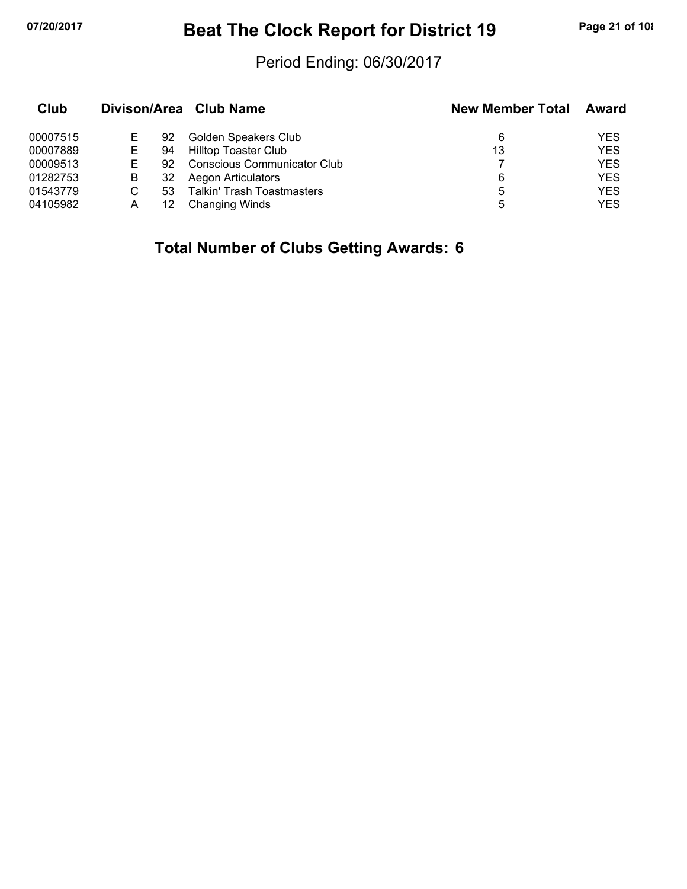# Beat The Clock Report for District 19

Period Ending: 06/30/2017

| Club | Divison/Area | | Club Name | New Member Total | Award |
|---|---|---|---|---|---|
| 00007515 | E | 92 | Golden Speakers Club | 6 | YES |
| 00007889 | E | 94 | Hilltop Toaster Club | 13 | YES |
| 00009513 | E | 92 | Conscious Communicator Club | 7 | YES |
| 01282753 | B | 32 | Aegon Articulators | 6 | YES |
| 01543779 | C | 53 | Talkin' Trash Toastmasters | 5 | YES |
| 04105982 | A | 12 | Changing Winds | 5 | YES |

**Total Number of Clubs Getting Awards: 6**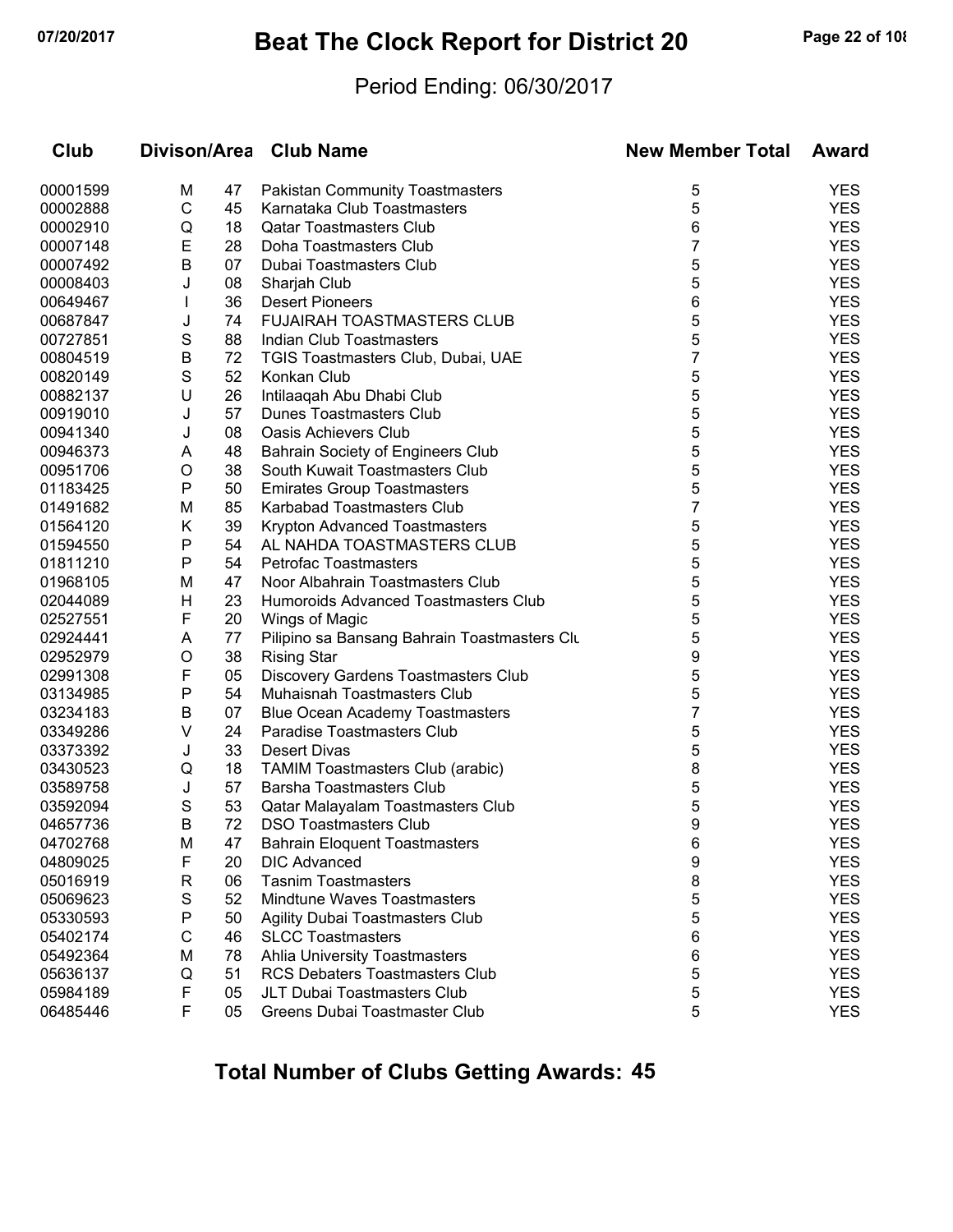# Beat The Clock Report for District 20

Period Ending: 06/30/2017

| Club | Divison/Area | | Club Name | New Member Total | Award |
|---|---|---|---|---|---|
| 00001599 | M | 47 | Pakistan Community Toastmasters | 5 | YES |
| 00002888 | C | 45 | Karnataka Club Toastmasters | 5 | YES |
| 00002910 | Q | 18 | Qatar Toastmasters Club | 6 | YES |
| 00007148 | E | 28 | Doha Toastmasters Club | 7 | YES |
| 00007492 | B | 07 | Dubai Toastmasters Club | 5 | YES |
| 00008403 | J | 08 | Sharjah Club | 5 | YES |
| 00649467 | I | 36 | Desert Pioneers | 6 | YES |
| 00687847 | J | 74 | FUJAIRAH TOASTMASTERS CLUB | 5 | YES |
| 00727851 | S | 88 | Indian Club Toastmasters | 5 | YES |
| 00804519 | B | 72 | TGIS Toastmasters Club, Dubai, UAE | 7 | YES |
| 00820149 | S | 52 | Konkan Club | 5 | YES |
| 00882137 | U | 26 | Intilaaqah Abu Dhabi Club | 5 | YES |
| 00919010 | J | 57 | Dunes Toastmasters Club | 5 | YES |
| 00941340 | J | 08 | Oasis Achievers Club | 5 | YES |
| 00946373 | A | 48 | Bahrain Society of Engineers Club | 5 | YES |
| 00951706 | O | 38 | South Kuwait Toastmasters Club | 5 | YES |
| 01183425 | P | 50 | Emirates Group Toastmasters | 5 | YES |
| 01491682 | M | 85 | Karbabad Toastmasters Club | 7 | YES |
| 01564120 | K | 39 | Krypton Advanced Toastmasters | 5 | YES |
| 01594550 | P | 54 | AL NAHDA TOASTMASTERS CLUB | 5 | YES |
| 01811210 | P | 54 | Petrofac Toastmasters | 5 | YES |
| 01968105 | M | 47 | Noor Albahrain Toastmasters Club | 5 | YES |
| 02044089 | H | 23 | Humoroids Advanced Toastmasters Club | 5 | YES |
| 02527551 | F | 20 | Wings of Magic | 5 | YES |
| 02924441 | A | 77 | Pilipino sa Bansang Bahrain Toastmasters Clu | 5 | YES |
| 02952979 | O | 38 | Rising Star | 9 | YES |
| 02991308 | F | 05 | Discovery Gardens Toastmasters Club | 5 | YES |
| 03134985 | P | 54 | Muhaisnah Toastmasters Club | 5 | YES |
| 03234183 | B | 07 | Blue Ocean Academy Toastmasters | 7 | YES |
| 03349286 | V | 24 | Paradise Toastmasters Club | 5 | YES |
| 03373392 | J | 33 | Desert Divas | 5 | YES |
| 03430523 | Q | 18 | TAMIM Toastmasters Club (arabic) | 8 | YES |
| 03589758 | J | 57 | Barsha Toastmasters Club | 5 | YES |
| 03592094 | S | 53 | Qatar Malayalam Toastmasters Club | 5 | YES |
| 04657736 | B | 72 | DSO Toastmasters Club | 9 | YES |
| 04702768 | M | 47 | Bahrain Eloquent Toastmasters | 6 | YES |
| 04809025 | F | 20 | DIC Advanced | 9 | YES |
| 05016919 | R | 06 | Tasnim Toastmasters | 8 | YES |
| 05069623 | S | 52 | Mindtune Waves Toastmasters | 5 | YES |
| 05330593 | P | 50 | Agility Dubai Toastmasters Club | 5 | YES |
| 05402174 | C | 46 | SLCC Toastmasters | 6 | YES |
| 05492364 | M | 78 | Ahlia University Toastmasters | 6 | YES |
| 05636137 | Q | 51 | RCS Debaters Toastmasters Club | 5 | YES |
| 05984189 | F | 05 | JLT Dubai Toastmasters Club | 5 | YES |
| 06485446 | F | 05 | Greens Dubai Toastmaster Club | 5 | YES |

## Total Number of Clubs Getting Awards: 45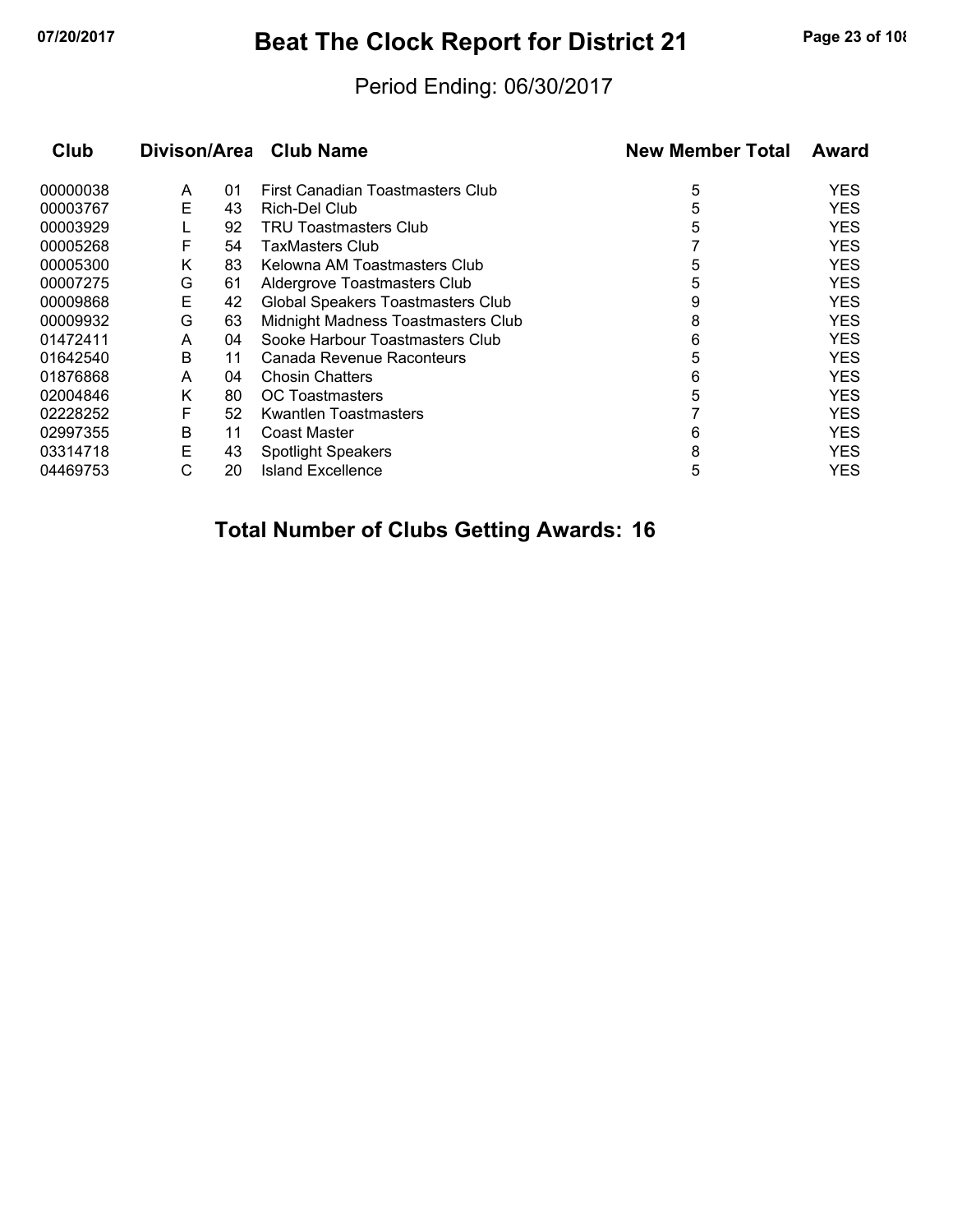# Beat The Clock Report for District 21

Period Ending: 06/30/2017

| Club | Divison/Area | | Club Name | New Member Total | Award |
|---|---|---|---|---|---|
| 00000038 | A | 01 | First Canadian Toastmasters Club | 5 | YES |
| 00003767 | E | 43 | Rich-Del Club | 5 | YES |
| 00003929 | L | 92 | TRU Toastmasters Club | 5 | YES |
| 00005268 | F | 54 | TaxMasters Club | 7 | YES |
| 00005300 | K | 83 | Kelowna AM Toastmasters Club | 5 | YES |
| 00007275 | G | 61 | Aldergrove Toastmasters Club | 5 | YES |
| 00009868 | E | 42 | Global Speakers Toastmasters Club | 9 | YES |
| 00009932 | G | 63 | Midnight Madness Toastmasters Club | 8 | YES |
| 01472411 | A | 04 | Sooke Harbour Toastmasters Club | 6 | YES |
| 01642540 | B | 11 | Canada Revenue Raconteurs | 5 | YES |
| 01876868 | A | 04 | Chosin Chatters | 6 | YES |
| 02004846 | K | 80 | OC Toastmasters | 5 | YES |
| 02228252 | F | 52 | Kwantlen Toastmasters | 7 | YES |
| 02997355 | B | 11 | Coast Master | 6 | YES |
| 03314718 | E | 43 | Spotlight Speakers | 8 | YES |
| 04469753 | C | 20 | Island Excellence | 5 | YES |

**Total Number of Clubs Getting Awards: 16**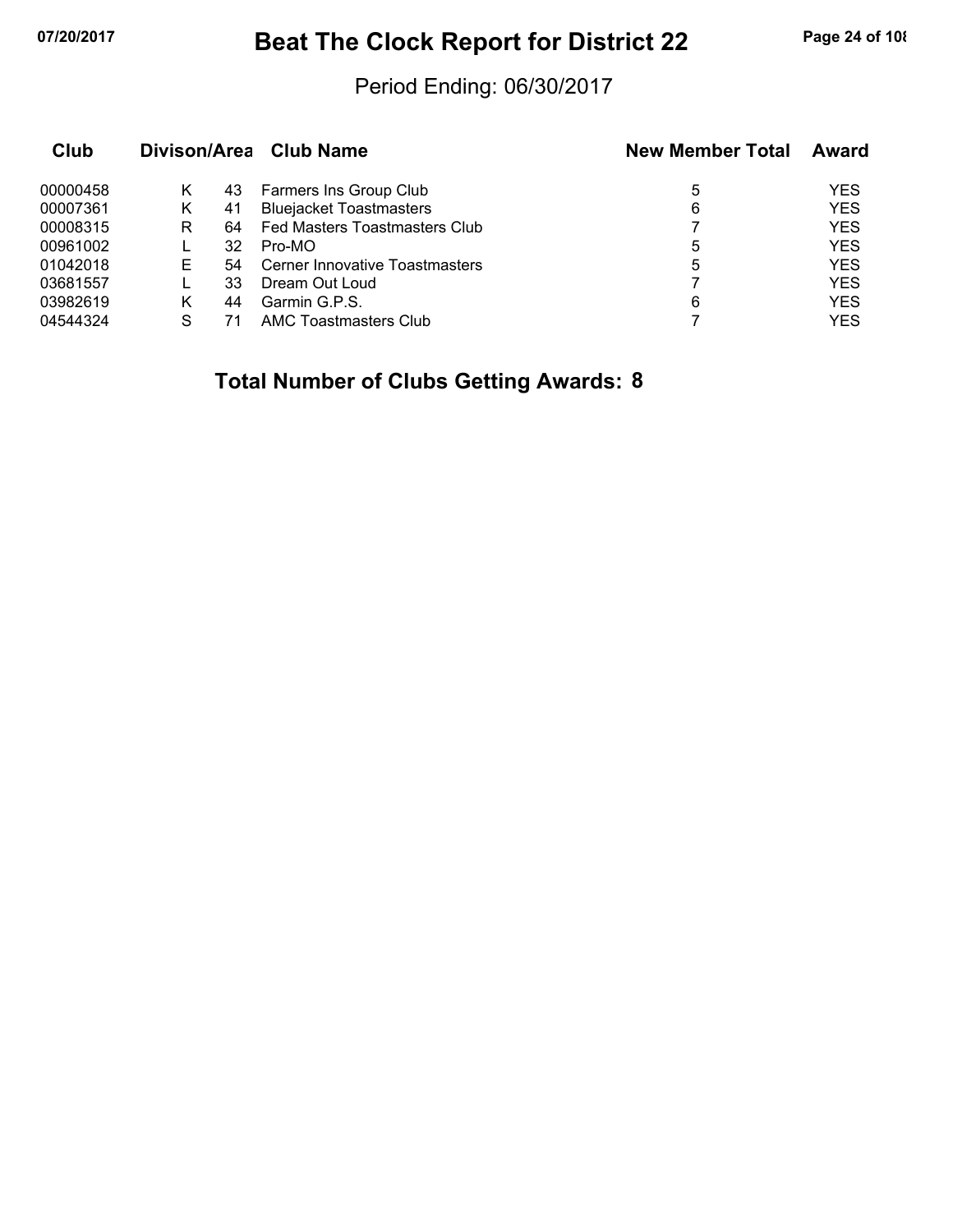# Beat The Clock Report for District 22

Period Ending: 06/30/2017

| Club | Divison/Area | | Club Name | New Member Total | Award |
|---|---|---|---|---|---|
| 00000458 | K | 43 | Farmers Ins Group Club | 5 | YES |
| 00007361 | K | 41 | Bluejacket Toastmasters | 6 | YES |
| 00008315 | R | 64 | Fed Masters Toastmasters Club | 7 | YES |
| 00961002 | L | 32 | Pro-MO | 5 | YES |
| 01042018 | E | 54 | Cerner Innovative Toastmasters | 5 | YES |
| 03681557 | L | 33 | Dream Out Loud | 7 | YES |
| 03982619 | K | 44 | Garmin G.P.S. | 6 | YES |
| 04544324 | S | 71 | AMC Toastmasters Club | 7 | YES |

**Total Number of Clubs Getting Awards: 8**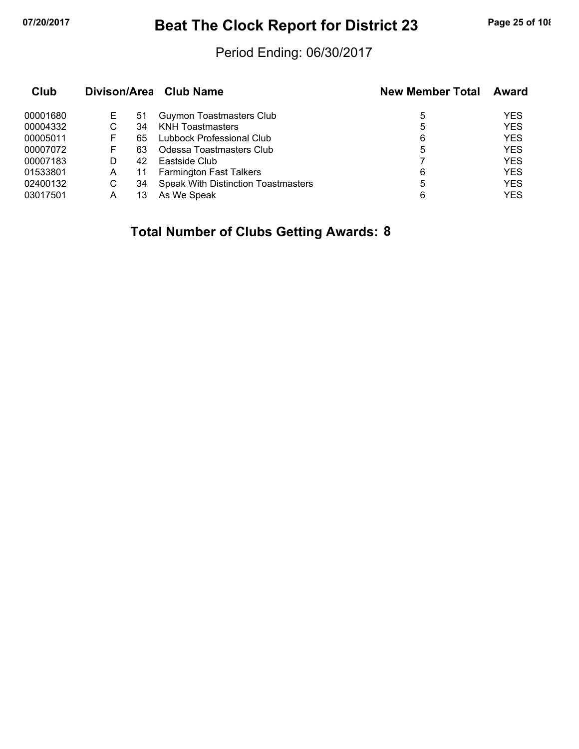# Beat The Clock Report for District 23

Period Ending: 06/30/2017

| Club | Divison/Area | | Club Name | New Member Total | Award |
|---|---|---|---|---|---|
| 00001680 | E | 51 | Guymon Toastmasters Club | 5 | YES |
| 00004332 | C | 34 | KNH Toastmasters | 5 | YES |
| 00005011 | F | 65 | Lubbock Professional Club | 6 | YES |
| 00007072 | F | 63 | Odessa Toastmasters Club | 5 | YES |
| 00007183 | D | 42 | Eastside Club | 7 | YES |
| 01533801 | A | 11 | Farmington Fast Talkers | 6 | YES |
| 02400132 | C | 34 | Speak With Distinction Toastmasters | 5 | YES |
| 03017501 | A | 13 | As We Speak | 6 | YES |

**Total Number of Clubs Getting Awards: 8**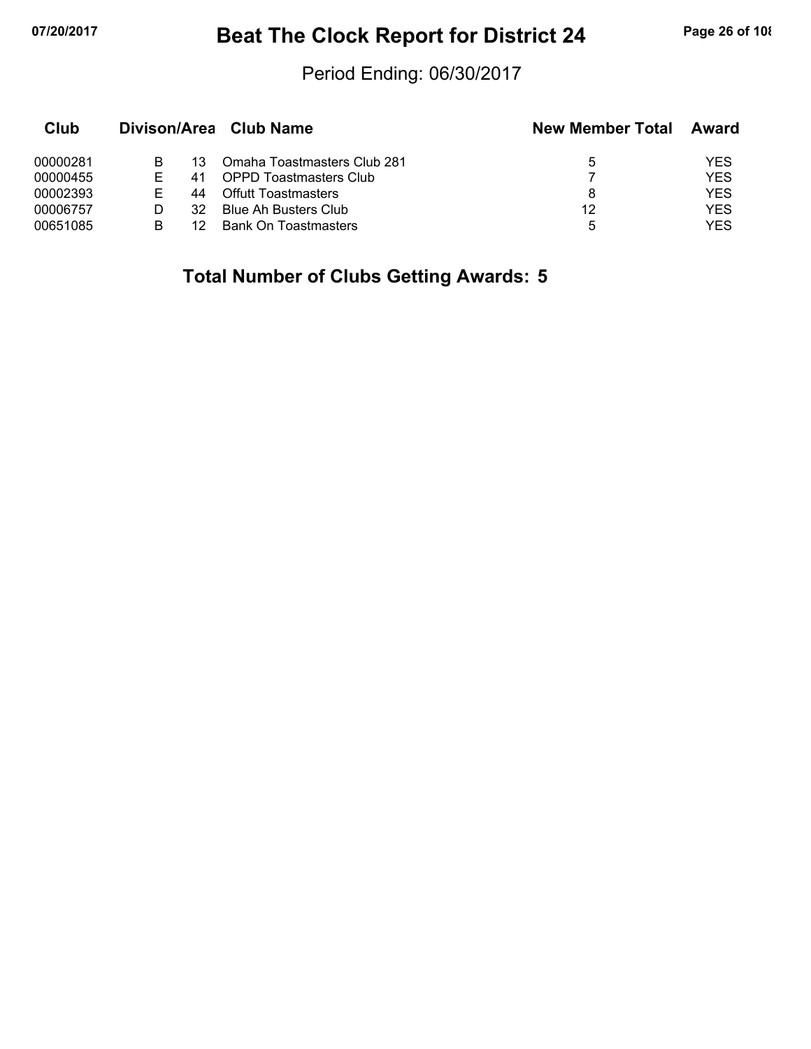# Beat The Clock Report for District 24

Period Ending: 06/30/2017

| Club | Divison/Area | | Club Name | New Member Total | Award |
|---|---|---|---|---|---|
| 00000281 | B | 13 | Omaha Toastmasters Club 281 | 5 | YES |
| 00000455 | E | 41 | OPPD Toastmasters Club | 7 | YES |
| 00002393 | E | 44 | Offutt Toastmasters | 8 | YES |
| 00006757 | D | 32 | Blue Ah Busters Club | 12 | YES |
| 00651085 | B | 12 | Bank On Toastmasters | 5 | YES |

**Total Number of Clubs Getting Awards: 5**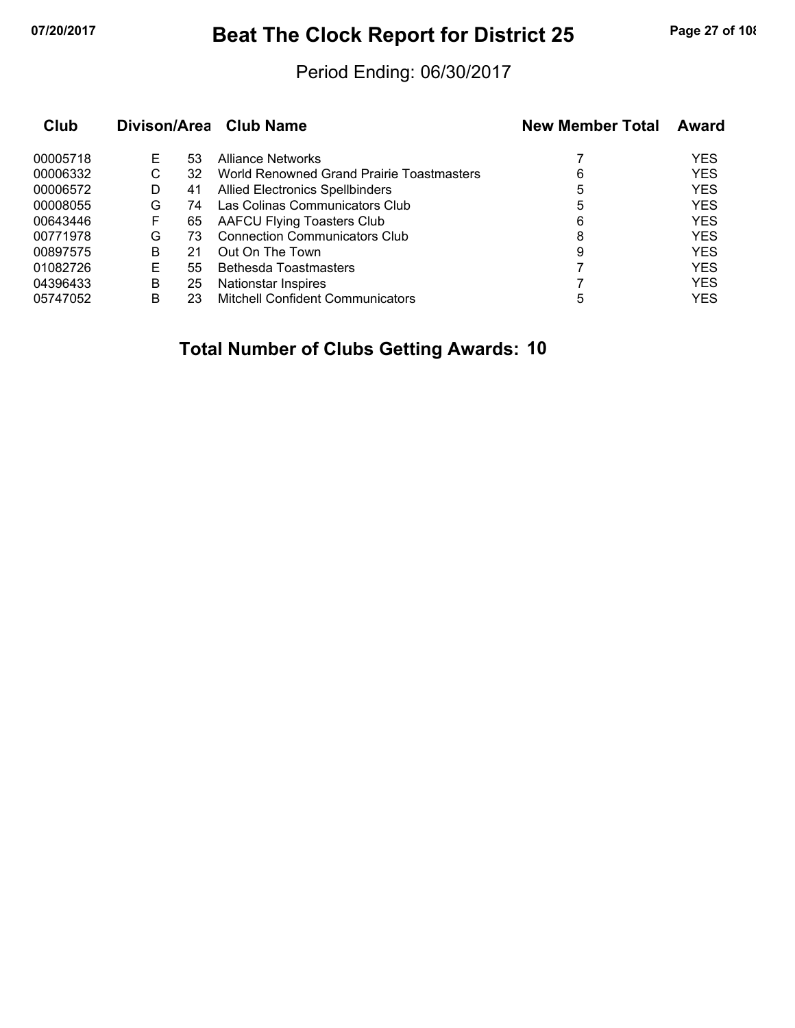# Beat The Clock Report for District 25

Period Ending: 06/30/2017

| Club | Divison/Area | | Club Name | New Member Total | Award |
|---|---|---|---|---|---|
| 00005718 | E | 53 | Alliance Networks | 7 | YES |
| 00006332 | C | 32 | World Renowned Grand Prairie Toastmasters | 6 | YES |
| 00006572 | D | 41 | Allied Electronics Spellbinders | 5 | YES |
| 00008055 | G | 74 | Las Colinas Communicators Club | 5 | YES |
| 00643446 | F | 65 | AAFCU Flying Toasters Club | 6 | YES |
| 00771978 | G | 73 | Connection Communicators Club | 8 | YES |
| 00897575 | B | 21 | Out On The Town | 9 | YES |
| 01082726 | E | 55 | Bethesda Toastmasters | 7 | YES |
| 04396433 | B | 25 | Nationstar Inspires | 7 | YES |
| 05747052 | B | 23 | Mitchell Confident Communicators | 5 | YES |

**Total Number of Clubs Getting Awards: 10**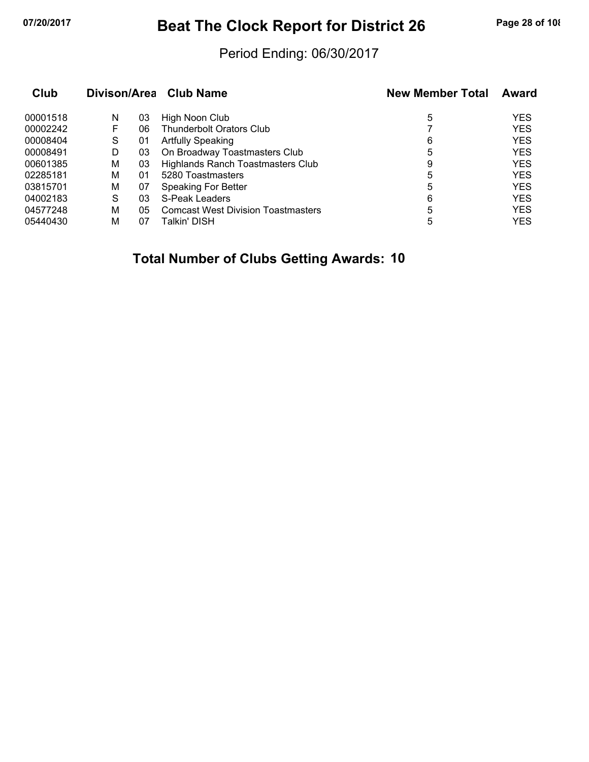# Beat The Clock Report for District 26

Period Ending: 06/30/2017

| Club | Divison/Area | | Club Name | New Member Total | Award |
|---|---|---|---|---|---|
| 00001518 | N | 03 | High Noon Club | 5 | YES |
| 00002242 | F | 06 | Thunderbolt Orators Club | 7 | YES |
| 00008404 | S | 01 | Artfully Speaking | 6 | YES |
| 00008491 | D | 03 | On Broadway Toastmasters Club | 5 | YES |
| 00601385 | M | 03 | Highlands Ranch Toastmasters Club | 9 | YES |
| 02285181 | M | 01 | 5280 Toastmasters | 5 | YES |
| 03815701 | M | 07 | Speaking For Better | 5 | YES |
| 04002183 | S | 03 | S-Peak Leaders | 6 | YES |
| 04577248 | M | 05 | Comcast West Division Toastmasters | 5 | YES |
| 05440430 | M | 07 | Talkin' DISH | 5 | YES |

**Total Number of Clubs Getting Awards: 10**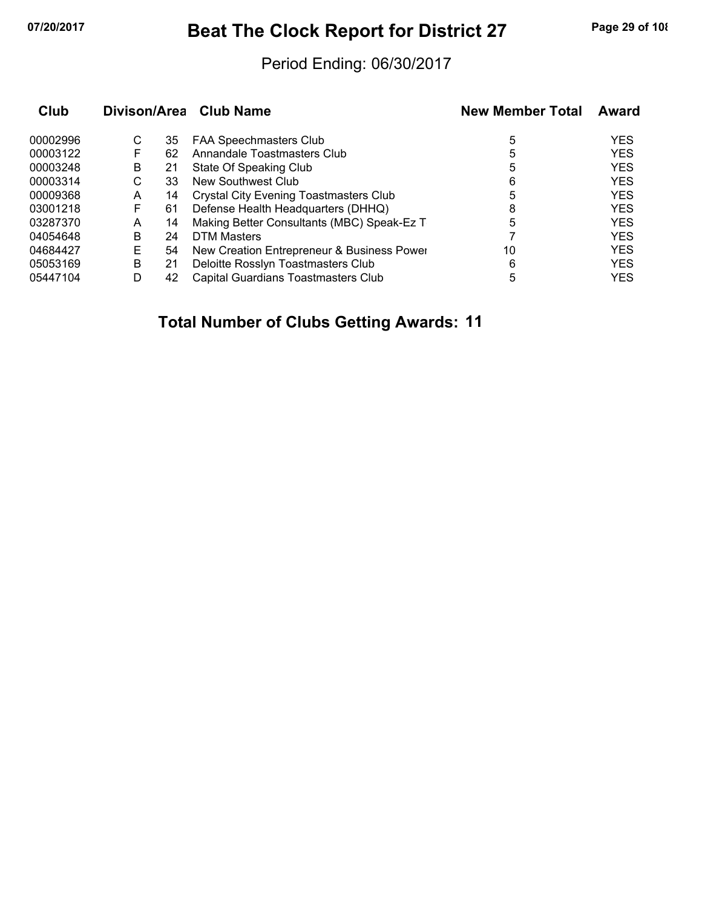# Beat The Clock Report for District 27

Period Ending: 06/30/2017

| Club | Divison/Area | | Club Name | New Member Total | Award |
|---|---|---|---|---|---|
| 00002996 | C | 35 | FAA Speechmasters Club | 5 | YES |
| 00003122 | F | 62 | Annandale Toastmasters Club | 5 | YES |
| 00003248 | B | 21 | State Of Speaking Club | 5 | YES |
| 00003314 | C | 33 | New Southwest Club | 6 | YES |
| 00009368 | A | 14 | Crystal City Evening Toastmasters Club | 5 | YES |
| 03001218 | F | 61 | Defense Health Headquarters (DHHQ) | 8 | YES |
| 03287370 | A | 14 | Making Better Consultants (MBC) Speak-Ez T | 5 | YES |
| 04054648 | B | 24 | DTM Masters | 7 | YES |
| 04684427 | E | 54 | New Creation Entrepreneur & Business Power | 10 | YES |
| 05053169 | B | 21 | Deloitte Rosslyn Toastmasters Club | 6 | YES |
| 05447104 | D | 42 | Capital Guardians Toastmasters Club | 5 | YES |

**Total Number of Clubs Getting Awards: 11**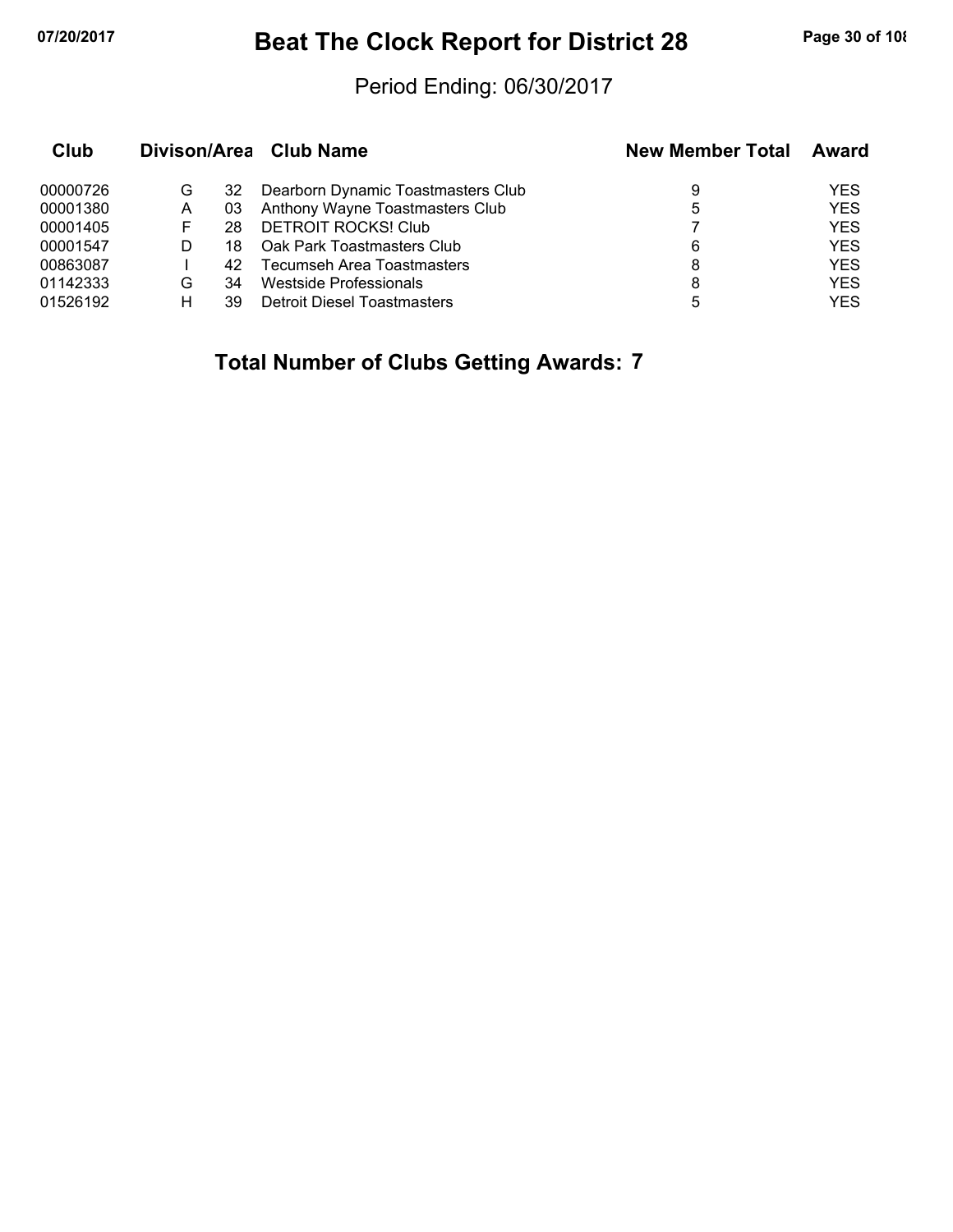# Beat The Clock Report for District 28

Period Ending: 06/30/2017

| Club | Divison/Area | | Club Name | New Member Total | Award |
|---|---|---|---|---|---|
| 00000726 | G | 32 | Dearborn Dynamic Toastmasters Club | 9 | YES |
| 00001380 | A | 03 | Anthony Wayne Toastmasters Club | 5 | YES |
| 00001405 | F | 28 | DETROIT ROCKS! Club | 7 | YES |
| 00001547 | D | 18 | Oak Park Toastmasters Club | 6 | YES |
| 00863087 | I | 42 | Tecumseh Area Toastmasters | 8 | YES |
| 01142333 | G | 34 | Westside Professionals | 8 | YES |
| 01526192 | H | 39 | Detroit Diesel Toastmasters | 5 | YES |

## Total Number of Clubs Getting Awards: 7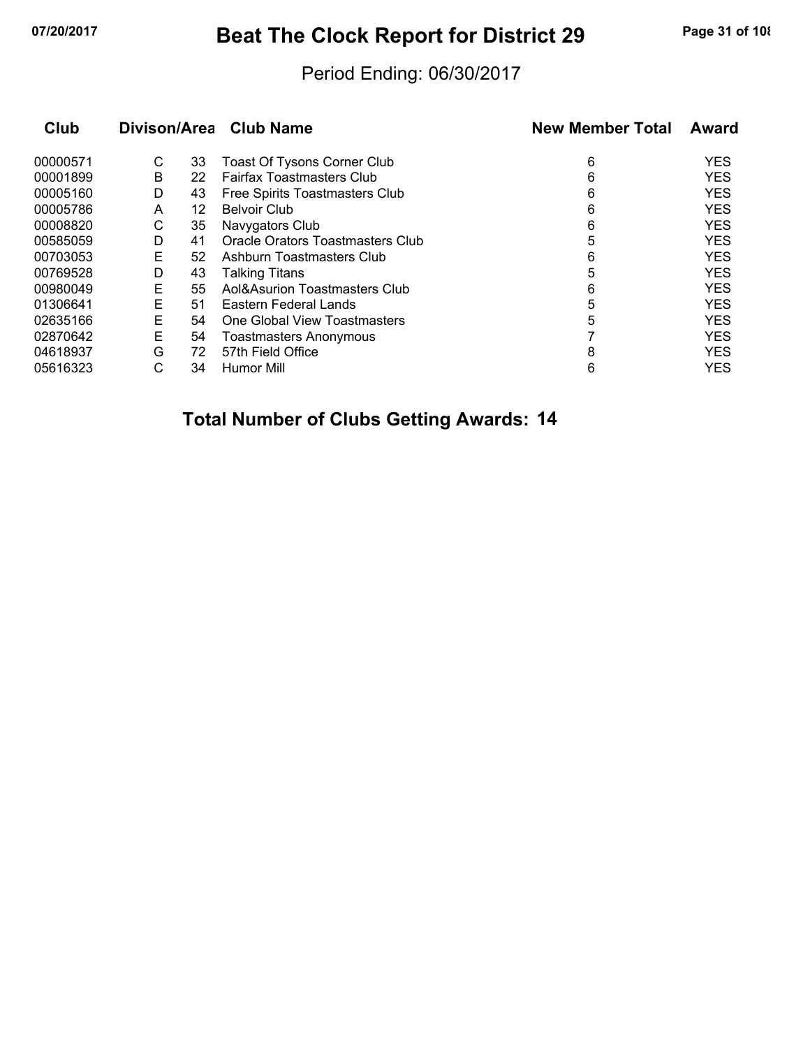# Beat The Clock Report for District 29

Period Ending: 06/30/2017

| Club | Divison/Area | | Club Name | New Member Total | Award |
|---|---|---|---|---|---|
| 00000571 | C | 33 | Toast Of Tysons Corner Club | 6 | YES |
| 00001899 | B | 22 | Fairfax Toastmasters Club | 6 | YES |
| 00005160 | D | 43 | Free Spirits Toastmasters Club | 6 | YES |
| 00005786 | A | 12 | Belvoir Club | 6 | YES |
| 00008820 | C | 35 | Navygators Club | 6 | YES |
| 00585059 | D | 41 | Oracle Orators Toastmasters Club | 5 | YES |
| 00703053 | E | 52 | Ashburn Toastmasters Club | 6 | YES |
| 00769528 | D | 43 | Talking Titans | 5 | YES |
| 00980049 | E | 55 | Aol&Asurion Toastmasters Club | 6 | YES |
| 01306641 | E | 51 | Eastern Federal Lands | 5 | YES |
| 02635166 | E | 54 | One Global View Toastmasters | 5 | YES |
| 02870642 | E | 54 | Toastmasters Anonymous | 7 | YES |
| 04618937 | G | 72 | 57th Field Office | 8 | YES |
| 05616323 | C | 34 | Humor Mill | 6 | YES |

**Total Number of Clubs Getting Awards: 14**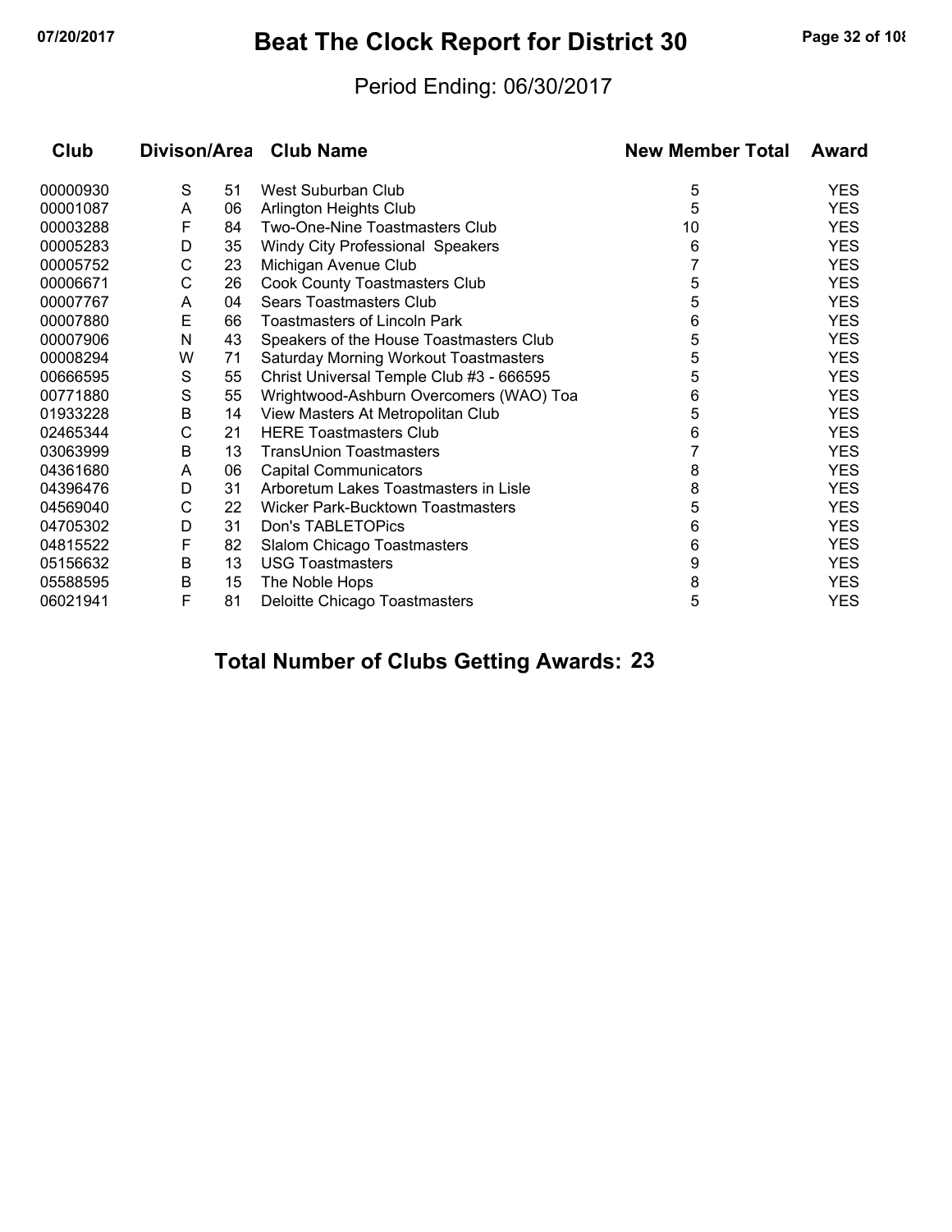# Beat The Clock Report for District 30

Period Ending: 06/30/2017

| Club | Divison/Area | | Club Name | New Member Total | Award |
|---|---|---|---|---|---|
| 00000930 | S | 51 | West Suburban Club | 5 | YES |
| 00001087 | A | 06 | Arlington Heights Club | 5 | YES |
| 00003288 | F | 84 | Two-One-Nine Toastmasters Club | 10 | YES |
| 00005283 | D | 35 | Windy City Professional Speakers | 6 | YES |
| 00005752 | C | 23 | Michigan Avenue Club | 7 | YES |
| 00006671 | C | 26 | Cook County Toastmasters Club | 5 | YES |
| 00007767 | A | 04 | Sears Toastmasters Club | 5 | YES |
| 00007880 | E | 66 | Toastmasters of Lincoln Park | 6 | YES |
| 00007906 | N | 43 | Speakers of the House Toastmasters Club | 5 | YES |
| 00008294 | W | 71 | Saturday Morning Workout Toastmasters | 5 | YES |
| 00666595 | S | 55 | Christ Universal Temple Club #3 - 666595 | 5 | YES |
| 00771880 | S | 55 | Wrightwood-Ashburn Overcomers (WAO) Toa | 6 | YES |
| 01933228 | B | 14 | View Masters At Metropolitan Club | 5 | YES |
| 02465344 | C | 21 | HERE Toastmasters Club | 6 | YES |
| 03063999 | B | 13 | TransUnion Toastmasters | 7 | YES |
| 04361680 | A | 06 | Capital Communicators | 8 | YES |
| 04396476 | D | 31 | Arboretum Lakes Toastmasters in Lisle | 8 | YES |
| 04569040 | C | 22 | Wicker Park-Bucktown Toastmasters | 5 | YES |
| 04705302 | D | 31 | Don's TABLETOPics | 6 | YES |
| 04815522 | F | 82 | Slalom Chicago Toastmasters | 6 | YES |
| 05156632 | B | 13 | USG Toastmasters | 9 | YES |
| 05588595 | B | 15 | The Noble Hops | 8 | YES |
| 06021941 | F | 81 | Deloitte Chicago Toastmasters | 5 | YES |

**Total Number of Clubs Getting Awards: 23**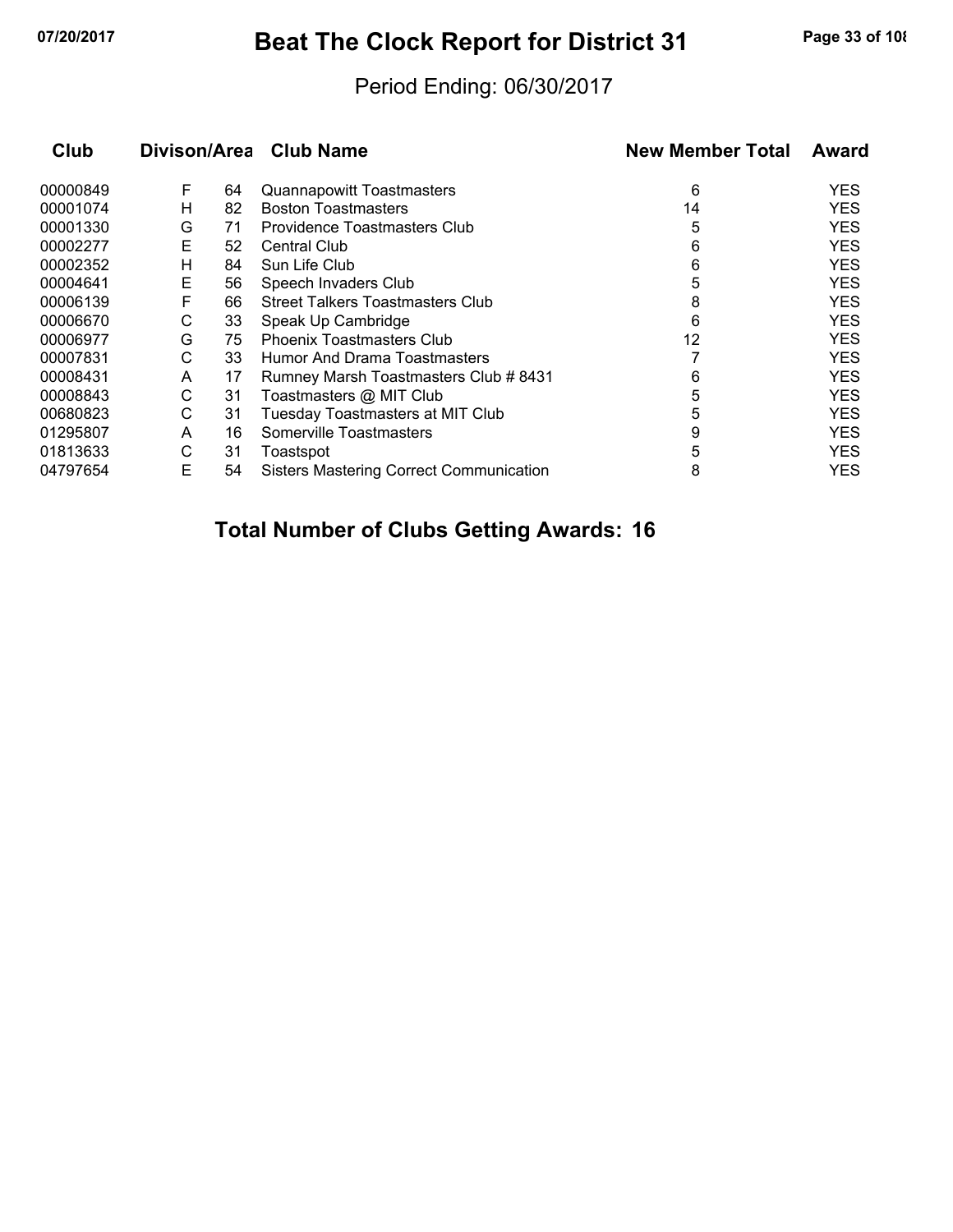# Beat The Clock Report for District 31

Period Ending: 06/30/2017

| Club | Divison/Area | | Club Name | New Member Total | Award |
|---|---|---|---|---|---|
| 00000849 | F | 64 | Quannapowitt Toastmasters | 6 | YES |
| 00001074 | H | 82 | Boston Toastmasters | 14 | YES |
| 00001330 | G | 71 | Providence Toastmasters Club | 5 | YES |
| 00002277 | E | 52 | Central Club | 6 | YES |
| 00002352 | H | 84 | Sun Life Club | 6 | YES |
| 00004641 | E | 56 | Speech Invaders Club | 5 | YES |
| 00006139 | F | 66 | Street Talkers Toastmasters Club | 8 | YES |
| 00006670 | C | 33 | Speak Up Cambridge | 6 | YES |
| 00006977 | G | 75 | Phoenix Toastmasters Club | 12 | YES |
| 00007831 | C | 33 | Humor And Drama Toastmasters | 7 | YES |
| 00008431 | A | 17 | Rumney Marsh Toastmasters Club # 8431 | 6 | YES |
| 00008843 | C | 31 | Toastmasters @ MIT Club | 5 | YES |
| 00680823 | C | 31 | Tuesday Toastmasters at MIT Club | 5 | YES |
| 01295807 | A | 16 | Somerville Toastmasters | 9 | YES |
| 01813633 | C | 31 | Toastspot | 5 | YES |
| 04797654 | E | 54 | Sisters Mastering Correct Communication | 8 | YES |

## Total Number of Clubs Getting Awards: 16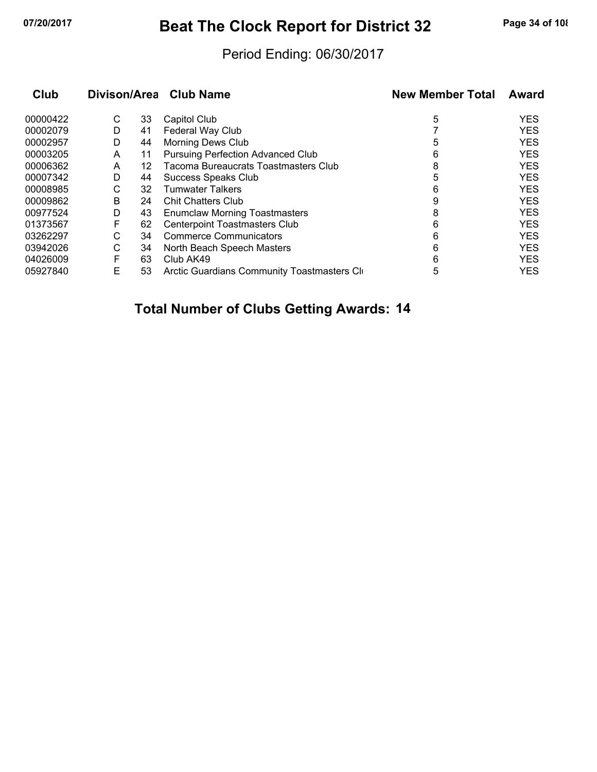# Beat The Clock Report for District 32

Period Ending: 06/30/2017

| Club | Divison/Area | | Club Name | New Member Total | Award |
|---|---|---|---|---|---|
| 00000422 | C | 33 | Capitol Club | 5 | YES |
| 00002079 | D | 41 | Federal Way Club | 7 | YES |
| 00002957 | D | 44 | Morning Dews Club | 5 | YES |
| 00003205 | A | 11 | Pursuing Perfection Advanced Club | 6 | YES |
| 00006362 | A | 12 | Tacoma Bureaucrats Toastmasters Club | 8 | YES |
| 00007342 | D | 44 | Success Speaks Club | 5 | YES |
| 00008985 | C | 32 | Tumwater Talkers | 6 | YES |
| 00009862 | B | 24 | Chit Chatters Club | 9 | YES |
| 00977524 | D | 43 | Enumclaw Morning Toastmasters | 8 | YES |
| 01373567 | F | 62 | Centerpoint Toastmasters Club | 6 | YES |
| 03262297 | C | 34 | Commerce Communicators | 6 | YES |
| 03942026 | C | 34 | North Beach Speech Masters | 6 | YES |
| 04026009 | F | 63 | Club AK49 | 6 | YES |
| 05927840 | E | 53 | Arctic Guardians Community Toastmasters Cl | 5 | YES |

**Total Number of Clubs Getting Awards: 14**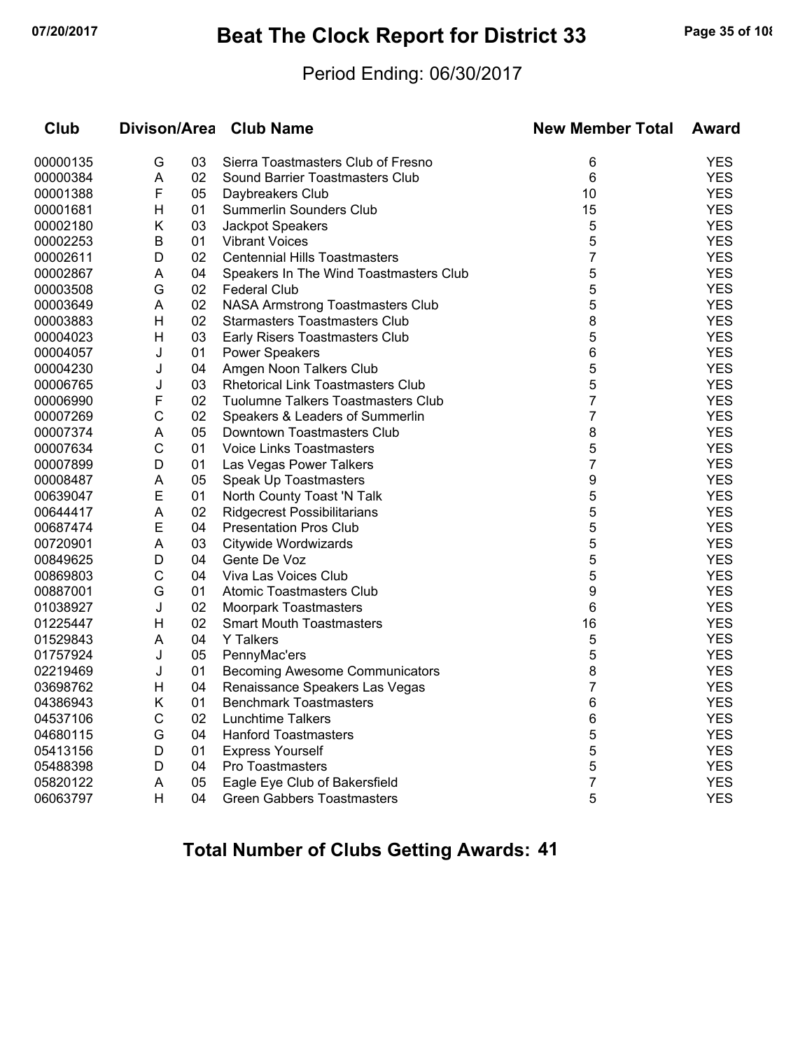# Beat The Clock Report for District 33

Period Ending: 06/30/2017

| Club | Divison/Area | | Club Name | New Member Total | Award |
|---|---|---|---|---|---|
| 00000135 | G | 03 | Sierra Toastmasters Club of Fresno | 6 | YES |
| 00000384 | A | 02 | Sound Barrier Toastmasters Club | 6 | YES |
| 00001388 | F | 05 | Daybreakers Club | 10 | YES |
| 00001681 | H | 01 | Summerlin Sounders Club | 15 | YES |
| 00002180 | K | 03 | Jackpot Speakers | 5 | YES |
| 00002253 | B | 01 | Vibrant Voices | 5 | YES |
| 00002611 | D | 02 | Centennial Hills Toastmasters | 7 | YES |
| 00002867 | A | 04 | Speakers In The Wind Toastmasters Club | 5 | YES |
| 00003508 | G | 02 | Federal Club | 5 | YES |
| 00003649 | A | 02 | NASA Armstrong Toastmasters Club | 5 | YES |
| 00003883 | H | 02 | Starmasters Toastmasters Club | 8 | YES |
| 00004023 | H | 03 | Early Risers Toastmasters Club | 5 | YES |
| 00004057 | J | 01 | Power Speakers | 6 | YES |
| 00004230 | J | 04 | Amgen Noon Talkers Club | 5 | YES |
| 00006765 | J | 03 | Rhetorical Link Toastmasters Club | 5 | YES |
| 00006990 | F | 02 | Tuolumne Talkers Toastmasters Club | 7 | YES |
| 00007269 | C | 02 | Speakers & Leaders of Summerlin | 7 | YES |
| 00007374 | A | 05 | Downtown Toastmasters Club | 8 | YES |
| 00007634 | C | 01 | Voice Links Toastmasters | 5 | YES |
| 00007899 | D | 01 | Las Vegas Power Talkers | 7 | YES |
| 00008487 | A | 05 | Speak Up Toastmasters | 9 | YES |
| 00639047 | E | 01 | North County Toast 'N Talk | 5 | YES |
| 00644417 | A | 02 | Ridgecrest Possibilitarians | 5 | YES |
| 00687474 | E | 04 | Presentation Pros Club | 5 | YES |
| 00720901 | A | 03 | Citywide Wordwizards | 5 | YES |
| 00849625 | D | 04 | Gente De Voz | 5 | YES |
| 00869803 | C | 04 | Viva Las Voices Club | 5 | YES |
| 00887001 | G | 01 | Atomic Toastmasters Club | 9 | YES |
| 01038927 | J | 02 | Moorpark Toastmasters | 6 | YES |
| 01225447 | H | 02 | Smart Mouth Toastmasters | 16 | YES |
| 01529843 | A | 04 | Y Talkers | 5 | YES |
| 01757924 | J | 05 | PennyMac'ers | 5 | YES |
| 02219469 | J | 01 | Becoming Awesome Communicators | 8 | YES |
| 03698762 | H | 04 | Renaissance Speakers Las Vegas | 7 | YES |
| 04386943 | K | 01 | Benchmark Toastmasters | 6 | YES |
| 04537106 | C | 02 | Lunchtime Talkers | 6 | YES |
| 04680115 | G | 04 | Hanford Toastmasters | 5 | YES |
| 05413156 | D | 01 | Express Yourself | 5 | YES |
| 05488398 | D | 04 | Pro Toastmasters | 5 | YES |
| 05820122 | A | 05 | Eagle Eye Club of Bakersfield | 7 | YES |
| 06063797 | H | 04 | Green Gabbers Toastmasters | 5 | YES |

**Total Number of Clubs Getting Awards: 41**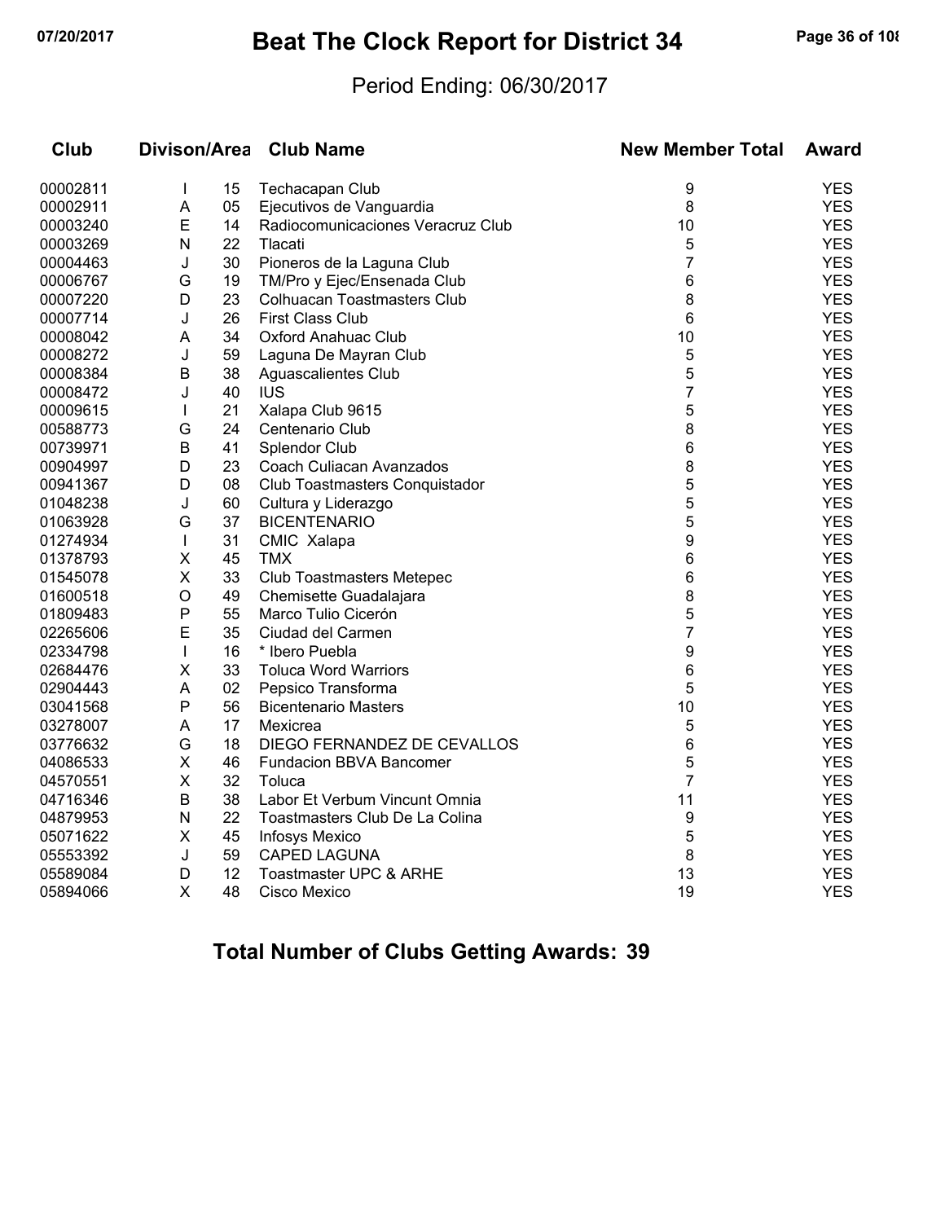# Beat The Clock Report for District 34

Period Ending: 06/30/2017

| Club | Divison/Area | | Club Name | New Member Total | Award |
|---|---|---|---|---|---|
| 00002811 | I | 15 | Techacapan Club | 9 | YES |
| 00002911 | A | 05 | Ejecutivos de Vanguardia | 8 | YES |
| 00003240 | E | 14 | Radiocomunicaciones Veracruz Club | 10 | YES |
| 00003269 | N | 22 | Tlacati | 5 | YES |
| 00004463 | J | 30 | Pioneros de la Laguna Club | 7 | YES |
| 00006767 | G | 19 | TM/Pro y Ejec/Ensenada Club | 6 | YES |
| 00007220 | D | 23 | Colhuacan Toastmasters Club | 8 | YES |
| 00007714 | J | 26 | First Class Club | 6 | YES |
| 00008042 | A | 34 | Oxford Anahuac Club | 10 | YES |
| 00008272 | J | 59 | Laguna De Mayran Club | 5 | YES |
| 00008384 | B | 38 | Aguascalientes Club | 5 | YES |
| 00008472 | J | 40 | IUS | 7 | YES |
| 00009615 | I | 21 | Xalapa Club 9615 | 5 | YES |
| 00588773 | G | 24 | Centenario Club | 8 | YES |
| 00739971 | B | 41 | Splendor Club | 6 | YES |
| 00904997 | D | 23 | Coach Culiacan Avanzados | 8 | YES |
| 00941367 | D | 08 | Club Toastmasters Conquistador | 5 | YES |
| 01048238 | J | 60 | Cultura y Liderazgo | 5 | YES |
| 01063928 | G | 37 | BICENTENARIO | 5 | YES |
| 01274934 | I | 31 | CMIC Xalapa | 9 | YES |
| 01378793 | X | 45 | TMX | 6 | YES |
| 01545078 | X | 33 | Club Toastmasters Metepec | 6 | YES |
| 01600518 | O | 49 | Chemisette Guadalajara | 8 | YES |
| 01809483 | P | 55 | Marco Tulio Cicerón | 5 | YES |
| 02265606 | E | 35 | Ciudad del Carmen | 7 | YES |
| 02334798 | I | 16 | * Ibero Puebla | 9 | YES |
| 02684476 | X | 33 | Toluca Word Warriors | 6 | YES |
| 02904443 | A | 02 | Pepsico Transforma | 5 | YES |
| 03041568 | P | 56 | Bicentenario Masters | 10 | YES |
| 03278007 | A | 17 | Mexicrea | 5 | YES |
| 03776632 | G | 18 | DIEGO FERNANDEZ DE CEVALLOS | 6 | YES |
| 04086533 | X | 46 | Fundacion BBVA Bancomer | 5 | YES |
| 04570551 | X | 32 | Toluca | 7 | YES |
| 04716346 | B | 38 | Labor Et Verbum Vincunt Omnia | 11 | YES |
| 04879953 | N | 22 | Toastmasters Club De La Colina | 9 | YES |
| 05071622 | X | 45 | Infosys Mexico | 5 | YES |
| 05553392 | J | 59 | CAPED LAGUNA | 8 | YES |
| 05589084 | D | 12 | Toastmaster UPC & ARHE | 13 | YES |
| 05894066 | X | 48 | Cisco Mexico | 19 | YES |

## Total Number of Clubs Getting Awards: 39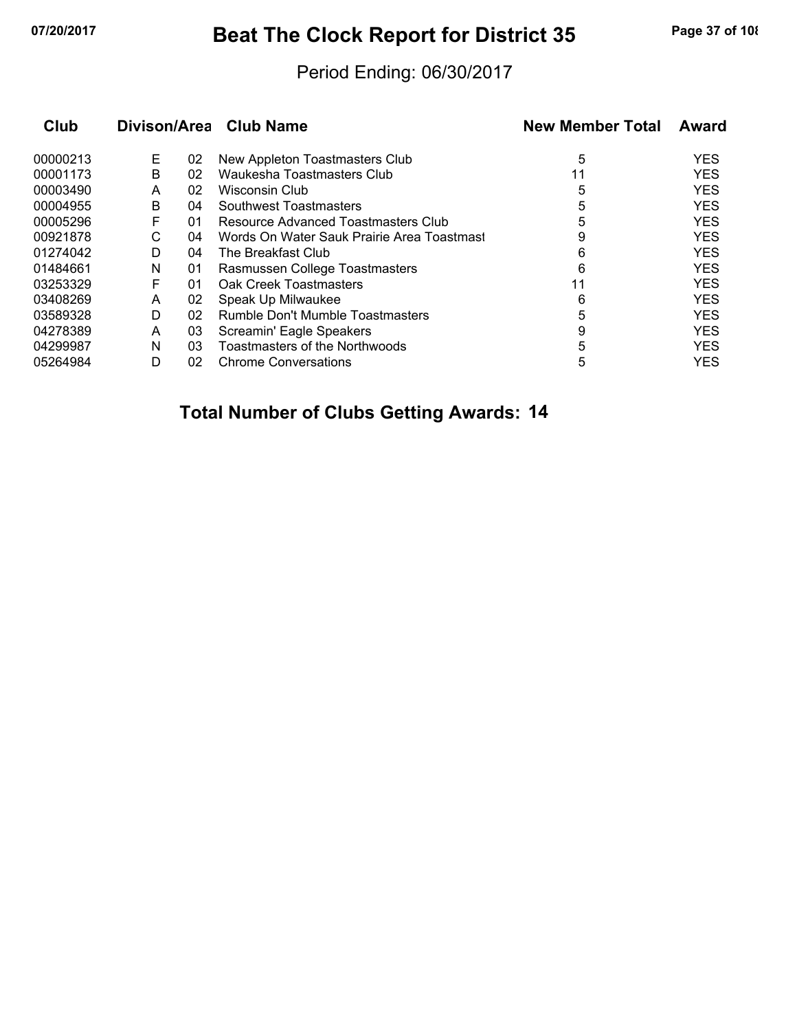# Beat The Clock Report for District 35

Period Ending: 06/30/2017

| Club | Divison/Area | | Club Name | New Member Total | Award |
|---|---|---|---|---|---|
| 00000213 | E | 02 | New Appleton Toastmasters Club | 5 | YES |
| 00001173 | B | 02 | Waukesha Toastmasters Club | 11 | YES |
| 00003490 | A | 02 | Wisconsin Club | 5 | YES |
| 00004955 | B | 04 | Southwest Toastmasters | 5 | YES |
| 00005296 | F | 01 | Resource Advanced Toastmasters Club | 5 | YES |
| 00921878 | C | 04 | Words On Water Sauk Prairie Area Toastmast | 9 | YES |
| 01274042 | D | 04 | The Breakfast Club | 6 | YES |
| 01484661 | N | 01 | Rasmussen College Toastmasters | 6 | YES |
| 03253329 | F | 01 | Oak Creek Toastmasters | 11 | YES |
| 03408269 | A | 02 | Speak Up Milwaukee | 6 | YES |
| 03589328 | D | 02 | Rumble Don't Mumble Toastmasters | 5 | YES |
| 04278389 | A | 03 | Screamin' Eagle Speakers | 9 | YES |
| 04299987 | N | 03 | Toastmasters of the Northwoods | 5 | YES |
| 05264984 | D | 02 | Chrome Conversations | 5 | YES |

**Total Number of Clubs Getting Awards: 14**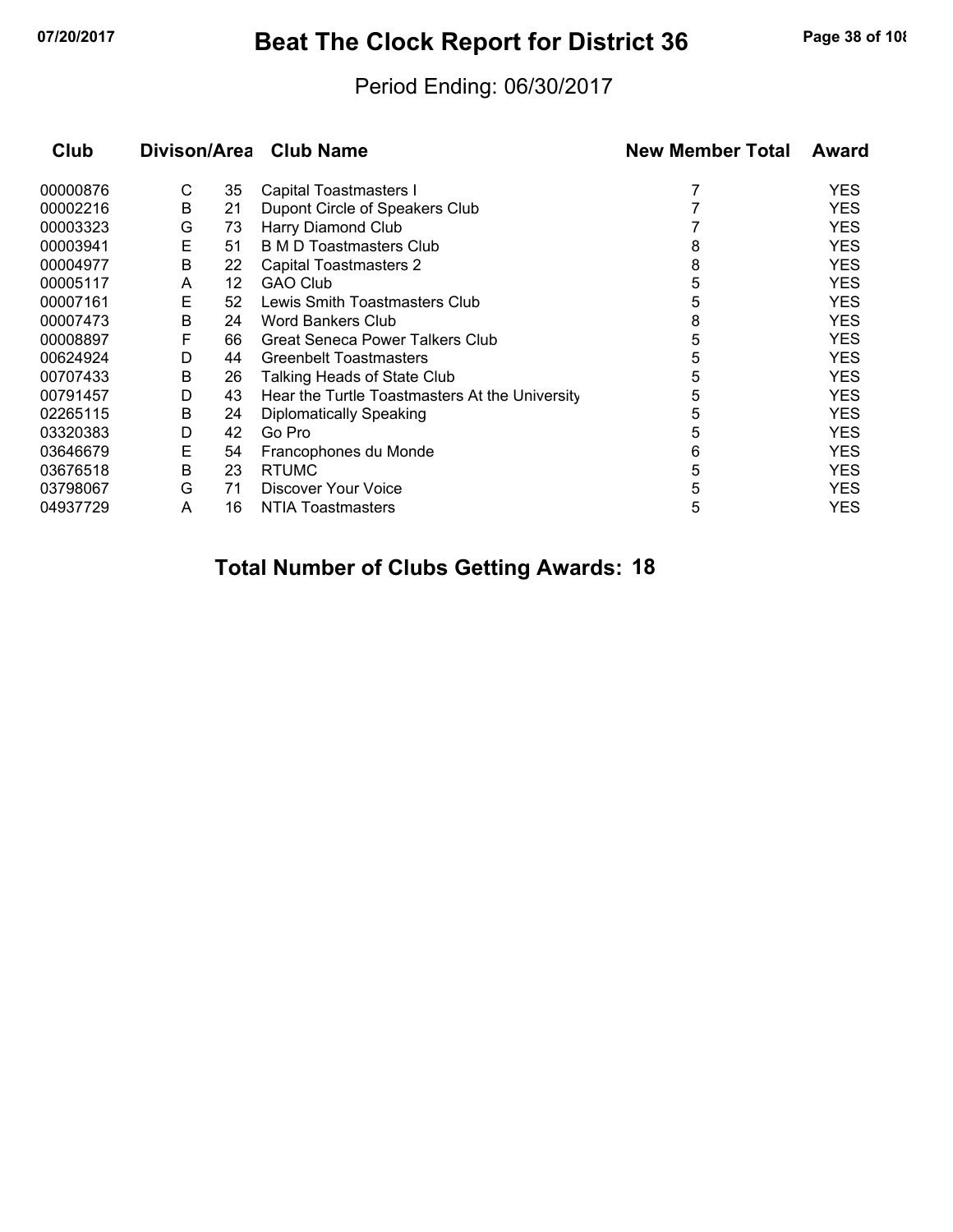# Beat The Clock Report for District 36

Period Ending: 06/30/2017

| Club | Divison/Area | | Club Name | New Member Total | Award |
|---|---|---|---|---|---|
| 00000876 | C | 35 | Capital Toastmasters I | 7 | YES |
| 00002216 | B | 21 | Dupont Circle of Speakers Club | 7 | YES |
| 00003323 | G | 73 | Harry Diamond Club | 7 | YES |
| 00003941 | E | 51 | B M D Toastmasters Club | 8 | YES |
| 00004977 | B | 22 | Capital Toastmasters 2 | 8 | YES |
| 00005117 | A | 12 | GAO Club | 5 | YES |
| 00007161 | E | 52 | Lewis Smith Toastmasters Club | 5 | YES |
| 00007473 | B | 24 | Word Bankers Club | 8 | YES |
| 00008897 | F | 66 | Great Seneca Power Talkers Club | 5 | YES |
| 00624924 | D | 44 | Greenbelt Toastmasters | 5 | YES |
| 00707433 | B | 26 | Talking Heads of State Club | 5 | YES |
| 00791457 | D | 43 | Hear the Turtle Toastmasters At the University | 5 | YES |
| 02265115 | B | 24 | Diplomatically Speaking | 5 | YES |
| 03320383 | D | 42 | Go Pro | 5 | YES |
| 03646679 | E | 54 | Francophones du Monde | 6 | YES |
| 03676518 | B | 23 | RTUMC | 5 | YES |
| 03798067 | G | 71 | Discover Your Voice | 5 | YES |
| 04937729 | A | 16 | NTIA Toastmasters | 5 | YES |

**Total Number of Clubs Getting Awards: 18**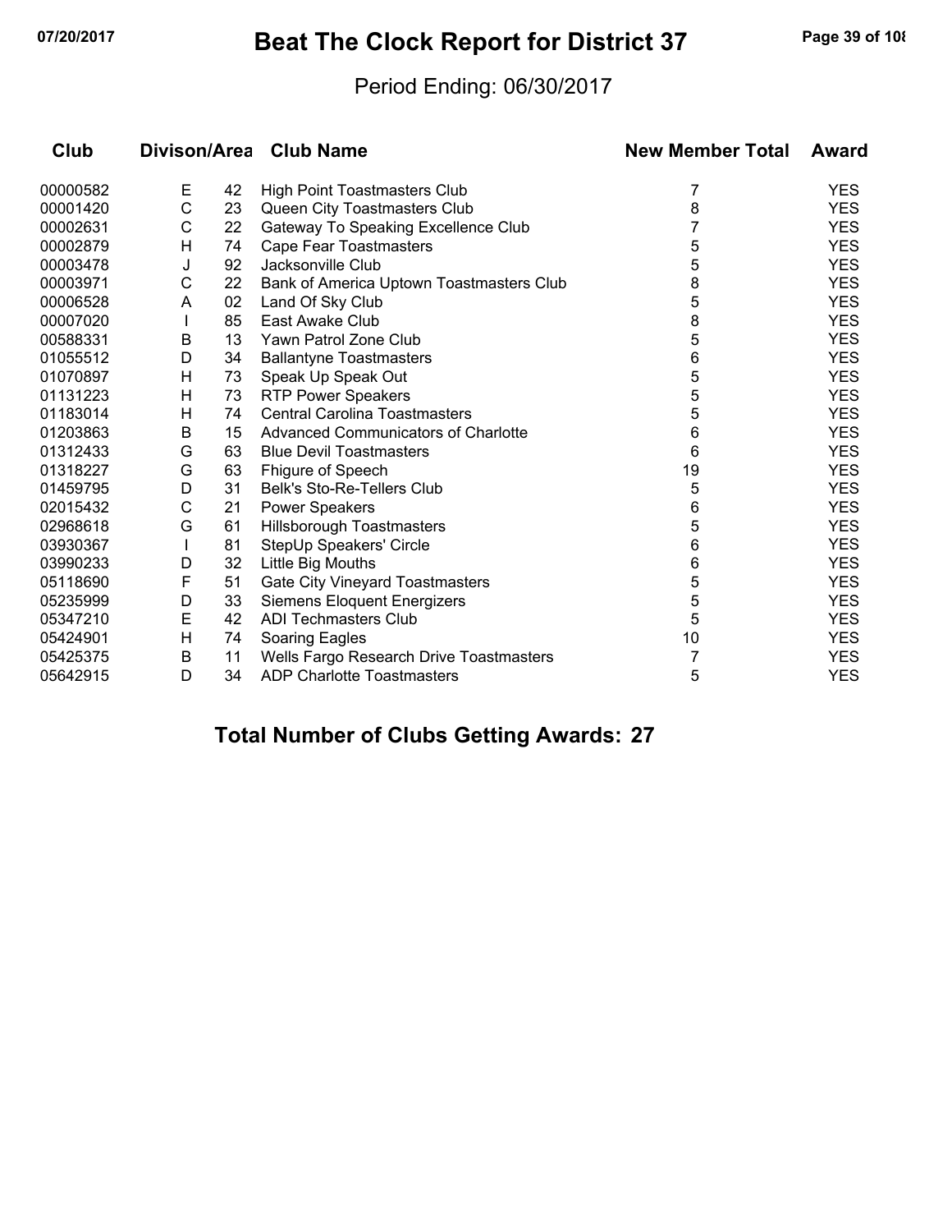# Beat The Clock Report for District 37

Period Ending: 06/30/2017

| Club | Divison | Area | Club Name | New Member Total | Award |
|---|---|---|---|---|---|
| 00000582 | E | 42 | High Point Toastmasters Club | 7 | YES |
| 00001420 | C | 23 | Queen City Toastmasters Club | 8 | YES |
| 00002631 | C | 22 | Gateway To Speaking Excellence Club | 7 | YES |
| 00002879 | H | 74 | Cape Fear Toastmasters | 5 | YES |
| 00003478 | J | 92 | Jacksonville Club | 5 | YES |
| 00003971 | C | 22 | Bank of America Uptown Toastmasters Club | 8 | YES |
| 00006528 | A | 02 | Land Of Sky Club | 5 | YES |
| 00007020 | I | 85 | East Awake Club | 8 | YES |
| 00588331 | B | 13 | Yawn Patrol Zone Club | 5 | YES |
| 01055512 | D | 34 | Ballantyne Toastmasters | 6 | YES |
| 01070897 | H | 73 | Speak Up Speak Out | 5 | YES |
| 01131223 | H | 73 | RTP Power Speakers | 5 | YES |
| 01183014 | H | 74 | Central Carolina Toastmasters | 5 | YES |
| 01203863 | B | 15 | Advanced Communicators of Charlotte | 6 | YES |
| 01312433 | G | 63 | Blue Devil Toastmasters | 6 | YES |
| 01318227 | G | 63 | Fhigure of Speech | 19 | YES |
| 01459795 | D | 31 | Belk's Sto-Re-Tellers Club | 5 | YES |
| 02015432 | C | 21 | Power Speakers | 6 | YES |
| 02968618 | G | 61 | Hillsborough Toastmasters | 5 | YES |
| 03930367 | I | 81 | StepUp Speakers' Circle | 6 | YES |
| 03990233 | D | 32 | Little Big Mouths | 6 | YES |
| 05118690 | F | 51 | Gate City Vineyard Toastmasters | 5 | YES |
| 05235999 | D | 33 | Siemens Eloquent Energizers | 5 | YES |
| 05347210 | E | 42 | ADI Techmasters Club | 5 | YES |
| 05424901 | H | 74 | Soaring Eagles | 10 | YES |
| 05425375 | B | 11 | Wells Fargo Research Drive Toastmasters | 7 | YES |
| 05642915 | D | 34 | ADP Charlotte Toastmasters | 5 | YES |

**Total Number of Clubs Getting Awards: 27**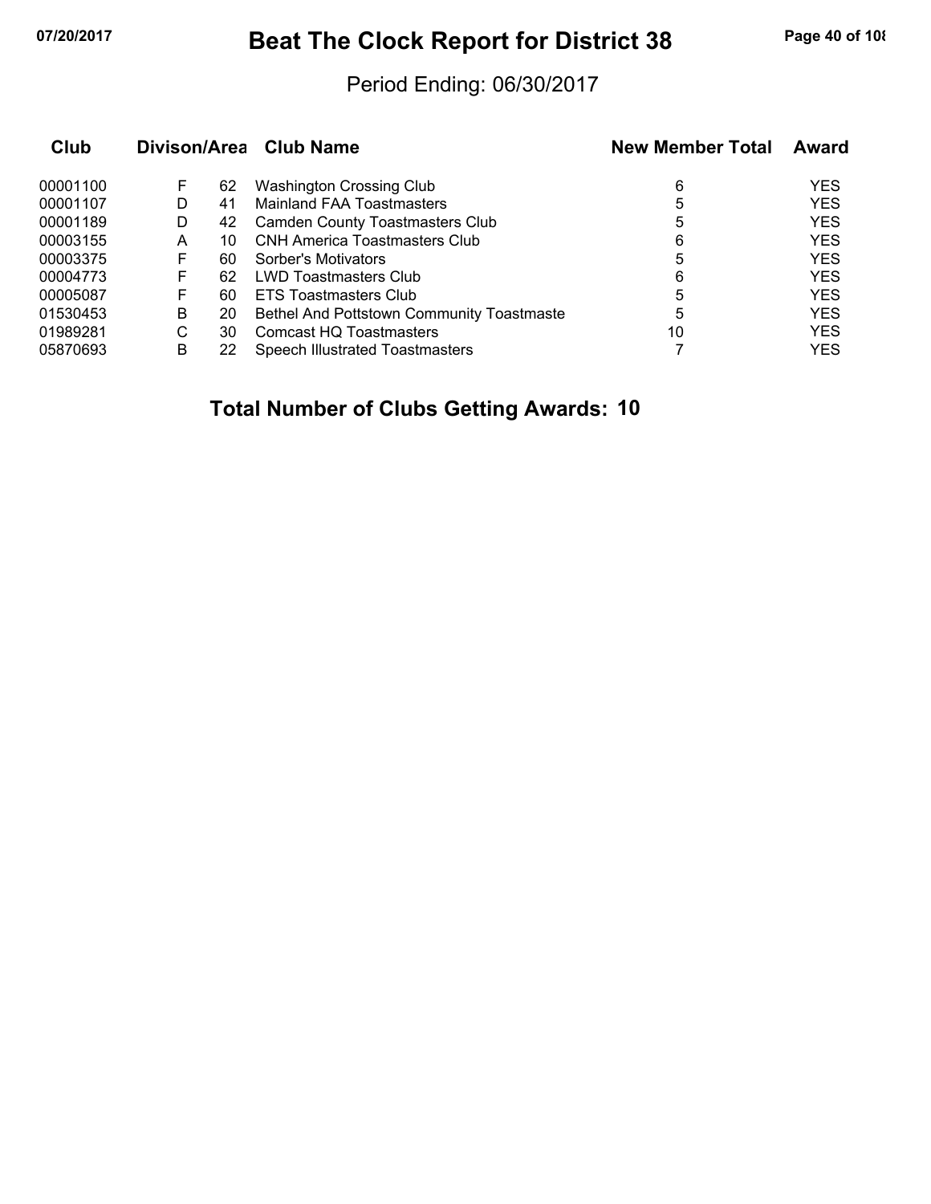# Beat The Clock Report for District 38

Period Ending: 06/30/2017

| Club | Divison | Area | Club Name | New Member Total | Award |
|---|---|---|---|---|---|
| 00001100 | F | 62 | Washington Crossing Club | 6 | YES |
| 00001107 | D | 41 | Mainland FAA Toastmasters | 5 | YES |
| 00001189 | D | 42 | Camden County Toastmasters Club | 5 | YES |
| 00003155 | A | 10 | CNH America Toastmasters Club | 6 | YES |
| 00003375 | F | 60 | Sorber's Motivators | 5 | YES |
| 00004773 | F | 62 | LWD Toastmasters Club | 6 | YES |
| 00005087 | F | 60 | ETS Toastmasters Club | 5 | YES |
| 01530453 | B | 20 | Bethel And Pottstown Community Toastmaste | 5 | YES |
| 01989281 | C | 30 | Comcast HQ Toastmasters | 10 | YES |
| 05870693 | B | 22 | Speech Illustrated Toastmasters | 7 | YES |

**Total Number of Clubs Getting Awards: 10**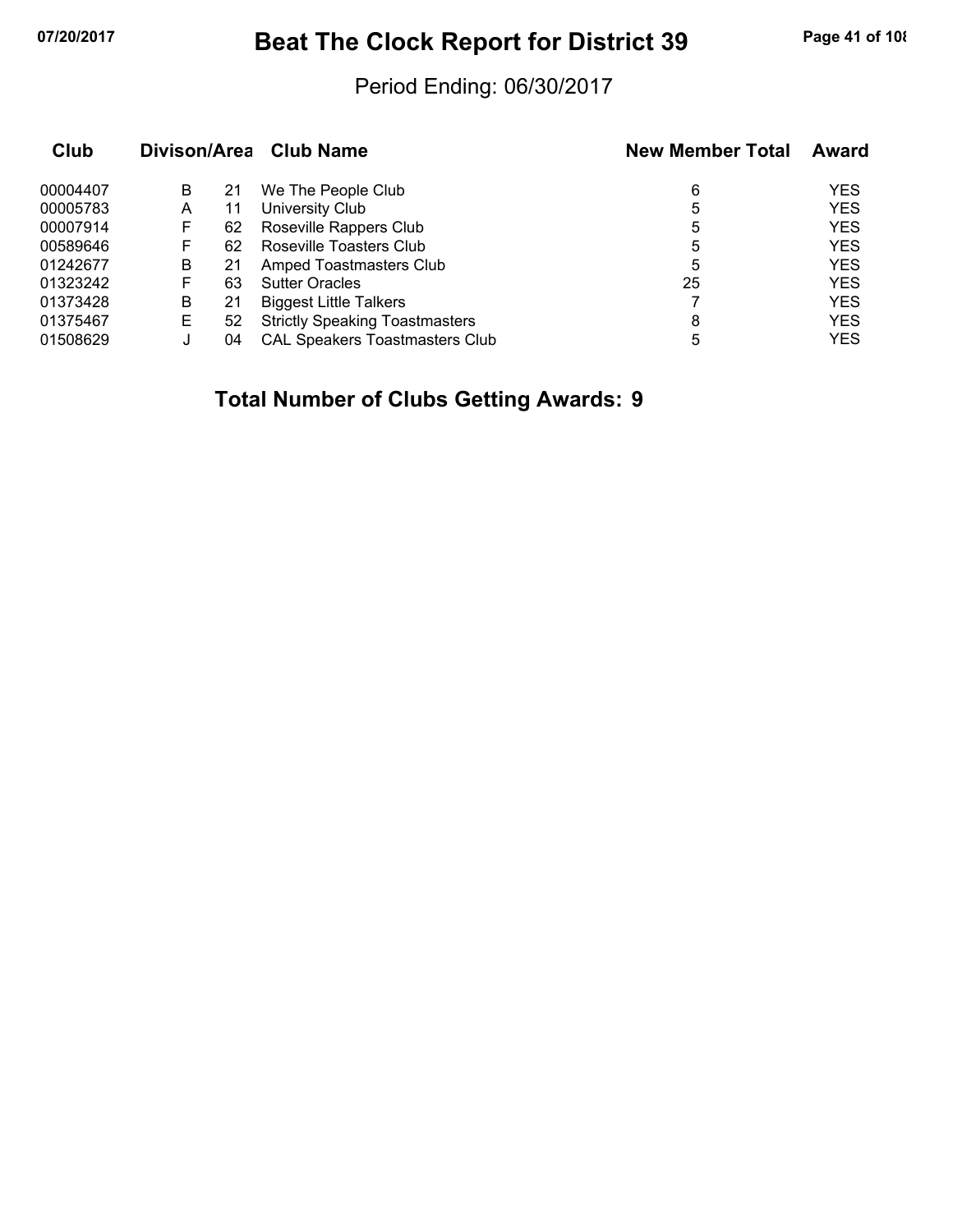# Beat The Clock Report for District 39

Period Ending: 06/30/2017

| Club | Divison/Area | | Club Name | New Member Total | Award |
|---|---|---|---|---|---|
| 00004407 | B | 21 | We The People Club | 6 | YES |
| 00005783 | A | 11 | University Club | 5 | YES |
| 00007914 | F | 62 | Roseville Rappers Club | 5 | YES |
| 00589646 | F | 62 | Roseville Toasters Club | 5 | YES |
| 01242677 | B | 21 | Amped Toastmasters Club | 5 | YES |
| 01323242 | F | 63 | Sutter Oracles | 25 | YES |
| 01373428 | B | 21 | Biggest Little Talkers | 7 | YES |
| 01375467 | E | 52 | Strictly Speaking Toastmasters | 8 | YES |
| 01508629 | J | 04 | CAL Speakers Toastmasters Club | 5 | YES |

## Total Number of Clubs Getting Awards: 9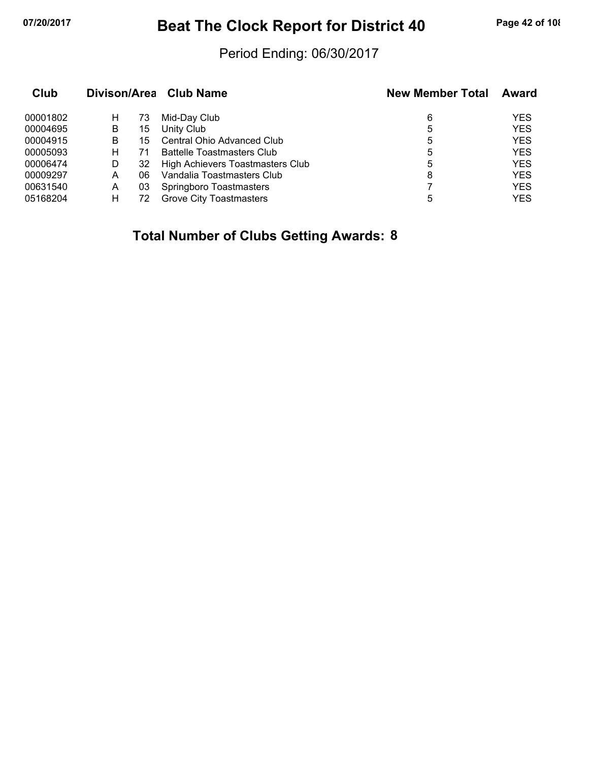# Beat The Clock Report for District 40

Period Ending: 06/30/2017

| Club | Divison/Area | | Club Name | New Member Total | Award |
|---|---|---|---|---|---|
| 00001802 | H | 73 | Mid-Day Club | 6 | YES |
| 00004695 | B | 15 | Unity Club | 5 | YES |
| 00004915 | B | 15 | Central Ohio Advanced Club | 5 | YES |
| 00005093 | H | 71 | Battelle Toastmasters Club | 5 | YES |
| 00006474 | D | 32 | High Achievers Toastmasters Club | 5 | YES |
| 00009297 | A | 06 | Vandalia Toastmasters Club | 8 | YES |
| 00631540 | A | 03 | Springboro Toastmasters | 7 | YES |
| 05168204 | H | 72 | Grove City Toastmasters | 5 | YES |

**Total Number of Clubs Getting Awards: 8**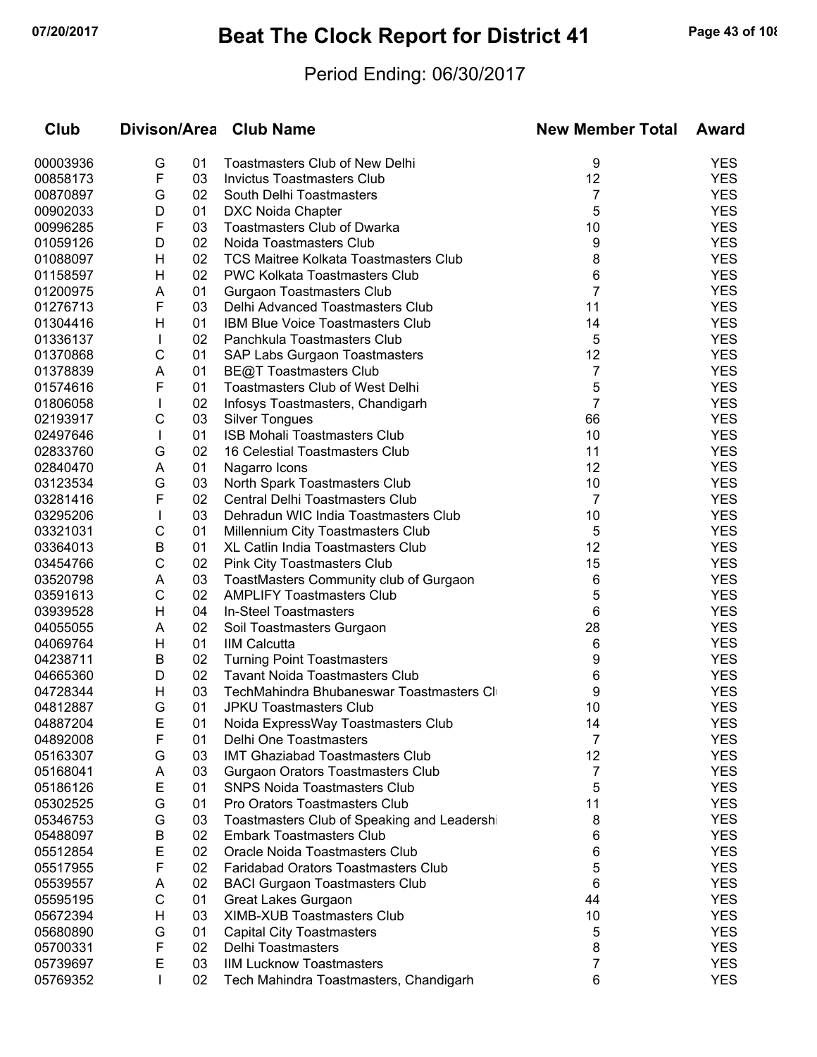# Beat The Clock Report for District 41

Period Ending: 06/30/2017

| Club | Divison/Area | | Club Name | New Member Total | Award |
|---|---|---|---|---|---|
| 00003936 | G | 01 | Toastmasters Club of New Delhi | 9 | YES |
| 00858173 | F | 03 | Invictus Toastmasters Club | 12 | YES |
| 00870897 | G | 02 | South Delhi Toastmasters | 7 | YES |
| 00902033 | D | 01 | DXC Noida Chapter | 5 | YES |
| 00996285 | F | 03 | Toastmasters Club of Dwarka | 10 | YES |
| 01059126 | D | 02 | Noida Toastmasters Club | 9 | YES |
| 01088097 | H | 02 | TCS Maitree Kolkata Toastmasters Club | 8 | YES |
| 01158597 | H | 02 | PWC Kolkata Toastmasters Club | 6 | YES |
| 01200975 | A | 01 | Gurgaon Toastmasters Club | 7 | YES |
| 01276713 | F | 03 | Delhi Advanced Toastmasters Club | 11 | YES |
| 01304416 | H | 01 | IBM Blue Voice Toastmasters Club | 14 | YES |
| 01336137 | I | 02 | Panchkula Toastmasters Club | 5 | YES |
| 01370868 | C | 01 | SAP Labs Gurgaon Toastmasters | 12 | YES |
| 01378839 | A | 01 | BE@T Toastmasters Club | 7 | YES |
| 01574616 | F | 01 | Toastmasters Club of West Delhi | 5 | YES |
| 01806058 | I | 02 | Infosys Toastmasters, Chandigarh | 7 | YES |
| 02193917 | C | 03 | Silver Tongues | 66 | YES |
| 02497646 | I | 01 | ISB Mohali Toastmasters Club | 10 | YES |
| 02833760 | G | 02 | 16 Celestial Toastmasters Club | 11 | YES |
| 02840470 | A | 01 | Nagarro Icons | 12 | YES |
| 03123534 | G | 03 | North Spark Toastmasters Club | 10 | YES |
| 03281416 | F | 02 | Central Delhi Toastmasters Club | 7 | YES |
| 03295206 | I | 03 | Dehradun WIC India Toastmasters Club | 10 | YES |
| 03321031 | C | 01 | Millennium City Toastmasters Club | 5 | YES |
| 03364013 | B | 01 | XL Catlin India Toastmasters Club | 12 | YES |
| 03454766 | C | 02 | Pink City Toastmasters Club | 15 | YES |
| 03520798 | A | 03 | ToastMasters Community club of Gurgaon | 6 | YES |
| 03591613 | C | 02 | AMPLIFY Toastmasters Club | 5 | YES |
| 03939528 | H | 04 | In-Steel Toastmasters | 6 | YES |
| 04055055 | A | 02 | Soil Toastmasters Gurgaon | 28 | YES |
| 04069764 | H | 01 | IIM Calcutta | 6 | YES |
| 04238711 | B | 02 | Turning Point Toastmasters | 9 | YES |
| 04665360 | D | 02 | Tavant Noida Toastmasters Club | 6 | YES |
| 04728344 | H | 03 | TechMahindra Bhubaneswar Toastmasters Cl | 9 | YES |
| 04812887 | G | 01 | JPKU Toastmasters Club | 10 | YES |
| 04887204 | E | 01 | Noida ExpressWay Toastmasters Club | 14 | YES |
| 04892008 | F | 01 | Delhi One Toastmasters | 7 | YES |
| 05163307 | G | 03 | IMT Ghaziabad Toastmasters Club | 12 | YES |
| 05168041 | A | 03 | Gurgaon Orators Toastmasters Club | 7 | YES |
| 05186126 | E | 01 | SNPS Noida Toastmasters Club | 5 | YES |
| 05302525 | G | 01 | Pro Orators Toastmasters Club | 11 | YES |
| 05346753 | G | 03 | Toastmasters Club of Speaking and Leadershi | 8 | YES |
| 05488097 | B | 02 | Embark Toastmasters Club | 6 | YES |
| 05512854 | E | 02 | Oracle Noida Toastmasters Club | 6 | YES |
| 05517955 | F | 02 | Faridabad Orators Toastmasters Club | 5 | YES |
| 05539557 | A | 02 | BACI Gurgaon Toastmasters Club | 6 | YES |
| 05595195 | C | 01 | Great Lakes Gurgaon | 44 | YES |
| 05672394 | H | 03 | XIMB-XUB Toastmasters Club | 10 | YES |
| 05680890 | G | 01 | Capital City Toastmasters | 5 | YES |
| 05700331 | F | 02 | Delhi Toastmasters | 8 | YES |
| 05739697 | E | 03 | IIM Lucknow Toastmasters | 7 | YES |
| 05769352 | I | 02 | Tech Mahindra Toastmasters, Chandigarh | 6 | YES |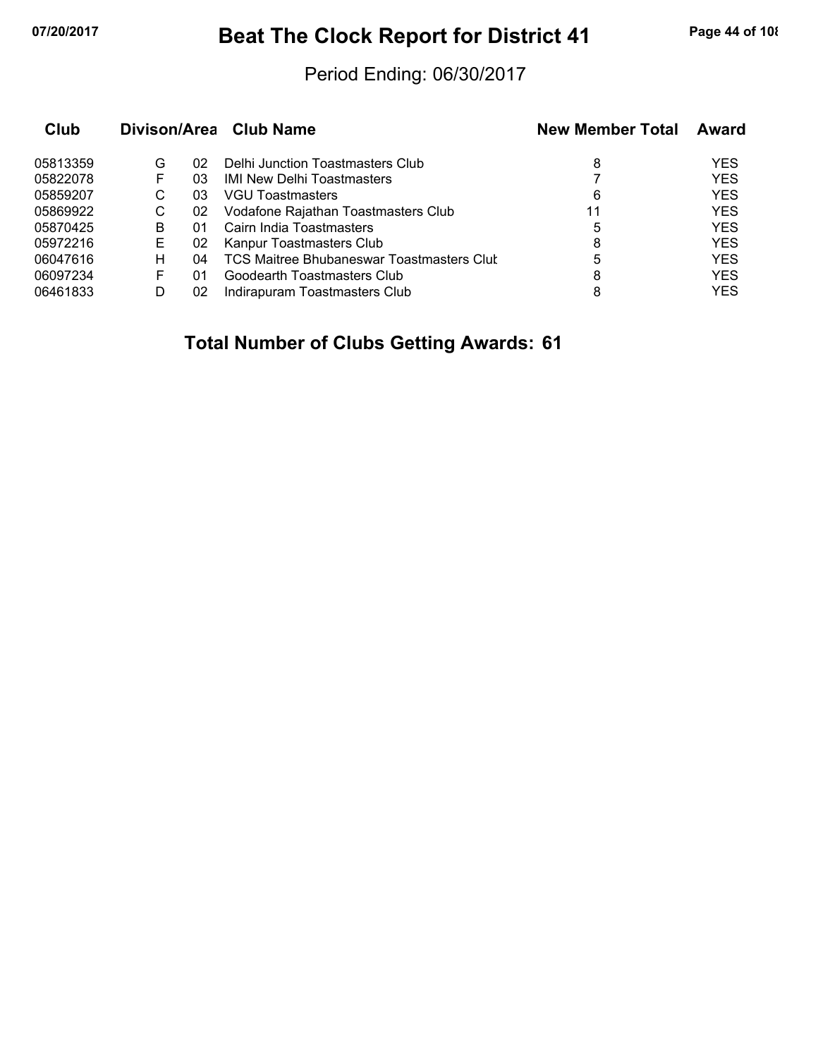# Beat The Clock Report for District 41

Period Ending: 06/30/2017

| Club | Divison/Area | | Club Name | New Member Total | Award |
|---|---|---|---|---|---|
| 05813359 | G | 02 | Delhi Junction Toastmasters Club | 8 | YES |
| 05822078 | F | 03 | IMI New Delhi Toastmasters | 7 | YES |
| 05859207 | C | 03 | VGU Toastmasters | 6 | YES |
| 05869922 | C | 02 | Vodafone Rajathan Toastmasters Club | 11 | YES |
| 05870425 | B | 01 | Cairn India Toastmasters | 5 | YES |
| 05972216 | E | 02 | Kanpur Toastmasters Club | 8 | YES |
| 06047616 | H | 04 | TCS Maitree Bhubaneswar Toastmasters Club | 5 | YES |
| 06097234 | F | 01 | Goodearth Toastmasters Club | 8 | YES |
| 06461833 | D | 02 | Indirapuram Toastmasters Club | 8 | YES |

## Total Number of Clubs Getting Awards: 61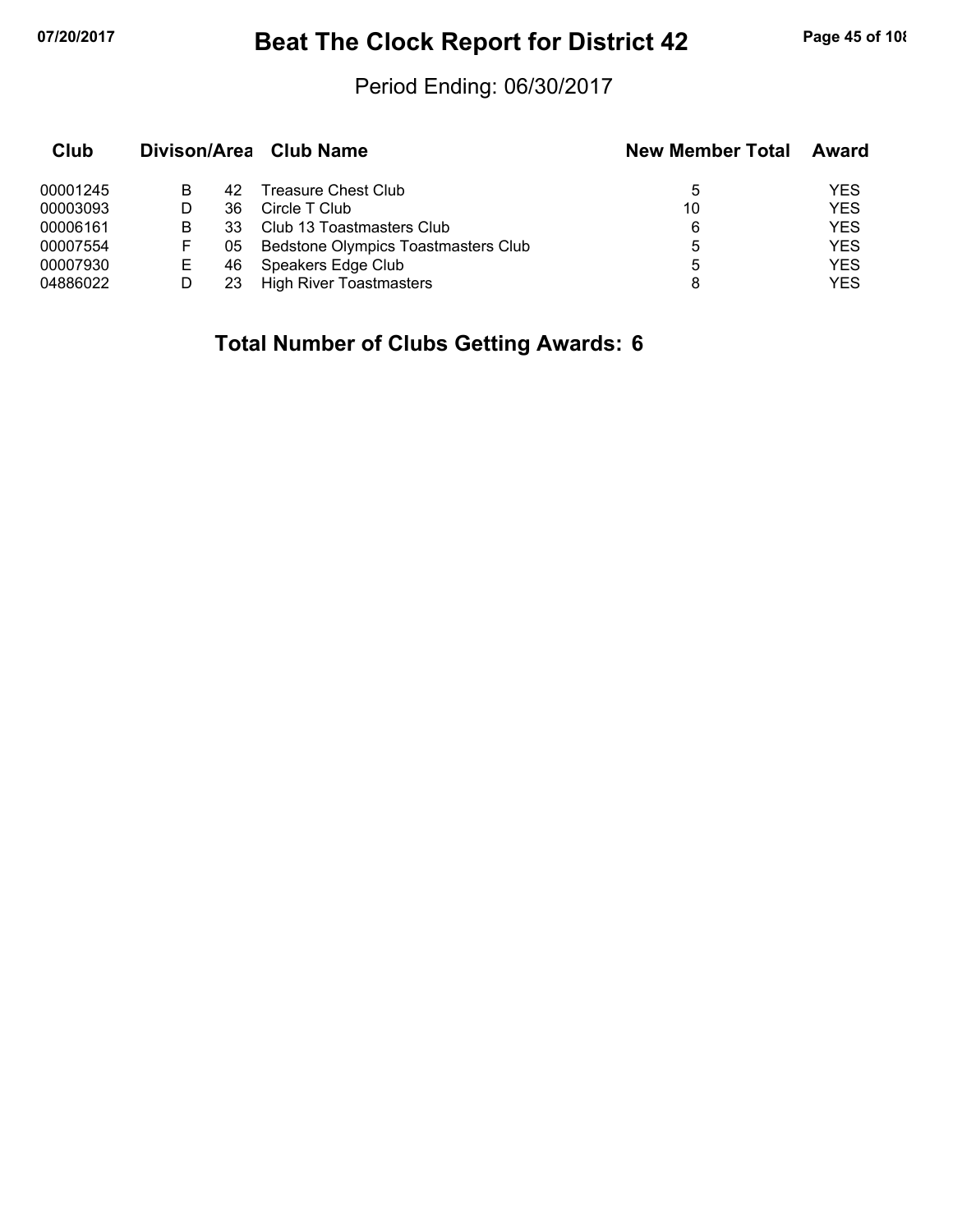# Beat The Clock Report for District 42

Period Ending: 06/30/2017

| Club | Divison/Area | | Club Name | New Member Total | Award |
|---|---|---|---|---|---|
| 00001245 | B | 42 | Treasure Chest Club | 5 | YES |
| 00003093 | D | 36 | Circle T Club | 10 | YES |
| 00006161 | B | 33 | Club 13 Toastmasters Club | 6 | YES |
| 00007554 | F | 05 | Bedstone Olympics Toastmasters Club | 5 | YES |
| 00007930 | E | 46 | Speakers Edge Club | 5 | YES |
| 04886022 | D | 23 | High River Toastmasters | 8 | YES |

**Total Number of Clubs Getting Awards: 6**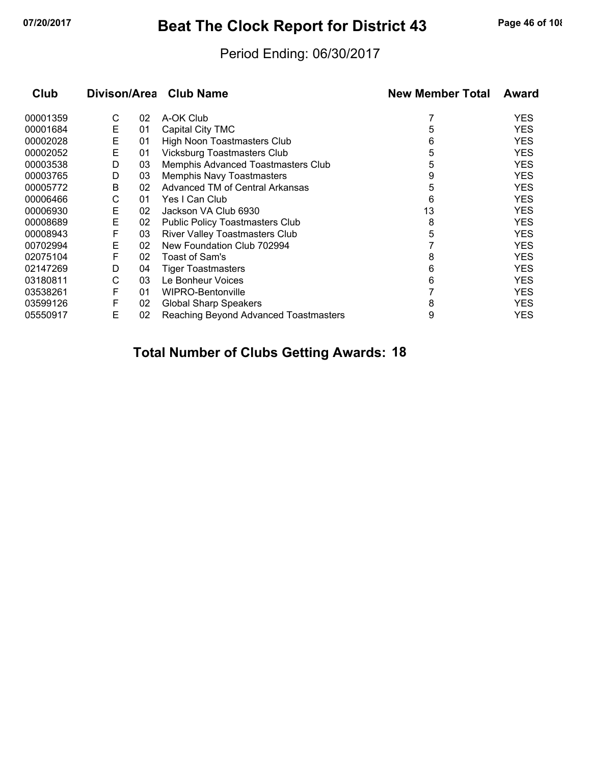# Beat The Clock Report for District 43

Period Ending: 06/30/2017

| Club | Divison/Area | | Club Name | New Member Total | Award |
|---|---|---|---|---|---|
| 00001359 | C | 02 | A-OK Club | 7 | YES |
| 00001684 | E | 01 | Capital City TMC | 5 | YES |
| 00002028 | E | 01 | High Noon Toastmasters Club | 6 | YES |
| 00002052 | E | 01 | Vicksburg Toastmasters Club | 5 | YES |
| 00003538 | D | 03 | Memphis Advanced Toastmasters Club | 5 | YES |
| 00003765 | D | 03 | Memphis Navy Toastmasters | 9 | YES |
| 00005772 | B | 02 | Advanced TM of Central Arkansas | 5 | YES |
| 00006466 | C | 01 | Yes I Can Club | 6 | YES |
| 00006930 | E | 02 | Jackson VA Club 6930 | 13 | YES |
| 00008689 | E | 02 | Public Policy Toastmasters Club | 8 | YES |
| 00008943 | F | 03 | River Valley Toastmasters Club | 5 | YES |
| 00702994 | E | 02 | New Foundation Club 702994 | 7 | YES |
| 02075104 | F | 02 | Toast of Sam's | 8 | YES |
| 02147269 | D | 04 | Tiger Toastmasters | 6 | YES |
| 03180811 | C | 03 | Le Bonheur Voices | 6 | YES |
| 03538261 | F | 01 | WIPRO-Bentonville | 7 | YES |
| 03599126 | F | 02 | Global Sharp Speakers | 8 | YES |
| 05550917 | E | 02 | Reaching Beyond Advanced Toastmasters | 9 | YES |

**Total Number of Clubs Getting Awards: 18**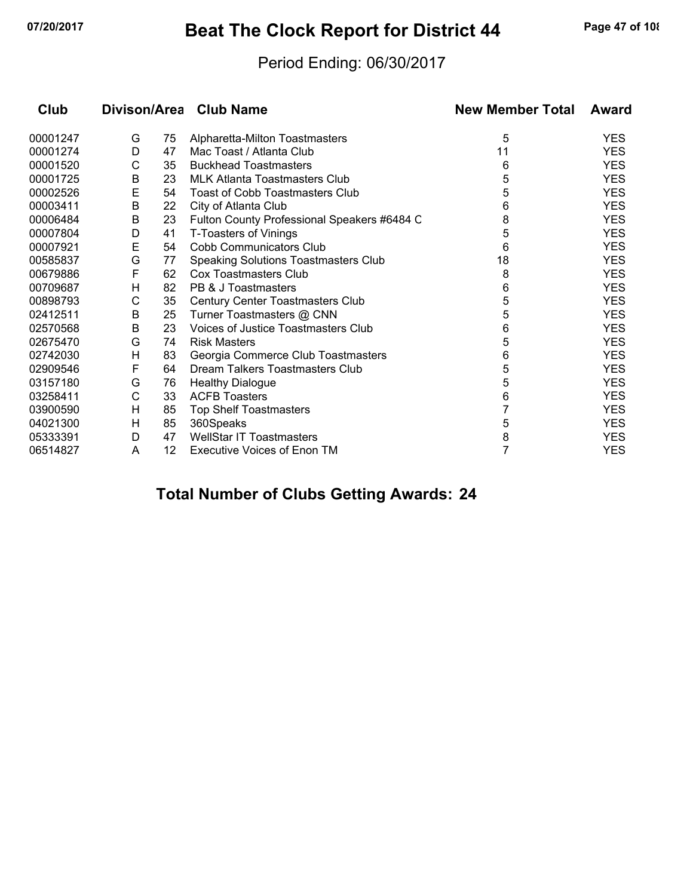# Beat The Clock Report for District 44

Period Ending: 06/30/2017

| Club | Divison/Area | | Club Name | New Member Total | Award |
|---|---|---|---|---|---|
| 00001247 | G | 75 | Alpharetta-Milton Toastmasters | 5 | YES |
| 00001274 | D | 47 | Mac Toast / Atlanta Club | 11 | YES |
| 00001520 | C | 35 | Buckhead Toastmasters | 6 | YES |
| 00001725 | B | 23 | MLK Atlanta Toastmasters Club | 5 | YES |
| 00002526 | E | 54 | Toast of Cobb Toastmasters Club | 5 | YES |
| 00003411 | B | 22 | City of Atlanta Club | 6 | YES |
| 00006484 | B | 23 | Fulton County Professional Speakers #6484 C | 8 | YES |
| 00007804 | D | 41 | T-Toasters of Vinings | 5 | YES |
| 00007921 | E | 54 | Cobb Communicators Club | 6 | YES |
| 00585837 | G | 77 | Speaking Solutions Toastmasters Club | 18 | YES |
| 00679886 | F | 62 | Cox Toastmasters Club | 8 | YES |
| 00709687 | H | 82 | PB & J Toastmasters | 6 | YES |
| 00898793 | C | 35 | Century Center Toastmasters Club | 5 | YES |
| 02412511 | B | 25 | Turner Toastmasters @ CNN | 5 | YES |
| 02570568 | B | 23 | Voices of Justice Toastmasters Club | 6 | YES |
| 02675470 | G | 74 | Risk Masters | 5 | YES |
| 02742030 | H | 83 | Georgia Commerce Club Toastmasters | 6 | YES |
| 02909546 | F | 64 | Dream Talkers Toastmasters Club | 5 | YES |
| 03157180 | G | 76 | Healthy Dialogue | 5 | YES |
| 03258411 | C | 33 | ACFB Toasters | 6 | YES |
| 03900590 | H | 85 | Top Shelf Toastmasters | 7 | YES |
| 04021300 | H | 85 | 360Speaks | 5 | YES |
| 05333391 | D | 47 | WellStar IT Toastmasters | 8 | YES |
| 06514827 | A | 12 | Executive Voices of Enon TM | 7 | YES |

## Total Number of Clubs Getting Awards: 24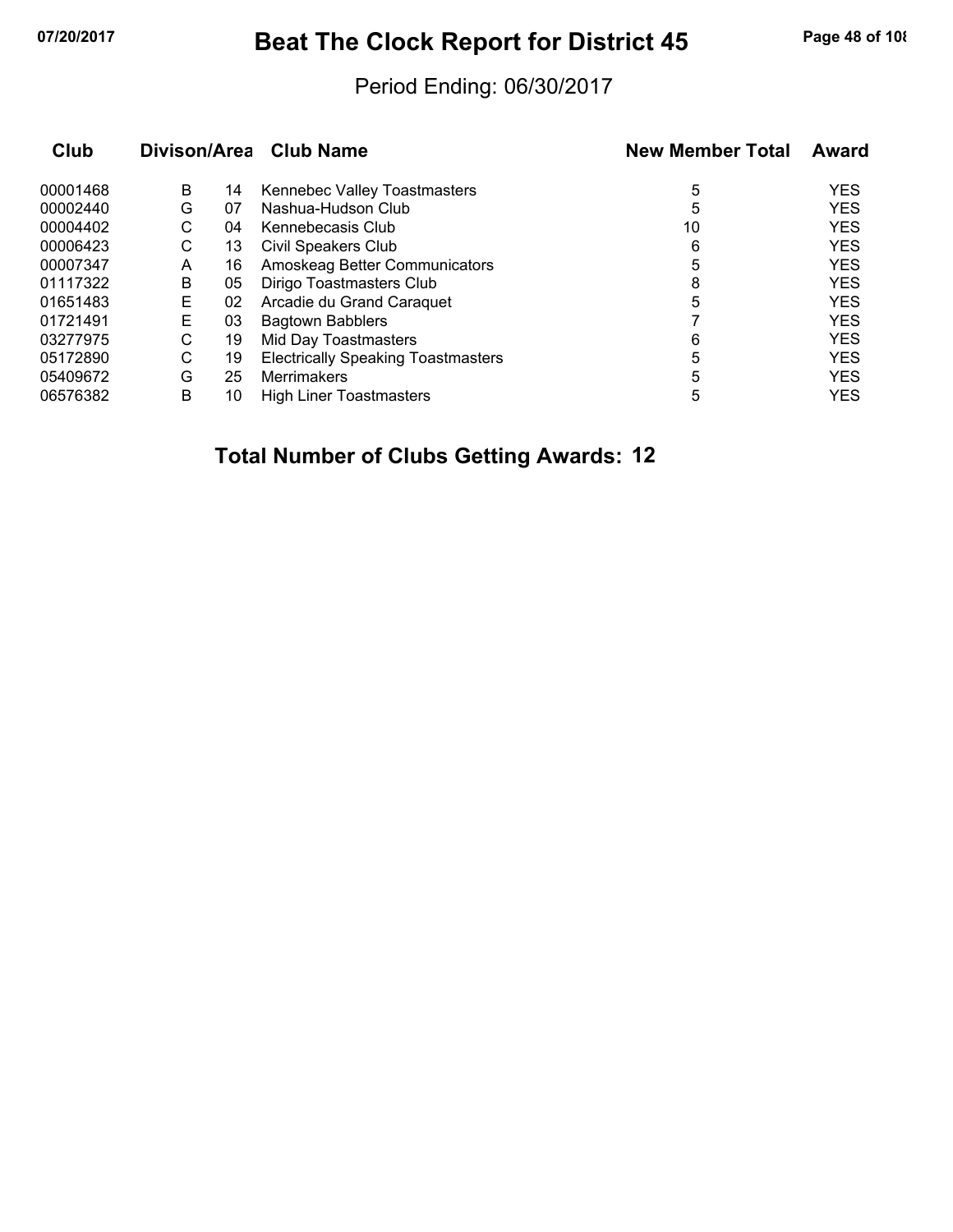# Beat The Clock Report for District 45

Period Ending: 06/30/2017

| Club | Divison/Area | | Club Name | New Member Total | Award |
|---|---|---|---|---|---|
| 00001468 | B | 14 | Kennebec Valley Toastmasters | 5 | YES |
| 00002440 | G | 07 | Nashua-Hudson Club | 5 | YES |
| 00004402 | C | 04 | Kennebecasis Club | 10 | YES |
| 00006423 | C | 13 | Civil Speakers Club | 6 | YES |
| 00007347 | A | 16 | Amoskeag Better Communicators | 5 | YES |
| 01117322 | B | 05 | Dirigo Toastmasters Club | 8 | YES |
| 01651483 | E | 02 | Arcadie du Grand Caraquet | 5 | YES |
| 01721491 | E | 03 | Bagtown Babblers | 7 | YES |
| 03277975 | C | 19 | Mid Day Toastmasters | 6 | YES |
| 05172890 | C | 19 | Electrically Speaking Toastmasters | 5 | YES |
| 05409672 | G | 25 | Merrimakers | 5 | YES |
| 06576382 | B | 10 | High Liner Toastmasters | 5 | YES |

**Total Number of Clubs Getting Awards: 12**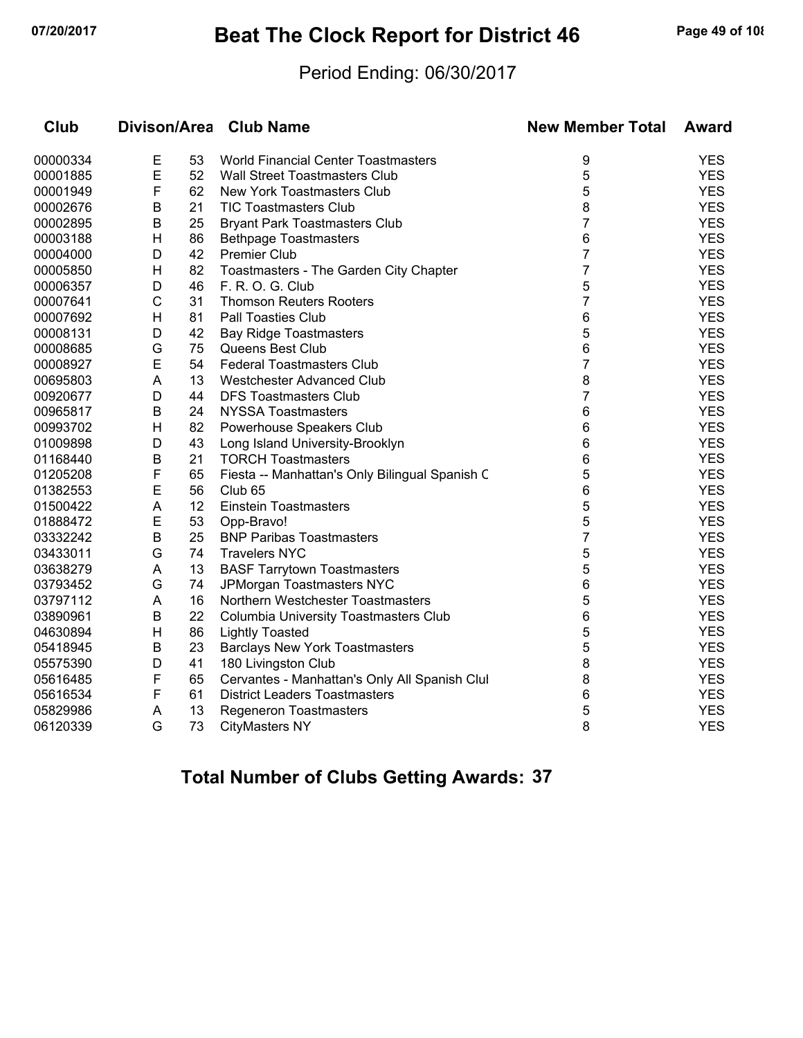# Beat The Clock Report for District 46

Period Ending: 06/30/2017

| Club | Divison/Area | | Club Name | New Member Total | Award |
|---|---|---|---|---|---|
| 00000334 | E | 53 | World Financial Center Toastmasters | 9 | YES |
| 00001885 | E | 52 | Wall Street Toastmasters Club | 5 | YES |
| 00001949 | F | 62 | New York Toastmasters Club | 5 | YES |
| 00002676 | B | 21 | TIC Toastmasters Club | 8 | YES |
| 00002895 | B | 25 | Bryant Park Toastmasters Club | 7 | YES |
| 00003188 | H | 86 | Bethpage Toastmasters | 6 | YES |
| 00004000 | D | 42 | Premier Club | 7 | YES |
| 00005850 | H | 82 | Toastmasters - The Garden City Chapter | 7 | YES |
| 00006357 | D | 46 | F. R. O. G. Club | 5 | YES |
| 00007641 | C | 31 | Thomson Reuters Rooters | 7 | YES |
| 00007692 | H | 81 | Pall Toasties Club | 6 | YES |
| 00008131 | D | 42 | Bay Ridge Toastmasters | 5 | YES |
| 00008685 | G | 75 | Queens Best Club | 6 | YES |
| 00008927 | E | 54 | Federal Toastmasters Club | 7 | YES |
| 00695803 | A | 13 | Westchester Advanced Club | 8 | YES |
| 00920677 | D | 44 | DFS Toastmasters Club | 7 | YES |
| 00965817 | B | 24 | NYSSA Toastmasters | 6 | YES |
| 00993702 | H | 82 | Powerhouse Speakers Club | 6 | YES |
| 01009898 | D | 43 | Long Island University-Brooklyn | 6 | YES |
| 01168440 | B | 21 | TORCH Toastmasters | 6 | YES |
| 01205208 | F | 65 | Fiesta -- Manhattan's Only Bilingual Spanish C | 5 | YES |
| 01382553 | E | 56 | Club 65 | 6 | YES |
| 01500422 | A | 12 | Einstein Toastmasters | 5 | YES |
| 01888472 | E | 53 | Opp-Bravo! | 5 | YES |
| 03332242 | B | 25 | BNP Paribas Toastmasters | 7 | YES |
| 03433011 | G | 74 | Travelers NYC | 5 | YES |
| 03638279 | A | 13 | BASF Tarrytown Toastmasters | 5 | YES |
| 03793452 | G | 74 | JPMorgan Toastmasters NYC | 6 | YES |
| 03797112 | A | 16 | Northern Westchester Toastmasters | 5 | YES |
| 03890961 | B | 22 | Columbia University Toastmasters Club | 6 | YES |
| 04630894 | H | 86 | Lightly Toasted | 5 | YES |
| 05418945 | B | 23 | Barclays New York Toastmasters | 5 | YES |
| 05575390 | D | 41 | 180 Livingston Club | 8 | YES |
| 05616485 | F | 65 | Cervantes - Manhattan's Only All Spanish Clul | 8 | YES |
| 05616534 | F | 61 | District Leaders Toastmasters | 6 | YES |
| 05829986 | A | 13 | Regeneron Toastmasters | 5 | YES |
| 06120339 | G | 73 | CityMasters NY | 8 | YES |

**Total Number of Clubs Getting Awards: 37**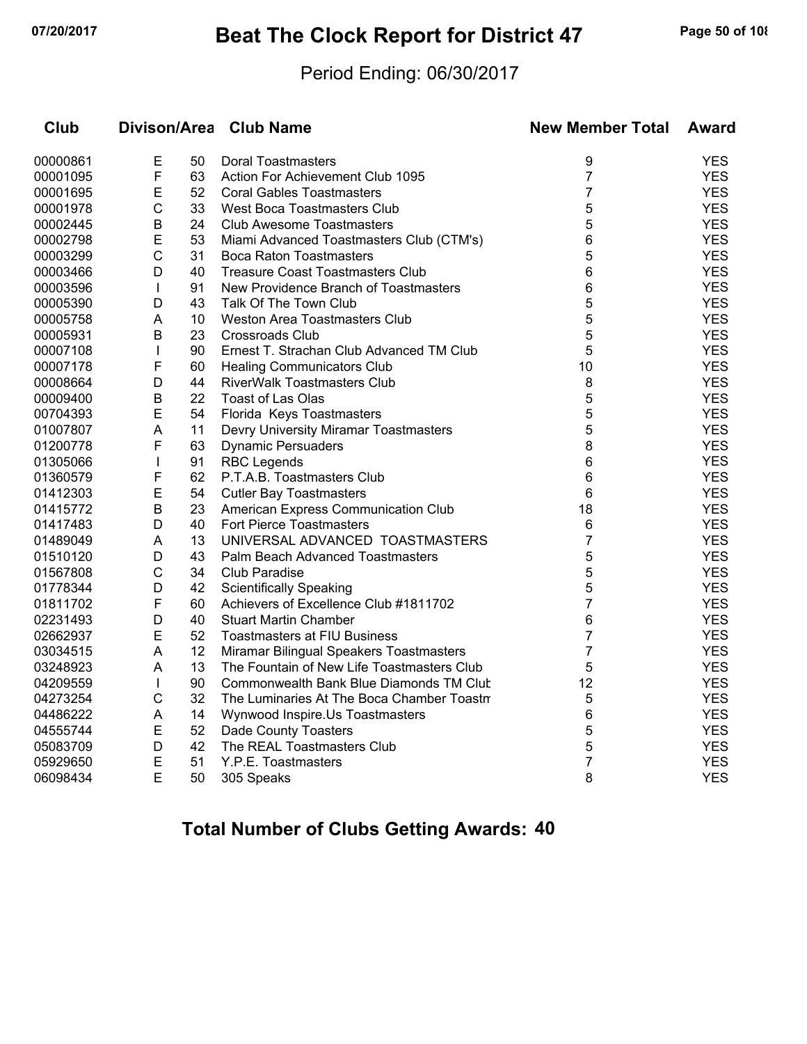# Beat The Clock Report for District 47

## Period Ending: 06/30/2017

| Club | Divison/Area | | Club Name | New Member Total | Award |
|---|---|---|---|---|---|
| 00000861 | E | 50 | Doral Toastmasters | 9 | YES |
| 00001095 | F | 63 | Action For Achievement Club 1095 | 7 | YES |
| 00001695 | E | 52 | Coral Gables Toastmasters | 7 | YES |
| 00001978 | C | 33 | West Boca Toastmasters Club | 5 | YES |
| 00002445 | B | 24 | Club Awesome Toastmasters | 5 | YES |
| 00002798 | E | 53 | Miami Advanced Toastmasters Club (CTM's) | 6 | YES |
| 00003299 | C | 31 | Boca Raton Toastmasters | 5 | YES |
| 00003466 | D | 40 | Treasure Coast Toastmasters Club | 6 | YES |
| 00003596 | I | 91 | New Providence Branch of Toastmasters | 6 | YES |
| 00005390 | D | 43 | Talk Of The Town Club | 5 | YES |
| 00005758 | A | 10 | Weston Area Toastmasters Club | 5 | YES |
| 00005931 | B | 23 | Crossroads Club | 5 | YES |
| 00007108 | I | 90 | Ernest T. Strachan Club Advanced TM Club | 5 | YES |
| 00007178 | F | 60 | Healing Communicators Club | 10 | YES |
| 00008664 | D | 44 | RiverWalk Toastmasters Club | 8 | YES |
| 00009400 | B | 22 | Toast of Las Olas | 5 | YES |
| 00704393 | E | 54 | Florida Keys Toastmasters | 5 | YES |
| 01007807 | A | 11 | Devry University Miramar Toastmasters | 5 | YES |
| 01200778 | F | 63 | Dynamic Persuaders | 8 | YES |
| 01305066 | I | 91 | RBC Legends | 6 | YES |
| 01360579 | F | 62 | P.T.A.B. Toastmasters Club | 6 | YES |
| 01412303 | E | 54 | Cutler Bay Toastmasters | 6 | YES |
| 01415772 | B | 23 | American Express Communication Club | 18 | YES |
| 01417483 | D | 40 | Fort Pierce Toastmasters | 6 | YES |
| 01489049 | A | 13 | UNIVERSAL ADVANCED TOASTMASTERS | 7 | YES |
| 01510120 | D | 43 | Palm Beach Advanced Toastmasters | 5 | YES |
| 01567808 | C | 34 | Club Paradise | 5 | YES |
| 01778344 | D | 42 | Scientifically Speaking | 5 | YES |
| 01811702 | F | 60 | Achievers of Excellence Club #1811702 | 7 | YES |
| 02231493 | D | 40 | Stuart Martin Chamber | 6 | YES |
| 02662937 | E | 52 | Toastmasters at FIU Business | 7 | YES |
| 03034515 | A | 12 | Miramar Bilingual Speakers Toastmasters | 7 | YES |
| 03248923 | A | 13 | The Fountain of New Life Toastmasters Club | 5 | YES |
| 04209559 | I | 90 | Commonwealth Bank Blue Diamonds TM Club | 12 | YES |
| 04273254 | C | 32 | The Luminaries At The Boca Chamber Toastm | 5 | YES |
| 04486222 | A | 14 | Wynwood Inspire.Us Toastmasters | 6 | YES |
| 04555744 | E | 52 | Dade County Toasters | 5 | YES |
| 05083709 | D | 42 | The REAL Toastmasters Club | 5 | YES |
| 05929650 | E | 51 | Y.P.E. Toastmasters | 7 | YES |
| 06098434 | E | 50 | 305 Speaks | 8 | YES |

## Total Number of Clubs Getting Awards: 40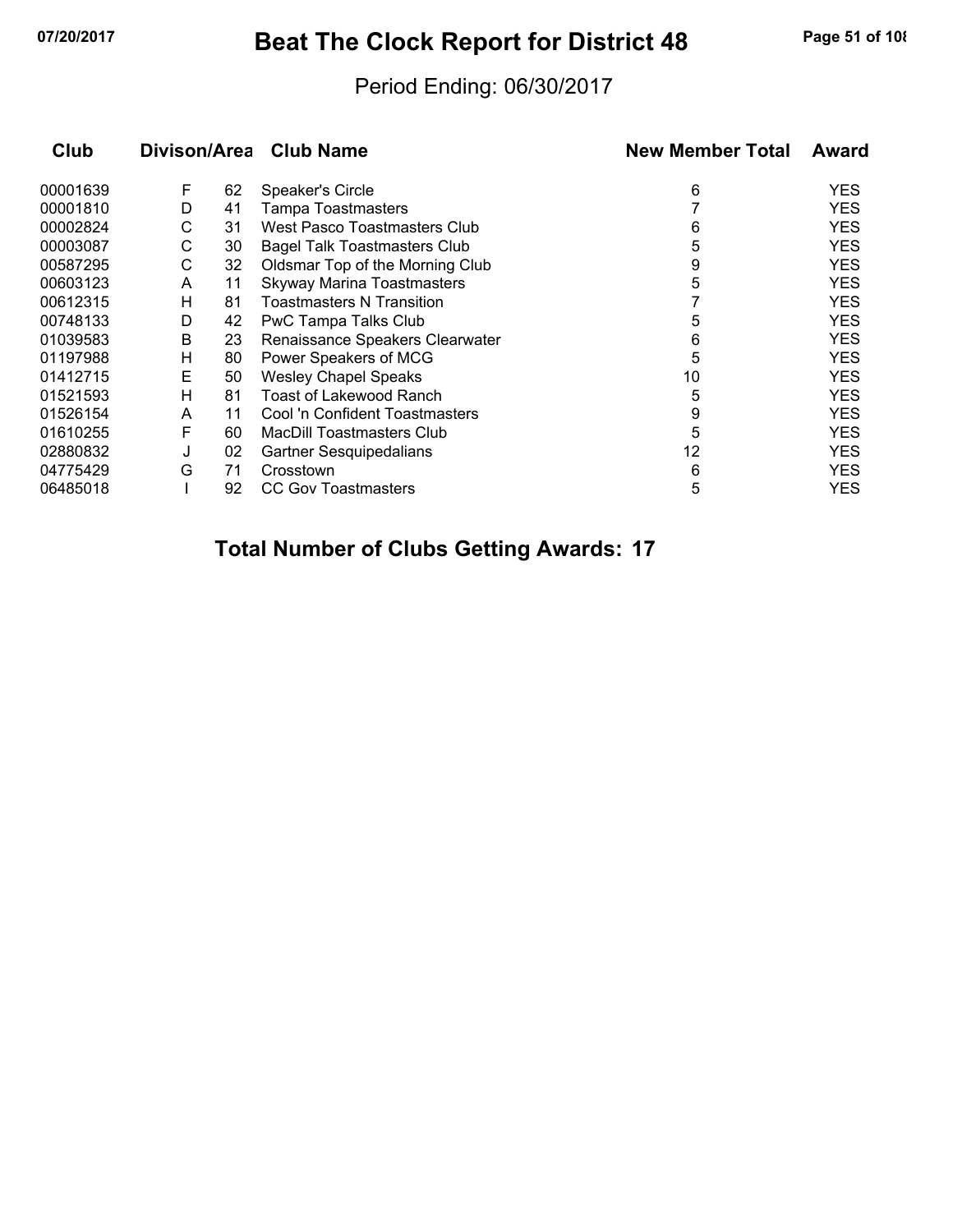# Beat The Clock Report for District 48

Period Ending: 06/30/2017

| Club | Divison/Area | | Club Name | New Member Total | Award |
|---|---|---|---|---|---|
| 00001639 | F | 62 | Speaker's Circle | 6 | YES |
| 00001810 | D | 41 | Tampa Toastmasters | 7 | YES |
| 00002824 | C | 31 | West Pasco Toastmasters Club | 6 | YES |
| 00003087 | C | 30 | Bagel Talk Toastmasters Club | 5 | YES |
| 00587295 | C | 32 | Oldsmar Top of the Morning Club | 9 | YES |
| 00603123 | A | 11 | Skyway Marina Toastmasters | 5 | YES |
| 00612315 | H | 81 | Toastmasters N Transition | 7 | YES |
| 00748133 | D | 42 | PwC Tampa Talks Club | 5 | YES |
| 01039583 | B | 23 | Renaissance Speakers Clearwater | 6 | YES |
| 01197988 | H | 80 | Power Speakers of MCG | 5 | YES |
| 01412715 | E | 50 | Wesley Chapel Speaks | 10 | YES |
| 01521593 | H | 81 | Toast of Lakewood Ranch | 5 | YES |
| 01526154 | A | 11 | Cool 'n Confident Toastmasters | 9 | YES |
| 01610255 | F | 60 | MacDill Toastmasters Club | 5 | YES |
| 02880832 | J | 02 | Gartner Sesquipedalians | 12 | YES |
| 04775429 | G | 71 | Crosstown | 6 | YES |
| 06485018 | I | 92 | CC Gov Toastmasters | 5 | YES |

## Total Number of Clubs Getting Awards: 17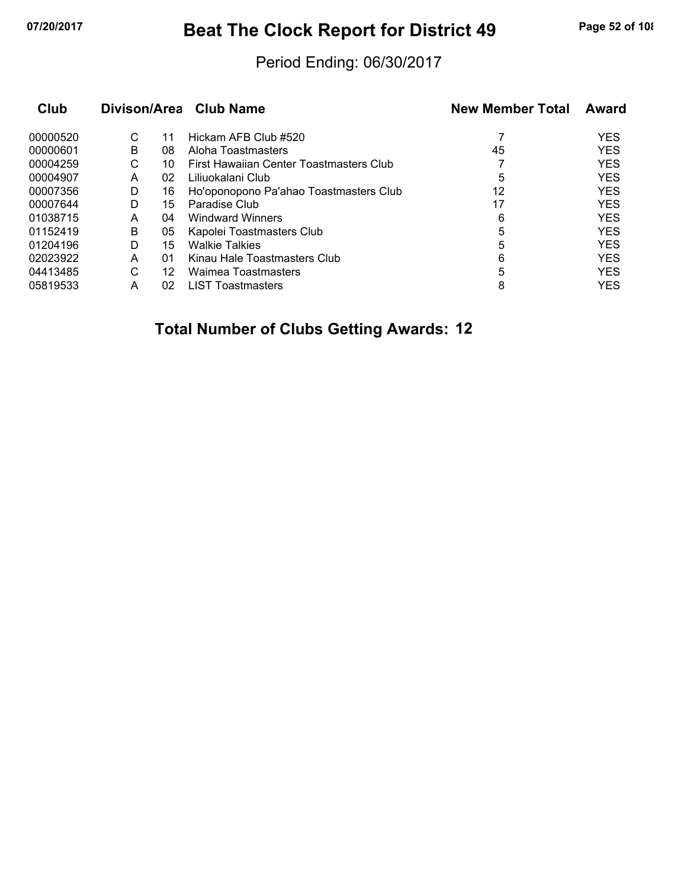# Beat The Clock Report for District 49

Period Ending: 06/30/2017

| Club | Divison/Area | | Club Name | New Member Total | Award |
|---|---|---|---|---|---|
| 00000520 | C | 11 | Hickam AFB Club #520 | 7 | YES |
| 00000601 | B | 08 | Aloha Toastmasters | 45 | YES |
| 00004259 | C | 10 | First Hawaiian Center Toastmasters Club | 7 | YES |
| 00004907 | A | 02 | Liliuokalani Club | 5 | YES |
| 00007356 | D | 16 | Ho'oponopono Pa'ahao Toastmasters Club | 12 | YES |
| 00007644 | D | 15 | Paradise Club | 17 | YES |
| 01038715 | A | 04 | Windward Winners | 6 | YES |
| 01152419 | B | 05 | Kapolei Toastmasters Club | 5 | YES |
| 01204196 | D | 15 | Walkie Talkies | 5 | YES |
| 02023922 | A | 01 | Kinau Hale Toastmasters Club | 6 | YES |
| 04413485 | C | 12 | Waimea Toastmasters | 5 | YES |
| 05819533 | A | 02 | LIST Toastmasters | 8 | YES |

**Total Number of Clubs Getting Awards: 12**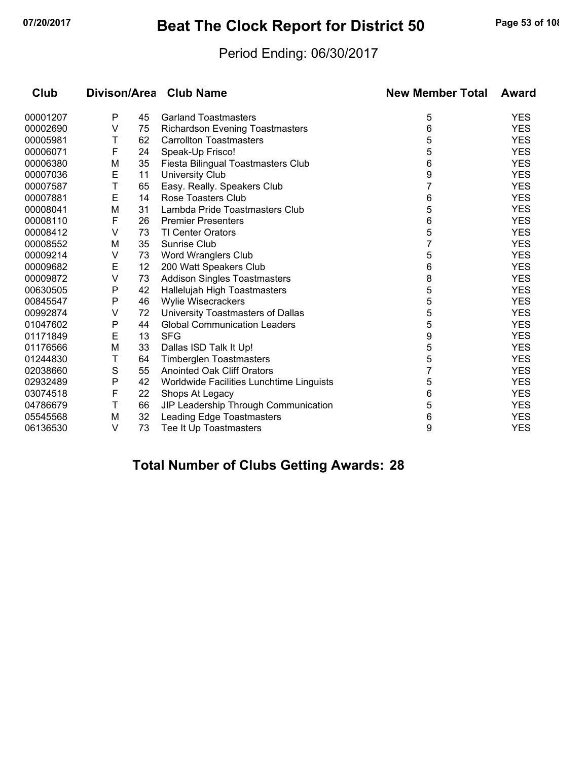# Beat The Clock Report for District 50

Period Ending: 06/30/2017

| Club | Divison/Area | | Club Name | New Member Total | Award |
|---|---|---|---|---|---|
| 00001207 | P | 45 | Garland Toastmasters | 5 | YES |
| 00002690 | V | 75 | Richardson Evening Toastmasters | 6 | YES |
| 00005981 | T | 62 | Carrollton Toastmasters | 5 | YES |
| 00006071 | F | 24 | Speak-Up Frisco! | 5 | YES |
| 00006380 | M | 35 | Fiesta Bilingual Toastmasters Club | 6 | YES |
| 00007036 | E | 11 | University Club | 9 | YES |
| 00007587 | T | 65 | Easy. Really. Speakers Club | 7 | YES |
| 00007881 | E | 14 | Rose Toasters Club | 6 | YES |
| 00008041 | M | 31 | Lambda Pride Toastmasters Club | 5 | YES |
| 00008110 | F | 26 | Premier Presenters | 6 | YES |
| 00008412 | V | 73 | TI Center Orators | 5 | YES |
| 00008552 | M | 35 | Sunrise Club | 7 | YES |
| 00009214 | V | 73 | Word Wranglers Club | 5 | YES |
| 00009682 | E | 12 | 200 Watt Speakers Club | 6 | YES |
| 00009872 | V | 73 | Addison Singles Toastmasters | 8 | YES |
| 00630505 | P | 42 | Hallelujah High Toastmasters | 5 | YES |
| 00845547 | P | 46 | Wylie Wisecrackers | 5 | YES |
| 00992874 | V | 72 | University Toastmasters of Dallas | 5 | YES |
| 01047602 | P | 44 | Global Communication Leaders | 5 | YES |
| 01171849 | E | 13 | SFG | 9 | YES |
| 01176566 | M | 33 | Dallas ISD Talk It Up! | 5 | YES |
| 01244830 | T | 64 | Timberglen Toastmasters | 5 | YES |
| 02038660 | S | 55 | Anointed Oak Cliff Orators | 7 | YES |
| 02932489 | P | 42 | Worldwide Facilities Lunchtime Linguists | 5 | YES |
| 03074518 | F | 22 | Shops At Legacy | 6 | YES |
| 04786679 | T | 66 | JIP Leadership Through Communication | 5 | YES |
| 05545568 | M | 32 | Leading Edge Toastmasters | 6 | YES |
| 06136530 | V | 73 | Tee It Up Toastmasters | 9 | YES |

**Total Number of Clubs Getting Awards: 28**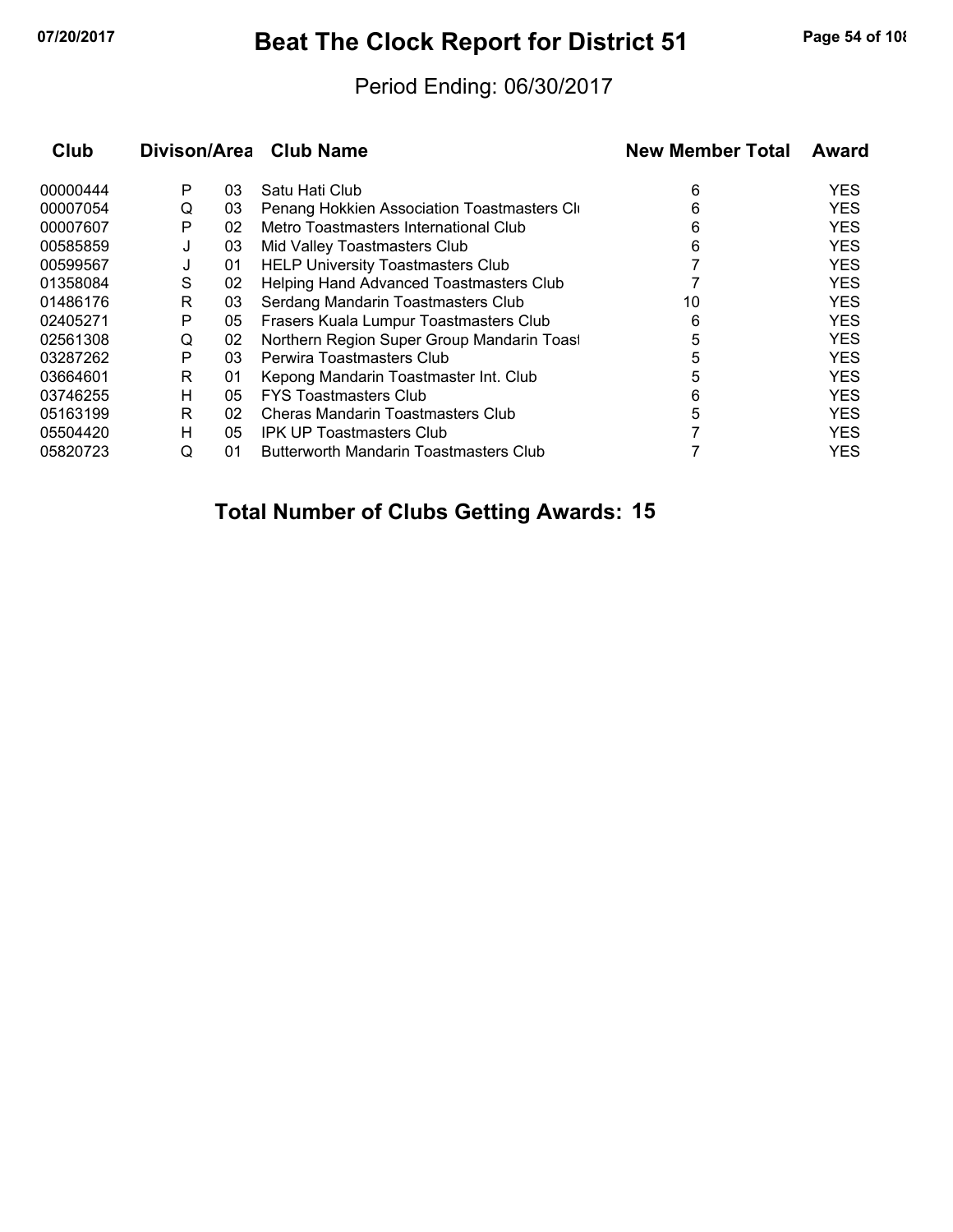# Beat The Clock Report for District 51

Period Ending: 06/30/2017

| Club | Divison/Area | | Club Name | New Member Total | Award |
|---|---|---|---|---|---|
| 00000444 | P | 03 | Satu Hati Club | 6 | YES |
| 00007054 | Q | 03 | Penang Hokkien Association Toastmasters Cl | 6 | YES |
| 00007607 | P | 02 | Metro Toastmasters International Club | 6 | YES |
| 00585859 | J | 03 | Mid Valley Toastmasters Club | 6 | YES |
| 00599567 | J | 01 | HELP University Toastmasters Club | 7 | YES |
| 01358084 | S | 02 | Helping Hand Advanced Toastmasters Club | 7 | YES |
| 01486176 | R | 03 | Serdang Mandarin Toastmasters Club | 10 | YES |
| 02405271 | P | 05 | Frasers Kuala Lumpur Toastmasters Club | 6 | YES |
| 02561308 | Q | 02 | Northern Region Super Group Mandarin Toast | 5 | YES |
| 03287262 | P | 03 | Perwira Toastmasters Club | 5 | YES |
| 03664601 | R | 01 | Kepong Mandarin Toastmaster Int. Club | 5 | YES |
| 03746255 | H | 05 | FYS Toastmasters Club | 6 | YES |
| 05163199 | R | 02 | Cheras Mandarin Toastmasters Club | 5 | YES |
| 05504420 | H | 05 | IPK UP Toastmasters Club | 7 | YES |
| 05820723 | Q | 01 | Butterworth Mandarin Toastmasters Club | 7 | YES |

**Total Number of Clubs Getting Awards: 15**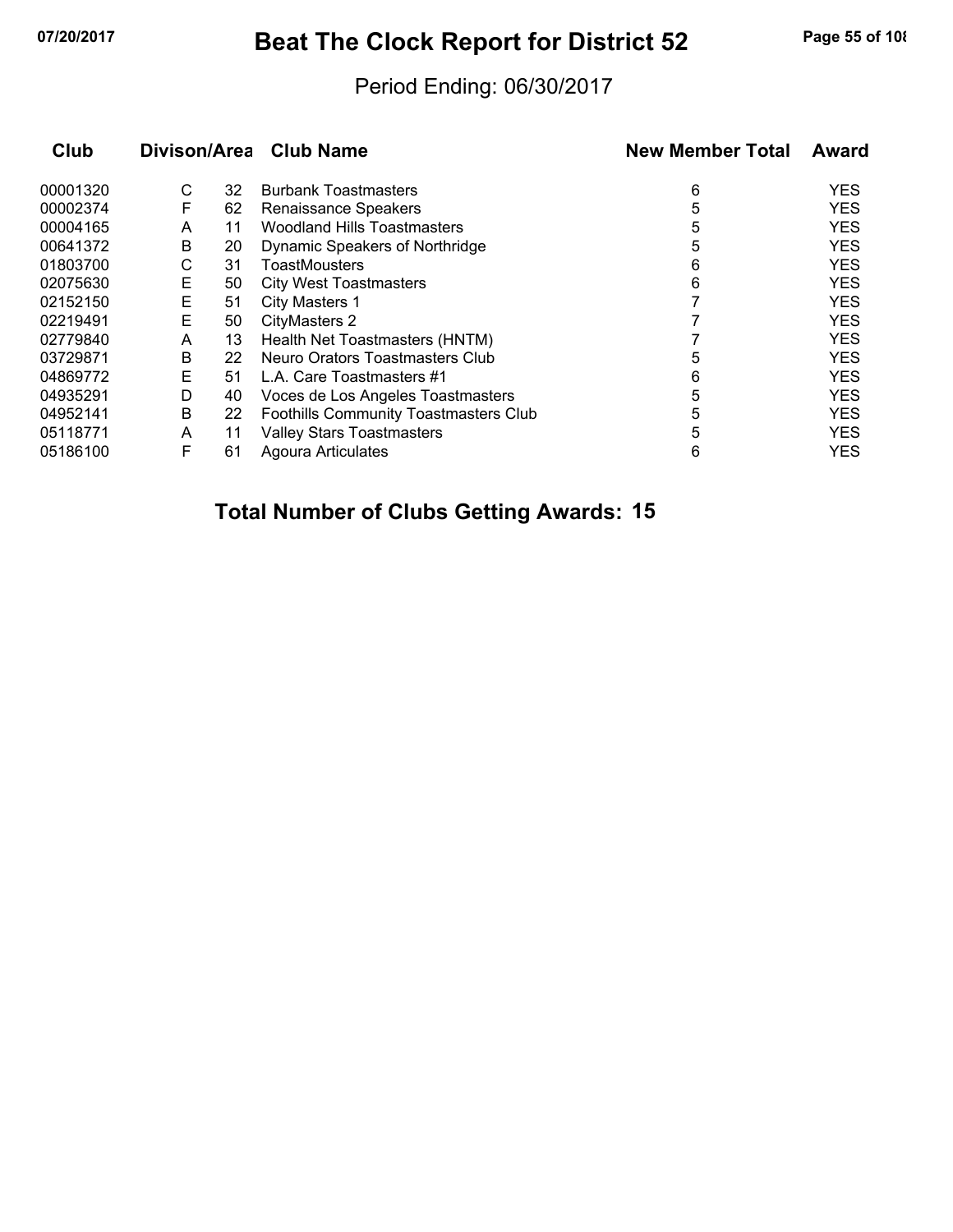# Beat The Clock Report for District 52

Period Ending: 06/30/2017

| Club | Divison/Area | | Club Name | New Member Total | Award |
|---|---|---|---|---|---|
| 00001320 | C | 32 | Burbank Toastmasters | 6 | YES |
| 00002374 | F | 62 | Renaissance Speakers | 5 | YES |
| 00004165 | A | 11 | Woodland Hills Toastmasters | 5 | YES |
| 00641372 | B | 20 | Dynamic Speakers of Northridge | 5 | YES |
| 01803700 | C | 31 | ToastMousters | 6 | YES |
| 02075630 | E | 50 | City West Toastmasters | 6 | YES |
| 02152150 | E | 51 | City Masters 1 | 7 | YES |
| 02219491 | E | 50 | CityMasters 2 | 7 | YES |
| 02779840 | A | 13 | Health Net Toastmasters (HNTM) | 7 | YES |
| 03729871 | B | 22 | Neuro Orators Toastmasters Club | 5 | YES |
| 04869772 | E | 51 | L.A. Care Toastmasters #1 | 6 | YES |
| 04935291 | D | 40 | Voces de Los Angeles Toastmasters | 5 | YES |
| 04952141 | B | 22 | Foothills Community Toastmasters Club | 5 | YES |
| 05118771 | A | 11 | Valley Stars Toastmasters | 5 | YES |
| 05186100 | F | 61 | Agoura Articulates | 6 | YES |

**Total Number of Clubs Getting Awards: 15**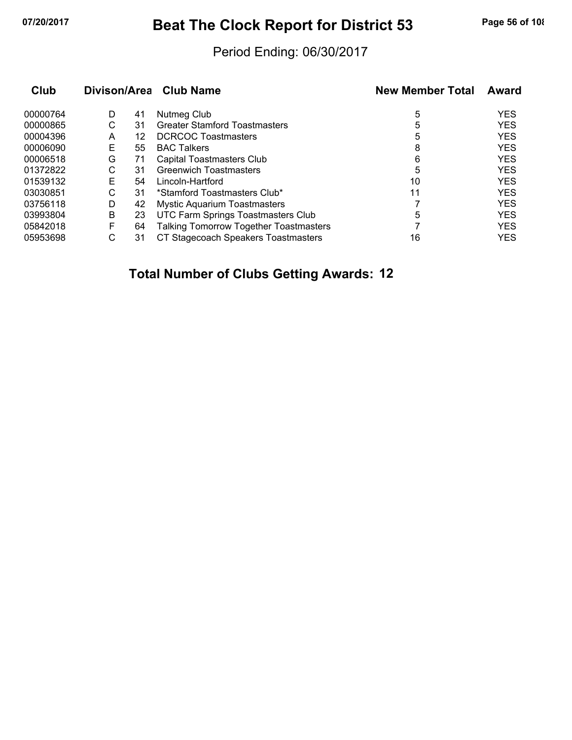# Beat The Clock Report for District 53

Period Ending: 06/30/2017

| Club | Divison/Area | | Club Name | New Member Total | Award |
|---|---|---|---|---|---|
| 00000764 | D | 41 | Nutmeg Club | 5 | YES |
| 00000865 | C | 31 | Greater Stamford Toastmasters | 5 | YES |
| 00004396 | A | 12 | DCRCOC Toastmasters | 5 | YES |
| 00006090 | E | 55 | BAC Talkers | 8 | YES |
| 00006518 | G | 71 | Capital Toastmasters Club | 6 | YES |
| 01372822 | C | 31 | Greenwich Toastmasters | 5 | YES |
| 01539132 | E | 54 | Lincoln-Hartford | 10 | YES |
| 03030851 | C | 31 | *Stamford Toastmasters Club* | 11 | YES |
| 03756118 | D | 42 | Mystic Aquarium Toastmasters | 7 | YES |
| 03993804 | B | 23 | UTC Farm Springs Toastmasters Club | 5 | YES |
| 05842018 | F | 64 | Talking Tomorrow Together Toastmasters | 7 | YES |
| 05953698 | C | 31 | CT Stagecoach Speakers Toastmasters | 16 | YES |

**Total Number of Clubs Getting Awards: 12**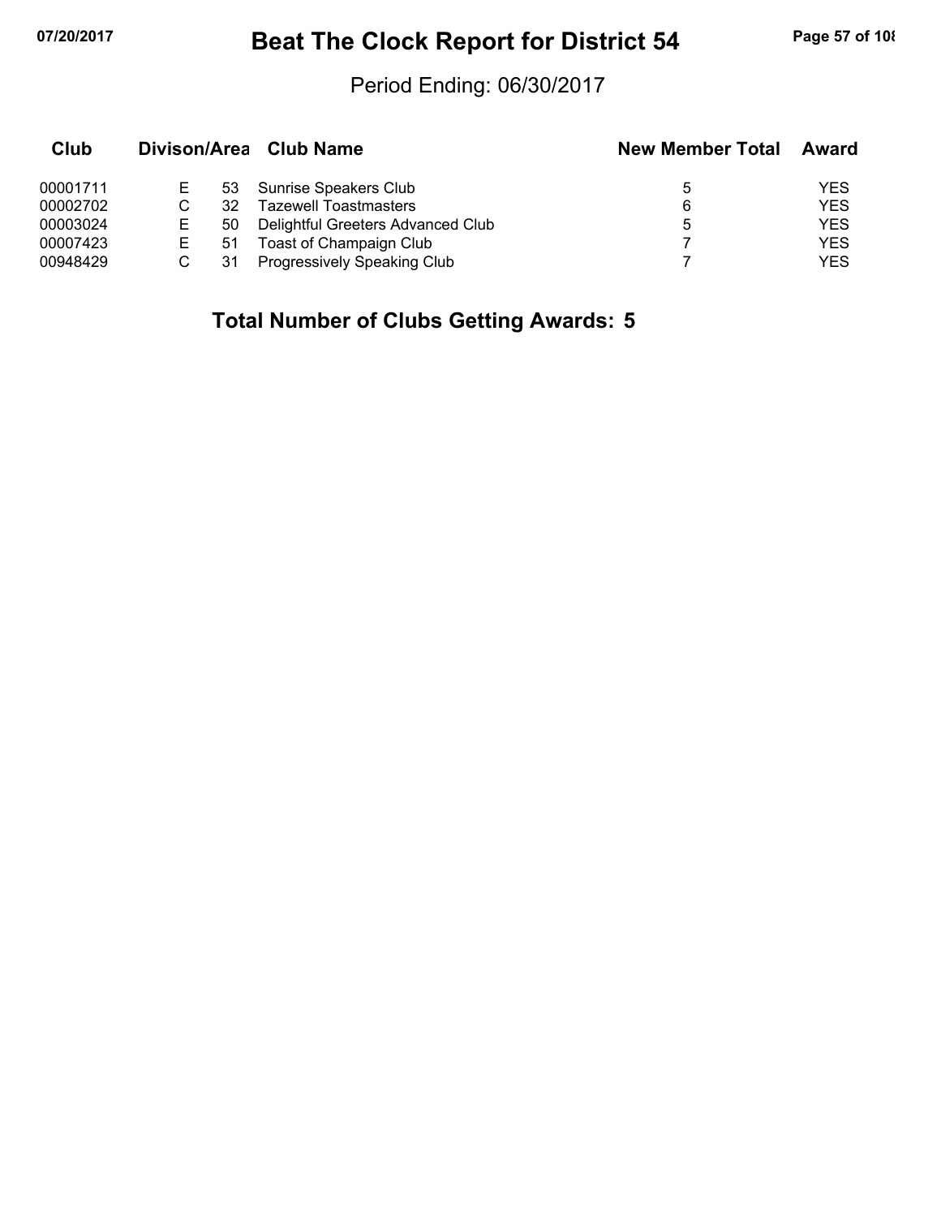# Beat The Clock Report for District 54

Period Ending: 06/30/2017

| Club | Divison/Area | | Club Name | New Member Total | Award |
|---|---|---|---|---|---|
| 00001711 | E | 53 | Sunrise Speakers Club | 5 | YES |
| 00002702 | C | 32 | Tazewell Toastmasters | 6 | YES |
| 00003024 | E | 50 | Delightful Greeters Advanced Club | 5 | YES |
| 00007423 | E | 51 | Toast of Champaign Club | 7 | YES |
| 00948429 | C | 31 | Progressively Speaking Club | 7 | YES |

**Total Number of Clubs Getting Awards: 5**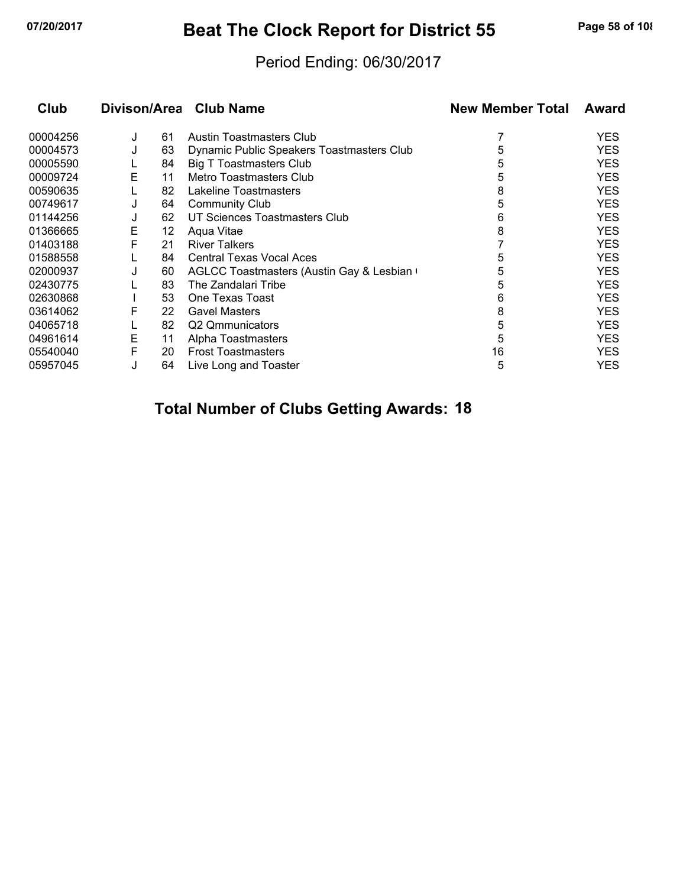# Beat The Clock Report for District 55

Period Ending: 06/30/2017

| Club | Divison/Area | | Club Name | New Member Total | Award |
|---|---|---|---|---|---|
| 00004256 | J | 61 | Austin Toastmasters Club | 7 | YES |
| 00004573 | J | 63 | Dynamic Public Speakers Toastmasters Club | 5 | YES |
| 00005590 | L | 84 | Big T Toastmasters Club | 5 | YES |
| 00009724 | E | 11 | Metro Toastmasters Club | 5 | YES |
| 00590635 | L | 82 | Lakeline Toastmasters | 8 | YES |
| 00749617 | J | 64 | Community Club | 5 | YES |
| 01144256 | J | 62 | UT Sciences Toastmasters Club | 6 | YES |
| 01366665 | E | 12 | Aqua Vitae | 8 | YES |
| 01403188 | F | 21 | River Talkers | 7 | YES |
| 01588558 | L | 84 | Central Texas Vocal Aces | 5 | YES |
| 02000937 | J | 60 | AGLCC Toastmasters (Austin Gay & Lesbian ( | 5 | YES |
| 02430775 | L | 83 | The Zandalari Tribe | 5 | YES |
| 02630868 | I | 53 | One Texas Toast | 6 | YES |
| 03614062 | F | 22 | Gavel Masters | 8 | YES |
| 04065718 | L | 82 | Q2 Qmmunicators | 5 | YES |
| 04961614 | E | 11 | Alpha Toastmasters | 5 | YES |
| 05540040 | F | 20 | Frost Toastmasters | 16 | YES |
| 05957045 | J | 64 | Live Long and Toaster | 5 | YES |

**Total Number of Clubs Getting Awards: 18**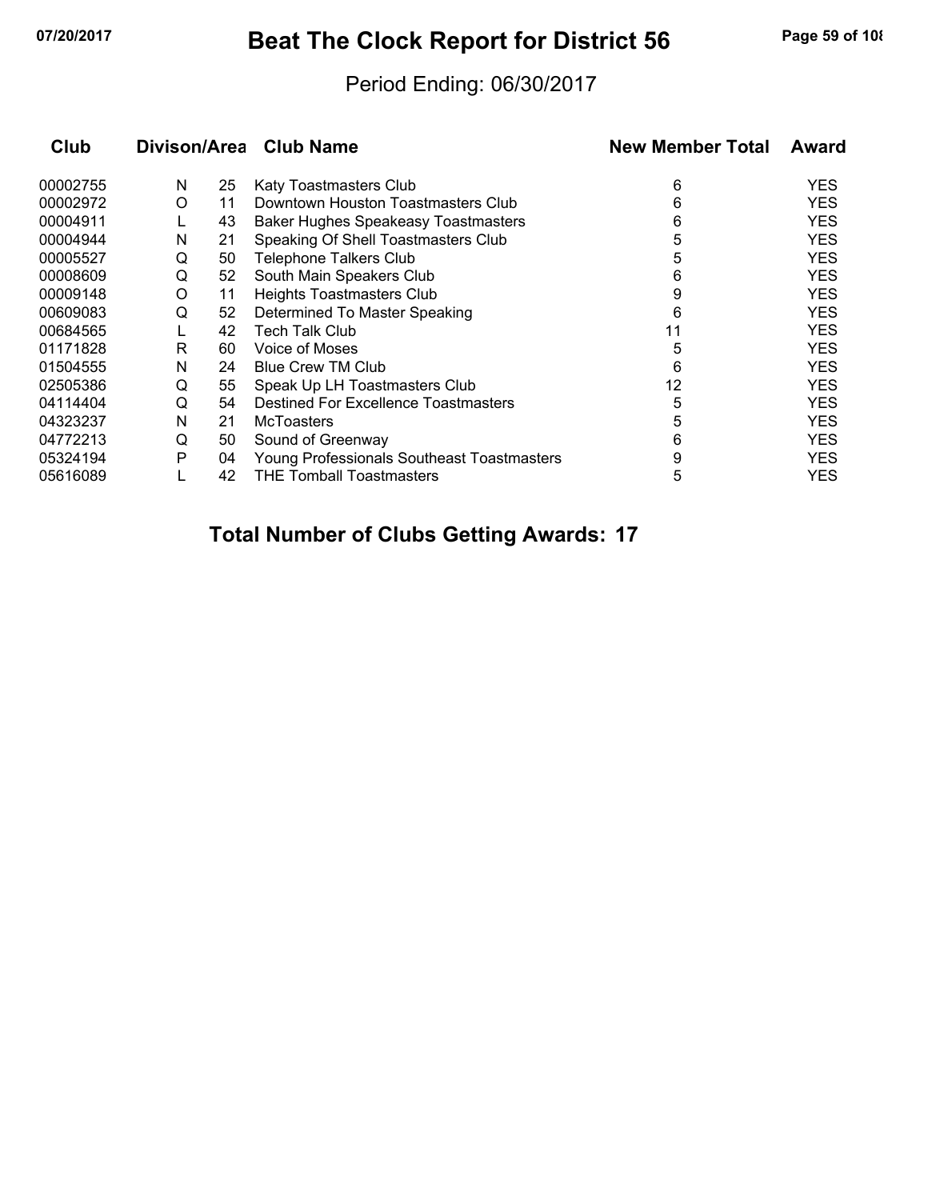# Beat The Clock Report for District 56

Period Ending: 06/30/2017

| Club | Divison/Area | | Club Name | New Member Total | Award |
|---|---|---|---|---|---|
| 00002755 | N | 25 | Katy Toastmasters Club | 6 | YES |
| 00002972 | O | 11 | Downtown Houston Toastmasters Club | 6 | YES |
| 00004911 | L | 43 | Baker Hughes Speakeasy Toastmasters | 6 | YES |
| 00004944 | N | 21 | Speaking Of Shell Toastmasters Club | 5 | YES |
| 00005527 | Q | 50 | Telephone Talkers Club | 5 | YES |
| 00008609 | Q | 52 | South Main Speakers Club | 6 | YES |
| 00009148 | O | 11 | Heights Toastmasters Club | 9 | YES |
| 00609083 | Q | 52 | Determined To Master Speaking | 6 | YES |
| 00684565 | L | 42 | Tech Talk Club | 11 | YES |
| 01171828 | R | 60 | Voice of Moses | 5 | YES |
| 01504555 | N | 24 | Blue Crew TM Club | 6 | YES |
| 02505386 | Q | 55 | Speak Up LH Toastmasters Club | 12 | YES |
| 04114404 | Q | 54 | Destined For Excellence Toastmasters | 5 | YES |
| 04323237 | N | 21 | McToasters | 5 | YES |
| 04772213 | Q | 50 | Sound of Greenway | 6 | YES |
| 05324194 | P | 04 | Young Professionals Southeast Toastmasters | 9 | YES |
| 05616089 | L | 42 | THE Tomball Toastmasters | 5 | YES |

**Total Number of Clubs Getting Awards: 17**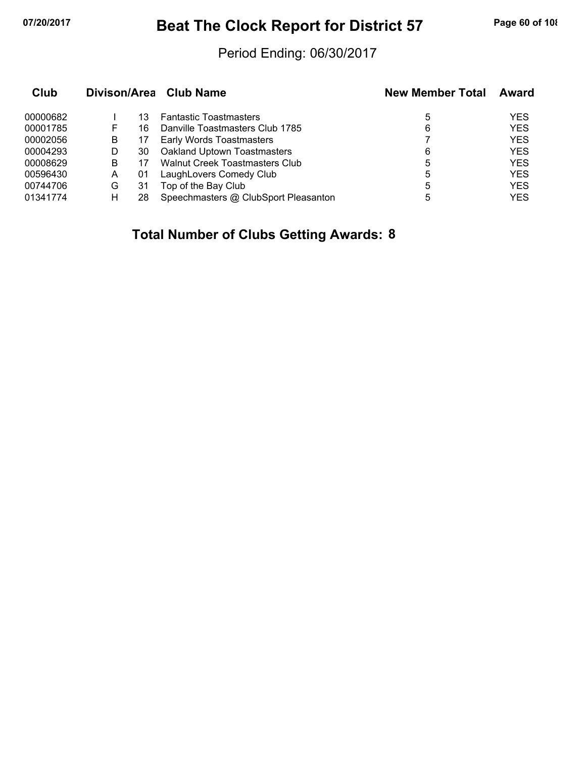# Beat The Clock Report for District 57

Period Ending: 06/30/2017

| Club | Divison/Area | | Club Name | New Member Total | Award |
|---|---|---|---|---|---|
| 00000682 | I | 13 | Fantastic Toastmasters | 5 | YES |
| 00001785 | F | 16 | Danville Toastmasters Club 1785 | 6 | YES |
| 00002056 | B | 17 | Early Words Toastmasters | 7 | YES |
| 00004293 | D | 30 | Oakland Uptown Toastmasters | 6 | YES |
| 00008629 | B | 17 | Walnut Creek Toastmasters Club | 5 | YES |
| 00596430 | A | 01 | LaughLovers Comedy Club | 5 | YES |
| 00744706 | G | 31 | Top of the Bay Club | 5 | YES |
| 01341774 | H | 28 | Speechmasters @ ClubSport Pleasanton | 5 | YES |

**Total Number of Clubs Getting Awards: 8**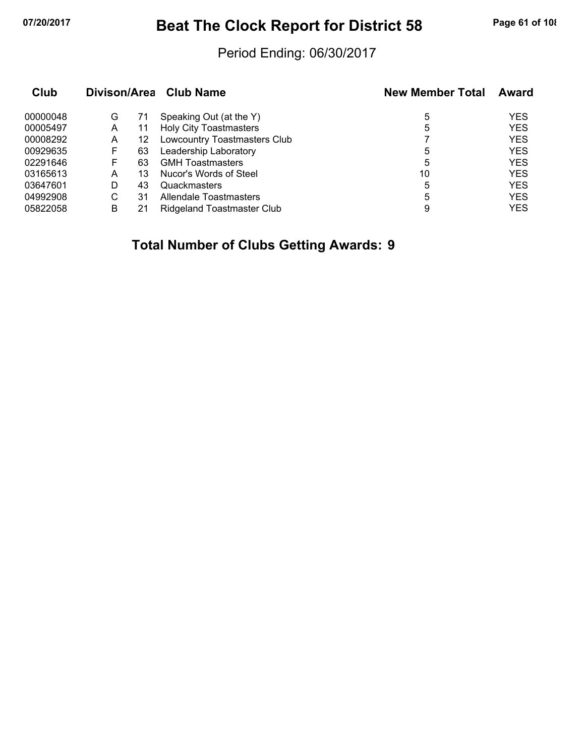# Beat The Clock Report for District 58

Period Ending: 06/30/2017

| Club | Divison/Area | | Club Name | New Member Total | Award |
|---|---|---|---|---|---|
| 00000048 | G | 71 | Speaking Out (at the Y) | 5 | YES |
| 00005497 | A | 11 | Holy City Toastmasters | 5 | YES |
| 00008292 | A | 12 | Lowcountry Toastmasters Club | 7 | YES |
| 00929635 | F | 63 | Leadership Laboratory | 5 | YES |
| 02291646 | F | 63 | GMH Toastmasters | 5 | YES |
| 03165613 | A | 13 | Nucor's Words of Steel | 10 | YES |
| 03647601 | D | 43 | Quackmasters | 5 | YES |
| 04992908 | C | 31 | Allendale Toastmasters | 5 | YES |
| 05822058 | B | 21 | Ridgeland Toastmaster Club | 9 | YES |

**Total Number of Clubs Getting Awards: 9**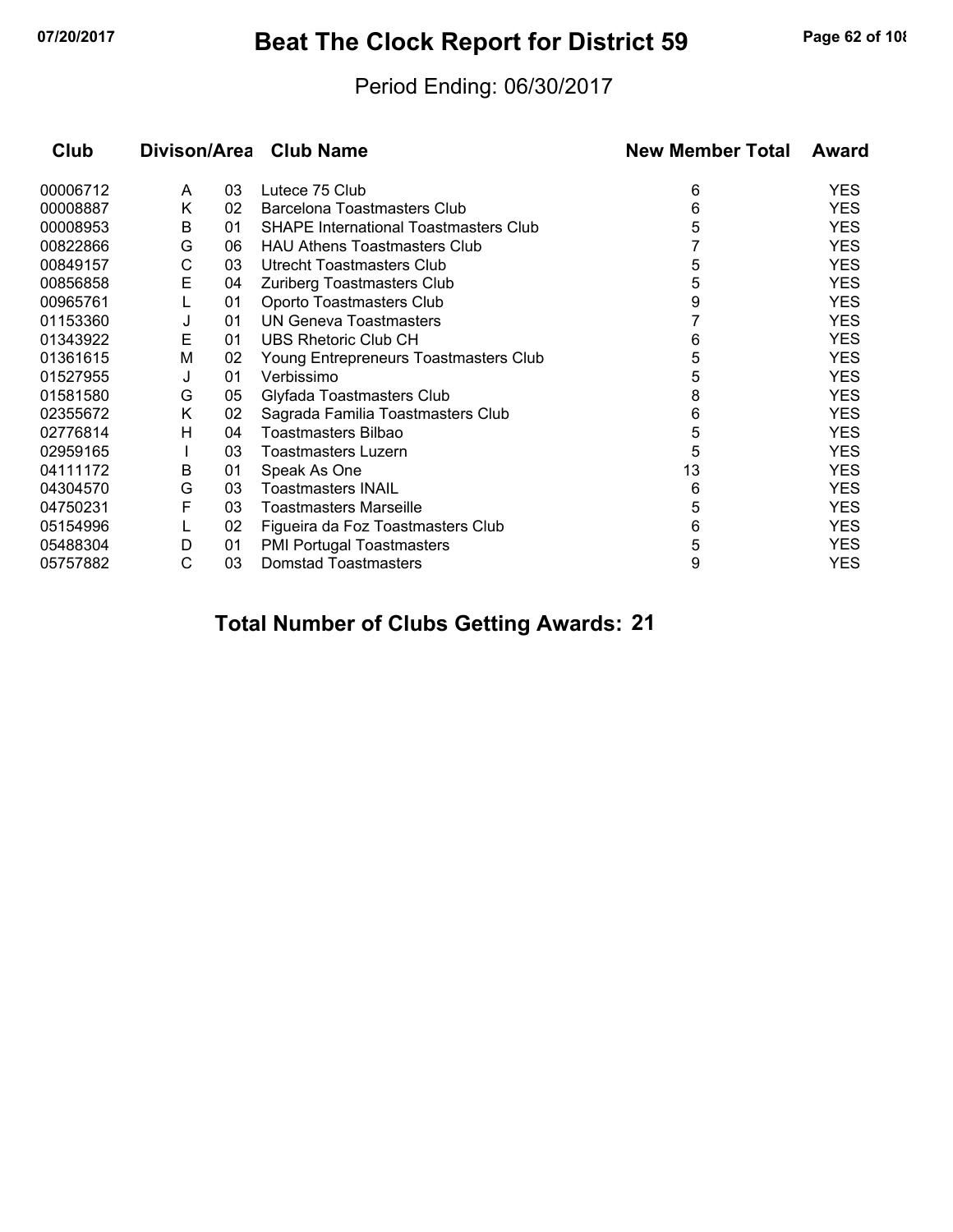# Beat The Clock Report for District 59

Period Ending: 06/30/2017

| Club | Divison/Area | | Club Name | New Member Total | Award |
|---|---|---|---|---|---|
| 00006712 | A | 03 | Lutece 75 Club | 6 | YES |
| 00008887 | K | 02 | Barcelona Toastmasters Club | 6 | YES |
| 00008953 | B | 01 | SHAPE International Toastmasters Club | 5 | YES |
| 00822866 | G | 06 | HAU Athens Toastmasters Club | 7 | YES |
| 00849157 | C | 03 | Utrecht Toastmasters Club | 5 | YES |
| 00856858 | E | 04 | Zuriberg Toastmasters Club | 5 | YES |
| 00965761 | L | 01 | Oporto Toastmasters Club | 9 | YES |
| 01153360 | J | 01 | UN Geneva Toastmasters | 7 | YES |
| 01343922 | E | 01 | UBS Rhetoric Club CH | 6 | YES |
| 01361615 | M | 02 | Young Entrepreneurs Toastmasters Club | 5 | YES |
| 01527955 | J | 01 | Verbissimo | 5 | YES |
| 01581580 | G | 05 | Glyfada Toastmasters Club | 8 | YES |
| 02355672 | K | 02 | Sagrada Familia Toastmasters Club | 6 | YES |
| 02776814 | H | 04 | Toastmasters Bilbao | 5 | YES |
| 02959165 | I | 03 | Toastmasters Luzern | 5 | YES |
| 04111172 | B | 01 | Speak As One | 13 | YES |
| 04304570 | G | 03 | Toastmasters INAIL | 6 | YES |
| 04750231 | F | 03 | Toastmasters Marseille | 5 | YES |
| 05154996 | L | 02 | Figueira da Foz Toastmasters Club | 6 | YES |
| 05488304 | D | 01 | PMI Portugal Toastmasters | 5 | YES |
| 05757882 | C | 03 | Domstad Toastmasters | 9 | YES |

**Total Number of Clubs Getting Awards: 21**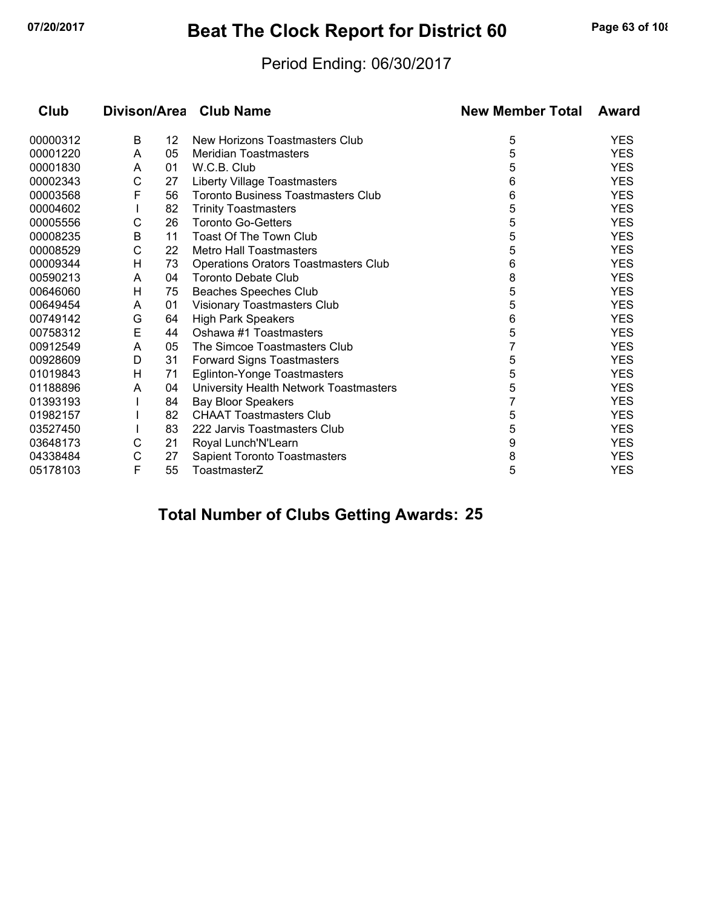# Beat The Clock Report for District 60

Period Ending: 06/30/2017

| Club | Divison/Area | | Club Name | New Member Total | Award |
|---|---|---|---|---|---|
| 00000312 | B | 12 | New Horizons Toastmasters Club | 5 | YES |
| 00001220 | A | 05 | Meridian Toastmasters | 5 | YES |
| 00001830 | A | 01 | W.C.B. Club | 5 | YES |
| 00002343 | C | 27 | Liberty Village Toastmasters | 6 | YES |
| 00003568 | F | 56 | Toronto Business Toastmasters Club | 6 | YES |
| 00004602 | I | 82 | Trinity Toastmasters | 5 | YES |
| 00005556 | C | 26 | Toronto Go-Getters | 5 | YES |
| 00008235 | B | 11 | Toast Of The Town Club | 5 | YES |
| 00008529 | C | 22 | Metro Hall Toastmasters | 5 | YES |
| 00009344 | H | 73 | Operations Orators Toastmasters Club | 6 | YES |
| 00590213 | A | 04 | Toronto Debate Club | 8 | YES |
| 00646060 | H | 75 | Beaches Speeches Club | 5 | YES |
| 00649454 | A | 01 | Visionary Toastmasters Club | 5 | YES |
| 00749142 | G | 64 | High Park Speakers | 6 | YES |
| 00758312 | E | 44 | Oshawa #1 Toastmasters | 5 | YES |
| 00912549 | A | 05 | The Simcoe Toastmasters Club | 7 | YES |
| 00928609 | D | 31 | Forward Signs Toastmasters | 5 | YES |
| 01019843 | H | 71 | Eglinton-Yonge Toastmasters | 5 | YES |
| 01188896 | A | 04 | University Health Network Toastmasters | 5 | YES |
| 01393193 | I | 84 | Bay Bloor Speakers | 7 | YES |
| 01982157 | I | 82 | CHAAT Toastmasters Club | 5 | YES |
| 03527450 | I | 83 | 222 Jarvis Toastmasters Club | 5 | YES |
| 03648173 | C | 21 | Royal Lunch'N'Learn | 9 | YES |
| 04338484 | C | 27 | Sapient Toronto Toastmasters | 8 | YES |
| 05178103 | F | 55 | ToastmasterZ | 5 | YES |

**Total Number of Clubs Getting Awards: 25**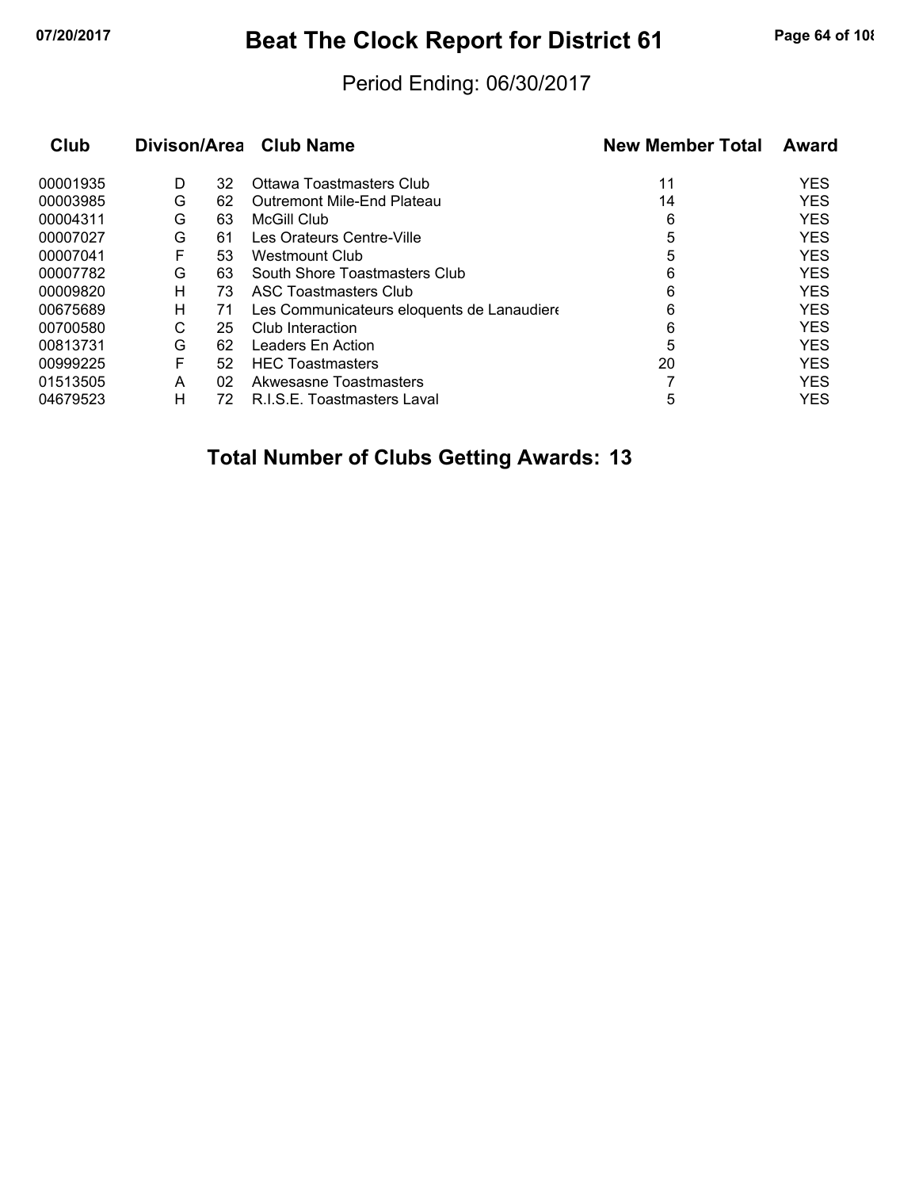# Beat The Clock Report for District 61

Period Ending: 06/30/2017

| Club | Divison/Area | | Club Name | New Member Total | Award |
|---|---|---|---|---|---|
| 00001935 | D | 32 | Ottawa Toastmasters Club | 11 | YES |
| 00003985 | G | 62 | Outremont Mile-End Plateau | 14 | YES |
| 00004311 | G | 63 | McGill Club | 6 | YES |
| 00007027 | G | 61 | Les Orateurs Centre-Ville | 5 | YES |
| 00007041 | F | 53 | Westmount Club | 5 | YES |
| 00007782 | G | 63 | South Shore Toastmasters Club | 6 | YES |
| 00009820 | H | 73 | ASC Toastmasters Club | 6 | YES |
| 00675689 | H | 71 | Les Communicateurs eloquents de Lanaudiere | 6 | YES |
| 00700580 | C | 25 | Club Interaction | 6 | YES |
| 00813731 | G | 62 | Leaders En Action | 5 | YES |
| 00999225 | F | 52 | HEC Toastmasters | 20 | YES |
| 01513505 | A | 02 | Akwesasne Toastmasters | 7 | YES |
| 04679523 | H | 72 | R.I.S.E. Toastmasters Laval | 5 | YES |

**Total Number of Clubs Getting Awards: 13**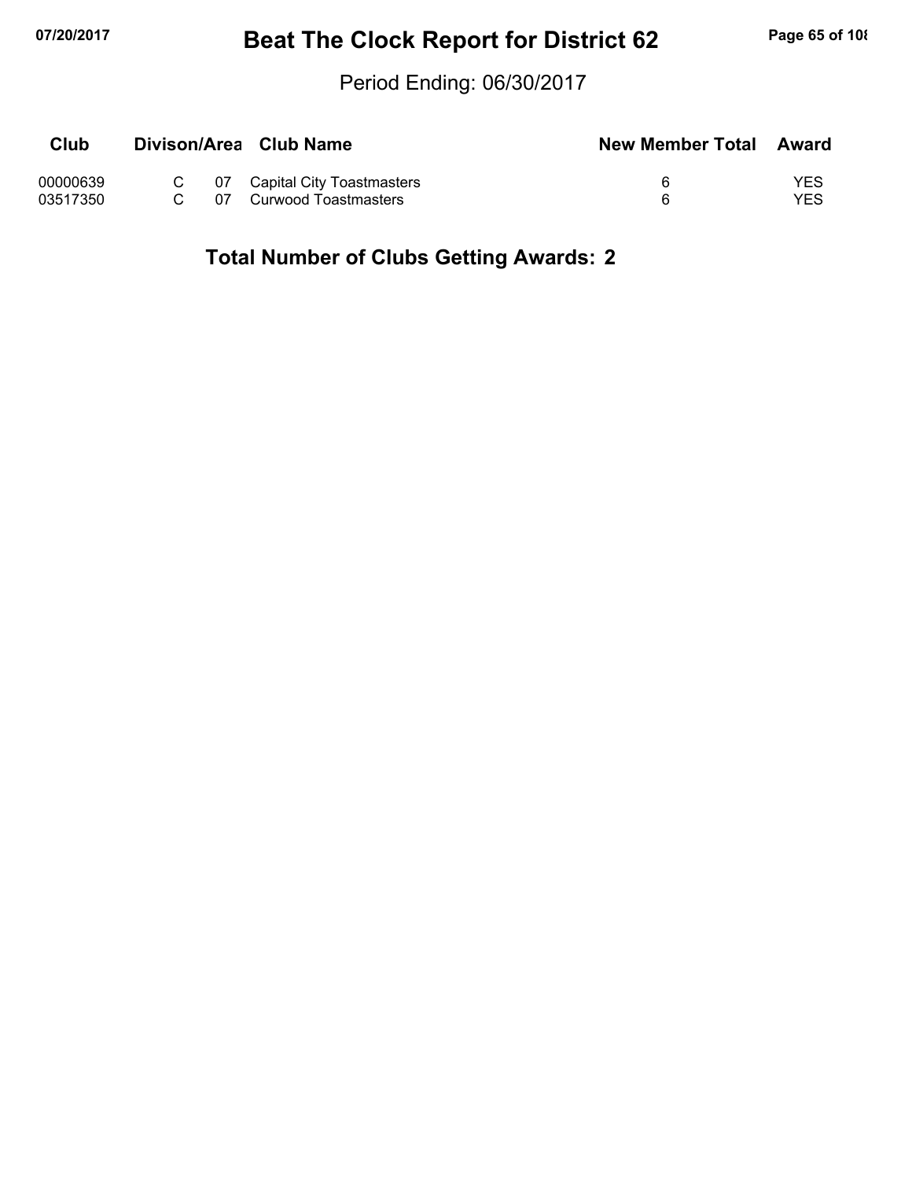# Beat The Clock Report for District 62

Period Ending: 06/30/2017

| Club | Divison/Area | | Club Name | New Member Total | Award |
|---|---|---|---|---|---|
| 00000639 | C | 07 | Capital City Toastmasters | 6 | YES |
| 03517350 | C | 07 | Curwood Toastmasters | 6 | YES |

**Total Number of Clubs Getting Awards: 2**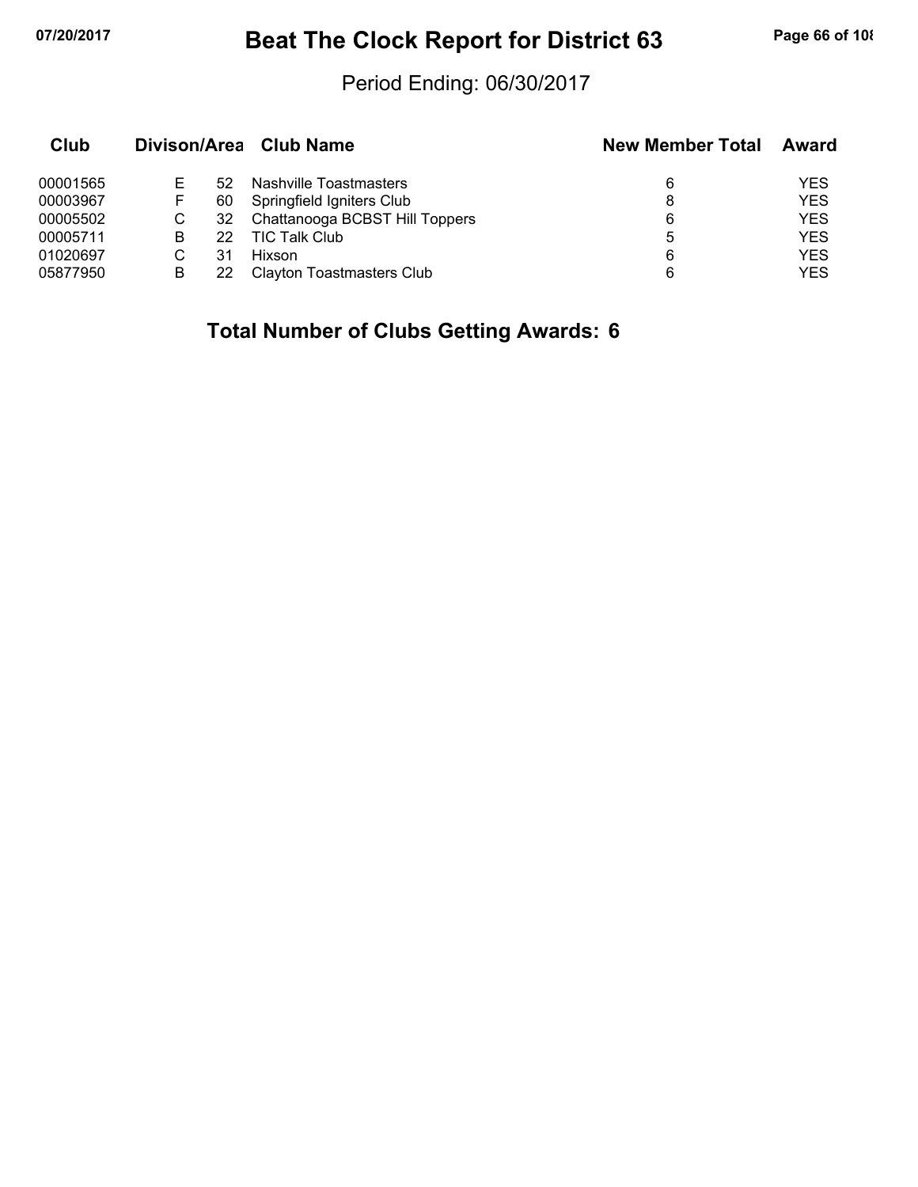# Beat The Clock Report for District 63

Period Ending: 06/30/2017

| Club | Divison/Area | | Club Name | New Member Total | Award |
|---|---|---|---|---|---|
| 00001565 | E | 52 | Nashville Toastmasters | 6 | YES |
| 00003967 | F | 60 | Springfield Igniters Club | 8 | YES |
| 00005502 | C | 32 | Chattanooga BCBST Hill Toppers | 6 | YES |
| 00005711 | B | 22 | TIC Talk Club | 5 | YES |
| 01020697 | C | 31 | Hixson | 6 | YES |
| 05877950 | B | 22 | Clayton Toastmasters Club | 6 | YES |

**Total Number of Clubs Getting Awards: 6**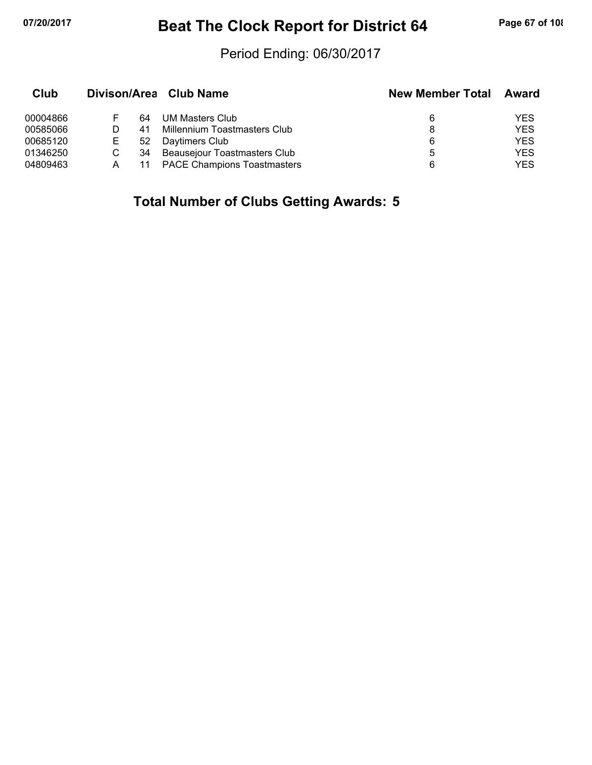# Beat The Clock Report for District 64

Period Ending: 06/30/2017

| Club | Divison/Area | | Club Name | New Member Total | Award |
|---|---|---|---|---|---|
| 00004866 | F | 64 | UM Masters Club | 6 | YES |
| 00585066 | D | 41 | Millennium Toastmasters Club | 8 | YES |
| 00685120 | E | 52 | Daytimers Club | 6 | YES |
| 01346250 | C | 34 | Beausejour Toastmasters Club | 5 | YES |
| 04809463 | A | 11 | PACE Champions Toastmasters | 6 | YES |

## Total Number of Clubs Getting Awards: 5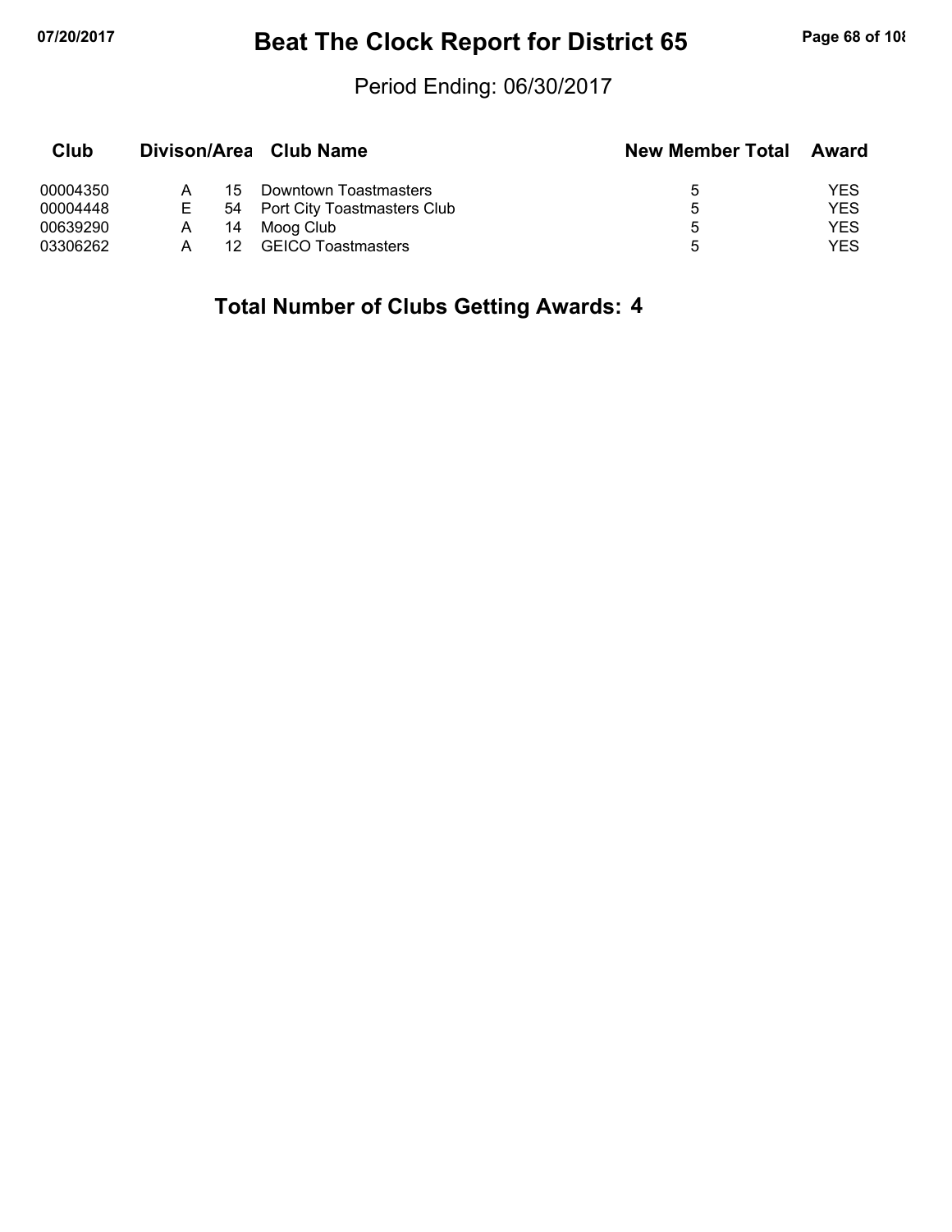# Beat The Clock Report for District 65

Period Ending: 06/30/2017

| Club | Divison/Area | | Club Name | New Member Total | Award |
|---|---|---|---|---|---|
| 00004350 | A | 15 | Downtown Toastmasters | 5 | YES |
| 00004448 | E | 54 | Port City Toastmasters Club | 5 | YES |
| 00639290 | A | 14 | Moog Club | 5 | YES |
| 03306262 | A | 12 | GEICO Toastmasters | 5 | YES |

**Total Number of Clubs Getting Awards: 4**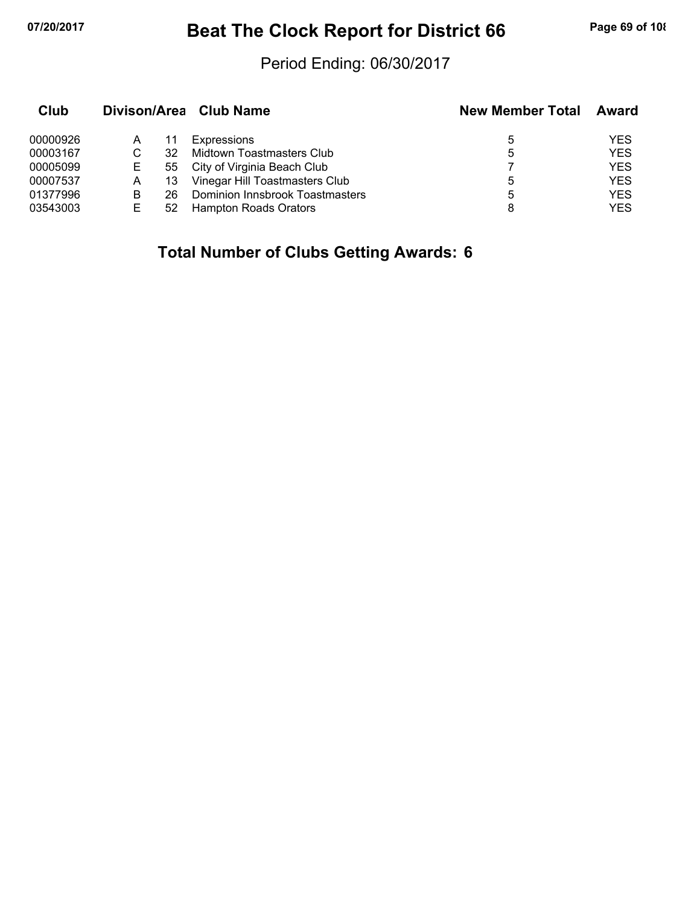# Beat The Clock Report for District 66

Period Ending: 06/30/2017

| Club | Divison/Area | | Club Name | New Member Total | Award |
|---|---|---|---|---|---|
| 00000926 | A | 11 | Expressions | 5 | YES |
| 00003167 | C | 32 | Midtown Toastmasters Club | 5 | YES |
| 00005099 | E | 55 | City of Virginia Beach Club | 7 | YES |
| 00007537 | A | 13 | Vinegar Hill Toastmasters Club | 5 | YES |
| 01377996 | B | 26 | Dominion Innsbrook Toastmasters | 5 | YES |
| 03543003 | E | 52 | Hampton Roads Orators | 8 | YES |

**Total Number of Clubs Getting Awards: 6**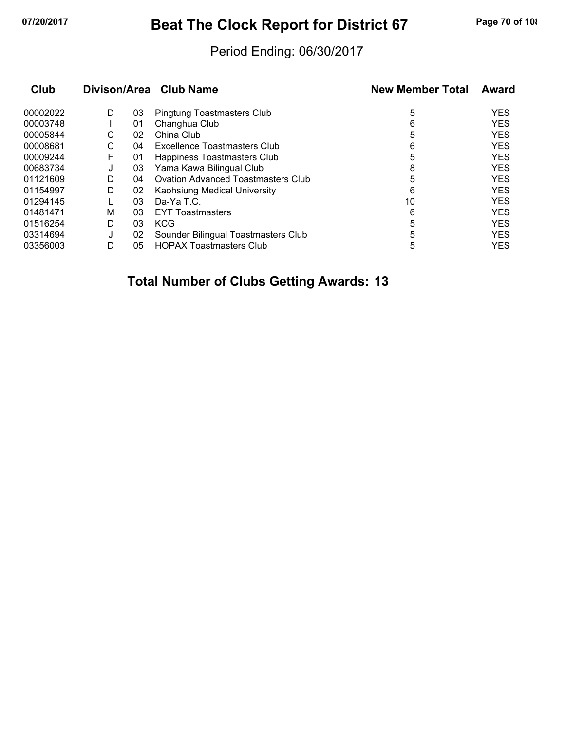# Beat The Clock Report for District 67

Period Ending: 06/30/2017

| Club | Divison/Area | | Club Name | New Member Total | Award |
|---|---|---|---|---|---|
| 00002022 | D | 03 | Pingtung Toastmasters Club | 5 | YES |
| 00003748 | I | 01 | Changhua Club | 6 | YES |
| 00005844 | C | 02 | China Club | 5 | YES |
| 00008681 | C | 04 | Excellence Toastmasters Club | 6 | YES |
| 00009244 | F | 01 | Happiness Toastmasters Club | 5 | YES |
| 00683734 | J | 03 | Yama Kawa Bilingual Club | 8 | YES |
| 01121609 | D | 04 | Ovation Advanced Toastmasters Club | 5 | YES |
| 01154997 | D | 02 | Kaohsiung Medical University | 6 | YES |
| 01294145 | L | 03 | Da-Ya T.C. | 10 | YES |
| 01481471 | M | 03 | EYT Toastmasters | 6 | YES |
| 01516254 | D | 03 | KCG | 5 | YES |
| 03314694 | J | 02 | Sounder Bilingual Toastmasters Club | 5 | YES |
| 03356003 | D | 05 | HOPAX Toastmasters Club | 5 | YES |

**Total Number of Clubs Getting Awards: 13**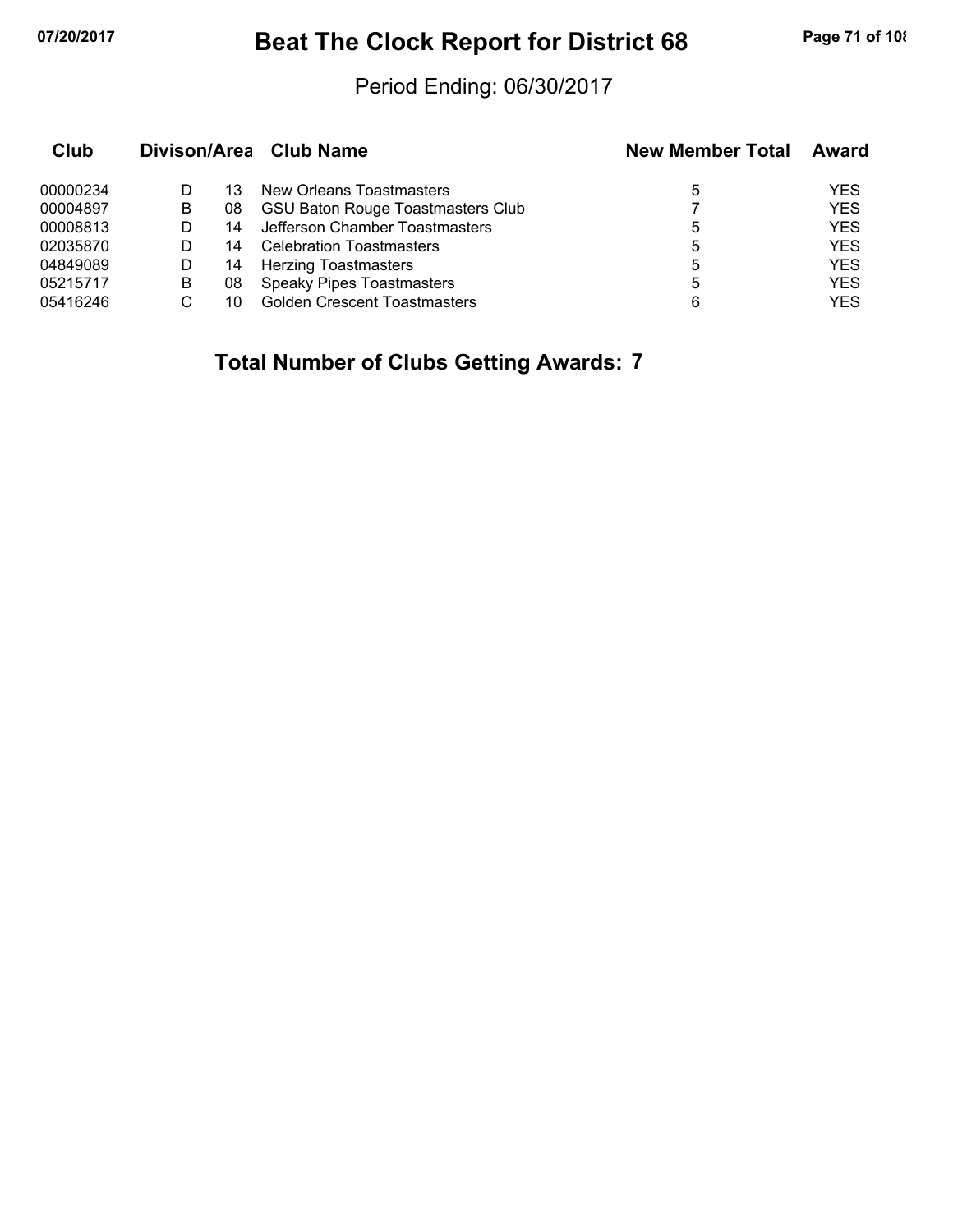# Beat The Clock Report for District 68

Period Ending: 06/30/2017

| Club | Divison/Area | | Club Name | New Member Total | Award |
|---|---|---|---|---|---|
| 00000234 | D | 13 | New Orleans Toastmasters | 5 | YES |
| 00004897 | B | 08 | GSU Baton Rouge Toastmasters Club | 7 | YES |
| 00008813 | D | 14 | Jefferson Chamber Toastmasters | 5 | YES |
| 02035870 | D | 14 | Celebration Toastmasters | 5 | YES |
| 04849089 | D | 14 | Herzing Toastmasters | 5 | YES |
| 05215717 | B | 08 | Speaky Pipes Toastmasters | 5 | YES |
| 05416246 | C | 10 | Golden Crescent Toastmasters | 6 | YES |

**Total Number of Clubs Getting Awards: 7**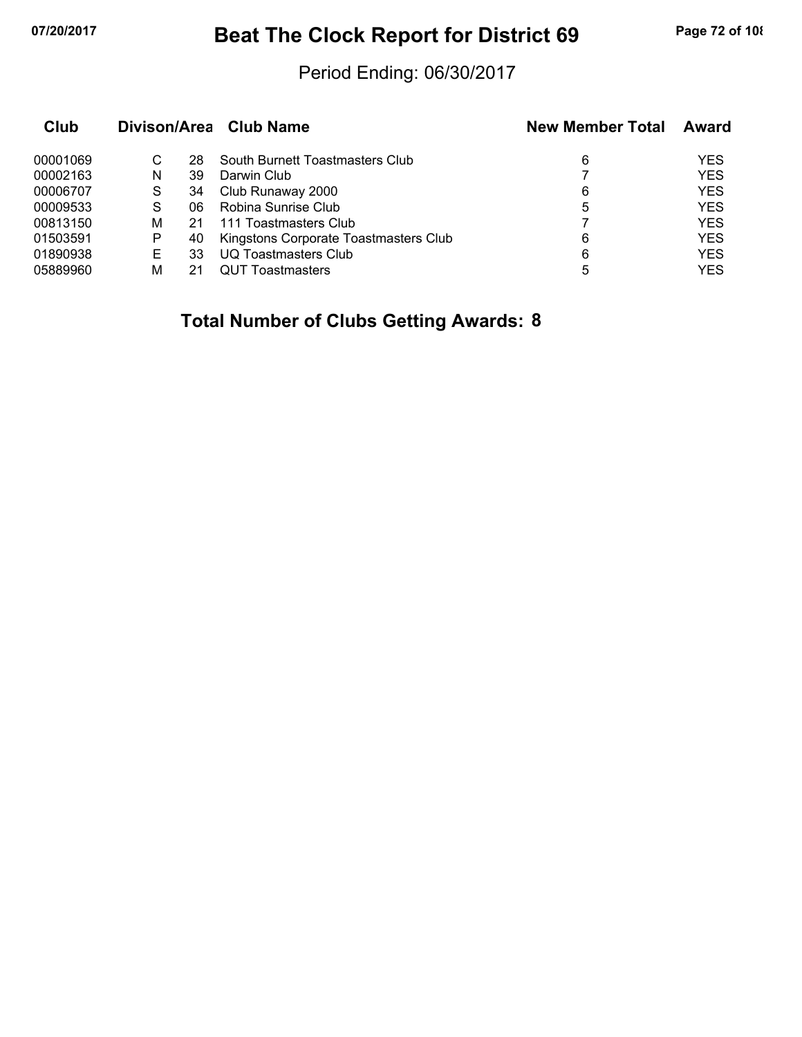# Beat The Clock Report for District 69

Period Ending: 06/30/2017

| Club | Divison/Area | | Club Name | New Member Total | Award |
|---|---|---|---|---|---|
| 00001069 | C | 28 | South Burnett Toastmasters Club | 6 | YES |
| 00002163 | N | 39 | Darwin Club | 7 | YES |
| 00006707 | S | 34 | Club Runaway 2000 | 6 | YES |
| 00009533 | S | 06 | Robina Sunrise Club | 5 | YES |
| 00813150 | M | 21 | 111 Toastmasters Club | 7 | YES |
| 01503591 | P | 40 | Kingstons Corporate Toastmasters Club | 6 | YES |
| 01890938 | E | 33 | UQ Toastmasters Club | 6 | YES |
| 05889960 | M | 21 | QUT Toastmasters | 5 | YES |

**Total Number of Clubs Getting Awards: 8**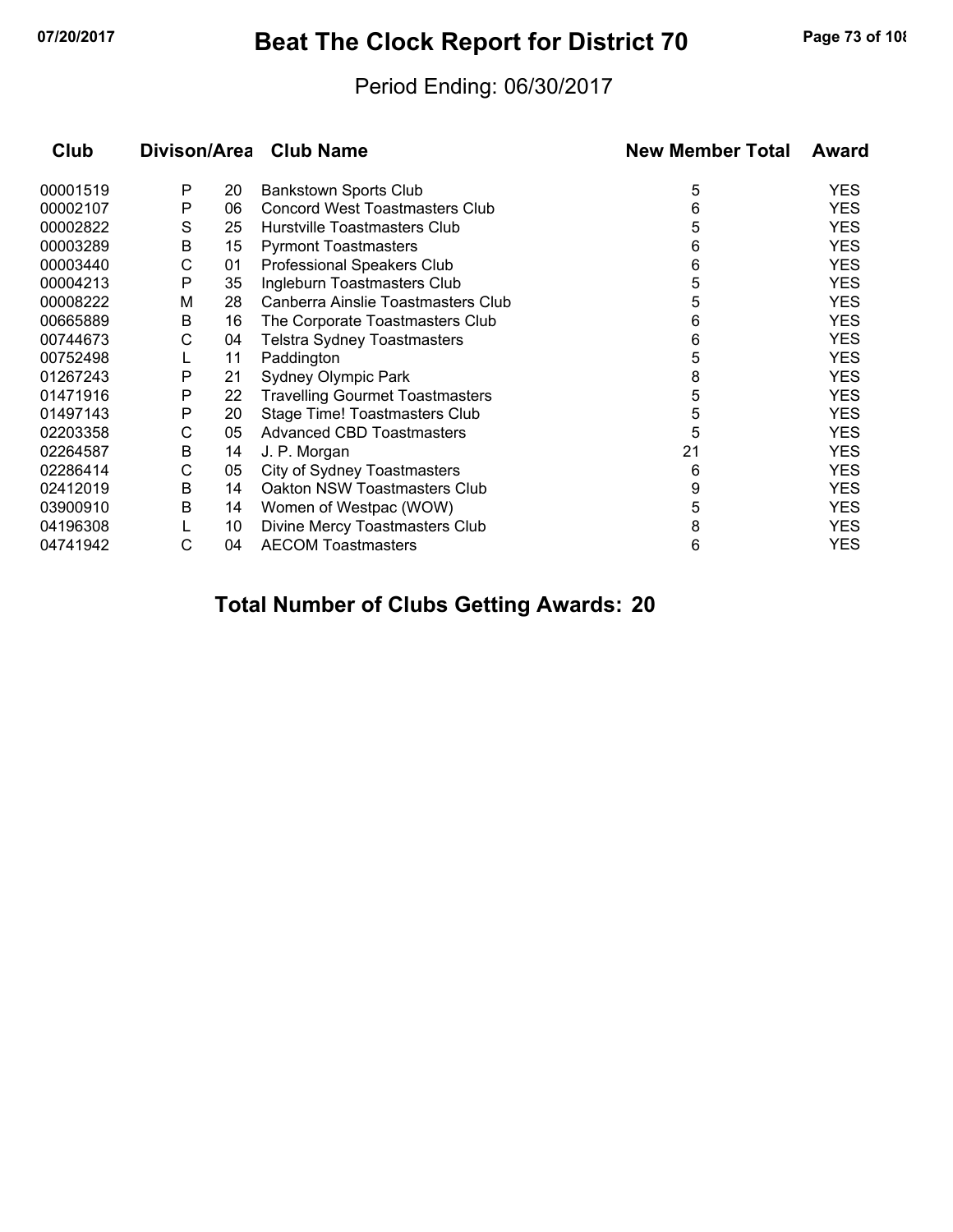# Beat The Clock Report for District 70

Period Ending: 06/30/2017

| Club | Divison/Area | | Club Name | New Member Total | Award |
|---|---|---|---|---|---|
| 00001519 | P | 20 | Bankstown Sports Club | 5 | YES |
| 00002107 | P | 06 | Concord West Toastmasters Club | 6 | YES |
| 00002822 | S | 25 | Hurstville Toastmasters Club | 5 | YES |
| 00003289 | B | 15 | Pyrmont Toastmasters | 6 | YES |
| 00003440 | C | 01 | Professional Speakers Club | 6 | YES |
| 00004213 | P | 35 | Ingleburn Toastmasters Club | 5 | YES |
| 00008222 | M | 28 | Canberra Ainslie Toastmasters Club | 5 | YES |
| 00665889 | B | 16 | The Corporate Toastmasters Club | 6 | YES |
| 00744673 | C | 04 | Telstra Sydney Toastmasters | 6 | YES |
| 00752498 | L | 11 | Paddington | 5 | YES |
| 01267243 | P | 21 | Sydney Olympic Park | 8 | YES |
| 01471916 | P | 22 | Travelling Gourmet Toastmasters | 5 | YES |
| 01497143 | P | 20 | Stage Time! Toastmasters Club | 5 | YES |
| 02203358 | C | 05 | Advanced CBD Toastmasters | 5 | YES |
| 02264587 | B | 14 | J. P. Morgan | 21 | YES |
| 02286414 | C | 05 | City of Sydney Toastmasters | 6 | YES |
| 02412019 | B | 14 | Oakton NSW Toastmasters Club | 9 | YES |
| 03900910 | B | 14 | Women of Westpac (WOW) | 5 | YES |
| 04196308 | L | 10 | Divine Mercy Toastmasters Club | 8 | YES |
| 04741942 | C | 04 | AECOM Toastmasters | 6 | YES |

## Total Number of Clubs Getting Awards: 20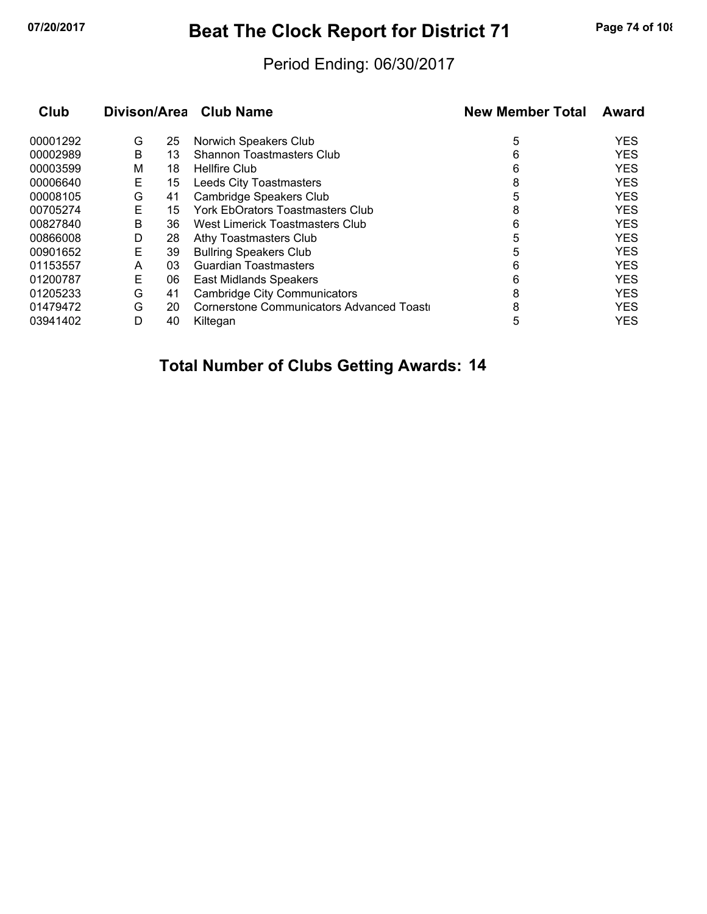# Beat The Clock Report for District 71

Period Ending: 06/30/2017

| Club | Divison/Area | | Club Name | New Member Total | Award |
|---|---|---|---|---|---|
| 00001292 | G | 25 | Norwich Speakers Club | 5 | YES |
| 00002989 | B | 13 | Shannon Toastmasters Club | 6 | YES |
| 00003599 | M | 18 | Hellfire Club | 6 | YES |
| 00006640 | E | 15 | Leeds City Toastmasters | 8 | YES |
| 00008105 | G | 41 | Cambridge Speakers Club | 5 | YES |
| 00705274 | E | 15 | York EbOrators Toastmasters Club | 8 | YES |
| 00827840 | B | 36 | West Limerick Toastmasters Club | 6 | YES |
| 00866008 | D | 28 | Athy Toastmasters Club | 5 | YES |
| 00901652 | E | 39 | Bullring Speakers Club | 5 | YES |
| 01153557 | A | 03 | Guardian Toastmasters | 6 | YES |
| 01200787 | E | 06 | East Midlands Speakers | 6 | YES |
| 01205233 | G | 41 | Cambridge City Communicators | 8 | YES |
| 01479472 | G | 20 | Cornerstone Communicators Advanced Toastı | 8 | YES |
| 03941402 | D | 40 | Kiltegan | 5 | YES |

**Total Number of Clubs Getting Awards: 14**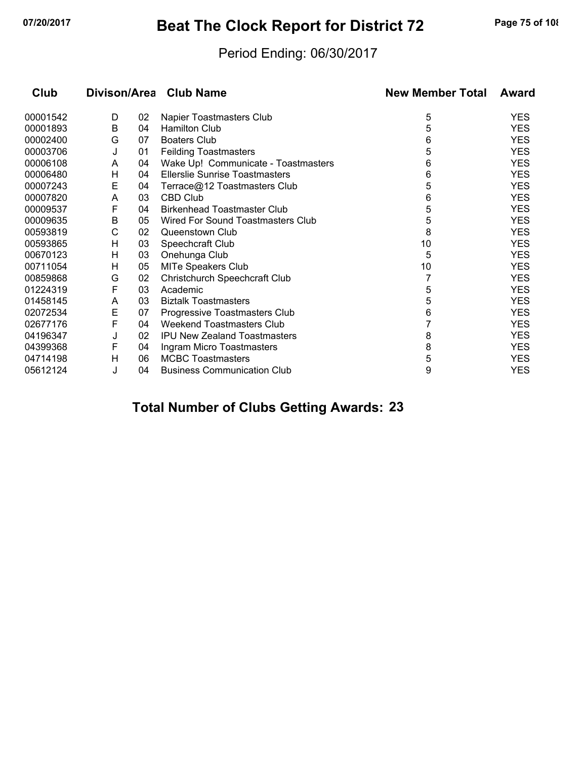# Beat The Clock Report for District 72

Period Ending: 06/30/2017

| Club | Divison/Area | | Club Name | New Member Total | Award |
|---|---|---|---|---|---|
| 00001542 | D | 02 | Napier Toastmasters Club | 5 | YES |
| 00001893 | B | 04 | Hamilton Club | 5 | YES |
| 00002400 | G | 07 | Boaters Club | 6 | YES |
| 00003706 | J | 01 | Feilding Toastmasters | 5 | YES |
| 00006108 | A | 04 | Wake Up! Communicate - Toastmasters | 6 | YES |
| 00006480 | H | 04 | Ellerslie Sunrise Toastmasters | 6 | YES |
| 00007243 | E | 04 | Terrace@12 Toastmasters Club | 5 | YES |
| 00007820 | A | 03 | CBD Club | 6 | YES |
| 00009537 | F | 04 | Birkenhead Toastmaster Club | 5 | YES |
| 00009635 | B | 05 | Wired For Sound Toastmasters Club | 5 | YES |
| 00593819 | C | 02 | Queenstown Club | 8 | YES |
| 00593865 | H | 03 | Speechcraft Club | 10 | YES |
| 00670123 | H | 03 | Onehunga Club | 5 | YES |
| 00711054 | H | 05 | MITe Speakers Club | 10 | YES |
| 00859868 | G | 02 | Christchurch Speechcraft Club | 7 | YES |
| 01224319 | F | 03 | Academic | 5 | YES |
| 01458145 | A | 03 | Biztalk Toastmasters | 5 | YES |
| 02072534 | E | 07 | Progressive Toastmasters Club | 6 | YES |
| 02677176 | F | 04 | Weekend Toastmasters Club | 7 | YES |
| 04196347 | J | 02 | IPU New Zealand Toastmasters | 8 | YES |
| 04399368 | F | 04 | Ingram Micro Toastmasters | 8 | YES |
| 04714198 | H | 06 | MCBC Toastmasters | 5 | YES |
| 05612124 | J | 04 | Business Communication Club | 9 | YES |

**Total Number of Clubs Getting Awards: 23**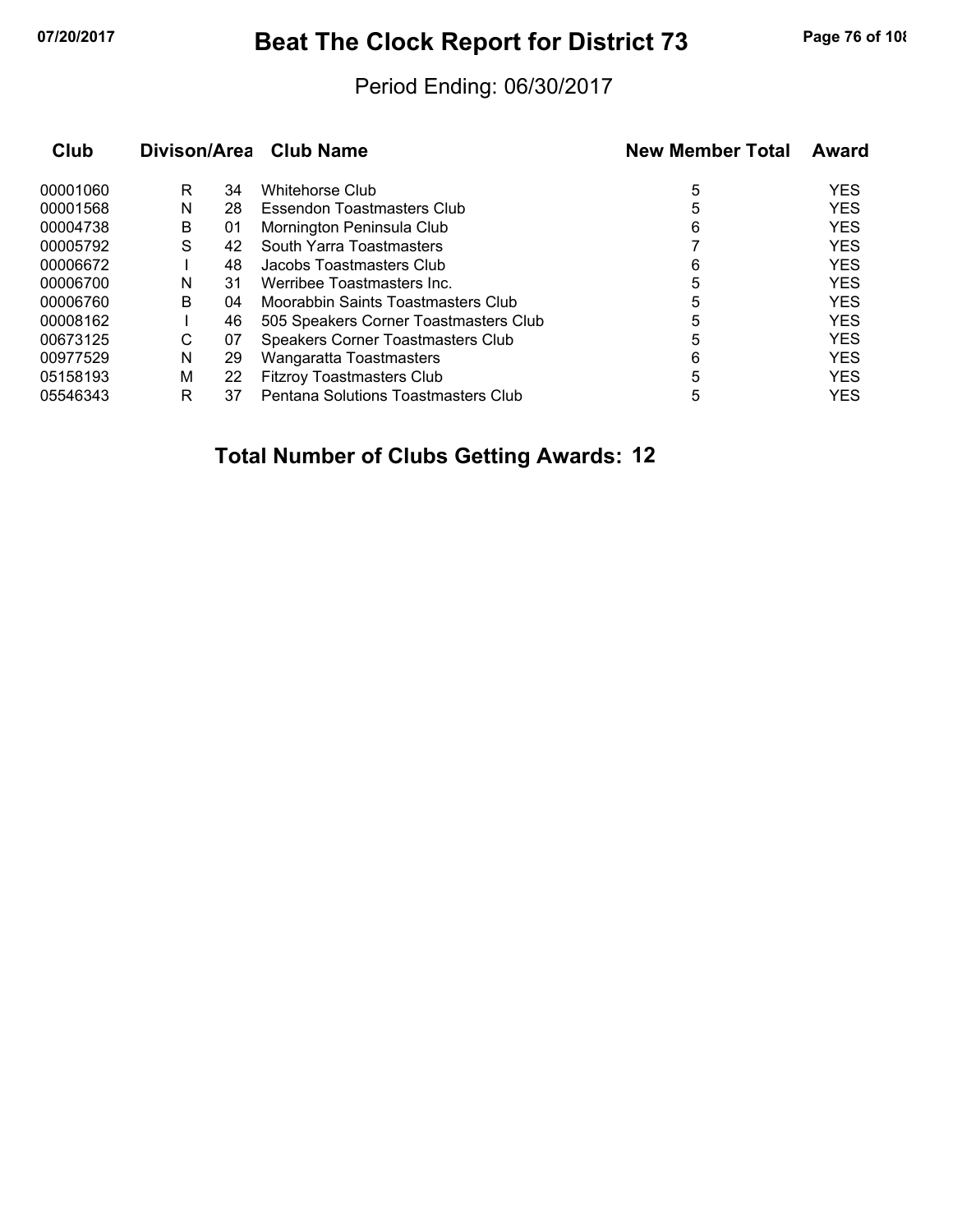# Beat The Clock Report for District 73

Period Ending: 06/30/2017

| Club | Divison/Area | | Club Name | New Member Total | Award |
|---|---|---|---|---|---|
| 00001060 | R | 34 | Whitehorse Club | 5 | YES |
| 00001568 | N | 28 | Essendon Toastmasters Club | 5 | YES |
| 00004738 | B | 01 | Mornington Peninsula Club | 6 | YES |
| 00005792 | S | 42 | South Yarra Toastmasters | 7 | YES |
| 00006672 | I | 48 | Jacobs Toastmasters Club | 6 | YES |
| 00006700 | N | 31 | Werribee Toastmasters Inc. | 5 | YES |
| 00006760 | B | 04 | Moorabbin Saints Toastmasters Club | 5 | YES |
| 00008162 | I | 46 | 505 Speakers Corner Toastmasters Club | 5 | YES |
| 00673125 | C | 07 | Speakers Corner Toastmasters Club | 5 | YES |
| 00977529 | N | 29 | Wangaratta Toastmasters | 6 | YES |
| 05158193 | M | 22 | Fitzroy Toastmasters Club | 5 | YES |
| 05546343 | R | 37 | Pentana Solutions Toastmasters Club | 5 | YES |

**Total Number of Clubs Getting Awards: 12**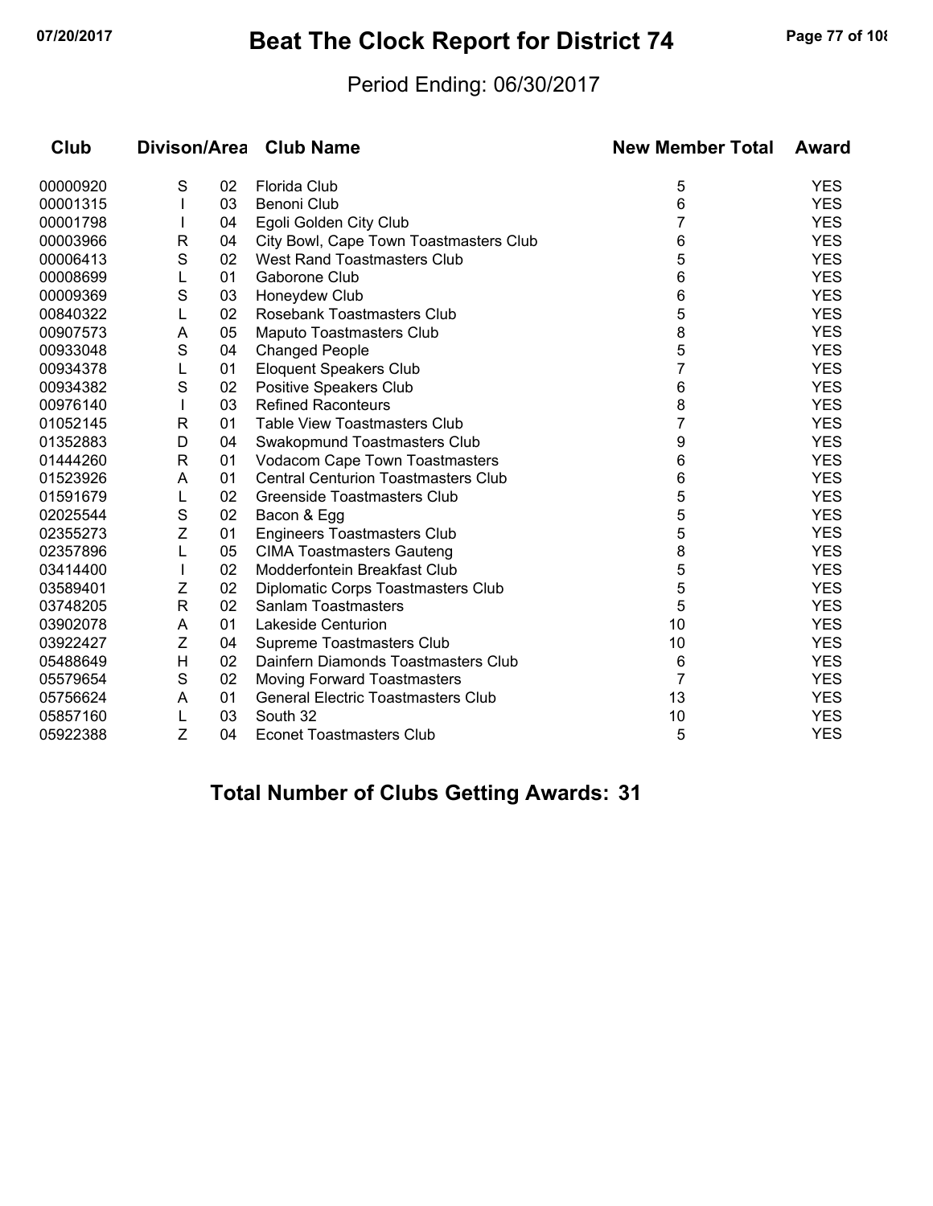# Beat The Clock Report for District 74

Period Ending: 06/30/2017

| Club | Divison/Area | | Club Name | New Member Total | Award |
|---|---|---|---|---|---|
| 00000920 | S | 02 | Florida Club | 5 | YES |
| 00001315 | I | 03 | Benoni Club | 6 | YES |
| 00001798 | I | 04 | Egoli Golden City Club | 7 | YES |
| 00003966 | R | 04 | City Bowl, Cape Town Toastmasters Club | 6 | YES |
| 00006413 | S | 02 | West Rand Toastmasters Club | 5 | YES |
| 00008699 | L | 01 | Gaborone Club | 6 | YES |
| 00009369 | S | 03 | Honeydew Club | 6 | YES |
| 00840322 | L | 02 | Rosebank Toastmasters Club | 5 | YES |
| 00907573 | A | 05 | Maputo Toastmasters Club | 8 | YES |
| 00933048 | S | 04 | Changed People | 5 | YES |
| 00934378 | L | 01 | Eloquent Speakers Club | 7 | YES |
| 00934382 | S | 02 | Positive Speakers Club | 6 | YES |
| 00976140 | I | 03 | Refined Raconteurs | 8 | YES |
| 01052145 | R | 01 | Table View Toastmasters Club | 7 | YES |
| 01352883 | D | 04 | Swakopmund Toastmasters Club | 9 | YES |
| 01444260 | R | 01 | Vodacom Cape Town Toastmasters | 6 | YES |
| 01523926 | A | 01 | Central Centurion Toastmasters Club | 6 | YES |
| 01591679 | L | 02 | Greenside Toastmasters Club | 5 | YES |
| 02025544 | S | 02 | Bacon & Egg | 5 | YES |
| 02355273 | Z | 01 | Engineers Toastmasters Club | 5 | YES |
| 02357896 | L | 05 | CIMA Toastmasters Gauteng | 8 | YES |
| 03414400 | I | 02 | Modderfontein Breakfast Club | 5 | YES |
| 03589401 | Z | 02 | Diplomatic Corps Toastmasters Club | 5 | YES |
| 03748205 | R | 02 | Sanlam Toastmasters | 5 | YES |
| 03902078 | A | 01 | Lakeside Centurion | 10 | YES |
| 03922427 | Z | 04 | Supreme Toastmasters Club | 10 | YES |
| 05488649 | H | 02 | Dainfern Diamonds Toastmasters Club | 6 | YES |
| 05579654 | S | 02 | Moving Forward Toastmasters | 7 | YES |
| 05756624 | A | 01 | General Electric Toastmasters Club | 13 | YES |
| 05857160 | L | 03 | South 32 | 10 | YES |
| 05922388 | Z | 04 | Econet Toastmasters Club | 5 | YES |

## Total Number of Clubs Getting Awards: 31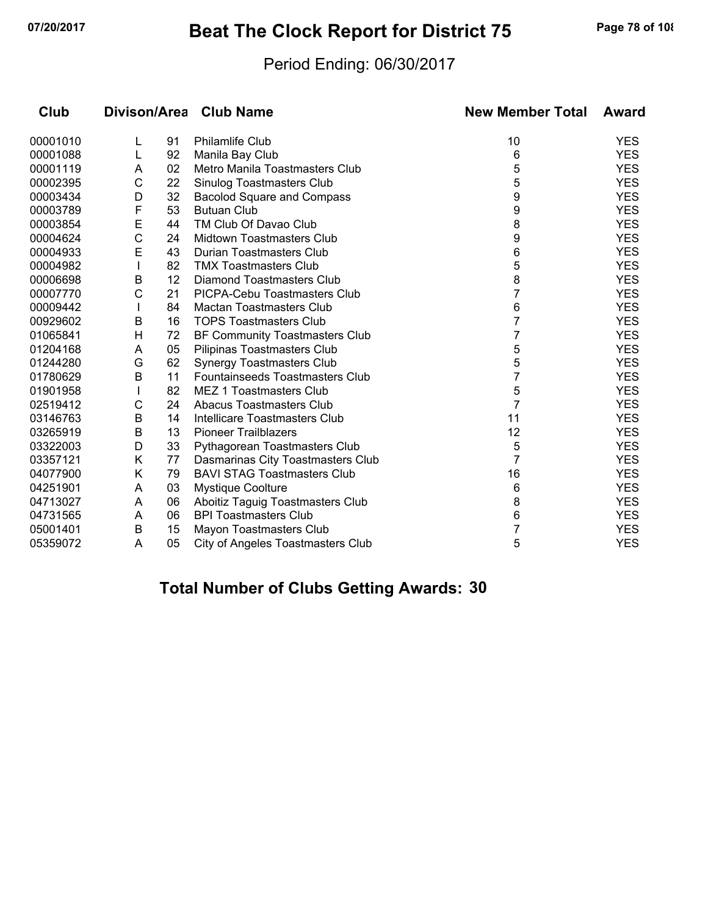# Beat The Clock Report for District 75

Period Ending: 06/30/2017

| Club | Divison/Area | | Club Name | New Member Total | Award |
|---|---|---|---|---|---|
| 00001010 | L | 91 | Philamlife Club | 10 | YES |
| 00001088 | L | 92 | Manila Bay Club | 6 | YES |
| 00001119 | A | 02 | Metro Manila Toastmasters Club | 5 | YES |
| 00002395 | C | 22 | Sinulog Toastmasters Club | 5 | YES |
| 00003434 | D | 32 | Bacolod Square and Compass | 9 | YES |
| 00003789 | F | 53 | Butuan Club | 9 | YES |
| 00003854 | E | 44 | TM Club Of Davao Club | 8 | YES |
| 00004624 | C | 24 | Midtown Toastmasters Club | 9 | YES |
| 00004933 | E | 43 | Durian Toastmasters Club | 6 | YES |
| 00004982 | I | 82 | TMX Toastmasters Club | 5 | YES |
| 00006698 | B | 12 | Diamond Toastmasters Club | 8 | YES |
| 00007770 | C | 21 | PICPA-Cebu Toastmasters Club | 7 | YES |
| 00009442 | I | 84 | Mactan Toastmasters Club | 6 | YES |
| 00929602 | B | 16 | TOPS Toastmasters Club | 7 | YES |
| 01065841 | H | 72 | BF Community Toastmasters Club | 7 | YES |
| 01204168 | A | 05 | Pilipinas Toastmasters Club | 5 | YES |
| 01244280 | G | 62 | Synergy Toastmasters Club | 5 | YES |
| 01780629 | B | 11 | Fountainseeds Toastmasters Club | 7 | YES |
| 01901958 | I | 82 | MEZ 1 Toastmasters Club | 5 | YES |
| 02519412 | C | 24 | Abacus Toastmasters Club | 7 | YES |
| 03146763 | B | 14 | Intellicare Toastmasters Club | 11 | YES |
| 03265919 | B | 13 | Pioneer Trailblazers | 12 | YES |
| 03322003 | D | 33 | Pythagorean Toastmasters Club | 5 | YES |
| 03357121 | K | 77 | Dasmarinas City Toastmasters Club | 7 | YES |
| 04077900 | K | 79 | BAVI STAG Toastmasters Club | 16 | YES |
| 04251901 | A | 03 | Mystique Coolture | 6 | YES |
| 04713027 | A | 06 | Aboitiz Taguig Toastmasters Club | 8 | YES |
| 04731565 | A | 06 | BPI Toastmasters Club | 6 | YES |
| 05001401 | B | 15 | Mayon Toastmasters Club | 7 | YES |
| 05359072 | A | 05 | City of Angeles Toastmasters Club | 5 | YES |

## Total Number of Clubs Getting Awards: 30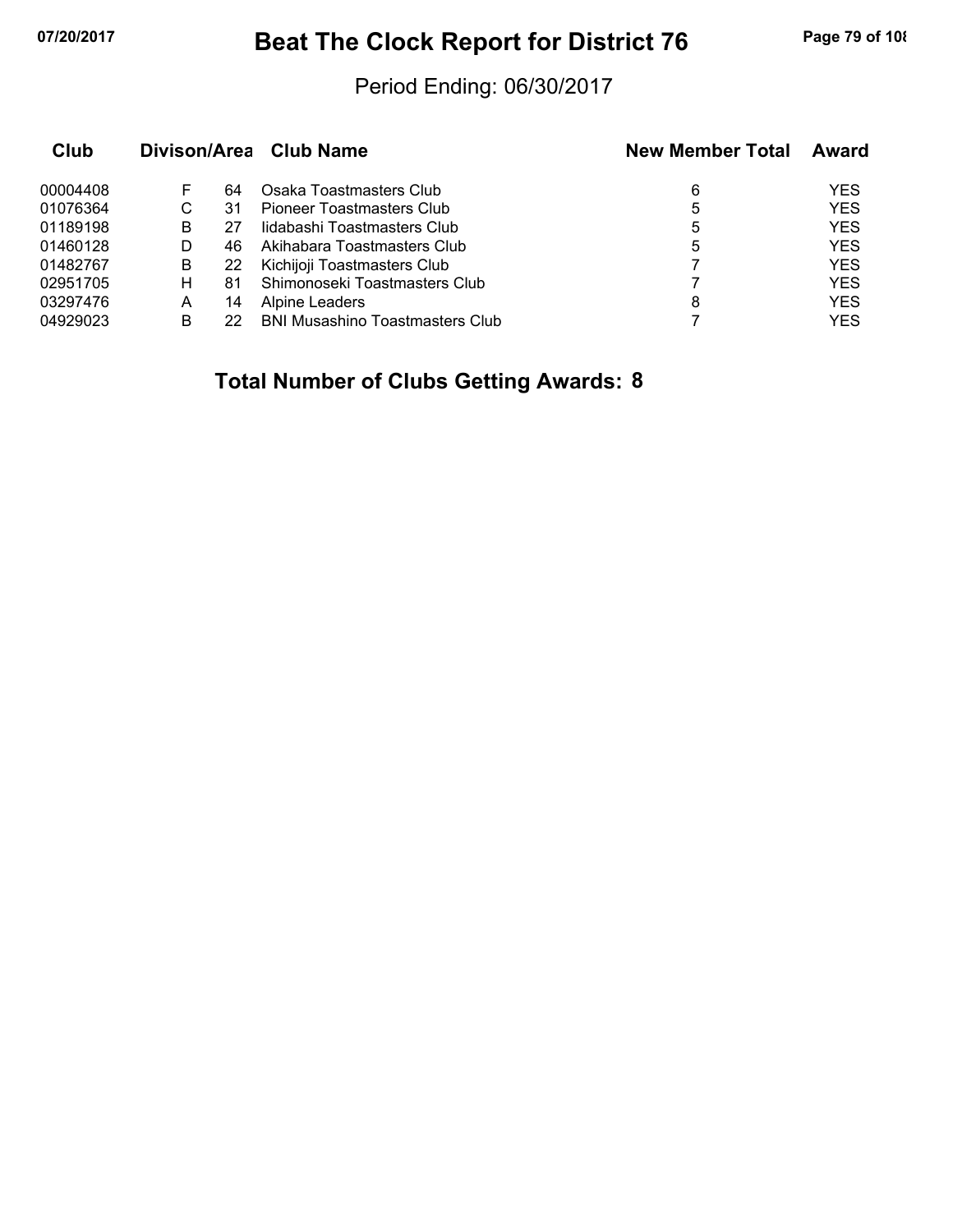# Beat The Clock Report for District 76

Period Ending: 06/30/2017

| Club | Divison/Area | | Club Name | New Member Total | Award |
|---|---|---|---|---|---|
| 00004408 | F | 64 | Osaka Toastmasters Club | 6 | YES |
| 01076364 | C | 31 | Pioneer Toastmasters Club | 5 | YES |
| 01189198 | B | 27 | Iidabashi Toastmasters Club | 5 | YES |
| 01460128 | D | 46 | Akihabara Toastmasters Club | 5 | YES |
| 01482767 | B | 22 | Kichijoji Toastmasters Club | 7 | YES |
| 02951705 | H | 81 | Shimonoseki Toastmasters Club | 7 | YES |
| 03297476 | A | 14 | Alpine Leaders | 8 | YES |
| 04929023 | B | 22 | BNI Musashino Toastmasters Club | 7 | YES |

**Total Number of Clubs Getting Awards: 8**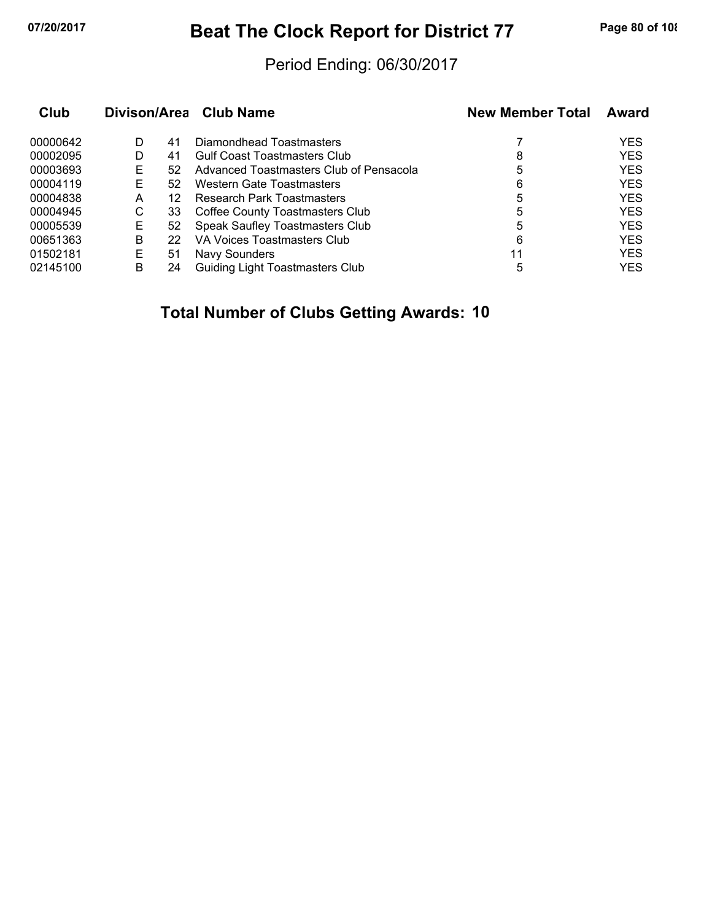# Beat The Clock Report for District 77

Period Ending: 06/30/2017

| Club | Divison/Area | | Club Name | New Member Total | Award |
|---|---|---|---|---|---|
| 00000642 | D | 41 | Diamondhead Toastmasters | 7 | YES |
| 00002095 | D | 41 | Gulf Coast Toastmasters Club | 8 | YES |
| 00003693 | E | 52 | Advanced Toastmasters Club of Pensacola | 5 | YES |
| 00004119 | E | 52 | Western Gate Toastmasters | 6 | YES |
| 00004838 | A | 12 | Research Park Toastmasters | 5 | YES |
| 00004945 | C | 33 | Coffee County Toastmasters Club | 5 | YES |
| 00005539 | E | 52 | Speak Saufley Toastmasters Club | 5 | YES |
| 00651363 | B | 22 | VA Voices Toastmasters Club | 6 | YES |
| 01502181 | E | 51 | Navy Sounders | 11 | YES |
| 02145100 | B | 24 | Guiding Light Toastmasters Club | 5 | YES |

**Total Number of Clubs Getting Awards: 10**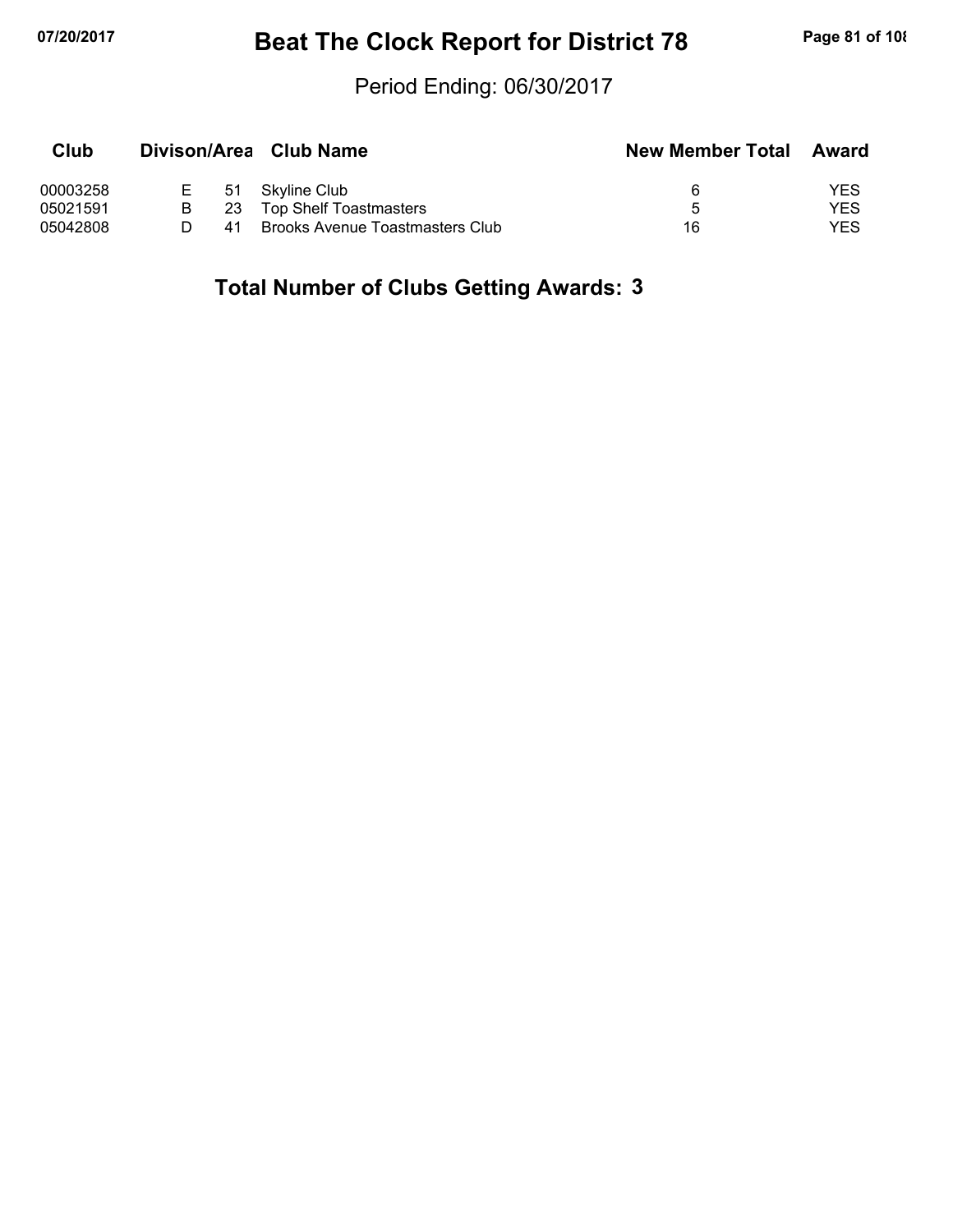# Beat The Clock Report for District 78

Period Ending: 06/30/2017

| Club | Divison/Area | | Club Name | New Member Total | Award |
|---|---|---|---|---|---|
| 00003258 | E | 51 | Skyline Club | 6 | YES |
| 05021591 | B | 23 | Top Shelf Toastmasters | 5 | YES |
| 05042808 | D | 41 | Brooks Avenue Toastmasters Club | 16 | YES |

**Total Number of Clubs Getting Awards: 3**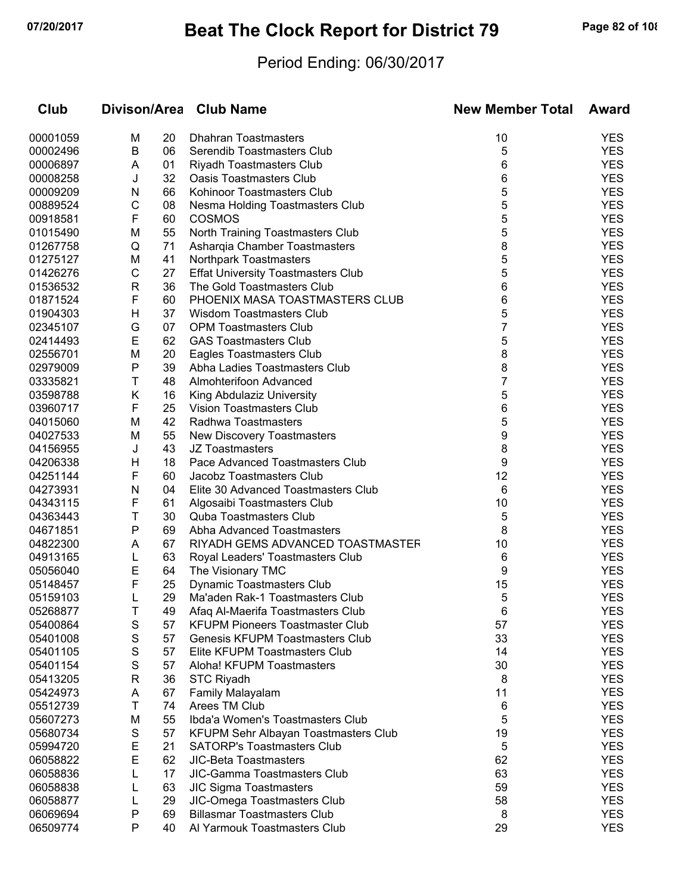# Beat The Clock Report for District 79

Period Ending: 06/30/2017

| Club | Divison/Area | | Club Name | New Member Total | Award |
|---|---|---|---|---|---|
| 00001059 | M | 20 | Dhahran Toastmasters | 10 | YES |
| 00002496 | B | 06 | Serendib Toastmasters Club | 5 | YES |
| 00006897 | A | 01 | Riyadh Toastmasters Club | 6 | YES |
| 00008258 | J | 32 | Oasis Toastmasters Club | 6 | YES |
| 00009209 | N | 66 | Kohinoor Toastmasters Club | 5 | YES |
| 00889524 | C | 08 | Nesma Holding Toastmasters Club | 5 | YES |
| 00918581 | F | 60 | COSMOS | 5 | YES |
| 01015490 | M | 55 | North Training Toastmasters Club | 5 | YES |
| 01267758 | Q | 71 | Asharqia Chamber Toastmasters | 8 | YES |
| 01275127 | M | 41 | Northpark Toastmasters | 5 | YES |
| 01426276 | C | 27 | Effat University Toastmasters Club | 5 | YES |
| 01536532 | R | 36 | The Gold Toastmasters Club | 6 | YES |
| 01871524 | F | 60 | PHOENIX MASA TOASTMASTERS CLUB | 6 | YES |
| 01904303 | H | 37 | Wisdom Toastmasters Club | 5 | YES |
| 02345107 | G | 07 | OPM Toastmasters Club | 7 | YES |
| 02414493 | E | 62 | GAS Toastmasters Club | 5 | YES |
| 02556701 | M | 20 | Eagles Toastmasters Club | 8 | YES |
| 02979009 | P | 39 | Abha Ladies Toastmasters Club | 8 | YES |
| 03335821 | T | 48 | Almohterifoon Advanced | 7 | YES |
| 03598788 | K | 16 | King Abdulaziz University | 5 | YES |
| 03960717 | F | 25 | Vision Toastmasters Club | 6 | YES |
| 04015060 | M | 42 | Radhwa Toastmasters | 5 | YES |
| 04027533 | M | 55 | New Discovery Toastmasters | 9 | YES |
| 04156955 | J | 43 | JZ Toastmasters | 8 | YES |
| 04206338 | H | 18 | Pace Advanced Toastmasters Club | 9 | YES |
| 04251144 | F | 60 | Jacobz Toastmasters Club | 12 | YES |
| 04273931 | N | 04 | Elite 30 Advanced Toastmasters Club | 6 | YES |
| 04343115 | F | 61 | Algosaibi Toastmasters Club | 10 | YES |
| 04363443 | T | 30 | Quba Toastmasters Club | 5 | YES |
| 04671851 | P | 69 | Abha Advanced Toastmasters | 8 | YES |
| 04822300 | A | 67 | RIYADH GEMS ADVANCED TOASTMASTER | 10 | YES |
| 04913165 | L | 63 | Royal Leaders' Toastmasters Club | 6 | YES |
| 05056040 | E | 64 | The Visionary TMC | 9 | YES |
| 05148457 | F | 25 | Dynamic Toastmasters Club | 15 | YES |
| 05159103 | L | 29 | Ma'aden Rak-1 Toastmasters Club | 5 | YES |
| 05268877 | T | 49 | Afaq Al-Maerifa Toastmasters Club | 6 | YES |
| 05400864 | S | 57 | KFUPM Pioneers Toastmaster Club | 57 | YES |
| 05401008 | S | 57 | Genesis KFUPM Toastmasters Club | 33 | YES |
| 05401105 | S | 57 | Elite KFUPM Toastmasters Club | 14 | YES |
| 05401154 | S | 57 | Aloha! KFUPM Toastmasters | 30 | YES |
| 05413205 | R | 36 | STC Riyadh | 8 | YES |
| 05424973 | A | 67 | Family Malayalam | 11 | YES |
| 05512739 | T | 74 | Arees TM Club | 6 | YES |
| 05607273 | M | 55 | Ibda'a Women's Toastmasters Club | 5 | YES |
| 05680734 | S | 57 | KFUPM Sehr Albayan Toastmasters Club | 19 | YES |
| 05994720 | E | 21 | SATORP's Toastmasters Club | 5 | YES |
| 06058822 | E | 62 | JIC-Beta Toastmasters | 62 | YES |
| 06058836 | L | 17 | JIC-Gamma Toastmasters Club | 63 | YES |
| 06058838 | L | 63 | JIC Sigma Toastmasters | 59 | YES |
| 06058877 | L | 29 | JIC-Omega Toastmasters Club | 58 | YES |
| 06069694 | P | 69 | Billasmar Toastmasters Club | 8 | YES |
| 06509774 | P | 40 | Al Yarmouk Toastmasters Club | 29 | YES |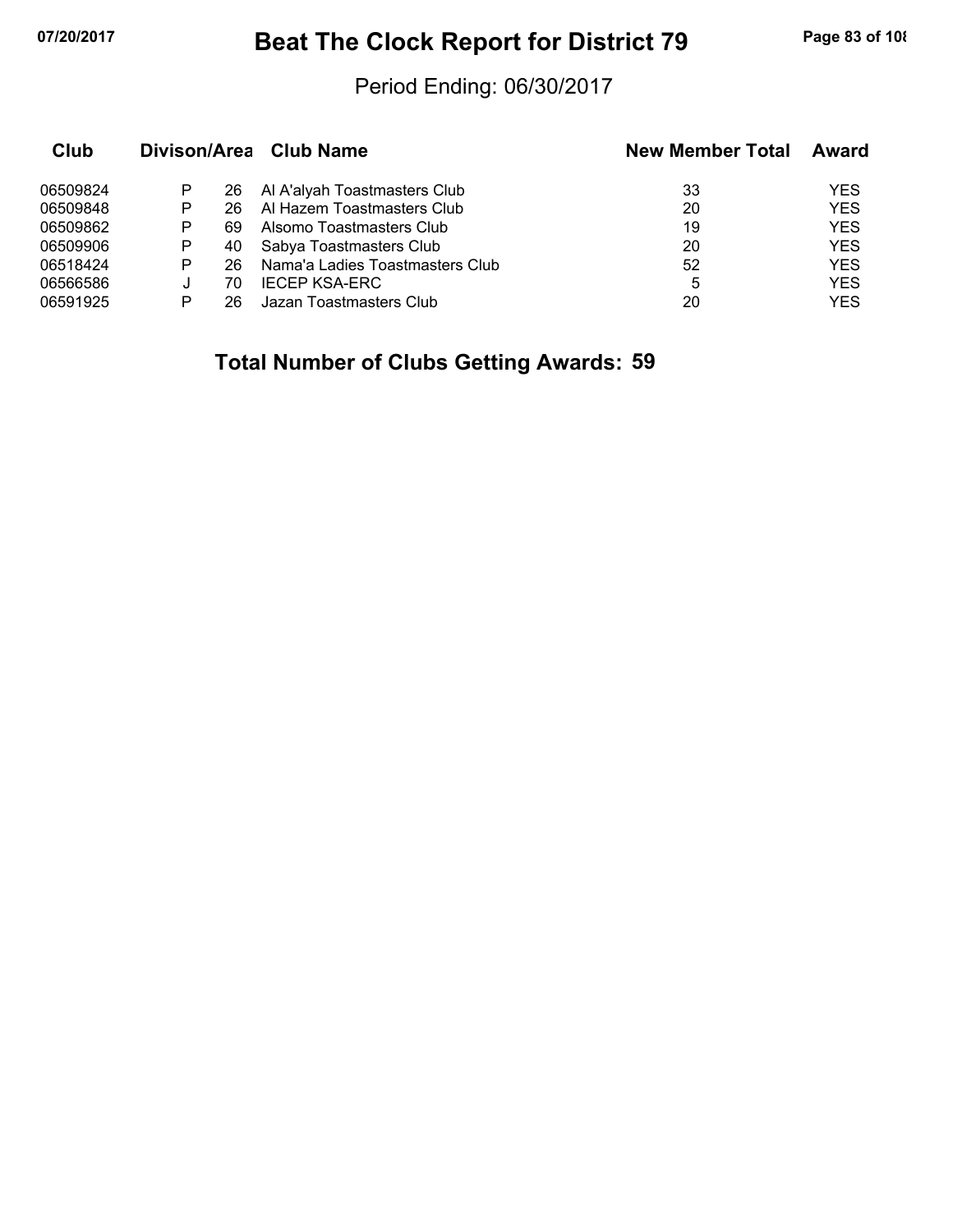# Beat The Clock Report for District 79

Period Ending: 06/30/2017

| Club | Divison/Area | | Club Name | New Member Total | Award |
|---|---|---|---|---|---|
| 06509824 | P | 26 | Al A'alyah Toastmasters Club | 33 | YES |
| 06509848 | P | 26 | Al Hazem Toastmasters Club | 20 | YES |
| 06509862 | P | 69 | Alsomo Toastmasters Club | 19 | YES |
| 06509906 | P | 40 | Sabya Toastmasters Club | 20 | YES |
| 06518424 | P | 26 | Nama'a Ladies Toastmasters Club | 52 | YES |
| 06566586 | J | 70 | IECEP KSA-ERC | 5 | YES |
| 06591925 | P | 26 | Jazan Toastmasters Club | 20 | YES |

**Total Number of Clubs Getting Awards: 59**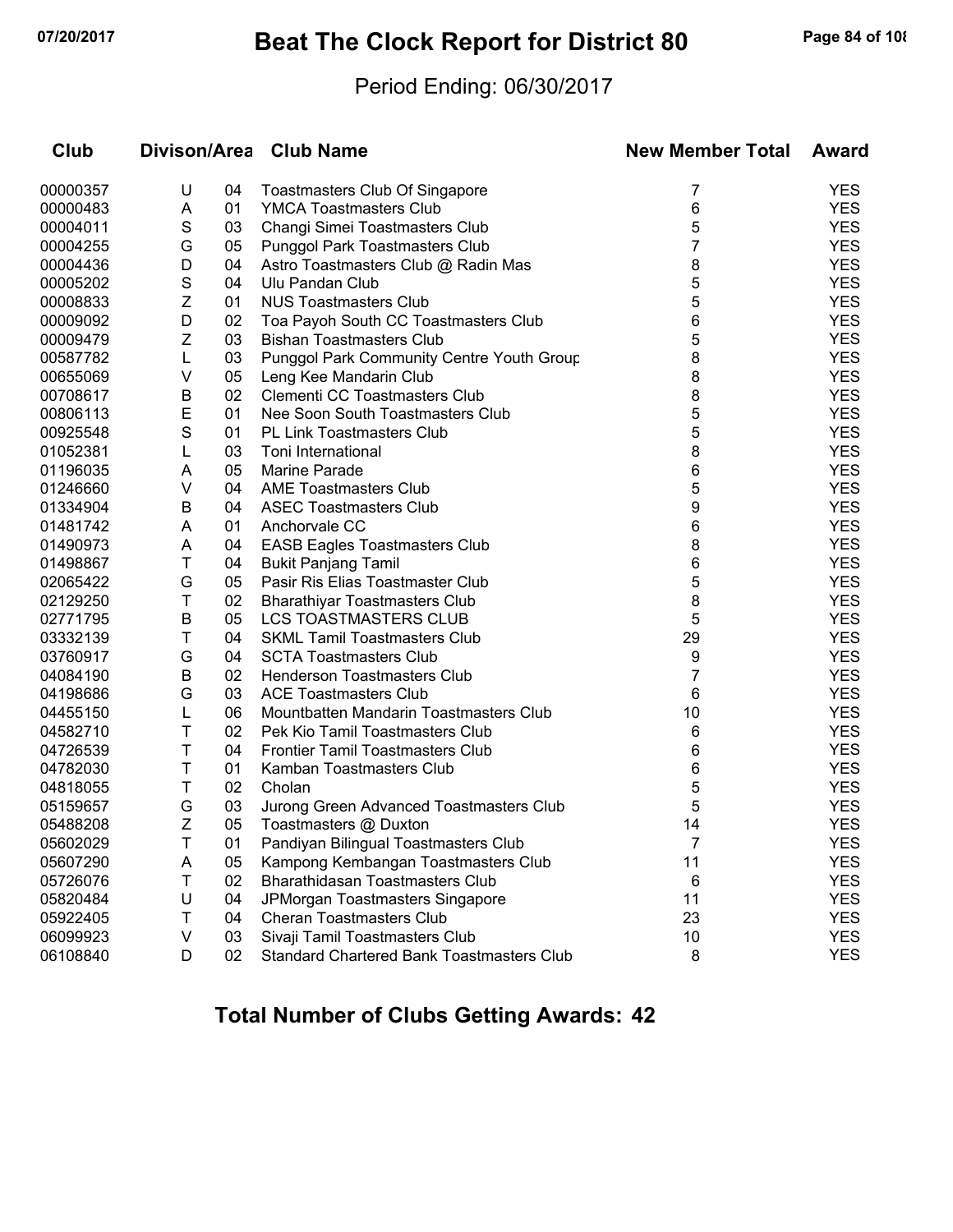# Beat The Clock Report for District 80

Period Ending: 06/30/2017

| Club | Divison/Area | | Club Name | New Member Total | Award |
|---|---|---|---|---|---|
| 00000357 | U | 04 | Toastmasters Club Of Singapore | 7 | YES |
| 00000483 | A | 01 | YMCA Toastmasters Club | 6 | YES |
| 00004011 | S | 03 | Changi Simei Toastmasters Club | 5 | YES |
| 00004255 | G | 05 | Punggol Park Toastmasters Club | 7 | YES |
| 00004436 | D | 04 | Astro Toastmasters Club @ Radin Mas | 8 | YES |
| 00005202 | S | 04 | Ulu Pandan Club | 5 | YES |
| 00008833 | Z | 01 | NUS Toastmasters Club | 5 | YES |
| 00009092 | D | 02 | Toa Payoh South CC Toastmasters Club | 6 | YES |
| 00009479 | Z | 03 | Bishan Toastmasters Club | 5 | YES |
| 00587782 | L | 03 | Punggol Park Community Centre Youth Group | 8 | YES |
| 00655069 | V | 05 | Leng Kee Mandarin Club | 8 | YES |
| 00708617 | B | 02 | Clementi CC Toastmasters Club | 8 | YES |
| 00806113 | E | 01 | Nee Soon South Toastmasters Club | 5 | YES |
| 00925548 | S | 01 | PL Link Toastmasters Club | 5 | YES |
| 01052381 | L | 03 | Toni International | 8 | YES |
| 01196035 | A | 05 | Marine Parade | 6 | YES |
| 01246660 | V | 04 | AME Toastmasters Club | 5 | YES |
| 01334904 | B | 04 | ASEC Toastmasters Club | 9 | YES |
| 01481742 | A | 01 | Anchorvale CC | 6 | YES |
| 01490973 | A | 04 | EASB Eagles Toastmasters Club | 8 | YES |
| 01498867 | T | 04 | Bukit Panjang Tamil | 6 | YES |
| 02065422 | G | 05 | Pasir Ris Elias Toastmaster Club | 5 | YES |
| 02129250 | T | 02 | Bharathiyar Toastmasters Club | 8 | YES |
| 02771795 | B | 05 | LCS TOASTMASTERS CLUB | 5 | YES |
| 03332139 | T | 04 | SKML Tamil Toastmasters Club | 29 | YES |
| 03760917 | G | 04 | SCTA Toastmasters Club | 9 | YES |
| 04084190 | B | 02 | Henderson Toastmasters Club | 7 | YES |
| 04198686 | G | 03 | ACE Toastmasters Club | 6 | YES |
| 04455150 | L | 06 | Mountbatten Mandarin Toastmasters Club | 10 | YES |
| 04582710 | T | 02 | Pek Kio Tamil Toastmasters Club | 6 | YES |
| 04726539 | T | 04 | Frontier Tamil Toastmasters Club | 6 | YES |
| 04782030 | T | 01 | Kamban Toastmasters Club | 6 | YES |
| 04818055 | T | 02 | Cholan | 5 | YES |
| 05159657 | G | 03 | Jurong Green Advanced Toastmasters Club | 5 | YES |
| 05488208 | Z | 05 | Toastmasters @ Duxton | 14 | YES |
| 05602029 | T | 01 | Pandiyan Bilingual Toastmasters Club | 7 | YES |
| 05607290 | A | 05 | Kampong Kembangan Toastmasters Club | 11 | YES |
| 05726076 | T | 02 | Bharathidasan Toastmasters Club | 6 | YES |
| 05820484 | U | 04 | JPMorgan Toastmasters Singapore | 11 | YES |
| 05922405 | T | 04 | Cheran Toastmasters Club | 23 | YES |
| 06099923 | V | 03 | Sivaji Tamil Toastmasters Club | 10 | YES |
| 06108840 | D | 02 | Standard Chartered Bank Toastmasters Club | 8 | YES |

## Total Number of Clubs Getting Awards: 42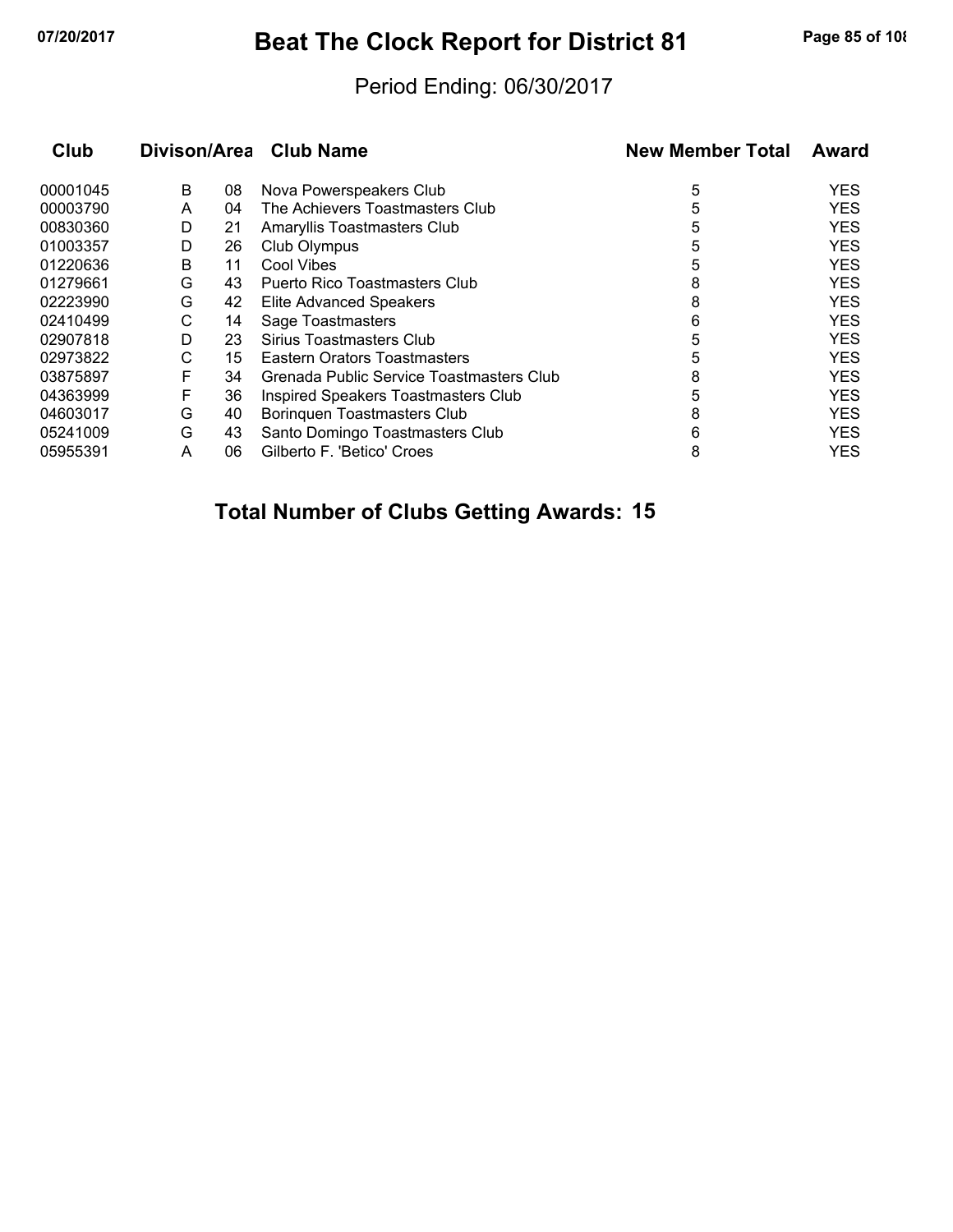# Beat The Clock Report for District 81

07/20/2017

Period Ending: 06/30/2017

| Club | Divison/Area | | Club Name | New Member Total | Award |
|---|---|---|---|---|---|
| 00001045 | B | 08 | Nova Powerspeakers Club | 5 | YES |
| 00003790 | A | 04 | The Achievers Toastmasters Club | 5 | YES |
| 00830360 | D | 21 | Amaryllis Toastmasters Club | 5 | YES |
| 01003357 | D | 26 | Club Olympus | 5 | YES |
| 01220636 | B | 11 | Cool Vibes | 5 | YES |
| 01279661 | G | 43 | Puerto Rico Toastmasters Club | 8 | YES |
| 02223990 | G | 42 | Elite Advanced Speakers | 8 | YES |
| 02410499 | C | 14 | Sage Toastmasters | 6 | YES |
| 02907818 | D | 23 | Sirius Toastmasters Club | 5 | YES |
| 02973822 | C | 15 | Eastern Orators Toastmasters | 5 | YES |
| 03875897 | F | 34 | Grenada Public Service Toastmasters Club | 8 | YES |
| 04363999 | F | 36 | Inspired Speakers Toastmasters Club | 5 | YES |
| 04603017 | G | 40 | Borinquen Toastmasters Club | 8 | YES |
| 05241009 | G | 43 | Santo Domingo Toastmasters Club | 6 | YES |
| 05955391 | A | 06 | Gilberto F. 'Betico' Croes | 8 | YES |

**Total Number of Clubs Getting Awards: 15**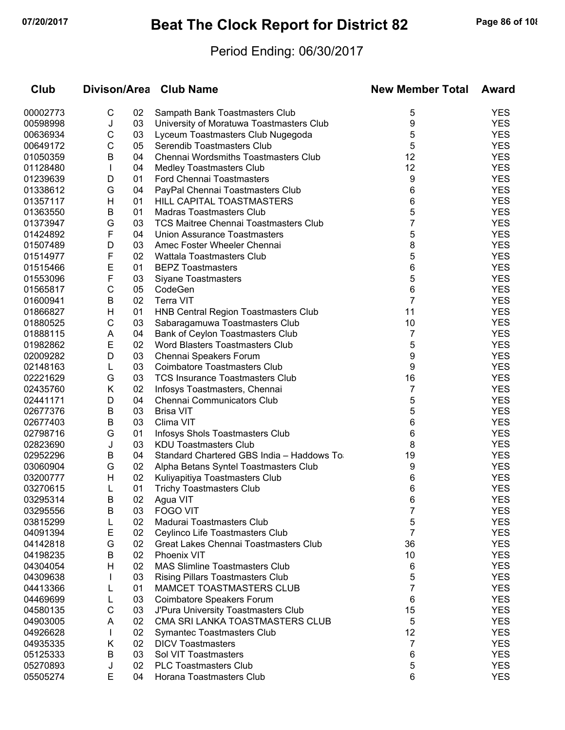# Beat The Clock Report for District 82

07/20/2017

Period Ending: 06/30/2017

| Club | Divison/Area | | Club Name | New Member Total | Award |
|---|---|---|---|---|---|
| 00002773 | C | 02 | Sampath Bank Toastmasters Club | 5 | YES |
| 00598998 | J | 03 | University of Moratuwa Toastmasters Club | 9 | YES |
| 00636934 | C | 03 | Lyceum Toastmasters Club Nugegoda | 5 | YES |
| 00649172 | C | 05 | Serendib Toastmasters Club | 5 | YES |
| 01050359 | B | 04 | Chennai Wordsmiths Toastmasters Club | 12 | YES |
| 01128480 | I | 04 | Medley Toastmasters Club | 12 | YES |
| 01239639 | D | 01 | Ford Chennai Toastmasters | 9 | YES |
| 01338612 | G | 04 | PayPal Chennai Toastmasters Club | 6 | YES |
| 01357117 | H | 01 | HILL CAPITAL TOASTMASTERS | 6 | YES |
| 01363550 | B | 01 | Madras Toastmasters Club | 5 | YES |
| 01373947 | G | 03 | TCS Maitree Chennai Toastmasters Club | 7 | YES |
| 01424892 | F | 04 | Union Assurance Toastmasters | 5 | YES |
| 01507489 | D | 03 | Amec Foster Wheeler Chennai | 8 | YES |
| 01514977 | F | 02 | Wattala Toastmasters Club | 5 | YES |
| 01515466 | E | 01 | BEPZ Toastmasters | 6 | YES |
| 01553096 | F | 03 | Siyane Toastmasters | 5 | YES |
| 01565817 | C | 05 | CodeGen | 6 | YES |
| 01600941 | B | 02 | Terra VIT | 7 | YES |
| 01866827 | H | 01 | HNB Central Region Toastmasters Club | 11 | YES |
| 01880525 | C | 03 | Sabaragamuwa Toastmasters Club | 10 | YES |
| 01888115 | A | 04 | Bank of Ceylon Toastmasters Club | 7 | YES |
| 01982862 | E | 02 | Word Blasters Toastmasters Club | 5 | YES |
| 02009282 | D | 03 | Chennai Speakers Forum | 9 | YES |
| 02148163 | L | 03 | Coimbatore Toastmasters Club | 9 | YES |
| 02221629 | G | 03 | TCS Insurance Toastmasters Club | 16 | YES |
| 02435760 | K | 02 | Infosys Toastmasters, Chennai | 7 | YES |
| 02441171 | D | 04 | Chennai Communicators Club | 5 | YES |
| 02677376 | B | 03 | Brisa VIT | 5 | YES |
| 02677403 | B | 03 | Clima VIT | 6 | YES |
| 02798716 | G | 01 | Infosys Shols Toastmasters Club | 6 | YES |
| 02823690 | J | 03 | KDU Toastmasters Club | 8 | YES |
| 02952296 | B | 04 | Standard Chartered GBS India – Haddows To | 19 | YES |
| 03060904 | G | 02 | Alpha Betans Syntel Toastmasters Club | 9 | YES |
| 03200777 | H | 02 | Kuliyapitiya Toastmasters Club | 6 | YES |
| 03270615 | L | 01 | Trichy Toastmasters Club | 6 | YES |
| 03295314 | B | 02 | Agua VIT | 6 | YES |
| 03295556 | B | 03 | FOGO VIT | 7 | YES |
| 03815299 | L | 02 | Madurai Toastmasters Club | 5 | YES |
| 04091394 | E | 02 | Ceylinco Life Toastmasters Club | 7 | YES |
| 04142818 | G | 02 | Great Lakes Chennai Toastmasters Club | 36 | YES |
| 04198235 | B | 02 | Phoenix VIT | 10 | YES |
| 04304054 | H | 02 | MAS Slimline Toastmasters Club | 6 | YES |
| 04309638 | I | 03 | Rising Pillars Toastmasters Club | 5 | YES |
| 04413366 | L | 01 | MAMCET TOASTMASTERS CLUB | 7 | YES |
| 04469699 | L | 03 | Coimbatore Speakers Forum | 6 | YES |
| 04580135 | C | 03 | J'Pura University Toastmasters Club | 15 | YES |
| 04903005 | A | 02 | CMA SRI LANKA TOASTMASTERS CLUB | 5 | YES |
| 04926628 | I | 02 | Symantec Toastmasters Club | 12 | YES |
| 04935335 | K | 02 | DICV Toastmasters | 7 | YES |
| 05125333 | B | 03 | Sol VIT Toastmasters | 6 | YES |
| 05270893 | J | 02 | PLC Toastmasters Club | 5 | YES |
| 05505274 | E | 04 | Horana Toastmasters Club | 6 | YES |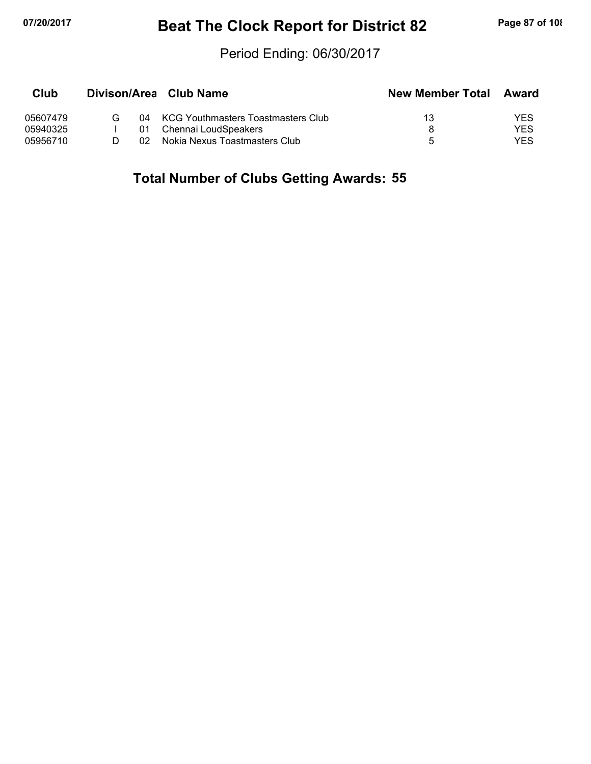# Beat The Clock Report for District 82

Period Ending: 06/30/2017

| Club | Divison | Area | Club Name | New Member Total | Award |
|---|---|---|---|---|---|
| 05607479 | G | 04 | KCG Youthmasters Toastmasters Club | 13 | YES |
| 05940325 | I | 01 | Chennai LoudSpeakers | 8 | YES |
| 05956710 | D | 02 | Nokia Nexus Toastmasters Club | 5 | YES |

## Total Number of Clubs Getting Awards: 55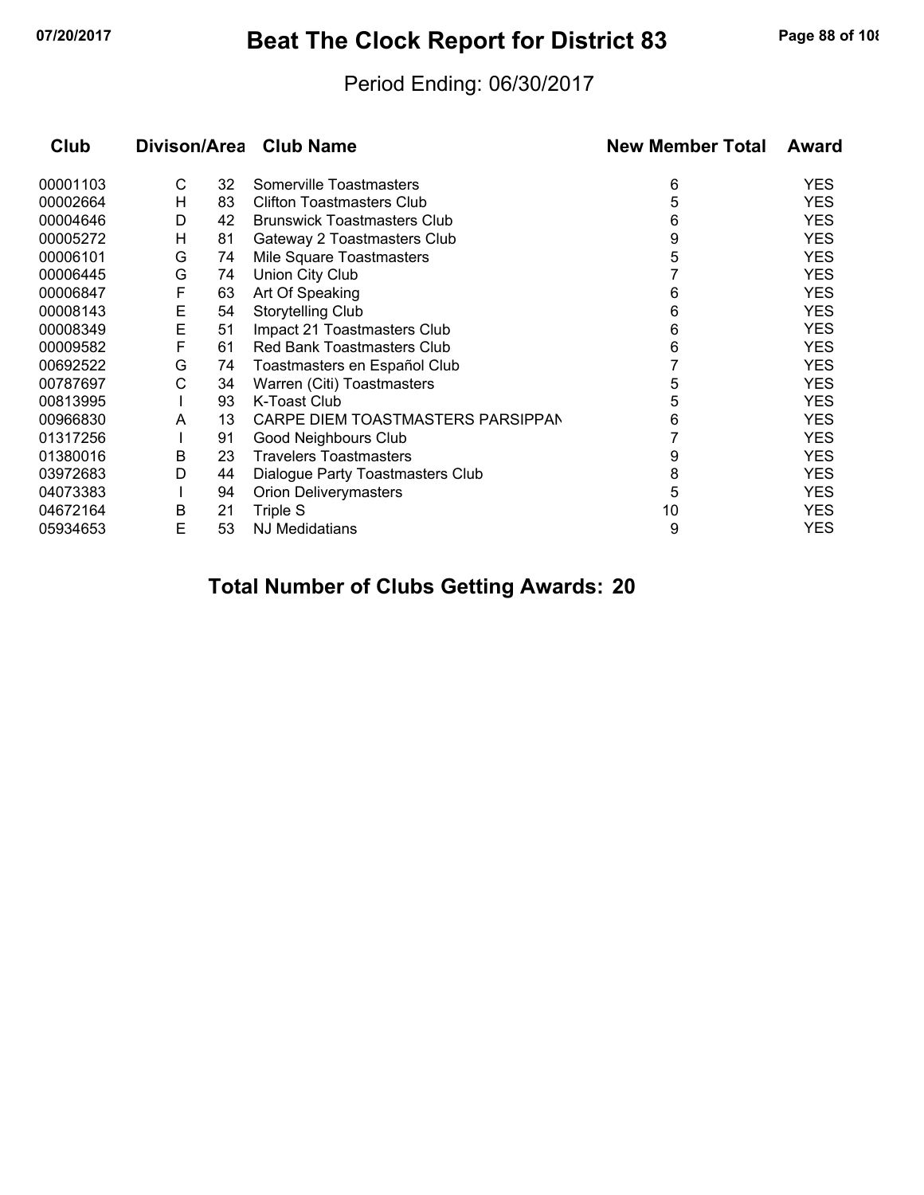# Beat The Clock Report for District 83

Period Ending: 06/30/2017

| Club | Divison/Area | | Club Name | New Member Total | Award |
|---|---|---|---|---|---|
| 00001103 | C | 32 | Somerville Toastmasters | 6 | YES |
| 00002664 | H | 83 | Clifton Toastmasters Club | 5 | YES |
| 00004646 | D | 42 | Brunswick Toastmasters Club | 6 | YES |
| 00005272 | H | 81 | Gateway 2 Toastmasters Club | 9 | YES |
| 00006101 | G | 74 | Mile Square Toastmasters | 5 | YES |
| 00006445 | G | 74 | Union City Club | 7 | YES |
| 00006847 | F | 63 | Art Of Speaking | 6 | YES |
| 00008143 | E | 54 | Storytelling Club | 6 | YES |
| 00008349 | E | 51 | Impact 21 Toastmasters Club | 6 | YES |
| 00009582 | F | 61 | Red Bank Toastmasters Club | 6 | YES |
| 00692522 | G | 74 | Toastmasters en Español Club | 7 | YES |
| 00787697 | C | 34 | Warren (Citi) Toastmasters | 5 | YES |
| 00813995 | I | 93 | K-Toast Club | 5 | YES |
| 00966830 | A | 13 | CARPE DIEM TOASTMASTERS PARSIPPAN | 6 | YES |
| 01317256 | I | 91 | Good Neighbours Club | 7 | YES |
| 01380016 | B | 23 | Travelers Toastmasters | 9 | YES |
| 03972683 | D | 44 | Dialogue Party Toastmasters Club | 8 | YES |
| 04073383 | I | 94 | Orion Deliverymasters | 5 | YES |
| 04672164 | B | 21 | Triple S | 10 | YES |
| 05934653 | E | 53 | NJ Medidatians | 9 | YES |

## Total Number of Clubs Getting Awards: 20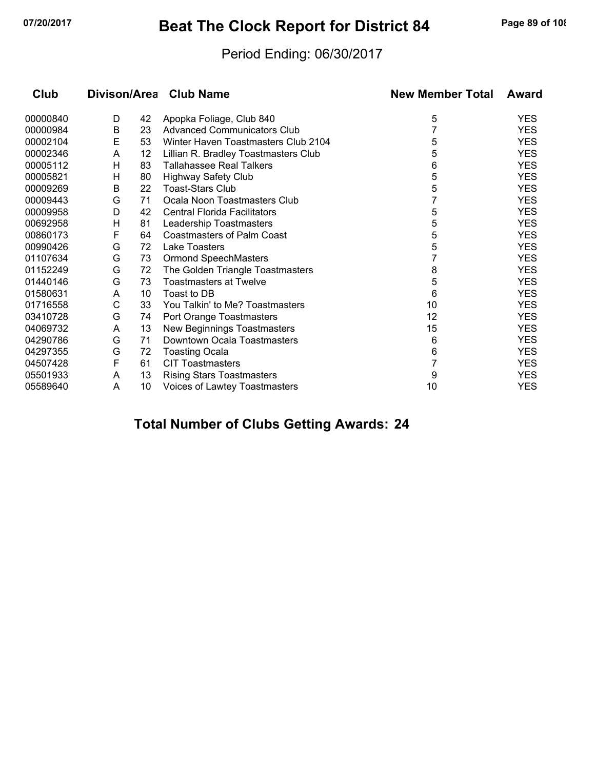# Beat The Clock Report for District 84

Period Ending: 06/30/2017

| Club | Divison/Area | | Club Name | New Member Total | Award |
|---|---|---|---|---|---|
| 00000840 | D | 42 | Apopka Foliage, Club 840 | 5 | YES |
| 00000984 | B | 23 | Advanced Communicators Club | 7 | YES |
| 00002104 | E | 53 | Winter Haven Toastmasters Club 2104 | 5 | YES |
| 00002346 | A | 12 | Lillian R. Bradley Toastmasters Club | 5 | YES |
| 00005112 | H | 83 | Tallahassee Real Talkers | 6 | YES |
| 00005821 | H | 80 | Highway Safety Club | 5 | YES |
| 00009269 | B | 22 | Toast-Stars Club | 5 | YES |
| 00009443 | G | 71 | Ocala Noon Toastmasters Club | 7 | YES |
| 00009958 | D | 42 | Central Florida Facilitators | 5 | YES |
| 00692958 | H | 81 | Leadership Toastmasters | 5 | YES |
| 00860173 | F | 64 | Coastmasters of Palm Coast | 5 | YES |
| 00990426 | G | 72 | Lake Toasters | 5 | YES |
| 01107634 | G | 73 | Ormond SpeechMasters | 7 | YES |
| 01152249 | G | 72 | The Golden Triangle Toastmasters | 8 | YES |
| 01440146 | G | 73 | Toastmasters at Twelve | 5 | YES |
| 01580631 | A | 10 | Toast to DB | 6 | YES |
| 01716558 | C | 33 | You Talkin' to Me? Toastmasters | 10 | YES |
| 03410728 | G | 74 | Port Orange Toastmasters | 12 | YES |
| 04069732 | A | 13 | New Beginnings Toastmasters | 15 | YES |
| 04290786 | G | 71 | Downtown Ocala Toastmasters | 6 | YES |
| 04297355 | G | 72 | Toasting Ocala | 6 | YES |
| 04507428 | F | 61 | CIT Toastmasters | 7 | YES |
| 05501933 | A | 13 | Rising Stars Toastmasters | 9 | YES |
| 05589640 | A | 10 | Voices of Lawtey Toastmasters | 10 | YES |

## Total Number of Clubs Getting Awards: 24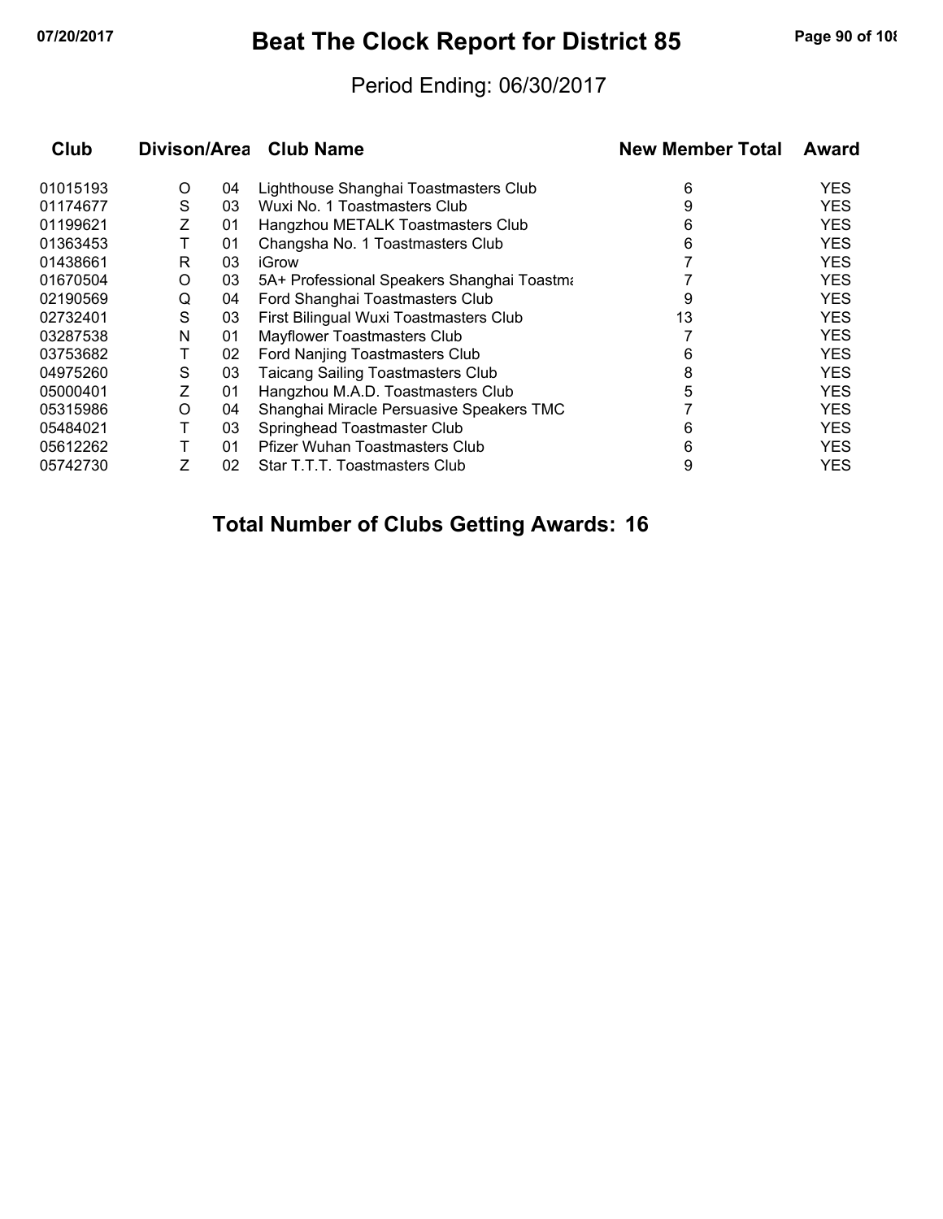# Beat The Clock Report for District 85

Period Ending: 06/30/2017

| Club | Divison/Area | | Club Name | New Member Total | Award |
|---|---|---|---|---|---|
| 01015193 | O | 04 | Lighthouse Shanghai Toastmasters Club | 6 | YES |
| 01174677 | S | 03 | Wuxi No. 1 Toastmasters Club | 9 | YES |
| 01199621 | Z | 01 | Hangzhou METALK Toastmasters Club | 6 | YES |
| 01363453 | T | 01 | Changsha No. 1 Toastmasters Club | 6 | YES |
| 01438661 | R | 03 | iGrow | 7 | YES |
| 01670504 | O | 03 | 5A+ Professional Speakers Shanghai Toastma | 7 | YES |
| 02190569 | Q | 04 | Ford Shanghai Toastmasters Club | 9 | YES |
| 02732401 | S | 03 | First Bilingual Wuxi Toastmasters Club | 13 | YES |
| 03287538 | N | 01 | Mayflower Toastmasters Club | 7 | YES |
| 03753682 | T | 02 | Ford Nanjing Toastmasters Club | 6 | YES |
| 04975260 | S | 03 | Taicang Sailing Toastmasters Club | 8 | YES |
| 05000401 | Z | 01 | Hangzhou M.A.D. Toastmasters Club | 5 | YES |
| 05315986 | O | 04 | Shanghai Miracle Persuasive Speakers TMC | 7 | YES |
| 05484021 | T | 03 | Springhead Toastmaster Club | 6 | YES |
| 05612262 | T | 01 | Pfizer Wuhan Toastmasters Club | 6 | YES |
| 05742730 | Z | 02 | Star T.T.T. Toastmasters Club | 9 | YES |

## Total Number of Clubs Getting Awards: 16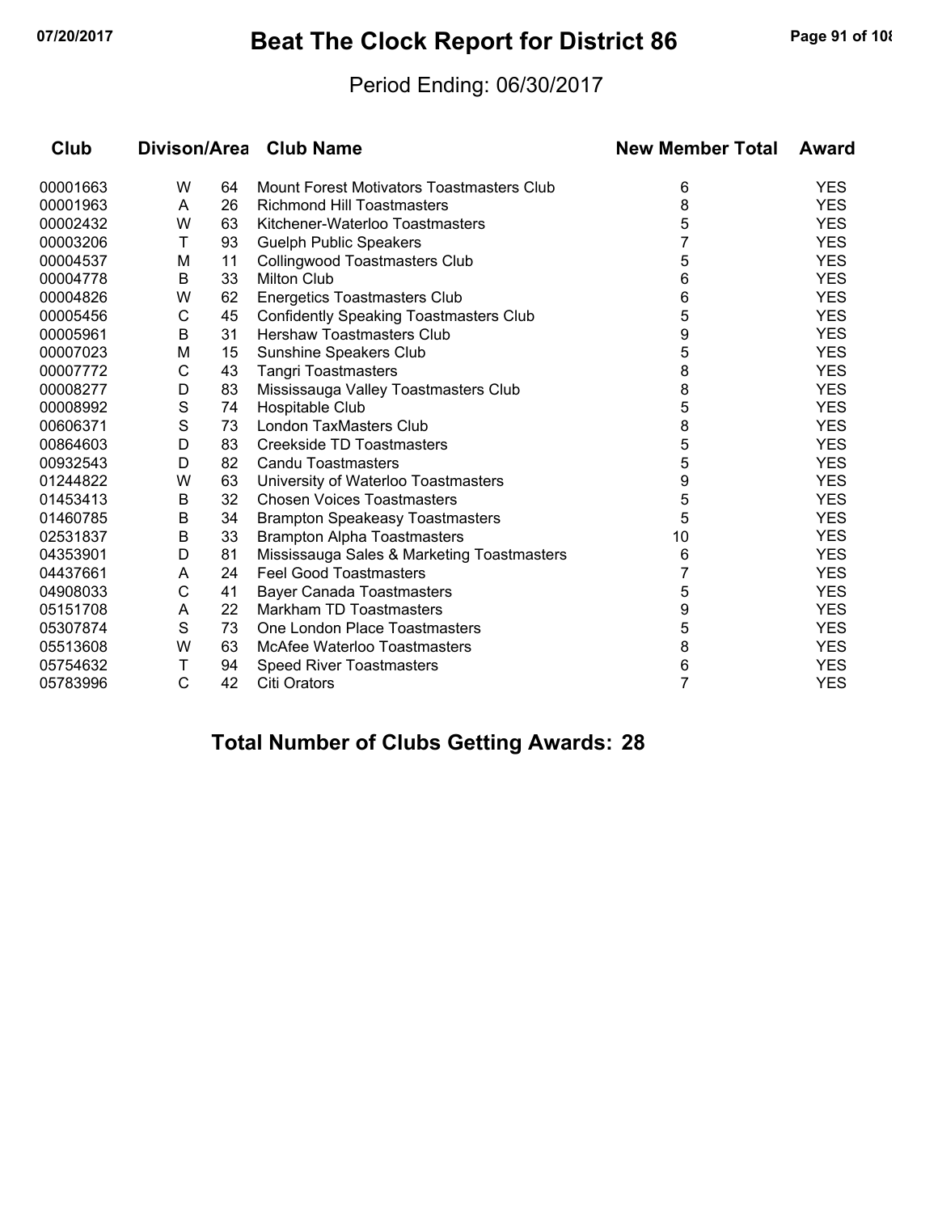# Beat The Clock Report for District 86

07/20/2017

Period Ending: 06/30/2017

| Club | Divison/Area | | Club Name | New Member Total | Award |
|---|---|---|---|---|---|
| 00001663 | W | 64 | Mount Forest Motivators Toastmasters Club | 6 | YES |
| 00001963 | A | 26 | Richmond Hill Toastmasters | 8 | YES |
| 00002432 | W | 63 | Kitchener-Waterloo Toastmasters | 5 | YES |
| 00003206 | T | 93 | Guelph Public Speakers | 7 | YES |
| 00004537 | M | 11 | Collingwood Toastmasters Club | 5 | YES |
| 00004778 | B | 33 | Milton Club | 6 | YES |
| 00004826 | W | 62 | Energetics Toastmasters Club | 6 | YES |
| 00005456 | C | 45 | Confidently Speaking Toastmasters Club | 5 | YES |
| 00005961 | B | 31 | Hershaw Toastmasters Club | 9 | YES |
| 00007023 | M | 15 | Sunshine Speakers Club | 5 | YES |
| 00007772 | C | 43 | Tangri Toastmasters | 8 | YES |
| 00008277 | D | 83 | Mississauga Valley Toastmasters Club | 8 | YES |
| 00008992 | S | 74 | Hospitable Club | 5 | YES |
| 00606371 | S | 73 | London TaxMasters Club | 8 | YES |
| 00864603 | D | 83 | Creekside TD Toastmasters | 5 | YES |
| 00932543 | D | 82 | Candu Toastmasters | 5 | YES |
| 01244822 | W | 63 | University of Waterloo Toastmasters | 9 | YES |
| 01453413 | B | 32 | Chosen Voices Toastmasters | 5 | YES |
| 01460785 | B | 34 | Brampton Speakeasy Toastmasters | 5 | YES |
| 02531837 | B | 33 | Brampton Alpha Toastmasters | 10 | YES |
| 04353901 | D | 81 | Mississauga Sales & Marketing Toastmasters | 6 | YES |
| 04437661 | A | 24 | Feel Good Toastmasters | 7 | YES |
| 04908033 | C | 41 | Bayer Canada Toastmasters | 5 | YES |
| 05151708 | A | 22 | Markham TD Toastmasters | 9 | YES |
| 05307874 | S | 73 | One London Place Toastmasters | 5 | YES |
| 05513608 | W | 63 | McAfee Waterloo Toastmasters | 8 | YES |
| 05754632 | T | 94 | Speed River Toastmasters | 6 | YES |
| 05783996 | C | 42 | Citi Orators | 7 | YES |

## Total Number of Clubs Getting Awards: 28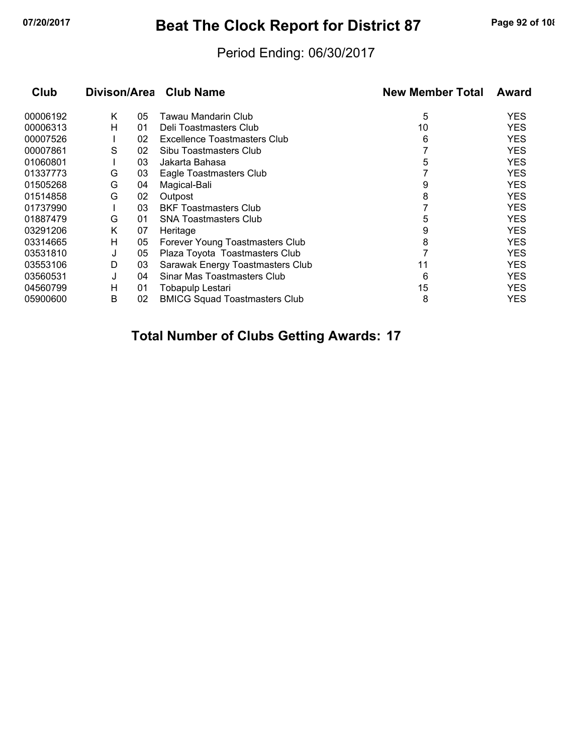# Beat The Clock Report for District 87

07/20/2017

Period Ending: 06/30/2017

| Club | Divison/Area | | Club Name | New Member Total | Award |
|---|---|---|---|---|---|
| 00006192 | K | 05 | Tawau Mandarin Club | 5 | YES |
| 00006313 | H | 01 | Deli Toastmasters Club | 10 | YES |
| 00007526 | I | 02 | Excellence Toastmasters Club | 6 | YES |
| 00007861 | S | 02 | Sibu Toastmasters Club | 7 | YES |
| 01060801 | I | 03 | Jakarta Bahasa | 5 | YES |
| 01337773 | G | 03 | Eagle Toastmasters Club | 7 | YES |
| 01505268 | G | 04 | Magical-Bali | 9 | YES |
| 01514858 | G | 02 | Outpost | 8 | YES |
| 01737990 | I | 03 | BKF Toastmasters Club | 7 | YES |
| 01887479 | G | 01 | SNA Toastmasters Club | 5 | YES |
| 03291206 | K | 07 | Heritage | 9 | YES |
| 03314665 | H | 05 | Forever Young Toastmasters Club | 8 | YES |
| 03531810 | J | 05 | Plaza Toyota Toastmasters Club | 7 | YES |
| 03553106 | D | 03 | Sarawak Energy Toastmasters Club | 11 | YES |
| 03560531 | J | 04 | Sinar Mas Toastmasters Club | 6 | YES |
| 04560799 | H | 01 | Tobapulp Lestari | 15 | YES |
| 05900600 | B | 02 | BMICG Squad Toastmasters Club | 8 | YES |

**Total Number of Clubs Getting Awards: 17**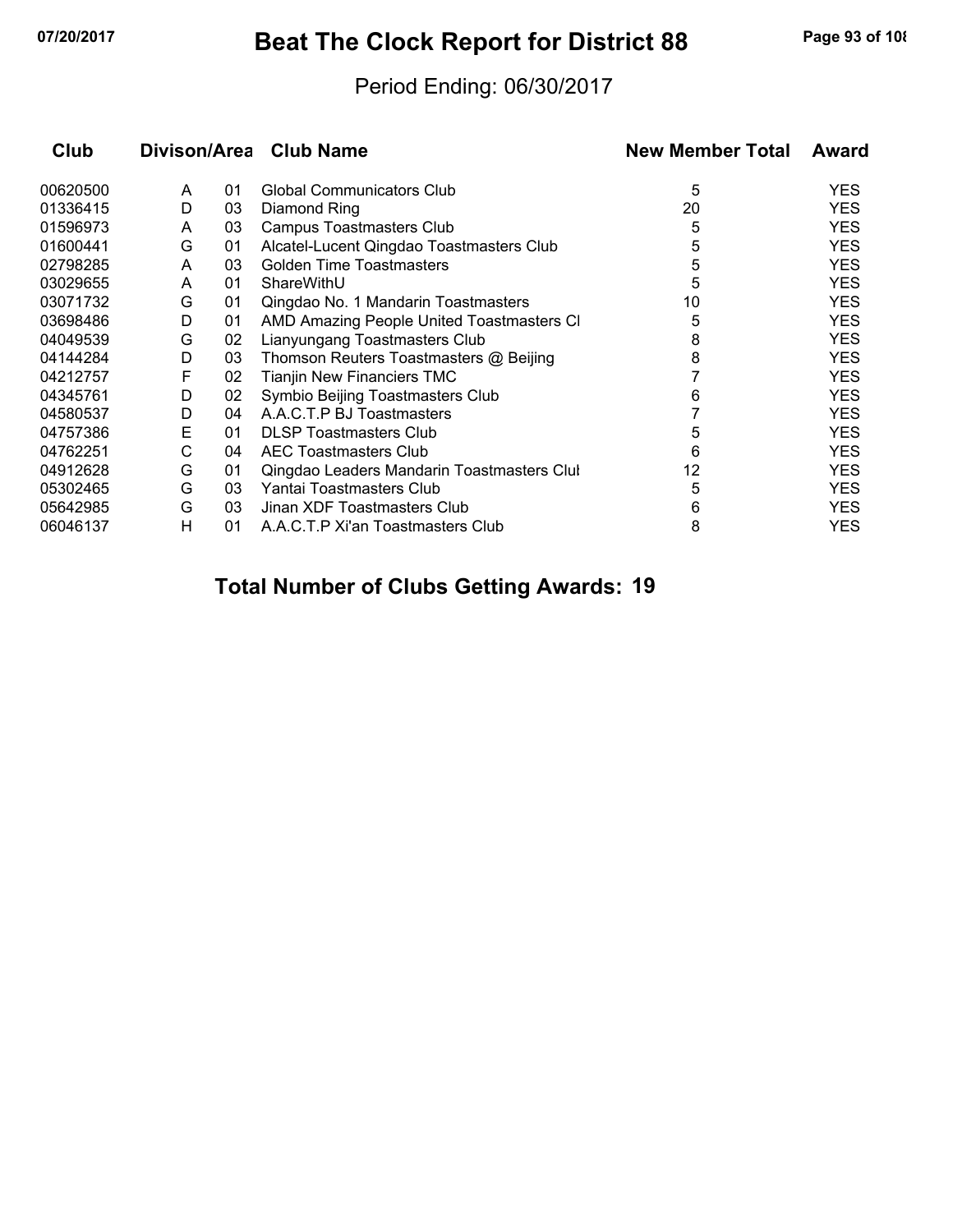# Beat The Clock Report for District 88

Period Ending: 06/30/2017

| Club | Divison/Area | | Club Name | New Member Total | Award |
|---|---|---|---|---|---|
| 00620500 | A | 01 | Global Communicators Club | 5 | YES |
| 01336415 | D | 03 | Diamond Ring | 20 | YES |
| 01596973 | A | 03 | Campus Toastmasters Club | 5 | YES |
| 01600441 | G | 01 | Alcatel-Lucent Qingdao Toastmasters Club | 5 | YES |
| 02798285 | A | 03 | Golden Time Toastmasters | 5 | YES |
| 03029655 | A | 01 | ShareWithU | 5 | YES |
| 03071732 | G | 01 | Qingdao No. 1 Mandarin Toastmasters | 10 | YES |
| 03698486 | D | 01 | AMD Amazing People United Toastmasters Cl | 5 | YES |
| 04049539 | G | 02 | Lianyungang Toastmasters Club | 8 | YES |
| 04144284 | D | 03 | Thomson Reuters Toastmasters @ Beijing | 8 | YES |
| 04212757 | F | 02 | Tianjin New Financiers TMC | 7 | YES |
| 04345761 | D | 02 | Symbio Beijing Toastmasters Club | 6 | YES |
| 04580537 | D | 04 | A.A.C.T.P BJ Toastmasters | 7 | YES |
| 04757386 | E | 01 | DLSP Toastmasters Club | 5 | YES |
| 04762251 | C | 04 | AEC Toastmasters Club | 6 | YES |
| 04912628 | G | 01 | Qingdao Leaders Mandarin Toastmasters Clul | 12 | YES |
| 05302465 | G | 03 | Yantai Toastmasters Club | 5 | YES |
| 05642985 | G | 03 | Jinan XDF Toastmasters Club | 6 | YES |
| 06046137 | H | 01 | A.A.C.T.P Xi'an Toastmasters Club | 8 | YES |

## Total Number of Clubs Getting Awards: 19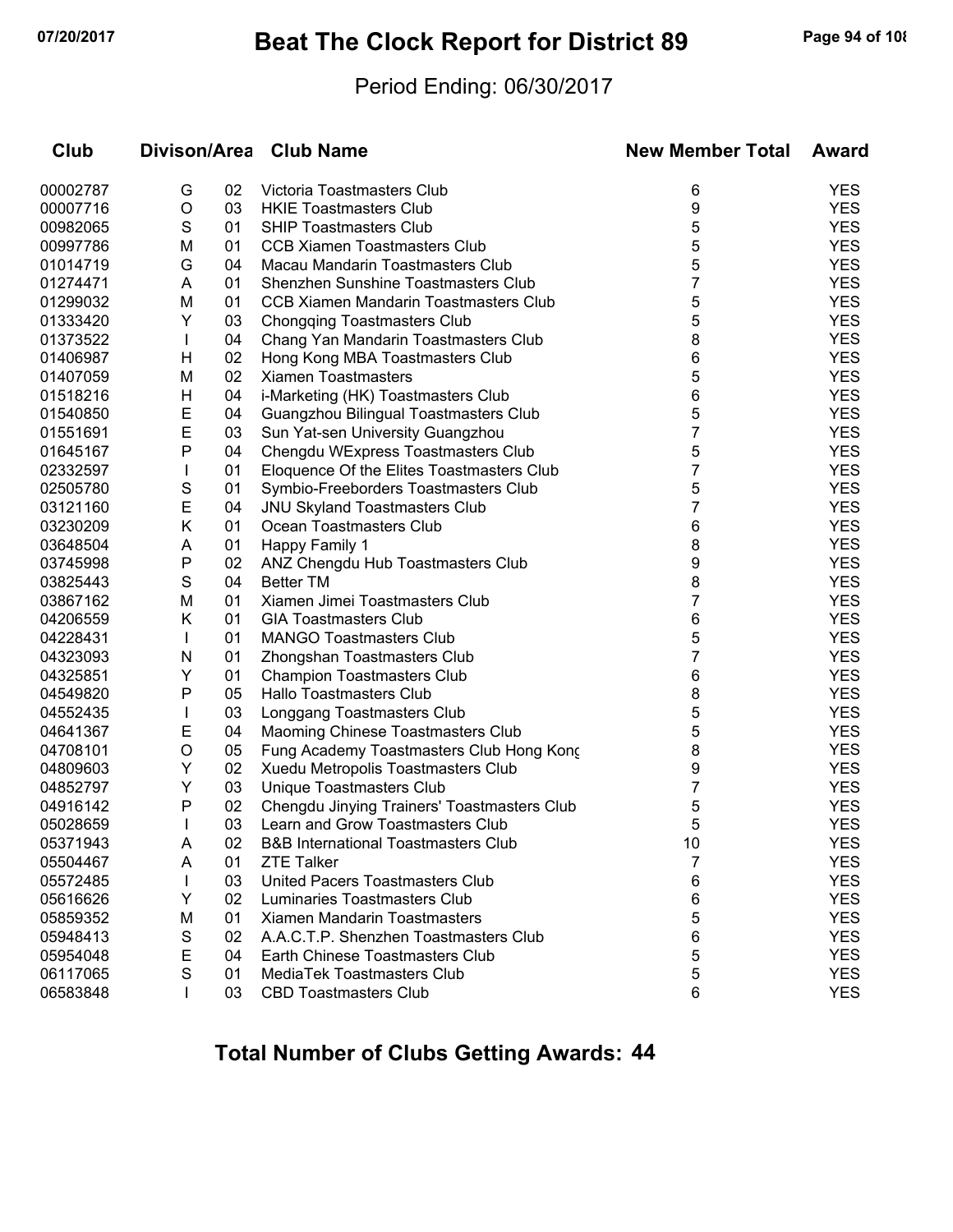# Beat The Clock Report for District 89

07/20/2017

Period Ending: 06/30/2017

| Club | Divison/Area | | Club Name | New Member Total | Award |
|---|---|---|---|---|---|
| 00002787 | G | 02 | Victoria Toastmasters Club | 6 | YES |
| 00007716 | O | 03 | HKIE Toastmasters Club | 9 | YES |
| 00982065 | S | 01 | SHIP Toastmasters Club | 5 | YES |
| 00997786 | M | 01 | CCB Xiamen Toastmasters Club | 5 | YES |
| 01014719 | G | 04 | Macau Mandarin Toastmasters Club | 5 | YES |
| 01274471 | A | 01 | Shenzhen Sunshine Toastmasters Club | 7 | YES |
| 01299032 | M | 01 | CCB Xiamen Mandarin Toastmasters Club | 5 | YES |
| 01333420 | Y | 03 | Chongqing Toastmasters Club | 5 | YES |
| 01373522 | I | 04 | Chang Yan Mandarin Toastmasters Club | 8 | YES |
| 01406987 | H | 02 | Hong Kong MBA Toastmasters Club | 6 | YES |
| 01407059 | M | 02 | Xiamen Toastmasters | 5 | YES |
| 01518216 | H | 04 | i-Marketing (HK) Toastmasters Club | 6 | YES |
| 01540850 | E | 04 | Guangzhou Bilingual Toastmasters Club | 5 | YES |
| 01551691 | E | 03 | Sun Yat-sen University Guangzhou | 7 | YES |
| 01645167 | P | 04 | Chengdu WExpress Toastmasters Club | 5 | YES |
| 02332597 | I | 01 | Eloquence Of the Elites Toastmasters Club | 7 | YES |
| 02505780 | S | 01 | Symbio-Freeborders Toastmasters Club | 5 | YES |
| 03121160 | E | 04 | JNU Skyland Toastmasters Club | 7 | YES |
| 03230209 | K | 01 | Ocean Toastmasters Club | 6 | YES |
| 03648504 | A | 01 | Happy Family 1 | 8 | YES |
| 03745998 | P | 02 | ANZ Chengdu Hub Toastmasters Club | 9 | YES |
| 03825443 | S | 04 | Better TM | 8 | YES |
| 03867162 | M | 01 | Xiamen Jimei Toastmasters Club | 7 | YES |
| 04206559 | K | 01 | GIA Toastmasters Club | 6 | YES |
| 04228431 | I | 01 | MANGO Toastmasters Club | 5 | YES |
| 04323093 | N | 01 | Zhongshan Toastmasters Club | 7 | YES |
| 04325851 | Y | 01 | Champion Toastmasters Club | 6 | YES |
| 04549820 | P | 05 | Hallo Toastmasters Club | 8 | YES |
| 04552435 | I | 03 | Longgang Toastmasters Club | 5 | YES |
| 04641367 | E | 04 | Maoming Chinese Toastmasters Club | 5 | YES |
| 04708101 | O | 05 | Fung Academy Toastmasters Club Hong Kong | 8 | YES |
| 04809603 | Y | 02 | Xuedu Metropolis Toastmasters Club | 9 | YES |
| 04852797 | Y | 03 | Unique Toastmasters Club | 7 | YES |
| 04916142 | P | 02 | Chengdu Jinying Trainers' Toastmasters Club | 5 | YES |
| 05028659 | I | 03 | Learn and Grow Toastmasters Club | 5 | YES |
| 05371943 | A | 02 | B&B International Toastmasters Club | 10 | YES |
| 05504467 | A | 01 | ZTE Talker | 7 | YES |
| 05572485 | I | 03 | United Pacers Toastmasters Club | 6 | YES |
| 05616626 | Y | 02 | Luminaries Toastmasters Club | 6 | YES |
| 05859352 | M | 01 | Xiamen Mandarin Toastmasters | 5 | YES |
| 05948413 | S | 02 | A.A.C.T.P. Shenzhen Toastmasters Club | 6 | YES |
| 05954048 | E | 04 | Earth Chinese Toastmasters Club | 5 | YES |
| 06117065 | S | 01 | MediaTek Toastmasters Club | 5 | YES |
| 06583848 | I | 03 | CBD Toastmasters Club | 6 | YES |

## Total Number of Clubs Getting Awards: 44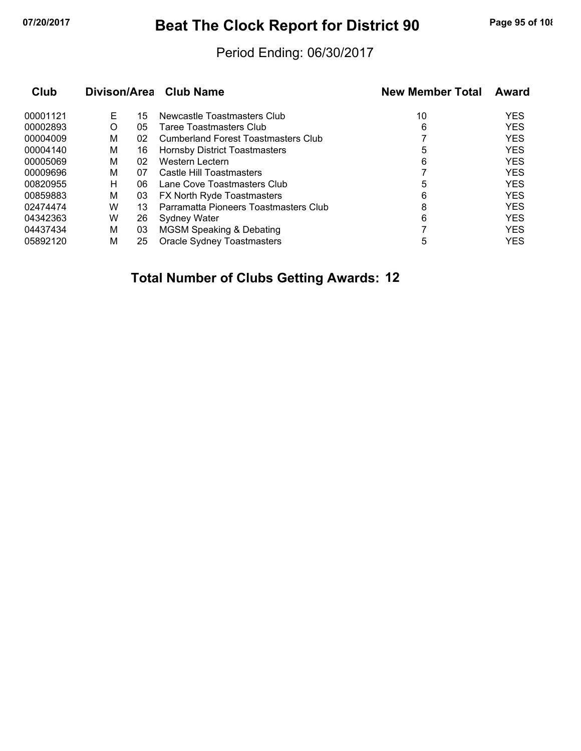# Beat The Clock Report for District 90

Period Ending: 06/30/2017

| Club | Divison/Area | | Club Name | New Member Total | Award |
|---|---|---|---|---|---|
| 00001121 | E | 15 | Newcastle Toastmasters Club | 10 | YES |
| 00002893 | O | 05 | Taree Toastmasters Club | 6 | YES |
| 00004009 | M | 02 | Cumberland Forest Toastmasters Club | 7 | YES |
| 00004140 | M | 16 | Hornsby District Toastmasters | 5 | YES |
| 00005069 | M | 02 | Western Lectern | 6 | YES |
| 00009696 | M | 07 | Castle Hill Toastmasters | 7 | YES |
| 00820955 | H | 06 | Lane Cove Toastmasters Club | 5 | YES |
| 00859883 | M | 03 | FX North Ryde Toastmasters | 6 | YES |
| 02474474 | W | 13 | Parramatta Pioneers Toastmasters Club | 8 | YES |
| 04342363 | W | 26 | Sydney Water | 6 | YES |
| 04437434 | M | 03 | MGSM Speaking & Debating | 7 | YES |
| 05892120 | M | 25 | Oracle Sydney Toastmasters | 5 | YES |

**Total Number of Clubs Getting Awards: 12**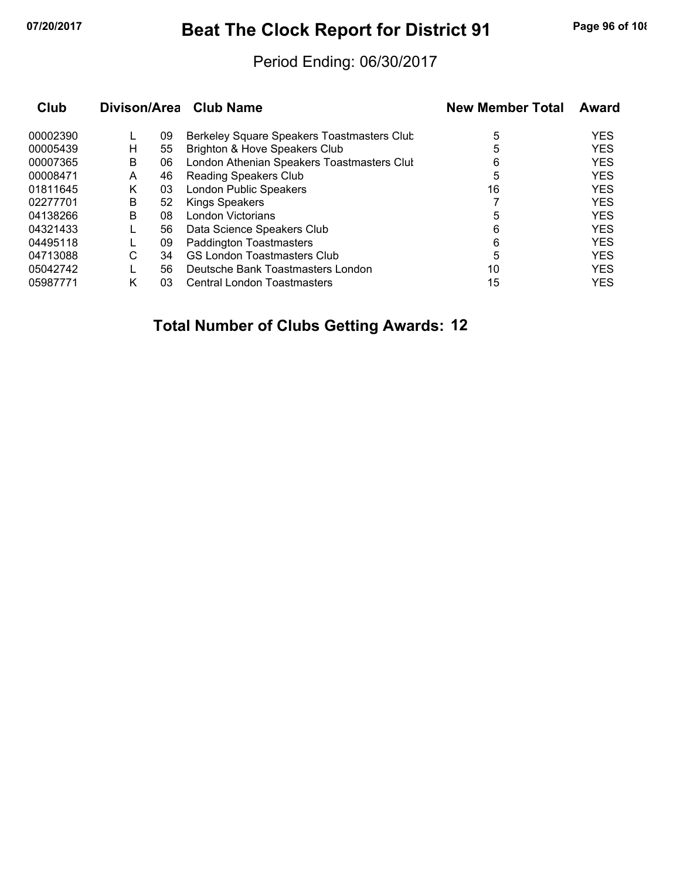# Beat The Clock Report for District 91

## Period Ending: 06/30/2017

| Club | Divison/Area | | Club Name | New Member Total | Award |
|---|---|---|---|---|---|
| 00002390 | L | 09 | Berkeley Square Speakers Toastmasters Club | 5 | YES |
| 00005439 | H | 55 | Brighton & Hove Speakers Club | 5 | YES |
| 00007365 | B | 06 | London Athenian Speakers Toastmasters Club | 6 | YES |
| 00008471 | A | 46 | Reading Speakers Club | 5 | YES |
| 01811645 | K | 03 | London Public Speakers | 16 | YES |
| 02277701 | B | 52 | Kings Speakers | 7 | YES |
| 04138266 | B | 08 | London Victorians | 5 | YES |
| 04321433 | L | 56 | Data Science Speakers Club | 6 | YES |
| 04495118 | L | 09 | Paddington Toastmasters | 6 | YES |
| 04713088 | C | 34 | GS London Toastmasters Club | 5 | YES |
| 05042742 | L | 56 | Deutsche Bank Toastmasters London | 10 | YES |
| 05987771 | K | 03 | Central London Toastmasters | 15 | YES |

**Total Number of Clubs Getting Awards: 12**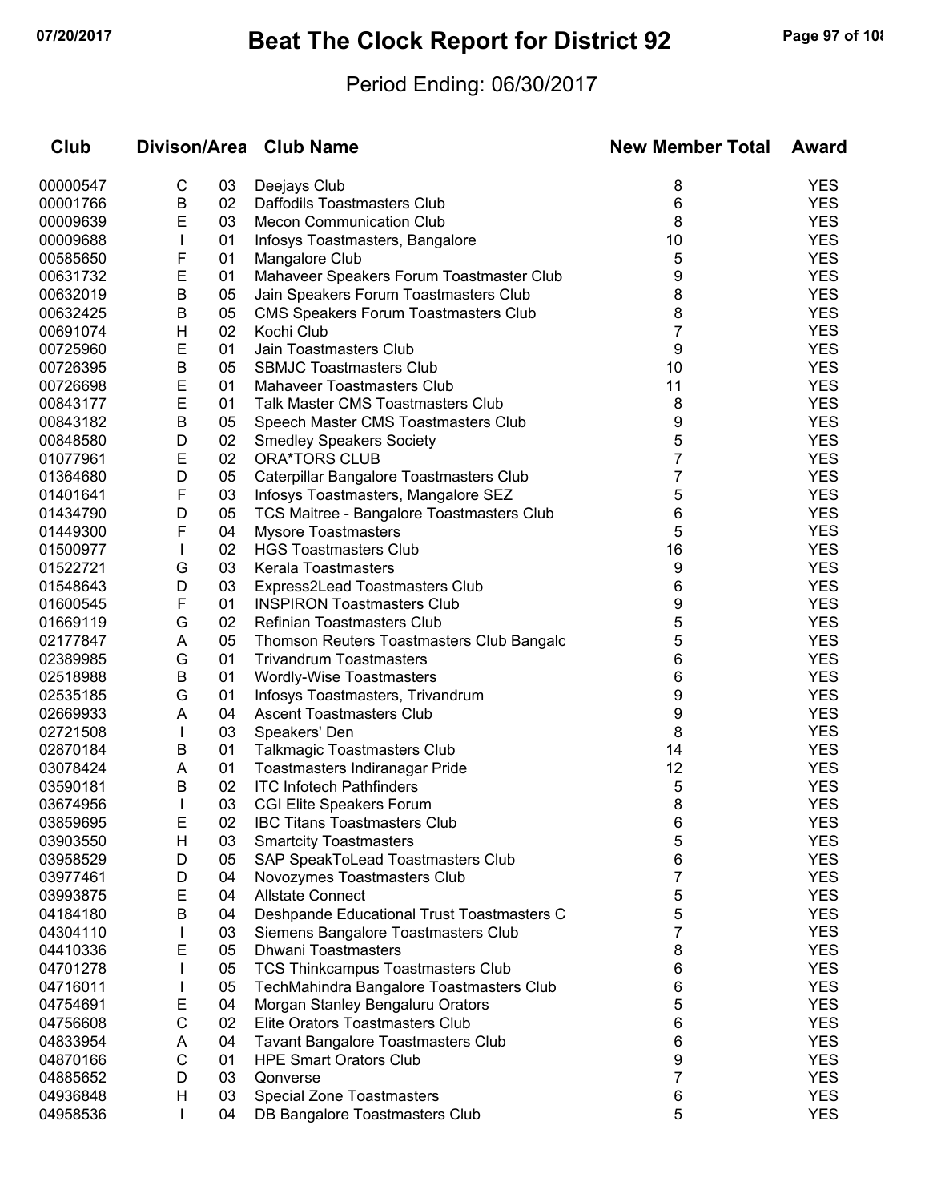# Beat The Clock Report for District 92

Period Ending: 06/30/2017

| Club | Divison/Area | | Club Name | New Member Total | Award |
|---|---|---|---|---|---|
| 00000547 | C | 03 | Deejays Club | 8 | YES |
| 00001766 | B | 02 | Daffodils Toastmasters Club | 6 | YES |
| 00009639 | E | 03 | Mecon Communication Club | 8 | YES |
| 00009688 | I | 01 | Infosys Toastmasters, Bangalore | 10 | YES |
| 00585650 | F | 01 | Mangalore Club | 5 | YES |
| 00631732 | E | 01 | Mahaveer Speakers Forum Toastmaster Club | 9 | YES |
| 00632019 | B | 05 | Jain Speakers Forum Toastmasters Club | 8 | YES |
| 00632425 | B | 05 | CMS Speakers Forum Toastmasters Club | 8 | YES |
| 00691074 | H | 02 | Kochi Club | 7 | YES |
| 00725960 | E | 01 | Jain Toastmasters Club | 9 | YES |
| 00726395 | B | 05 | SBMJC Toastmasters Club | 10 | YES |
| 00726698 | E | 01 | Mahaveer Toastmasters Club | 11 | YES |
| 00843177 | E | 01 | Talk Master CMS Toastmasters Club | 8 | YES |
| 00843182 | B | 05 | Speech Master CMS Toastmasters Club | 9 | YES |
| 00848580 | D | 02 | Smedley Speakers Society | 5 | YES |
| 01077961 | E | 02 | ORA*TORS CLUB | 7 | YES |
| 01364680 | D | 05 | Caterpillar Bangalore Toastmasters Club | 7 | YES |
| 01401641 | F | 03 | Infosys Toastmasters, Mangalore SEZ | 5 | YES |
| 01434790 | D | 05 | TCS Maitree - Bangalore Toastmasters Club | 6 | YES |
| 01449300 | F | 04 | Mysore Toastmasters | 5 | YES |
| 01500977 | I | 02 | HGS Toastmasters Club | 16 | YES |
| 01522721 | G | 03 | Kerala Toastmasters | 9 | YES |
| 01548643 | D | 03 | Express2Lead Toastmasters Club | 6 | YES |
| 01600545 | F | 01 | INSPIRON Toastmasters Club | 9 | YES |
| 01669119 | G | 02 | Refinian Toastmasters Club | 5 | YES |
| 02177847 | A | 05 | Thomson Reuters Toastmasters Club Bangalc | 5 | YES |
| 02389985 | G | 01 | Trivandrum Toastmasters | 6 | YES |
| 02518988 | B | 01 | Wordly-Wise Toastmasters | 6 | YES |
| 02535185 | G | 01 | Infosys Toastmasters, Trivandrum | 9 | YES |
| 02669933 | A | 04 | Ascent Toastmasters Club | 9 | YES |
| 02721508 | I | 03 | Speakers' Den | 8 | YES |
| 02870184 | B | 01 | Talkmagic Toastmasters Club | 14 | YES |
| 03078424 | A | 01 | Toastmasters Indiranagar Pride | 12 | YES |
| 03590181 | B | 02 | ITC Infotech Pathfinders | 5 | YES |
| 03674956 | I | 03 | CGI Elite Speakers Forum | 8 | YES |
| 03859695 | E | 02 | IBC Titans Toastmasters Club | 6 | YES |
| 03903550 | H | 03 | Smartcity Toastmasters | 5 | YES |
| 03958529 | D | 05 | SAP SpeakToLead Toastmasters Club | 6 | YES |
| 03977461 | D | 04 | Novozymes Toastmasters Club | 7 | YES |
| 03993875 | E | 04 | Allstate Connect | 5 | YES |
| 04184180 | B | 04 | Deshpande Educational Trust Toastmasters C | 5 | YES |
| 04304110 | I | 03 | Siemens Bangalore Toastmasters Club | 7 | YES |
| 04410336 | E | 05 | Dhwani Toastmasters | 8 | YES |
| 04701278 | I | 05 | TCS Thinkcampus Toastmasters Club | 6 | YES |
| 04716011 | I | 05 | TechMahindra Bangalore Toastmasters Club | 6 | YES |
| 04754691 | E | 04 | Morgan Stanley Bengaluru Orators | 5 | YES |
| 04756608 | C | 02 | Elite Orators Toastmasters Club | 6 | YES |
| 04833954 | A | 04 | Tavant Bangalore Toastmasters Club | 6 | YES |
| 04870166 | C | 01 | HPE Smart Orators Club | 9 | YES |
| 04885652 | D | 03 | Qonverse | 7 | YES |
| 04936848 | H | 03 | Special Zone Toastmasters | 6 | YES |
| 04958536 | I | 04 | DB Bangalore Toastmasters Club | 5 | YES |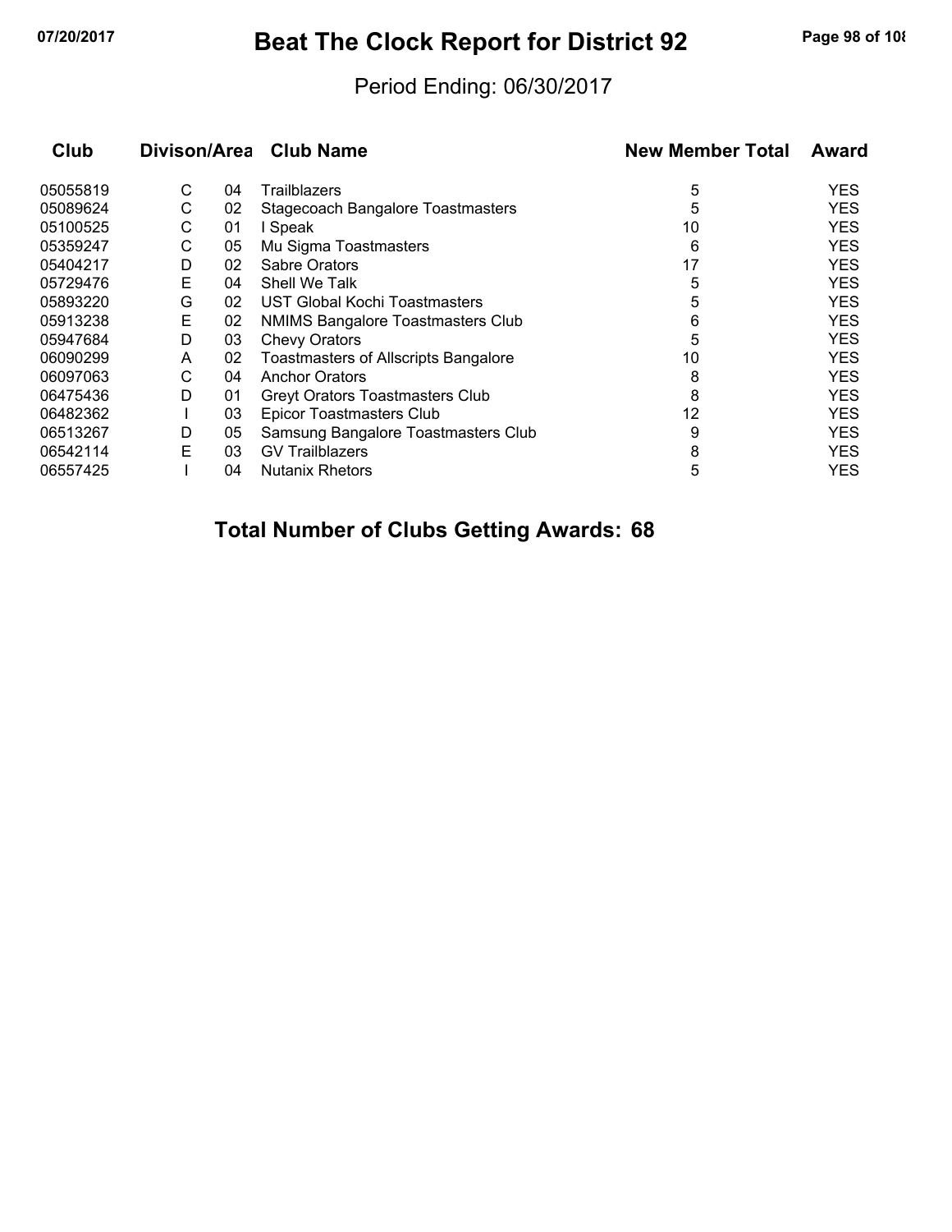# Beat The Clock Report for District 92

Period Ending: 06/30/2017

| Club | Divison/Area | | Club Name | New Member Total | Award |
|---|---|---|---|---|---|
| 05055819 | C | 04 | Trailblazers | 5 | YES |
| 05089624 | C | 02 | Stagecoach Bangalore Toastmasters | 5 | YES |
| 05100525 | C | 01 | I Speak | 10 | YES |
| 05359247 | C | 05 | Mu Sigma Toastmasters | 6 | YES |
| 05404217 | D | 02 | Sabre Orators | 17 | YES |
| 05729476 | E | 04 | Shell We Talk | 5 | YES |
| 05893220 | G | 02 | UST Global Kochi Toastmasters | 5 | YES |
| 05913238 | E | 02 | NMIMS Bangalore Toastmasters Club | 6 | YES |
| 05947684 | D | 03 | Chevy Orators | 5 | YES |
| 06090299 | A | 02 | Toastmasters of Allscripts Bangalore | 10 | YES |
| 06097063 | C | 04 | Anchor Orators | 8 | YES |
| 06475436 | D | 01 | Greyt Orators Toastmasters Club | 8 | YES |
| 06482362 | I | 03 | Epicor Toastmasters Club | 12 | YES |
| 06513267 | D | 05 | Samsung Bangalore Toastmasters Club | 9 | YES |
| 06542114 | E | 03 | GV Trailblazers | 8 | YES |
| 06557425 | I | 04 | Nutanix Rhetors | 5 | YES |

**Total Number of Clubs Getting Awards: 68**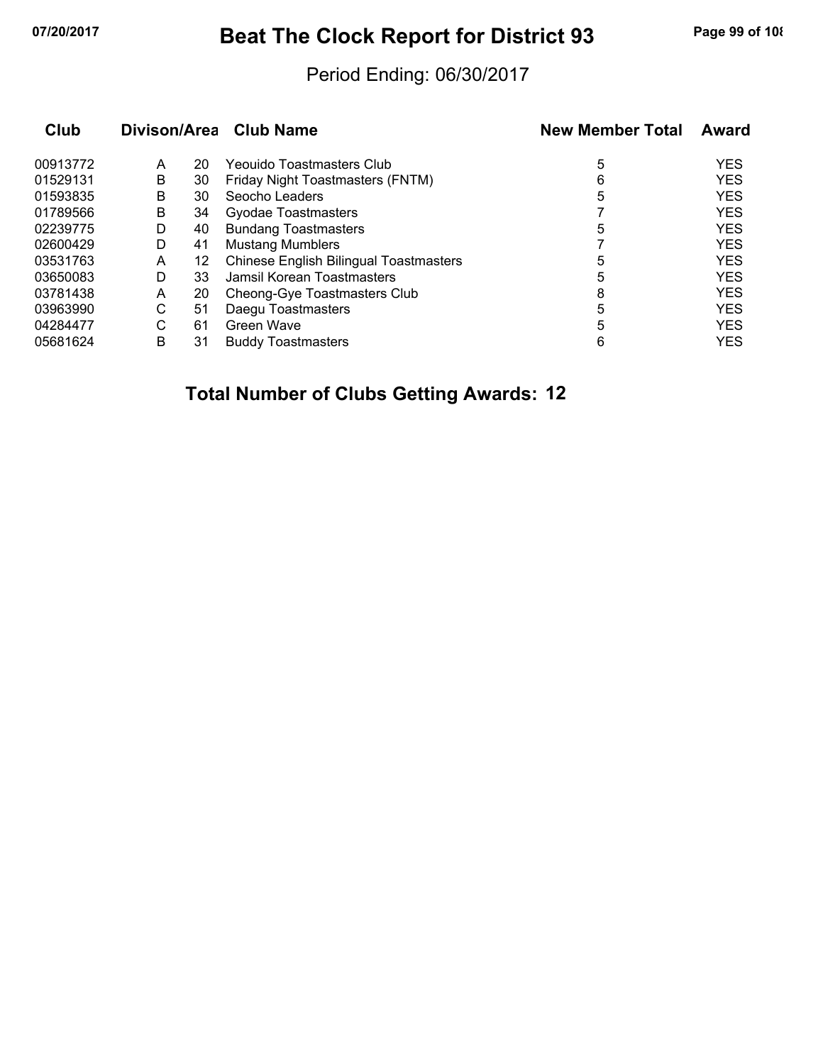# Beat The Clock Report for District 93

Period Ending: 06/30/2017

| Club | Divison/Area | | Club Name | New Member Total | Award |
|---|---|---|---|---|---|
| 00913772 | A | 20 | Yeouido Toastmasters Club | 5 | YES |
| 01529131 | B | 30 | Friday Night Toastmasters (FNTM) | 6 | YES |
| 01593835 | B | 30 | Seocho Leaders | 5 | YES |
| 01789566 | B | 34 | Gyodae Toastmasters | 7 | YES |
| 02239775 | D | 40 | Bundang Toastmasters | 5 | YES |
| 02600429 | D | 41 | Mustang Mumblers | 7 | YES |
| 03531763 | A | 12 | Chinese English Bilingual Toastmasters | 5 | YES |
| 03650083 | D | 33 | Jamsil Korean Toastmasters | 5 | YES |
| 03781438 | A | 20 | Cheong-Gye Toastmasters Club | 8 | YES |
| 03963990 | C | 51 | Daegu Toastmasters | 5 | YES |
| 04284477 | C | 61 | Green Wave | 5 | YES |
| 05681624 | B | 31 | Buddy Toastmasters | 6 | YES |

**Total Number of Clubs Getting Awards: 12**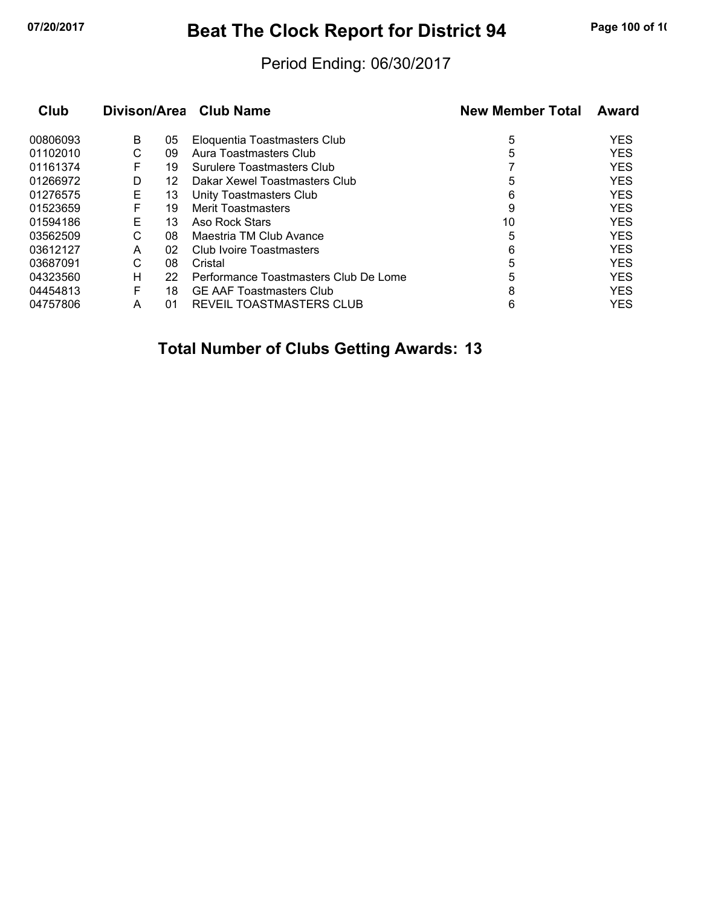# Beat The Clock Report for District 94

Period Ending: 06/30/2017

| Club | Divison | Area | Club Name | New Member Total | Award |
|---|---|---|---|---|---|
| 00806093 | B | 05 | Eloquentia Toastmasters Club | 5 | YES |
| 01102010 | C | 09 | Aura Toastmasters Club | 5 | YES |
| 01161374 | F | 19 | Surulere Toastmasters Club | 7 | YES |
| 01266972 | D | 12 | Dakar Xewel Toastmasters Club | 5 | YES |
| 01276575 | E | 13 | Unity Toastmasters Club | 6 | YES |
| 01523659 | F | 19 | Merit Toastmasters | 9 | YES |
| 01594186 | E | 13 | Aso Rock Stars | 10 | YES |
| 03562509 | C | 08 | Maestria TM Club Avance | 5 | YES |
| 03612127 | A | 02 | Club Ivoire Toastmasters | 6 | YES |
| 03687091 | C | 08 | Cristal | 5 | YES |
| 04323560 | H | 22 | Performance Toastmasters Club De Lome | 5 | YES |
| 04454813 | F | 18 | GE AAF Toastmasters Club | 8 | YES |
| 04757806 | A | 01 | REVEIL TOASTMASTERS CLUB | 6 | YES |

**Total Number of Clubs Getting Awards: 13**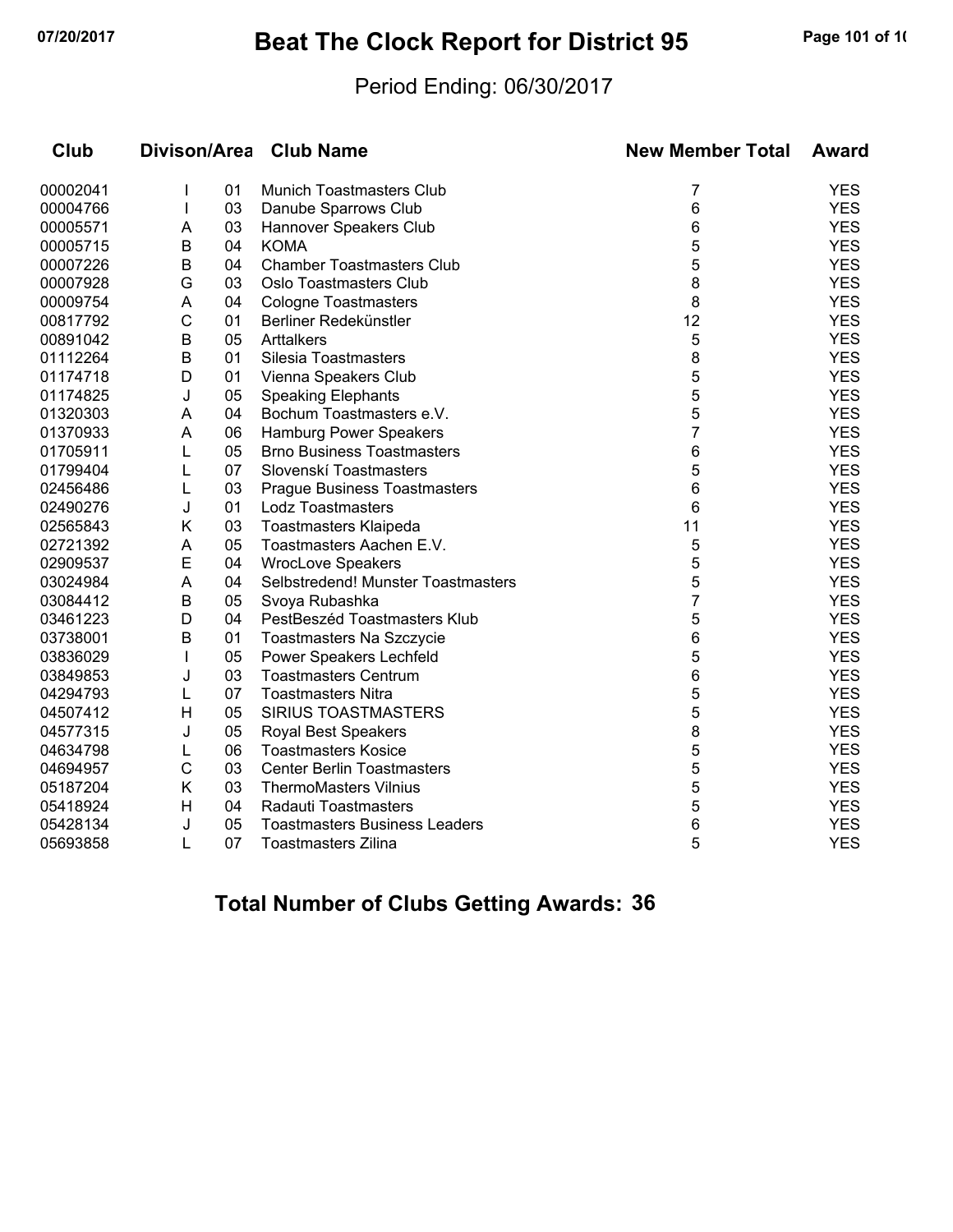# Beat The Clock Report for District 95

Period Ending: 06/30/2017

| Club | Divison/Area | | Club Name | New Member Total | Award |
|---|---|---|---|---|---|
| 00002041 | I | 01 | Munich Toastmasters Club | 7 | YES |
| 00004766 | I | 03 | Danube Sparrows Club | 6 | YES |
| 00005571 | A | 03 | Hannover Speakers Club | 6 | YES |
| 00005715 | B | 04 | KOMA | 5 | YES |
| 00007226 | B | 04 | Chamber Toastmasters Club | 5 | YES |
| 00007928 | G | 03 | Oslo Toastmasters Club | 8 | YES |
| 00009754 | A | 04 | Cologne Toastmasters | 8 | YES |
| 00817792 | C | 01 | Berliner Redekünstler | 12 | YES |
| 00891042 | B | 05 | Arttalkers | 5 | YES |
| 01112264 | B | 01 | Silesia Toastmasters | 8 | YES |
| 01174718 | D | 01 | Vienna Speakers Club | 5 | YES |
| 01174825 | J | 05 | Speaking Elephants | 5 | YES |
| 01320303 | A | 04 | Bochum Toastmasters e.V. | 5 | YES |
| 01370933 | A | 06 | Hamburg Power Speakers | 7 | YES |
| 01705911 | L | 05 | Brno Business Toastmasters | 6 | YES |
| 01799404 | L | 07 | Slovenskí Toastmasters | 5 | YES |
| 02456486 | L | 03 | Prague Business Toastmasters | 6 | YES |
| 02490276 | J | 01 | Lodz Toastmasters | 6 | YES |
| 02565843 | K | 03 | Toastmasters Klaipeda | 11 | YES |
| 02721392 | A | 05 | Toastmasters Aachen E.V. | 5 | YES |
| 02909537 | E | 04 | WrocLove Speakers | 5 | YES |
| 03024984 | A | 04 | Selbstredend! Munster Toastmasters | 5 | YES |
| 03084412 | B | 05 | Svoya Rubashka | 7 | YES |
| 03461223 | D | 04 | PestBeszéd Toastmasters Klub | 5 | YES |
| 03738001 | B | 01 | Toastmasters Na Szczycie | 6 | YES |
| 03836029 | I | 05 | Power Speakers Lechfeld | 5 | YES |
| 03849853 | J | 03 | Toastmasters Centrum | 6 | YES |
| 04294793 | L | 07 | Toastmasters Nitra | 5 | YES |
| 04507412 | H | 05 | SIRIUS TOASTMASTERS | 5 | YES |
| 04577315 | J | 05 | Royal Best Speakers | 8 | YES |
| 04634798 | L | 06 | Toastmasters Kosice | 5 | YES |
| 04694957 | C | 03 | Center Berlin Toastmasters | 5 | YES |
| 05187204 | K | 03 | ThermoMasters Vilnius | 5 | YES |
| 05418924 | H | 04 | Radauti Toastmasters | 5 | YES |
| 05428134 | J | 05 | Toastmasters Business Leaders | 6 | YES |
| 05693858 | L | 07 | Toastmasters Zilina | 5 | YES |

**Total Number of Clubs Getting Awards: 36**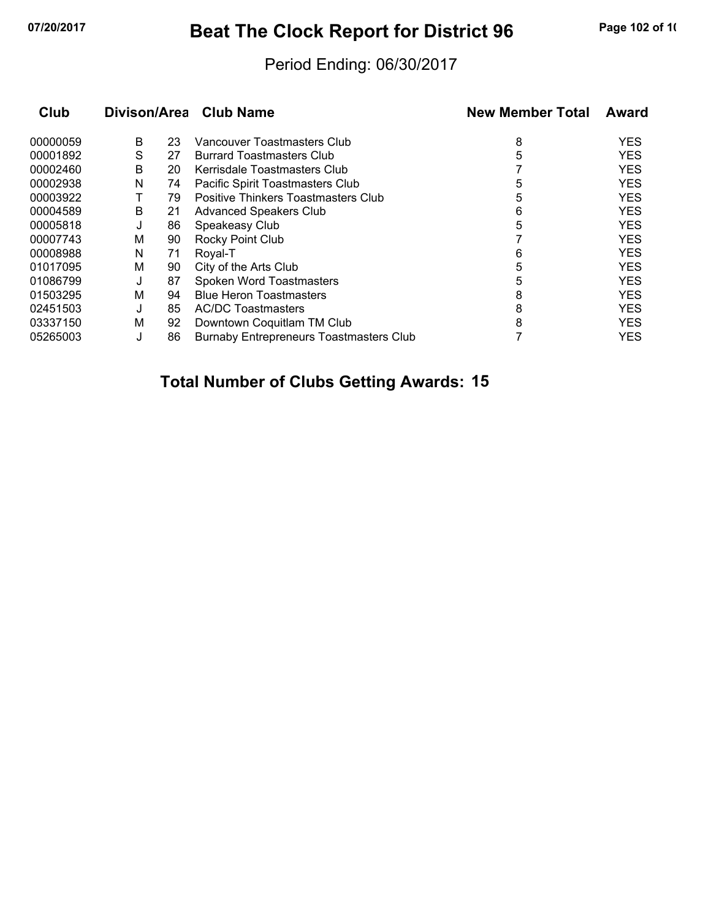# Beat The Clock Report for District 96

Period Ending: 06/30/2017

| Club | Divison/Area | | Club Name | New Member Total | Award |
|---|---|---|---|---|---|
| 00000059 | B | 23 | Vancouver Toastmasters Club | 8 | YES |
| 00001892 | S | 27 | Burrard Toastmasters Club | 5 | YES |
| 00002460 | B | 20 | Kerrisdale Toastmasters Club | 7 | YES |
| 00002938 | N | 74 | Pacific Spirit Toastmasters Club | 5 | YES |
| 00003922 | T | 79 | Positive Thinkers Toastmasters Club | 5 | YES |
| 00004589 | B | 21 | Advanced Speakers Club | 6 | YES |
| 00005818 | J | 86 | Speakeasy Club | 5 | YES |
| 00007743 | M | 90 | Rocky Point Club | 7 | YES |
| 00008988 | N | 71 | Royal-T | 6 | YES |
| 01017095 | M | 90 | City of the Arts Club | 5 | YES |
| 01086799 | J | 87 | Spoken Word Toastmasters | 5 | YES |
| 01503295 | M | 94 | Blue Heron Toastmasters | 8 | YES |
| 02451503 | J | 85 | AC/DC Toastmasters | 8 | YES |
| 03337150 | M | 92 | Downtown Coquitlam TM Club | 8 | YES |
| 05265003 | J | 86 | Burnaby Entrepreneurs Toastmasters Club | 7 | YES |

**Total Number of Clubs Getting Awards: 15**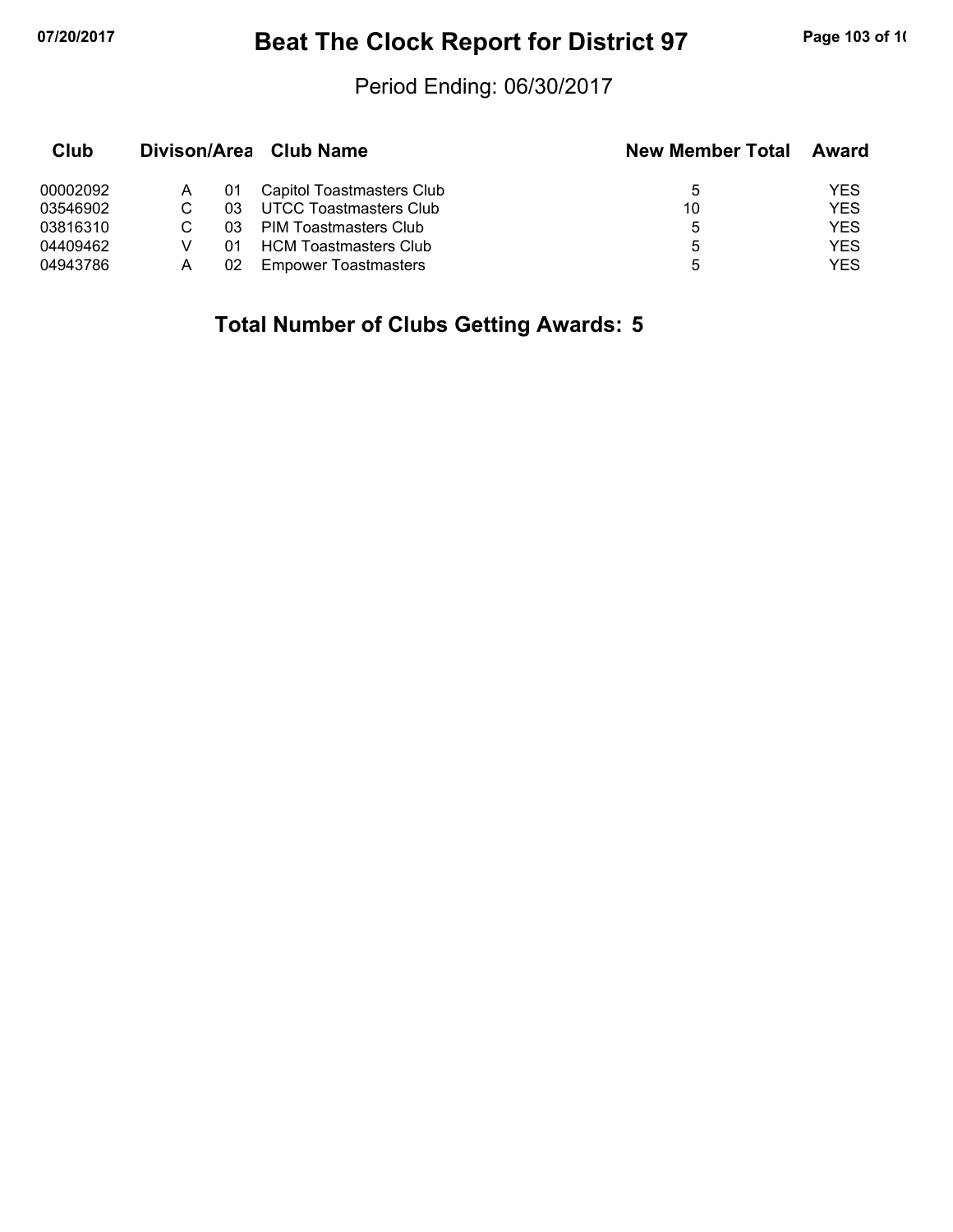# Beat The Clock Report for District 97

Period Ending: 06/30/2017

| Club | Divison/Area | | Club Name | New Member Total | Award |
|---|---|---|---|---|---|
| 00002092 | A | 01 | Capitol Toastmasters Club | 5 | YES |
| 03546902 | C | 03 | UTCC Toastmasters Club | 10 | YES |
| 03816310 | C | 03 | PIM Toastmasters Club | 5 | YES |
| 04409462 | V | 01 | HCM Toastmasters Club | 5 | YES |
| 04943786 | A | 02 | Empower Toastmasters | 5 | YES |

**Total Number of Clubs Getting Awards: 5**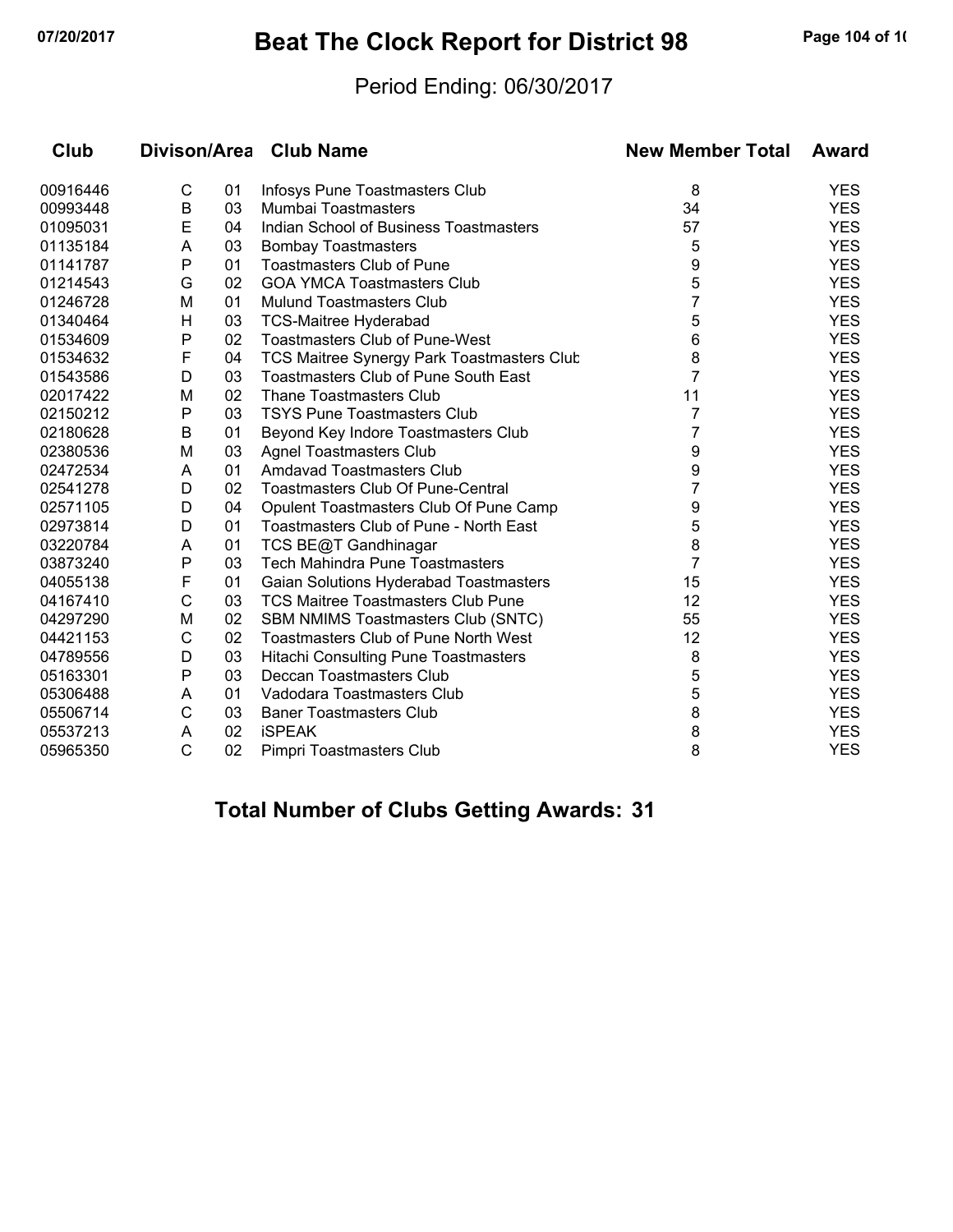# Beat The Clock Report for District 98

Period Ending: 06/30/2017

| Club | Divison/Area | | Club Name | New Member Total | Award |
|---|---|---|---|---|---|
| 00916446 | C | 01 | Infosys Pune Toastmasters Club | 8 | YES |
| 00993448 | B | 03 | Mumbai Toastmasters | 34 | YES |
| 01095031 | E | 04 | Indian School of Business Toastmasters | 57 | YES |
| 01135184 | A | 03 | Bombay Toastmasters | 5 | YES |
| 01141787 | P | 01 | Toastmasters Club of Pune | 9 | YES |
| 01214543 | G | 02 | GOA YMCA Toastmasters Club | 5 | YES |
| 01246728 | M | 01 | Mulund Toastmasters Club | 7 | YES |
| 01340464 | H | 03 | TCS-Maitree Hyderabad | 5 | YES |
| 01534609 | P | 02 | Toastmasters Club of Pune-West | 6 | YES |
| 01534632 | F | 04 | TCS Maitree Synergy Park Toastmasters Club | 8 | YES |
| 01543586 | D | 03 | Toastmasters Club of Pune South East | 7 | YES |
| 02017422 | M | 02 | Thane Toastmasters Club | 11 | YES |
| 02150212 | P | 03 | TSYS Pune Toastmasters Club | 7 | YES |
| 02180628 | B | 01 | Beyond Key Indore Toastmasters Club | 7 | YES |
| 02380536 | M | 03 | Agnel Toastmasters Club | 9 | YES |
| 02472534 | A | 01 | Amdavad Toastmasters Club | 9 | YES |
| 02541278 | D | 02 | Toastmasters Club Of Pune-Central | 7 | YES |
| 02571105 | D | 04 | Opulent Toastmasters Club Of Pune Camp | 9 | YES |
| 02973814 | D | 01 | Toastmasters Club of Pune - North East | 5 | YES |
| 03220784 | A | 01 | TCS BE@T Gandhinagar | 8 | YES |
| 03873240 | P | 03 | Tech Mahindra Pune Toastmasters | 7 | YES |
| 04055138 | F | 01 | Gaian Solutions Hyderabad Toastmasters | 15 | YES |
| 04167410 | C | 03 | TCS Maitree Toastmasters Club Pune | 12 | YES |
| 04297290 | M | 02 | SBM NMIMS Toastmasters Club (SNTC) | 55 | YES |
| 04421153 | C | 02 | Toastmasters Club of Pune North West | 12 | YES |
| 04789556 | D | 03 | Hitachi Consulting Pune Toastmasters | 8 | YES |
| 05163301 | P | 03 | Deccan Toastmasters Club | 5 | YES |
| 05306488 | A | 01 | Vadodara Toastmasters Club | 5 | YES |
| 05506714 | C | 03 | Baner Toastmasters Club | 8 | YES |
| 05537213 | A | 02 | iSPEAK | 8 | YES |
| 05965350 | C | 02 | Pimpri Toastmasters Club | 8 | YES |

## Total Number of Clubs Getting Awards: 31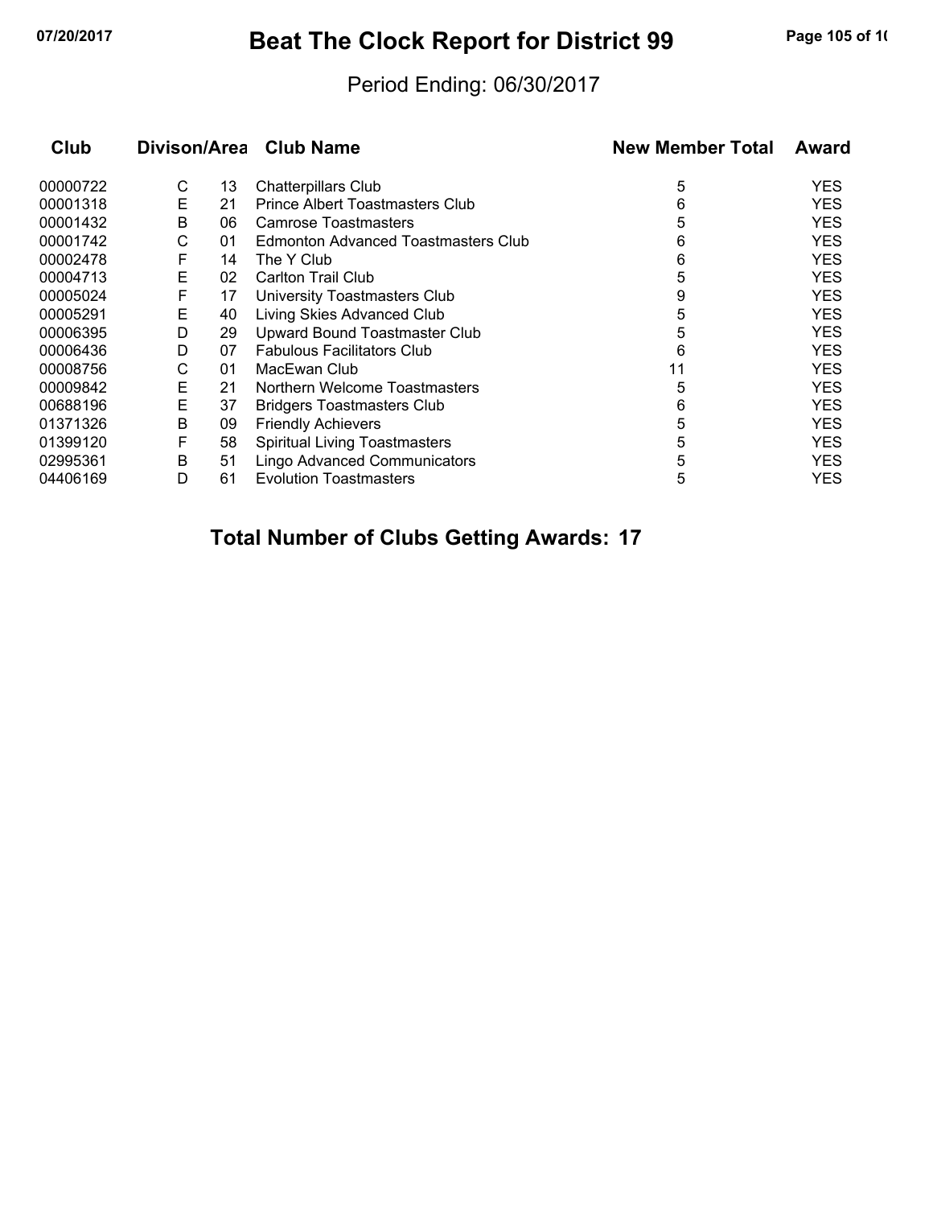# Beat The Clock Report for District 99

Period Ending: 06/30/2017

| Club | Divison/Area | | Club Name | New Member Total | Award |
|---|---|---|---|---|---|
| 00000722 | C | 13 | Chatterpillars Club | 5 | YES |
| 00001318 | E | 21 | Prince Albert Toastmasters Club | 6 | YES |
| 00001432 | B | 06 | Camrose Toastmasters | 5 | YES |
| 00001742 | C | 01 | Edmonton Advanced Toastmasters Club | 6 | YES |
| 00002478 | F | 14 | The Y Club | 6 | YES |
| 00004713 | E | 02 | Carlton Trail Club | 5 | YES |
| 00005024 | F | 17 | University Toastmasters Club | 9 | YES |
| 00005291 | E | 40 | Living Skies Advanced Club | 5 | YES |
| 00006395 | D | 29 | Upward Bound Toastmaster Club | 5 | YES |
| 00006436 | D | 07 | Fabulous Facilitators Club | 6 | YES |
| 00008756 | C | 01 | MacEwan Club | 11 | YES |
| 00009842 | E | 21 | Northern Welcome Toastmasters | 5 | YES |
| 00688196 | E | 37 | Bridgers Toastmasters Club | 6 | YES |
| 01371326 | B | 09 | Friendly Achievers | 5 | YES |
| 01399120 | F | 58 | Spiritual Living Toastmasters | 5 | YES |
| 02995361 | B | 51 | Lingo Advanced Communicators | 5 | YES |
| 04406169 | D | 61 | Evolution Toastmasters | 5 | YES |

**Total Number of Clubs Getting Awards: 17**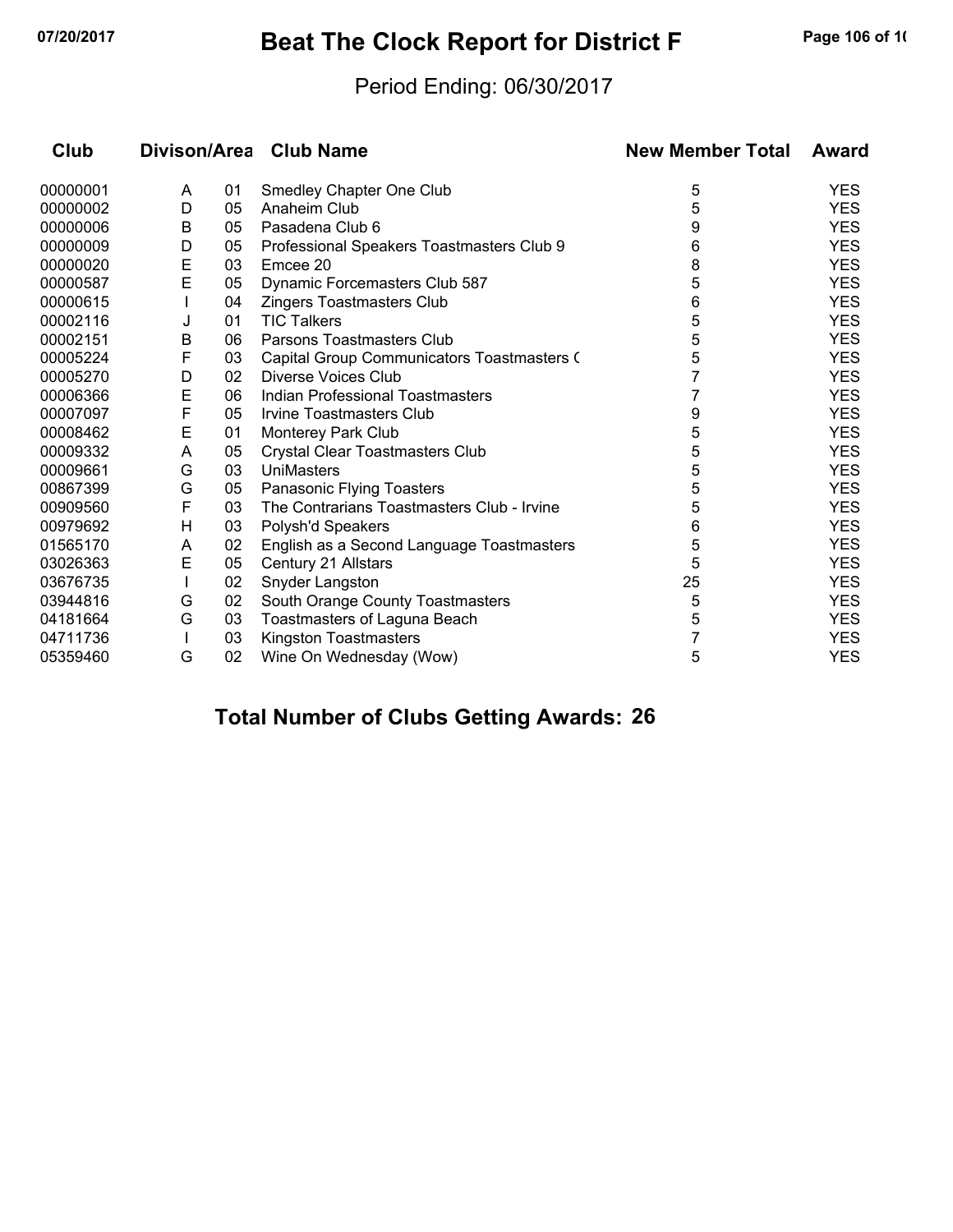# Beat The Clock Report for District F

Period Ending: 06/30/2017

| Club | Divison/Area | | Club Name | New Member Total | Award |
|---|---|---|---|---|---|
| 00000001 | A | 01 | Smedley Chapter One Club | 5 | YES |
| 00000002 | D | 05 | Anaheim Club | 5 | YES |
| 00000006 | B | 05 | Pasadena Club 6 | 9 | YES |
| 00000009 | D | 05 | Professional Speakers Toastmasters Club 9 | 6 | YES |
| 00000020 | E | 03 | Emcee 20 | 8 | YES |
| 00000587 | E | 05 | Dynamic Forcemasters Club 587 | 5 | YES |
| 00000615 | I | 04 | Zingers Toastmasters Club | 6 | YES |
| 00002116 | J | 01 | TIC Talkers | 5 | YES |
| 00002151 | B | 06 | Parsons Toastmasters Club | 5 | YES |
| 00005224 | F | 03 | Capital Group Communicators Toastmasters ( | 5 | YES |
| 00005270 | D | 02 | Diverse Voices Club | 7 | YES |
| 00006366 | E | 06 | Indian Professional Toastmasters | 7 | YES |
| 00007097 | F | 05 | Irvine Toastmasters Club | 9 | YES |
| 00008462 | E | 01 | Monterey Park Club | 5 | YES |
| 00009332 | A | 05 | Crystal Clear Toastmasters Club | 5 | YES |
| 00009661 | G | 03 | UniMasters | 5 | YES |
| 00867399 | G | 05 | Panasonic Flying Toasters | 5 | YES |
| 00909560 | F | 03 | The Contrarians Toastmasters Club - Irvine | 5 | YES |
| 00979692 | H | 03 | Polysh'd Speakers | 6 | YES |
| 01565170 | A | 02 | English as a Second Language Toastmasters | 5 | YES |
| 03026363 | E | 05 | Century 21 Allstars | 5 | YES |
| 03676735 | I | 02 | Snyder Langston | 25 | YES |
| 03944816 | G | 02 | South Orange County Toastmasters | 5 | YES |
| 04181664 | G | 03 | Toastmasters of Laguna Beach | 5 | YES |
| 04711736 | I | 03 | Kingston Toastmasters | 7 | YES |
| 05359460 | G | 02 | Wine On Wednesday (Wow) | 5 | YES |

**Total Number of Clubs Getting Awards: 26**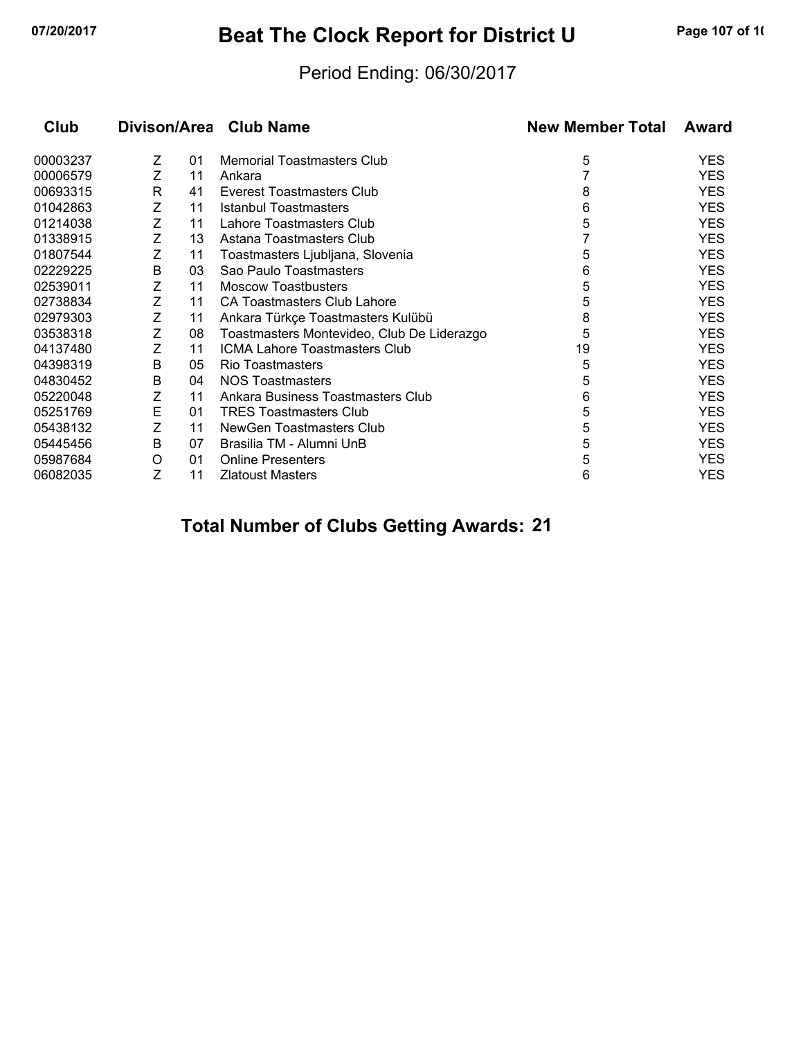# Beat The Clock Report for District U

Period Ending: 06/30/2017

| Club | Divison/Area | | Club Name | New Member Total | Award |
|---|---|---|---|---|---|
| 00003237 | Z | 01 | Memorial Toastmasters Club | 5 | YES |
| 00006579 | Z | 11 | Ankara | 7 | YES |
| 00693315 | R | 41 | Everest Toastmasters Club | 8 | YES |
| 01042863 | Z | 11 | Istanbul Toastmasters | 6 | YES |
| 01214038 | Z | 11 | Lahore Toastmasters Club | 5 | YES |
| 01338915 | Z | 13 | Astana Toastmasters Club | 7 | YES |
| 01807544 | Z | 11 | Toastmasters Ljubljana, Slovenia | 5 | YES |
| 02229225 | B | 03 | Sao Paulo Toastmasters | 6 | YES |
| 02539011 | Z | 11 | Moscow Toastbusters | 5 | YES |
| 02738834 | Z | 11 | CA Toastmasters Club Lahore | 5 | YES |
| 02979303 | Z | 11 | Ankara Türkçe Toastmasters Kulübü | 8 | YES |
| 03538318 | Z | 08 | Toastmasters Montevideo, Club De Liderazgo | 5 | YES |
| 04137480 | Z | 11 | ICMA Lahore Toastmasters Club | 19 | YES |
| 04398319 | B | 05 | Rio Toastmasters | 5 | YES |
| 04830452 | B | 04 | NOS Toastmasters | 5 | YES |
| 05220048 | Z | 11 | Ankara Business Toastmasters Club | 6 | YES |
| 05251769 | E | 01 | TRES Toastmasters Club | 5 | YES |
| 05438132 | Z | 11 | NewGen Toastmasters Club | 5 | YES |
| 05445456 | B | 07 | Brasilia TM - Alumni UnB | 5 | YES |
| 05987684 | O | 01 | Online Presenters | 5 | YES |
| 06082035 | Z | 11 | Zlatoust Masters | 6 | YES |

**Total Number of Clubs Getting Awards: 21**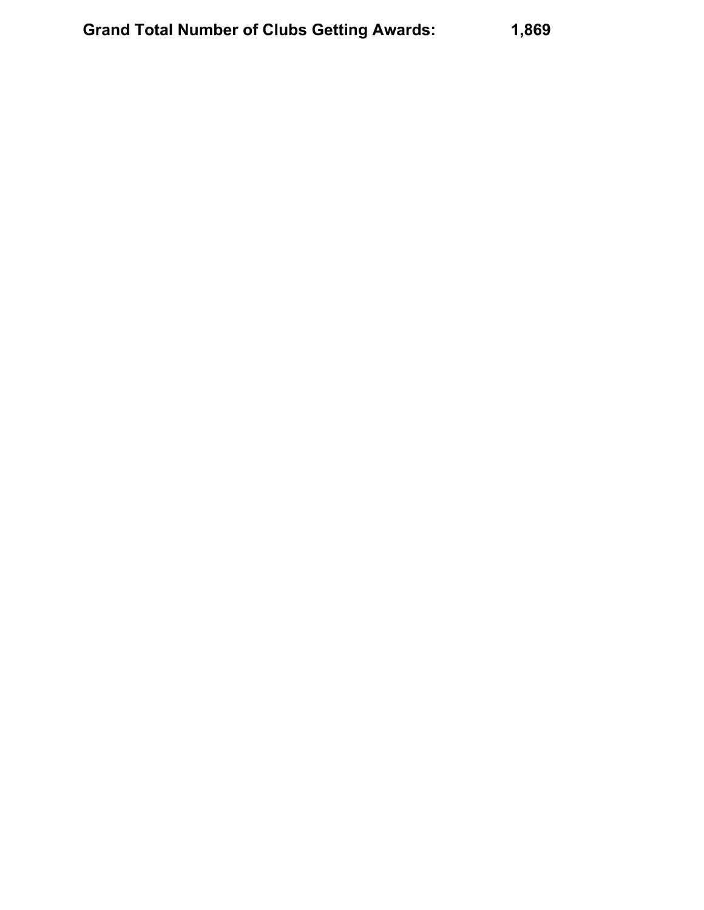**Grand Total Number of Clubs Getting Awards: 1,869**